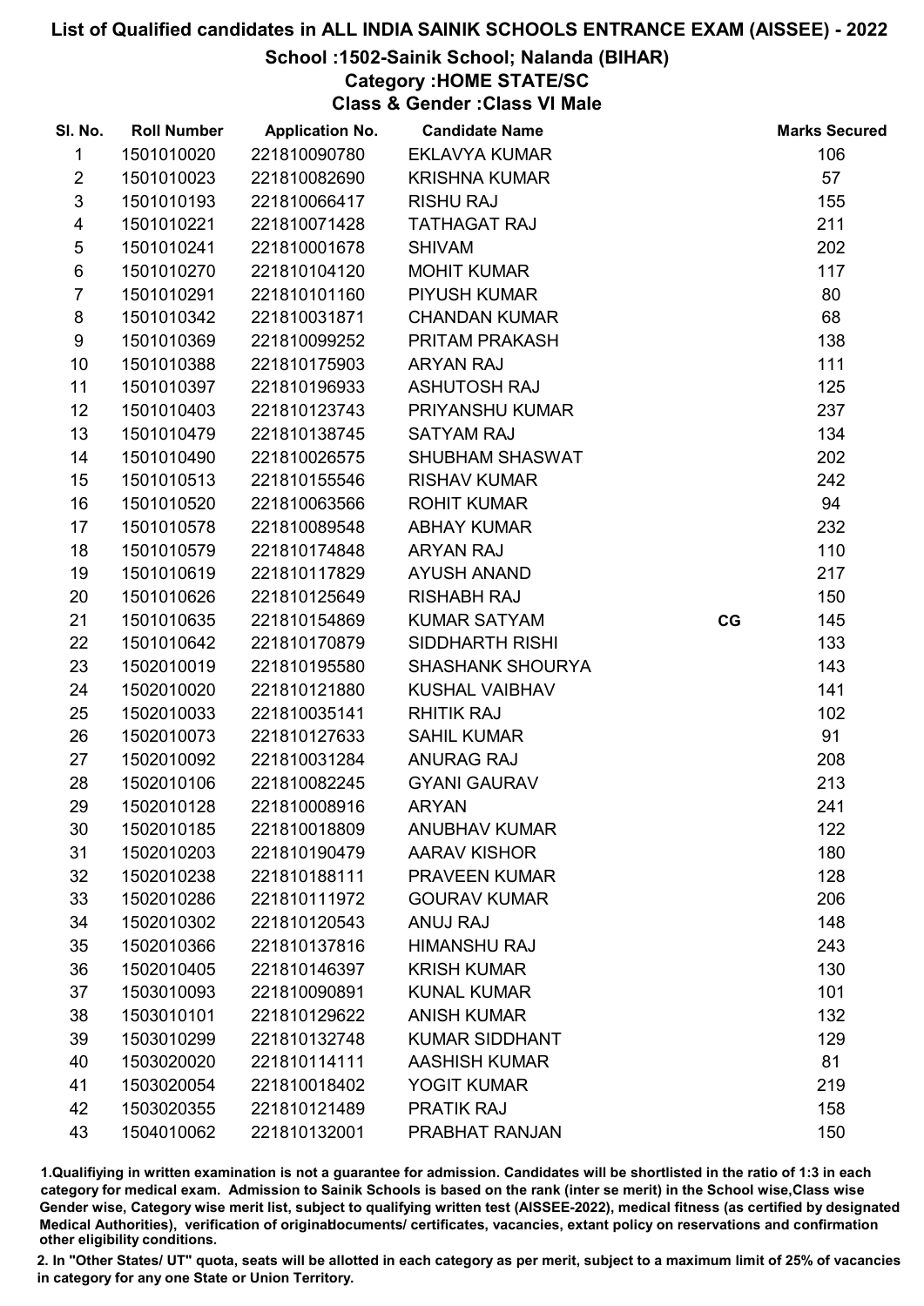# List of Qualified candidates in ALL INDIA SAINIK SCHOOLS ENTRANCE EXAM (AISSEE) - 2022

## School :1502-Sainik School; Nalanda (BIHAR)

### Category :HOME STATE/SC

### Class & Gender :Class VI Male

| Sl. No. | Roll Number | Application No. | Candidate Name | | Marks Secured |
|---|---|---|---|---|---|
| 1 | 1501010020 | 221810090780 | EKLAVYA KUMAR | | 106 |
| 2 | 1501010023 | 221810082690 | KRISHNA KUMAR | | 57 |
| 3 | 1501010193 | 221810066417 | RISHU RAJ | | 155 |
| 4 | 1501010221 | 221810071428 | TATHAGAT RAJ | | 211 |
| 5 | 1501010241 | 221810001678 | SHIVAM | | 202 |
| 6 | 1501010270 | 221810104120 | MOHIT KUMAR | | 117 |
| 7 | 1501010291 | 221810101160 | PIYUSH KUMAR | | 80 |
| 8 | 1501010342 | 221810031871 | CHANDAN KUMAR | | 68 |
| 9 | 1501010369 | 221810099252 | PRITAM PRAKASH | | 138 |
| 10 | 1501010388 | 221810175903 | ARYAN RAJ | | 111 |
| 11 | 1501010397 | 221810196933 | ASHUTOSH RAJ | | 125 |
| 12 | 1501010403 | 221810123743 | PRIYANSHU KUMAR | | 237 |
| 13 | 1501010479 | 221810138745 | SATYAM RAJ | | 134 |
| 14 | 1501010490 | 221810026575 | SHUBHAM SHASWAT | | 202 |
| 15 | 1501010513 | 221810155546 | RISHAV KUMAR | | 242 |
| 16 | 1501010520 | 221810063566 | ROHIT KUMAR | | 94 |
| 17 | 1501010578 | 221810089548 | ABHAY KUMAR | | 232 |
| 18 | 1501010579 | 221810174848 | ARYAN RAJ | | 110 |
| 19 | 1501010619 | 221810117829 | AYUSH ANAND | | 217 |
| 20 | 1501010626 | 221810125649 | RISHABH RAJ | | 150 |
| 21 | 1501010635 | 221810154869 | KUMAR SATYAM | CG | 145 |
| 22 | 1501010642 | 221810170879 | SIDDHARTH RISHI | | 133 |
| 23 | 1502010019 | 221810195580 | SHASHANK SHOURYA | | 143 |
| 24 | 1502010020 | 221810121880 | KUSHAL VAIBHAV | | 141 |
| 25 | 1502010033 | 221810035141 | RHITIK RAJ | | 102 |
| 26 | 1502010073 | 221810127633 | SAHIL KUMAR | | 91 |
| 27 | 1502010092 | 221810031284 | ANURAG RAJ | | 208 |
| 28 | 1502010106 | 221810082245 | GYANI GAURAV | | 213 |
| 29 | 1502010128 | 221810008916 | ARYAN | | 241 |
| 30 | 1502010185 | 221810018809 | ANUBHAV KUMAR | | 122 |
| 31 | 1502010203 | 221810190479 | AARAV KISHOR | | 180 |
| 32 | 1502010238 | 221810188111 | PRAVEEN KUMAR | | 128 |
| 33 | 1502010286 | 221810111972 | GOURAV KUMAR | | 206 |
| 34 | 1502010302 | 221810120543 | ANUJ RAJ | | 148 |
| 35 | 1502010366 | 221810137816 | HIMANSHU RAJ | | 243 |
| 36 | 1502010405 | 221810146397 | KRISH KUMAR | | 130 |
| 37 | 1503010093 | 221810090891 | KUNAL KUMAR | | 101 |
| 38 | 1503010101 | 221810129622 | ANISH KUMAR | | 132 |
| 39 | 1503010299 | 221810132748 | KUMAR SIDDHANT | | 129 |
| 40 | 1503020020 | 221810114111 | AASHISH KUMAR | | 81 |
| 41 | 1503020054 | 221810018402 | YOGIT KUMAR | | 219 |
| 42 | 1503020355 | 221810121489 | PRATIK RAJ | | 158 |
| 43 | 1504010062 | 221810132001 | PRABHAT RANJAN | | 150 |

1.Qualifying in written examination is not a guarantee for admission. Candidates will be shortlisted in the ratio of 1:3 in each category for medical exam. Admission to Sainik Schools is based on the rank (inter se merit) in the School wise,Class wise Gender wise, Category wise merit list, subject to qualifying written test (AISSEE-2022), medical fitness (as certified by designated Medical Authorities), verification of originaldocuments/ certificates, vacancies, extant policy on reservations and confirmation other eligibility conditions.

2. In "Other States/ UT" quota, seats will be allotted in each category as per merit, subject to a maximum limit of 25% of vacancies in category for any one State or Union Territory.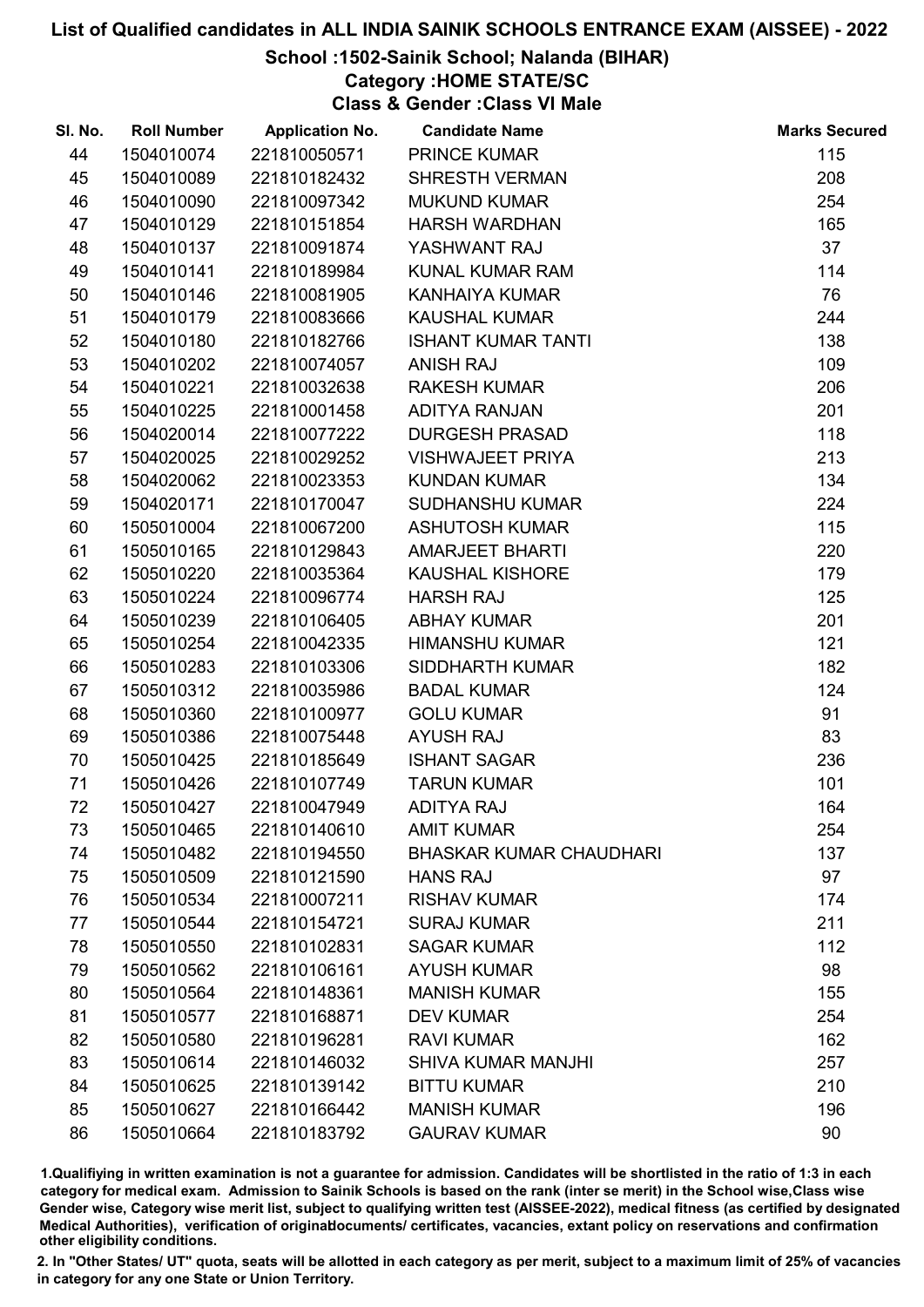# List of Qualified candidates in ALL INDIA SAINIK SCHOOLS ENTRANCE EXAM (AISSEE) - 2022

## School :1502-Sainik School; Nalanda (BIHAR)

## Category :HOME STATE/SC

## Class & Gender :Class VI Male

| Sl. No. | Roll Number | Application No. | Candidate Name | Marks Secured |
|---|---|---|---|---|
| 44 | 1504010074 | 221810050571 | PRINCE KUMAR | 115 |
| 45 | 1504010089 | 221810182432 | SHRESTH VERMAN | 208 |
| 46 | 1504010090 | 221810097342 | MUKUND KUMAR | 254 |
| 47 | 1504010129 | 221810151854 | HARSH WARDHAN | 165 |
| 48 | 1504010137 | 221810091874 | YASHWANT RAJ | 37 |
| 49 | 1504010141 | 221810189984 | KUNAL KUMAR RAM | 114 |
| 50 | 1504010146 | 221810081905 | KANHAIYA KUMAR | 76 |
| 51 | 1504010179 | 221810083666 | KAUSHAL KUMAR | 244 |
| 52 | 1504010180 | 221810182766 | ISHANT KUMAR TANTI | 138 |
| 53 | 1504010202 | 221810074057 | ANISH RAJ | 109 |
| 54 | 1504010221 | 221810032638 | RAKESH KUMAR | 206 |
| 55 | 1504010225 | 221810001458 | ADITYA RANJAN | 201 |
| 56 | 1504020014 | 221810077222 | DURGESH PRASAD | 118 |
| 57 | 1504020025 | 221810029252 | VISHWAJEET PRIYA | 213 |
| 58 | 1504020062 | 221810023353 | KUNDAN KUMAR | 134 |
| 59 | 1504020171 | 221810170047 | SUDHANSHU KUMAR | 224 |
| 60 | 1505010004 | 221810067200 | ASHUTOSH KUMAR | 115 |
| 61 | 1505010165 | 221810129843 | AMARJEET BHARTI | 220 |
| 62 | 1505010220 | 221810035364 | KAUSHAL KISHORE | 179 |
| 63 | 1505010224 | 221810096774 | HARSH RAJ | 125 |
| 64 | 1505010239 | 221810106405 | ABHAY KUMAR | 201 |
| 65 | 1505010254 | 221810042335 | HIMANSHU KUMAR | 121 |
| 66 | 1505010283 | 221810103306 | SIDDHARTH KUMAR | 182 |
| 67 | 1505010312 | 221810035986 | BADAL KUMAR | 124 |
| 68 | 1505010360 | 221810100977 | GOLU KUMAR | 91 |
| 69 | 1505010386 | 221810075448 | AYUSH RAJ | 83 |
| 70 | 1505010425 | 221810185649 | ISHANT SAGAR | 236 |
| 71 | 1505010426 | 221810107749 | TARUN KUMAR | 101 |
| 72 | 1505010427 | 221810047949 | ADITYA RAJ | 164 |
| 73 | 1505010465 | 221810140610 | AMIT KUMAR | 254 |
| 74 | 1505010482 | 221810194550 | BHASKAR KUMAR CHAUDHARI | 137 |
| 75 | 1505010509 | 221810121590 | HANS RAJ | 97 |
| 76 | 1505010534 | 221810007211 | RISHAV KUMAR | 174 |
| 77 | 1505010544 | 221810154721 | SURAJ KUMAR | 211 |
| 78 | 1505010550 | 221810102831 | SAGAR KUMAR | 112 |
| 79 | 1505010562 | 221810106161 | AYUSH KUMAR | 98 |
| 80 | 1505010564 | 221810148361 | MANISH KUMAR | 155 |
| 81 | 1505010577 | 221810168871 | DEV KUMAR | 254 |
| 82 | 1505010580 | 221810196281 | RAVI KUMAR | 162 |
| 83 | 1505010614 | 221810146032 | SHIVA KUMAR MANJHI | 257 |
| 84 | 1505010625 | 221810139142 | BITTU KUMAR | 210 |
| 85 | 1505010627 | 221810166442 | MANISH KUMAR | 196 |
| 86 | 1505010664 | 221810183792 | GAURAV KUMAR | 90 |

1.Qualifiying in written examination is not a guarantee for admission. Candidates will be shortlisted in the ratio of 1:3 in each category for medical exam. Admission to Sainik Schools is based on the rank (inter se merit) in the School wise,Class wise Gender wise, Category wise merit list, subject to qualifying written test (AISSEE-2022), medical fitness (as certified by designated Medical Authorities), verification of originaldocuments/ certificates, vacancies, extant policy on reservations and confirmation other eligibility conditions.

2. In "Other States/ UT" quota, seats will be allotted in each category as per merit, subject to a maximum limit of 25% of vacancies in category for any one State or Union Territory.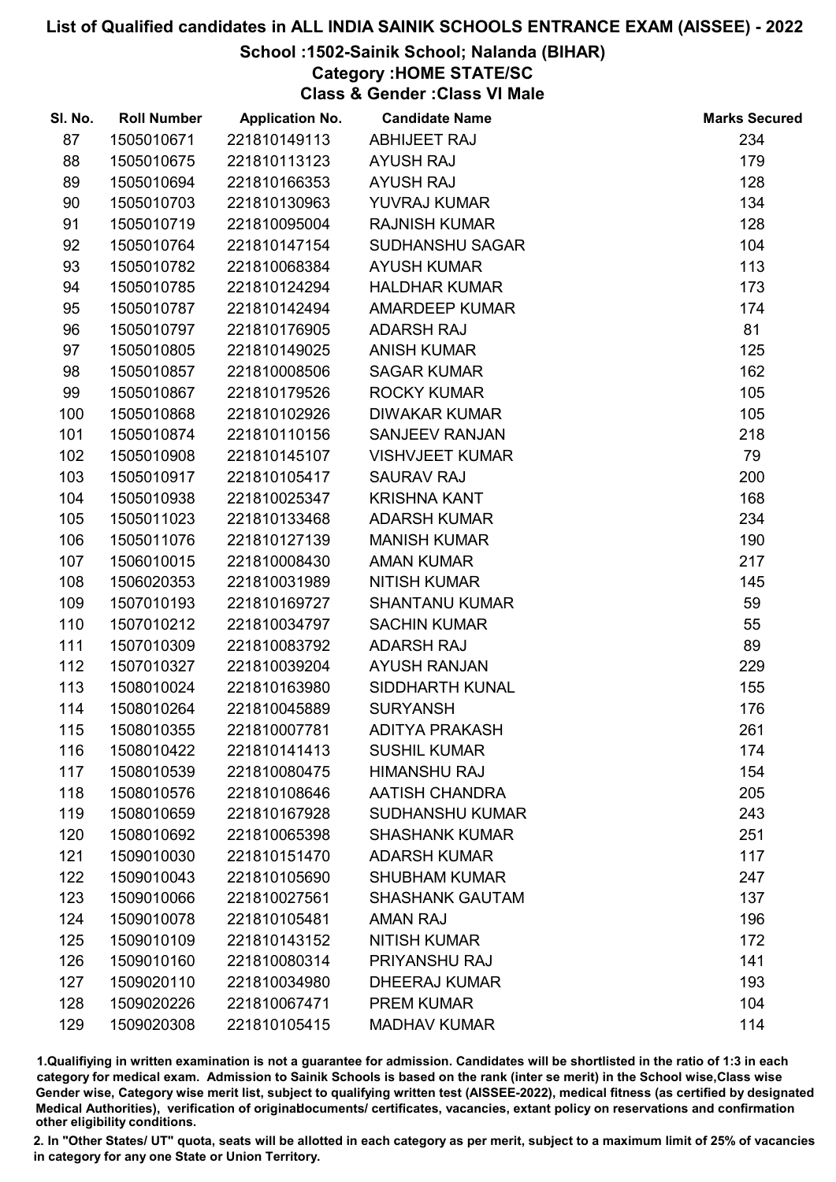# List of Qualified candidates in ALL INDIA SAINIK SCHOOLS ENTRANCE EXAM (AISSEE) - 2022

## School :1502-Sainik School; Nalanda (BIHAR)

### Category :HOME STATE/SC

### Class & Gender :Class VI Male

| Sl. No. | Roll Number | Application No. | Candidate Name | Marks Secured |
|---|---|---|---|---|
| 87 | 1505010671 | 221810149113 | ABHIJEET RAJ | 234 |
| 88 | 1505010675 | 221810113123 | AYUSH RAJ | 179 |
| 89 | 1505010694 | 221810166353 | AYUSH RAJ | 128 |
| 90 | 1505010703 | 221810130963 | YUVRAJ KUMAR | 134 |
| 91 | 1505010719 | 221810095004 | RAJNISH KUMAR | 128 |
| 92 | 1505010764 | 221810147154 | SUDHANSHU SAGAR | 104 |
| 93 | 1505010782 | 221810068384 | AYUSH KUMAR | 113 |
| 94 | 1505010785 | 221810124294 | HALDHAR KUMAR | 173 |
| 95 | 1505010787 | 221810142494 | AMARDEEP KUMAR | 174 |
| 96 | 1505010797 | 221810176905 | ADARSH RAJ | 81 |
| 97 | 1505010805 | 221810149025 | ANISH KUMAR | 125 |
| 98 | 1505010857 | 221810008506 | SAGAR KUMAR | 162 |
| 99 | 1505010867 | 221810179526 | ROCKY KUMAR | 105 |
| 100 | 1505010868 | 221810102926 | DIWAKAR KUMAR | 105 |
| 101 | 1505010874 | 221810110156 | SANJEEV RANJAN | 218 |
| 102 | 1505010908 | 221810145107 | VISHVJEET KUMAR | 79 |
| 103 | 1505010917 | 221810105417 | SAURAV RAJ | 200 |
| 104 | 1505010938 | 221810025347 | KRISHNA KANT | 168 |
| 105 | 1505011023 | 221810133468 | ADARSH KUMAR | 234 |
| 106 | 1505011076 | 221810127139 | MANISH KUMAR | 190 |
| 107 | 1506010015 | 221810008430 | AMAN KUMAR | 217 |
| 108 | 1506020353 | 221810031989 | NITISH KUMAR | 145 |
| 109 | 1507010193 | 221810169727 | SHANTANU KUMAR | 59 |
| 110 | 1507010212 | 221810034797 | SACHIN KUMAR | 55 |
| 111 | 1507010309 | 221810083792 | ADARSH RAJ | 89 |
| 112 | 1507010327 | 221810039204 | AYUSH RANJAN | 229 |
| 113 | 1508010024 | 221810163980 | SIDDHARTH KUNAL | 155 |
| 114 | 1508010264 | 221810045889 | SURYANSH | 176 |
| 115 | 1508010355 | 221810007781 | ADITYA PRAKASH | 261 |
| 116 | 1508010422 | 221810141413 | SUSHIL KUMAR | 174 |
| 117 | 1508010539 | 221810080475 | HIMANSHU RAJ | 154 |
| 118 | 1508010576 | 221810108646 | AATISH CHANDRA | 205 |
| 119 | 1508010659 | 221810167928 | SUDHANSHU KUMAR | 243 |
| 120 | 1508010692 | 221810065398 | SHASHANK KUMAR | 251 |
| 121 | 1509010030 | 221810151470 | ADARSH KUMAR | 117 |
| 122 | 1509010043 | 221810105690 | SHUBHAM KUMAR | 247 |
| 123 | 1509010066 | 221810027561 | SHASHANK GAUTAM | 137 |
| 124 | 1509010078 | 221810105481 | AMAN RAJ | 196 |
| 125 | 1509010109 | 221810143152 | NITISH KUMAR | 172 |
| 126 | 1509010160 | 221810080314 | PRIYANSHU RAJ | 141 |
| 127 | 1509020110 | 221810034980 | DHEERAJ KUMAR | 193 |
| 128 | 1509020226 | 221810067471 | PREM KUMAR | 104 |
| 129 | 1509020308 | 221810105415 | MADHAV KUMAR | 114 |

1.Qualifiying in written examination is not a guarantee for admission. Candidates will be shortlisted in the ratio of 1:3 in each category for medical exam. Admission to Sainik Schools is based on the rank (inter se merit) in the School wise,Class wise Gender wise, Category wise merit list, subject to qualifying written test (AISSEE-2022), medical fitness (as certified by designated Medical Authorities), verification of originaldocuments/ certificates, vacancies, extant policy on reservations and confirmation other eligibility conditions.

2. In "Other States/ UT" quota, seats will be allotted in each category as per merit, subject to a maximum limit of 25% of vacancies in category for any one State or Union Territory.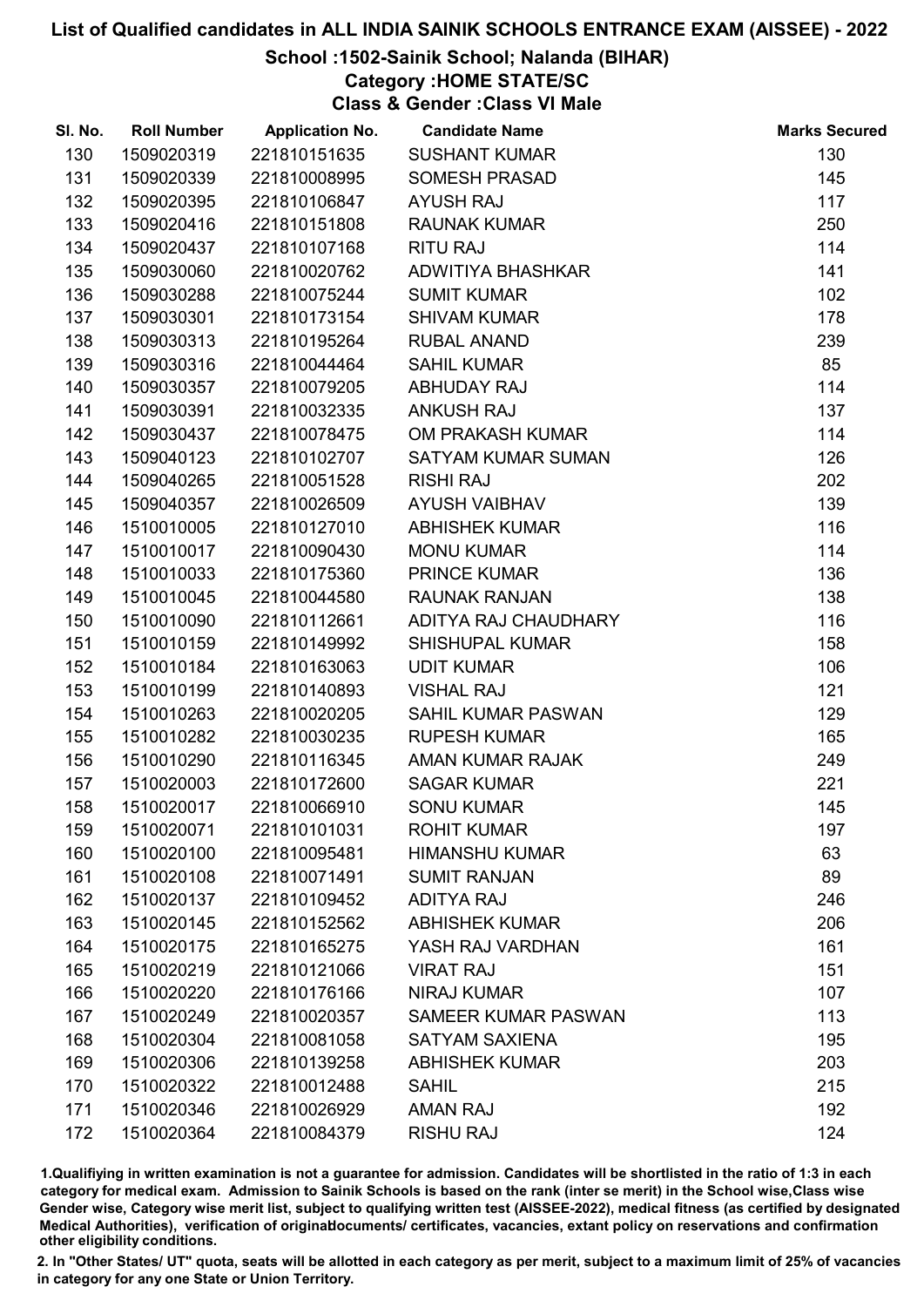# List of Qualified candidates in ALL INDIA SAINIK SCHOOLS ENTRANCE EXAM (AISSEE) - 2022

## School :1502-Sainik School; Nalanda (BIHAR)

### Category :HOME STATE/SC

### Class & Gender :Class VI Male

| Sl. No. | Roll Number | Application No. | Candidate Name | Marks Secured |
|---|---|---|---|---|
| 130 | 1509020319 | 221810151635 | SUSHANT KUMAR | 130 |
| 131 | 1509020339 | 221810008995 | SOMESH PRASAD | 145 |
| 132 | 1509020395 | 221810106847 | AYUSH RAJ | 117 |
| 133 | 1509020416 | 221810151808 | RAUNAK KUMAR | 250 |
| 134 | 1509020437 | 221810107168 | RITU RAJ | 114 |
| 135 | 1509030060 | 221810020762 | ADWITIYA BHASHKAR | 141 |
| 136 | 1509030288 | 221810075244 | SUMIT KUMAR | 102 |
| 137 | 1509030301 | 221810173154 | SHIVAM KUMAR | 178 |
| 138 | 1509030313 | 221810195264 | RUBAL ANAND | 239 |
| 139 | 1509030316 | 221810044464 | SAHIL KUMAR | 85 |
| 140 | 1509030357 | 221810079205 | ABHUDAY RAJ | 114 |
| 141 | 1509030391 | 221810032335 | ANKUSH RAJ | 137 |
| 142 | 1509030437 | 221810078475 | OM PRAKASH KUMAR | 114 |
| 143 | 1509040123 | 221810102707 | SATYAM KUMAR SUMAN | 126 |
| 144 | 1509040265 | 221810051528 | RISHI RAJ | 202 |
| 145 | 1509040357 | 221810026509 | AYUSH VAIBHAV | 139 |
| 146 | 1510010005 | 221810127010 | ABHISHEK KUMAR | 116 |
| 147 | 1510010017 | 221810090430 | MONU KUMAR | 114 |
| 148 | 1510010033 | 221810175360 | PRINCE KUMAR | 136 |
| 149 | 1510010045 | 221810044580 | RAUNAK RANJAN | 138 |
| 150 | 1510010090 | 221810112661 | ADITYA RAJ CHAUDHARY | 116 |
| 151 | 1510010159 | 221810149992 | SHISHUPAL KUMAR | 158 |
| 152 | 1510010184 | 221810163063 | UDIT KUMAR | 106 |
| 153 | 1510010199 | 221810140893 | VISHAL RAJ | 121 |
| 154 | 1510010263 | 221810020205 | SAHIL KUMAR PASWAN | 129 |
| 155 | 1510010282 | 221810030235 | RUPESH KUMAR | 165 |
| 156 | 1510010290 | 221810116345 | AMAN KUMAR RAJAK | 249 |
| 157 | 1510020003 | 221810172600 | SAGAR KUMAR | 221 |
| 158 | 1510020017 | 221810066910 | SONU KUMAR | 145 |
| 159 | 1510020071 | 221810101031 | ROHIT KUMAR | 197 |
| 160 | 1510020100 | 221810095481 | HIMANSHU KUMAR | 63 |
| 161 | 1510020108 | 221810071491 | SUMIT RANJAN | 89 |
| 162 | 1510020137 | 221810109452 | ADITYA RAJ | 246 |
| 163 | 1510020145 | 221810152562 | ABHISHEK KUMAR | 206 |
| 164 | 1510020175 | 221810165275 | YASH RAJ VARDHAN | 161 |
| 165 | 1510020219 | 221810121066 | VIRAT RAJ | 151 |
| 166 | 1510020220 | 221810176166 | NIRAJ KUMAR | 107 |
| 167 | 1510020249 | 221810020357 | SAMEER KUMAR PASWAN | 113 |
| 168 | 1510020304 | 221810081058 | SATYAM SAXIENA | 195 |
| 169 | 1510020306 | 221810139258 | ABHISHEK KUMAR | 203 |
| 170 | 1510020322 | 221810012488 | SAHIL | 215 |
| 171 | 1510020346 | 221810026929 | AMAN RAJ | 192 |
| 172 | 1510020364 | 221810084379 | RISHU RAJ | 124 |

1.Qualifiying in written examination is not a guarantee for admission. Candidates will be shortlisted in the ratio of 1:3 in each category for medical exam. Admission to Sainik Schools is based on the rank (inter se merit) in the School wise,Class wise Gender wise, Category wise merit list, subject to qualifying written test (AISSEE-2022), medical fitness (as certified by designated Medical Authorities), verification of originaldocuments/ certificates, vacancies, extant policy on reservations and confirmation other eligibility conditions.

2. In "Other States/ UT" quota, seats will be allotted in each category as per merit, subject to a maximum limit of 25% of vacancies in category for any one State or Union Territory.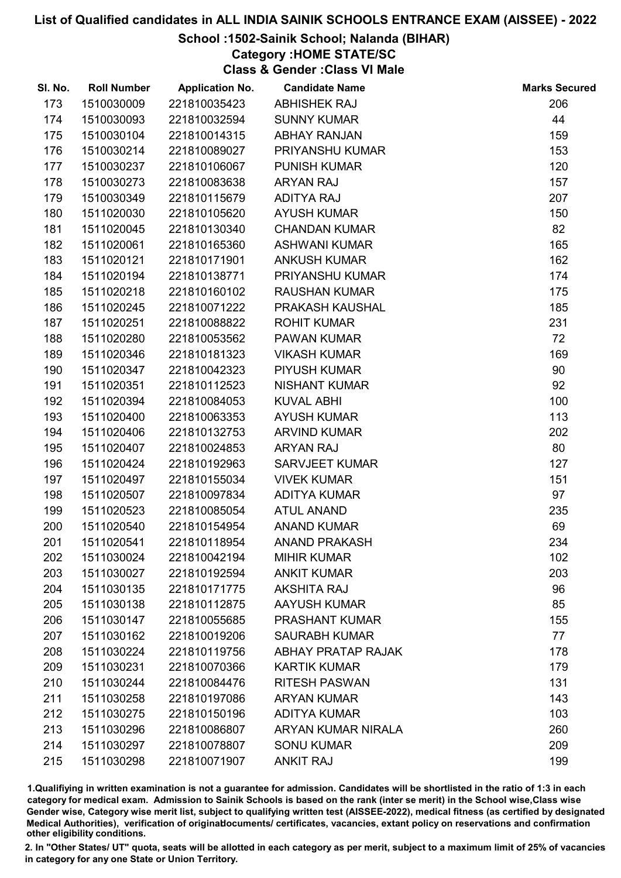# List of Qualified candidates in ALL INDIA SAINIK SCHOOLS ENTRANCE EXAM (AISSEE) - 2022

## School :1502-Sainik School; Nalanda (BIHAR)

### Category :HOME STATE/SC

### Class & Gender :Class VI Male

| Sl. No. | Roll Number | Application No. | Candidate Name | Marks Secured |
|---|---|---|---|---|
| 173 | 1510030009 | 221810035423 | ABHISHEK RAJ | 206 |
| 174 | 1510030093 | 221810032594 | SUNNY KUMAR | 44 |
| 175 | 1510030104 | 221810014315 | ABHAY RANJAN | 159 |
| 176 | 1510030214 | 221810089027 | PRIYANSHU KUMAR | 153 |
| 177 | 1510030237 | 221810106067 | PUNISH KUMAR | 120 |
| 178 | 1510030273 | 221810083638 | ARYAN RAJ | 157 |
| 179 | 1510030349 | 221810115679 | ADITYA RAJ | 207 |
| 180 | 1511020030 | 221810105620 | AYUSH KUMAR | 150 |
| 181 | 1511020045 | 221810130340 | CHANDAN KUMAR | 82 |
| 182 | 1511020061 | 221810165360 | ASHWANI KUMAR | 165 |
| 183 | 1511020121 | 221810171901 | ANKUSH KUMAR | 162 |
| 184 | 1511020194 | 221810138771 | PRIYANSHU KUMAR | 174 |
| 185 | 1511020218 | 221810160102 | RAUSHAN KUMAR | 175 |
| 186 | 1511020245 | 221810071222 | PRAKASH KAUSHAL | 185 |
| 187 | 1511020251 | 221810088822 | ROHIT KUMAR | 231 |
| 188 | 1511020280 | 221810053562 | PAWAN KUMAR | 72 |
| 189 | 1511020346 | 221810181323 | VIKASH KUMAR | 169 |
| 190 | 1511020347 | 221810042323 | PIYUSH KUMAR | 90 |
| 191 | 1511020351 | 221810112523 | NISHANT KUMAR | 92 |
| 192 | 1511020394 | 221810084053 | KUVAL ABHI | 100 |
| 193 | 1511020400 | 221810063353 | AYUSH KUMAR | 113 |
| 194 | 1511020406 | 221810132753 | ARVIND KUMAR | 202 |
| 195 | 1511020407 | 221810024853 | ARYAN RAJ | 80 |
| 196 | 1511020424 | 221810192963 | SARVJEET KUMAR | 127 |
| 197 | 1511020497 | 221810155034 | VIVEK KUMAR | 151 |
| 198 | 1511020507 | 221810097834 | ADITYA KUMAR | 97 |
| 199 | 1511020523 | 221810085054 | ATUL ANAND | 235 |
| 200 | 1511020540 | 221810154954 | ANAND KUMAR | 69 |
| 201 | 1511020541 | 221810118954 | ANAND PRAKASH | 234 |
| 202 | 1511030024 | 221810042194 | MIHIR KUMAR | 102 |
| 203 | 1511030027 | 221810192594 | ANKIT KUMAR | 203 |
| 204 | 1511030135 | 221810171775 | AKSHITA RAJ | 96 |
| 205 | 1511030138 | 221810112875 | AAYUSH KUMAR | 85 |
| 206 | 1511030147 | 221810055685 | PRASHANT KUMAR | 155 |
| 207 | 1511030162 | 221810019206 | SAURABH KUMAR | 77 |
| 208 | 1511030224 | 221810119756 | ABHAY PRATAP RAJAK | 178 |
| 209 | 1511030231 | 221810070366 | KARTIK KUMAR | 179 |
| 210 | 1511030244 | 221810084476 | RITESH PASWAN | 131 |
| 211 | 1511030258 | 221810197086 | ARYAN KUMAR | 143 |
| 212 | 1511030275 | 221810150196 | ADITYA KUMAR | 103 |
| 213 | 1511030296 | 221810086807 | ARYAN KUMAR NIRALA | 260 |
| 214 | 1511030297 | 221810078807 | SONU KUMAR | 209 |
| 215 | 1511030298 | 221810071907 | ANKIT RAJ | 199 |

1.Qualifiying in written examination is not a guarantee for admission. Candidates will be shortlisted in the ratio of 1:3 in each category for medical exam. Admission to Sainik Schools is based on the rank (inter se merit) in the School wise,Class wise Gender wise, Category wise merit list, subject to qualifying written test (AISSEE-2022), medical fitness (as certified by designated Medical Authorities), verification of originaldocuments/ certificates, vacancies, extant policy on reservations and confirmation other eligibility conditions.

2. In "Other States/ UT" quota, seats will be allotted in each category as per merit, subject to a maximum limit of 25% of vacancies in category for any one State or Union Territory.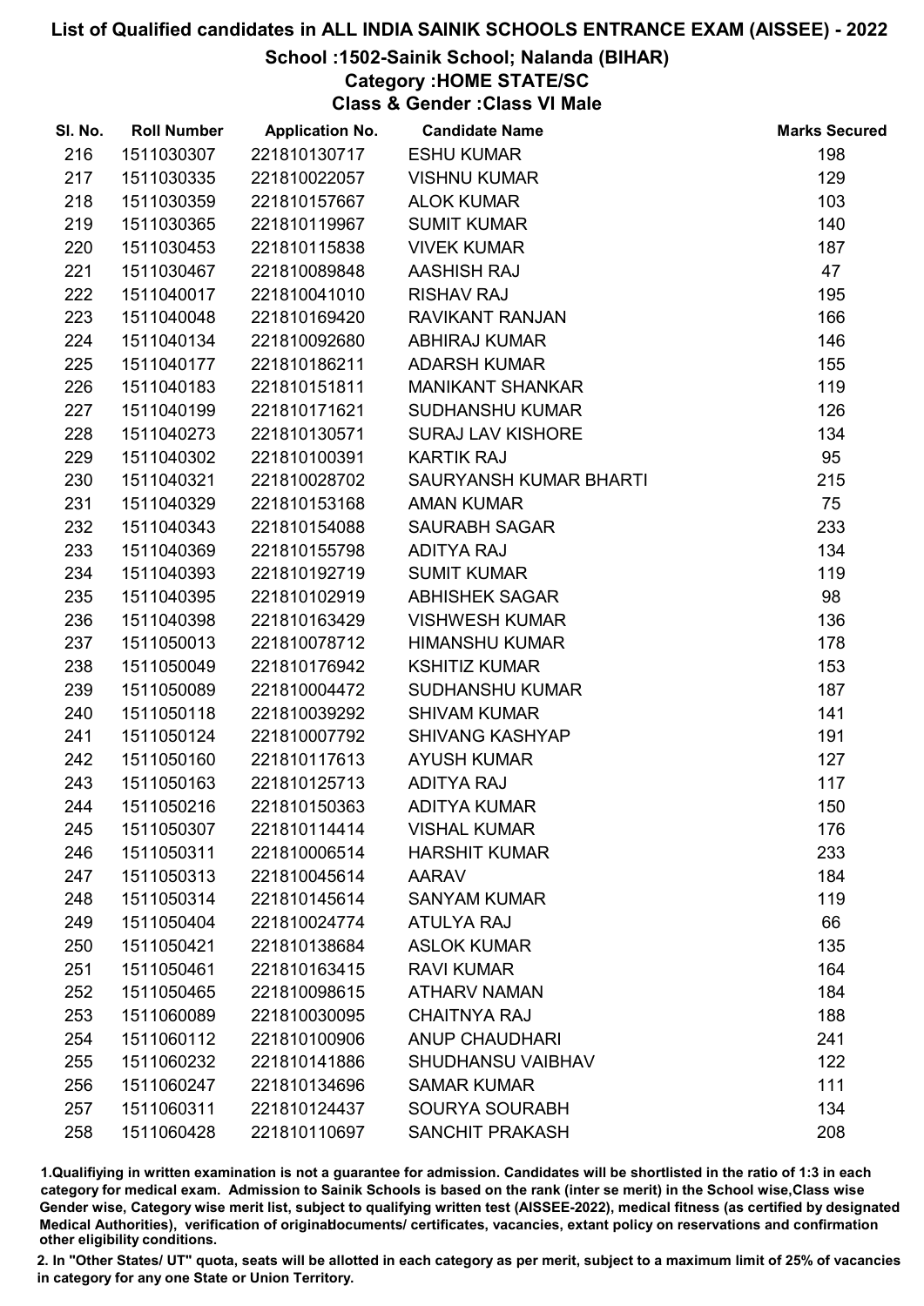# List of Qualified candidates in ALL INDIA SAINIK SCHOOLS ENTRANCE EXAM (AISSEE) - 2022

## School :1502-Sainik School; Nalanda (BIHAR)

### Category :HOME STATE/SC

### Class & Gender :Class VI Male

| Sl. No. | Roll Number | Application No. | Candidate Name | Marks Secured |
|---|---|---|---|---|
| 216 | 1511030307 | 221810130717 | ESHU KUMAR | 198 |
| 217 | 1511030335 | 221810022057 | VISHNU KUMAR | 129 |
| 218 | 1511030359 | 221810157667 | ALOK KUMAR | 103 |
| 219 | 1511030365 | 221810119967 | SUMIT KUMAR | 140 |
| 220 | 1511030453 | 221810115838 | VIVEK KUMAR | 187 |
| 221 | 1511030467 | 221810089848 | AASHISH RAJ | 47 |
| 222 | 1511040017 | 221810041010 | RISHAV RAJ | 195 |
| 223 | 1511040048 | 221810169420 | RAVIKANT RANJAN | 166 |
| 224 | 1511040134 | 221810092680 | ABHIRAJ KUMAR | 146 |
| 225 | 1511040177 | 221810186211 | ADARSH KUMAR | 155 |
| 226 | 1511040183 | 221810151811 | MANIKANT SHANKAR | 119 |
| 227 | 1511040199 | 221810171621 | SUDHANSHU KUMAR | 126 |
| 228 | 1511040273 | 221810130571 | SURAJ LAV KISHORE | 134 |
| 229 | 1511040302 | 221810100391 | KARTIK RAJ | 95 |
| 230 | 1511040321 | 221810028702 | SAURYANSH KUMAR BHARTI | 215 |
| 231 | 1511040329 | 221810153168 | AMAN KUMAR | 75 |
| 232 | 1511040343 | 221810154088 | SAURABH SAGAR | 233 |
| 233 | 1511040369 | 221810155798 | ADITYA RAJ | 134 |
| 234 | 1511040393 | 221810192719 | SUMIT KUMAR | 119 |
| 235 | 1511040395 | 221810102919 | ABHISHEK SAGAR | 98 |
| 236 | 1511040398 | 221810163429 | VISHWESH KUMAR | 136 |
| 237 | 1511050013 | 221810078712 | HIMANSHU KUMAR | 178 |
| 238 | 1511050049 | 221810176942 | KSHITIZ KUMAR | 153 |
| 239 | 1511050089 | 221810004472 | SUDHANSHU KUMAR | 187 |
| 240 | 1511050118 | 221810039292 | SHIVAM KUMAR | 141 |
| 241 | 1511050124 | 221810007792 | SHIVANG KASHYAP | 191 |
| 242 | 1511050160 | 221810117613 | AYUSH KUMAR | 127 |
| 243 | 1511050163 | 221810125713 | ADITYA RAJ | 117 |
| 244 | 1511050216 | 221810150363 | ADITYA KUMAR | 150 |
| 245 | 1511050307 | 221810114414 | VISHAL KUMAR | 176 |
| 246 | 1511050311 | 221810006514 | HARSHIT KUMAR | 233 |
| 247 | 1511050313 | 221810045614 | AARAV | 184 |
| 248 | 1511050314 | 221810145614 | SANYAM KUMAR | 119 |
| 249 | 1511050404 | 221810024774 | ATULYA RAJ | 66 |
| 250 | 1511050421 | 221810138684 | ASLOK KUMAR | 135 |
| 251 | 1511050461 | 221810163415 | RAVI KUMAR | 164 |
| 252 | 1511050465 | 221810098615 | ATHARV NAMAN | 184 |
| 253 | 1511060089 | 221810030095 | CHAITNYA RAJ | 188 |
| 254 | 1511060112 | 221810100906 | ANUP CHAUDHARI | 241 |
| 255 | 1511060232 | 221810141886 | SHUDHANSU VAIBHAV | 122 |
| 256 | 1511060247 | 221810134696 | SAMAR KUMAR | 111 |
| 257 | 1511060311 | 221810124437 | SOURYA SOURABH | 134 |
| 258 | 1511060428 | 221810110697 | SANCHIT PRAKASH | 208 |

1.Qualifiying in written examination is not a guarantee for admission. Candidates will be shortlisted in the ratio of 1:3 in each category for medical exam. Admission to Sainik Schools is based on the rank (inter se merit) in the School wise,Class wise Gender wise, Category wise merit list, subject to qualifying written test (AISSEE-2022), medical fitness (as certified by designated Medical Authorities), verification of originaldocuments/ certificates, vacancies, extant policy on reservations and confirmation other eligibility conditions.

2. In "Other States/ UT" quota, seats will be allotted in each category as per merit, subject to a maximum limit of 25% of vacancies in category for any one State or Union Territory.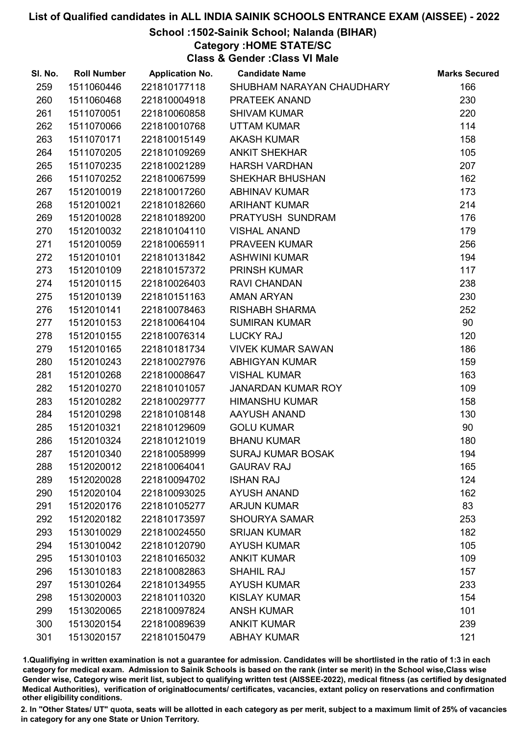# List of Qualified candidates in ALL INDIA SAINIK SCHOOLS ENTRANCE EXAM (AISSEE) - 2022

## School :1502-Sainik School; Nalanda (BIHAR)

### Category :HOME STATE/SC

### Class & Gender :Class VI Male

| Sl. No. | Roll Number | Application No. | Candidate Name | Marks Secured |
|---|---|---|---|---|
| 259 | 1511060446 | 221810177118 | SHUBHAM NARAYAN CHAUDHARY | 166 |
| 260 | 1511060468 | 221810004918 | PRATEEK ANAND | 230 |
| 261 | 1511070051 | 221810060858 | SHIVAM KUMAR | 220 |
| 262 | 1511070066 | 221810010768 | UTTAM KUMAR | 114 |
| 263 | 1511070171 | 221810015149 | AKASH KUMAR | 158 |
| 264 | 1511070205 | 221810109269 | ANKIT SHEKHAR | 105 |
| 265 | 1511070235 | 221810021289 | HARSH VARDHAN | 207 |
| 266 | 1511070252 | 221810067599 | SHEKHAR BHUSHAN | 162 |
| 267 | 1512010019 | 221810017260 | ABHINAV KUMAR | 173 |
| 268 | 1512010021 | 221810182660 | ARIHANT KUMAR | 214 |
| 269 | 1512010028 | 221810189200 | PRATYUSH SUNDRAM | 176 |
| 270 | 1512010032 | 221810104110 | VISHAL ANAND | 179 |
| 271 | 1512010059 | 221810065911 | PRAVEEN KUMAR | 256 |
| 272 | 1512010101 | 221810131842 | ASHWINI KUMAR | 194 |
| 273 | 1512010109 | 221810157372 | PRINSH KUMAR | 117 |
| 274 | 1512010115 | 221810026403 | RAVI CHANDAN | 238 |
| 275 | 1512010139 | 221810151163 | AMAN ARYAN | 230 |
| 276 | 1512010141 | 221810078463 | RISHABH SHARMA | 252 |
| 277 | 1512010153 | 221810064104 | SUMIRAN KUMAR | 90 |
| 278 | 1512010155 | 221810076314 | LUCKY RAJ | 120 |
| 279 | 1512010165 | 221810181734 | VIVEK KUMAR SAWAN | 186 |
| 280 | 1512010243 | 221810027976 | ABHIGYAN KUMAR | 159 |
| 281 | 1512010268 | 221810008647 | VISHAL KUMAR | 163 |
| 282 | 1512010270 | 221810101057 | JANARDAN KUMAR ROY | 109 |
| 283 | 1512010282 | 221810029777 | HIMANSHU KUMAR | 158 |
| 284 | 1512010298 | 221810108148 | AAYUSH ANAND | 130 |
| 285 | 1512010321 | 221810129609 | GOLU KUMAR | 90 |
| 286 | 1512010324 | 221810121019 | BHANU KUMAR | 180 |
| 287 | 1512010340 | 221810058999 | SURAJ KUMAR BOSAK | 194 |
| 288 | 1512020012 | 221810064041 | GAURAV RAJ | 165 |
| 289 | 1512020028 | 221810094702 | ISHAN RAJ | 124 |
| 290 | 1512020104 | 221810093025 | AYUSH ANAND | 162 |
| 291 | 1512020176 | 221810105277 | ARJUN KUMAR | 83 |
| 292 | 1512020182 | 221810173597 | SHOURYA SAMAR | 253 |
| 293 | 1513010029 | 221810024550 | SRIJAN KUMAR | 182 |
| 294 | 1513010042 | 221810120790 | AYUSH KUMAR | 105 |
| 295 | 1513010103 | 221810165032 | ANKIT KUMAR | 109 |
| 296 | 1513010183 | 221810082863 | SHAHIL RAJ | 157 |
| 297 | 1513010264 | 221810134955 | AYUSH KUMAR | 233 |
| 298 | 1513020003 | 221810110320 | KISLAY KUMAR | 154 |
| 299 | 1513020065 | 221810097824 | ANSH KUMAR | 101 |
| 300 | 1513020154 | 221810089639 | ANKIT KUMAR | 239 |
| 301 | 1513020157 | 221810150479 | ABHAY KUMAR | 121 |

1.Qualifiying in written examination is not a guarantee for admission. Candidates will be shortlisted in the ratio of 1:3 in each category for medical exam. Admission to Sainik Schools is based on the rank (inter se merit) in the School wise,Class wise Gender wise, Category wise merit list, subject to qualifying written test (AISSEE-2022), medical fitness (as certified by designated Medical Authorities), verification of originaldocuments/ certificates, vacancies, extant policy on reservations and confirmation other eligibility conditions.

2. In "Other States/ UT" quota, seats will be allotted in each category as per merit, subject to a maximum limit of 25% of vacancies in category for any one State or Union Territory.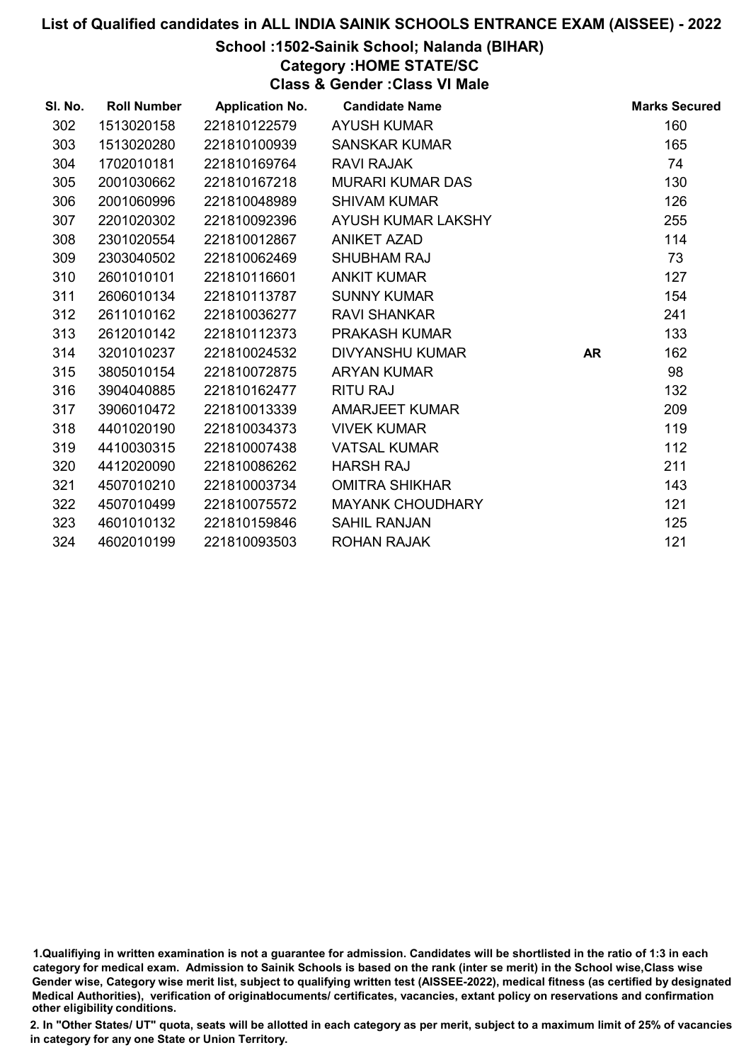# List of Qualified candidates in ALL INDIA SAINIK SCHOOLS ENTRANCE EXAM (AISSEE) - 2022

## School :1502-Sainik School; Nalanda (BIHAR)

### Category :HOME STATE/SC

### Class & Gender :Class VI Male

| Sl. No. | Roll Number | Application No. | Candidate Name | | Marks Secured |
|---|---|---|---|---|---|
| 302 | 1513020158 | 221810122579 | AYUSH KUMAR | | 160 |
| 303 | 1513020280 | 221810100939 | SANSKAR KUMAR | | 165 |
| 304 | 1702010181 | 221810169764 | RAVI RAJAK | | 74 |
| 305 | 2001030662 | 221810167218 | MURARI KUMAR DAS | | 130 |
| 306 | 2001060996 | 221810048989 | SHIVAM KUMAR | | 126 |
| 307 | 2201020302 | 221810092396 | AYUSH KUMAR LAKSHY | | 255 |
| 308 | 2301020554 | 221810012867 | ANIKET AZAD | | 114 |
| 309 | 2303040502 | 221810062469 | SHUBHAM RAJ | | 73 |
| 310 | 2601010101 | 221810116601 | ANKIT KUMAR | | 127 |
| 311 | 2606010134 | 221810113787 | SUNNY KUMAR | | 154 |
| 312 | 2611010162 | 221810036277 | RAVI SHANKAR | | 241 |
| 313 | 2612010142 | 221810112373 | PRAKASH KUMAR | | 133 |
| 314 | 3201010237 | 221810024532 | DIVYANSHU KUMAR | AR | 162 |
| 315 | 3805010154 | 221810072875 | ARYAN KUMAR | | 98 |
| 316 | 3904040885 | 221810162477 | RITU RAJ | | 132 |
| 317 | 3906010472 | 221810013339 | AMARJEET KUMAR | | 209 |
| 318 | 4401020190 | 221810034373 | VIVEK KUMAR | | 119 |
| 319 | 4410030315 | 221810007438 | VATSAL KUMAR | | 112 |
| 320 | 4412020090 | 221810086262 | HARSH RAJ | | 211 |
| 321 | 4507010210 | 221810003734 | OMITRA SHIKHAR | | 143 |
| 322 | 4507010499 | 221810075572 | MAYANK CHOUDHARY | | 121 |
| 323 | 4601010132 | 221810159846 | SAHIL RANJAN | | 125 |
| 324 | 4602010199 | 221810093503 | ROHAN RAJAK | | 121 |

1.Qualifiying in written examination is not a guarantee for admission. Candidates will be shortlisted in the ratio of 1:3 in each category for medical exam. Admission to Sainik Schools is based on the rank (inter se merit) in the School wise,Class wise Gender wise, Category wise merit list, subject to qualifying written test (AISSEE-2022), medical fitness (as certified by designated Medical Authorities), verification of originaldocuments/ certificates, vacancies, extant policy on reservations and confirmation other eligibility conditions.

2. In "Other States/ UT" quota, seats will be allotted in each category as per merit, subject to a maximum limit of 25% of vacancies in category for any one State or Union Territory.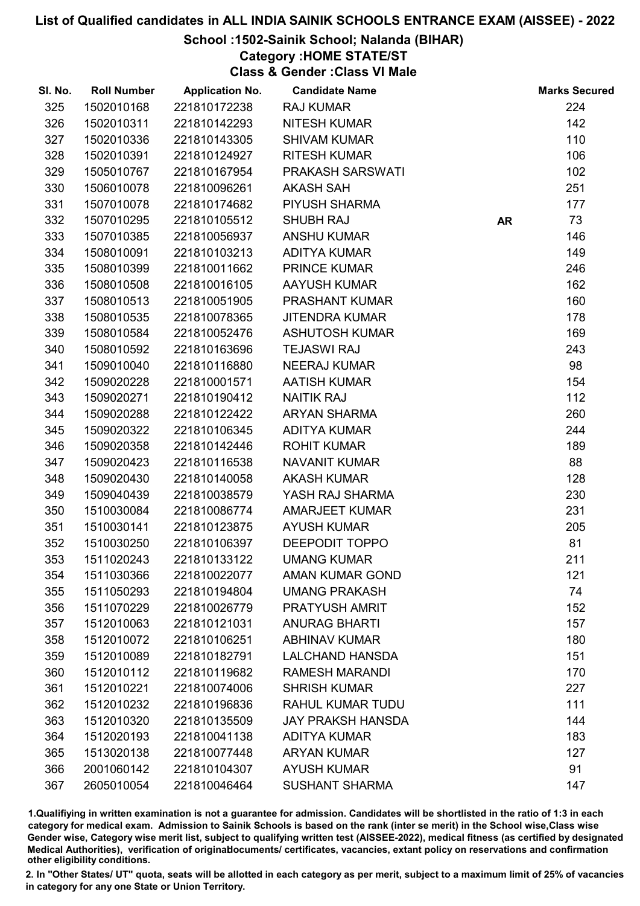# List of Qualified candidates in ALL INDIA SAINIK SCHOOLS ENTRANCE EXAM (AISSEE) - 2022

## School :1502-Sainik School; Nalanda (BIHAR)

### Category :HOME STATE/ST

### Class & Gender :Class VI Male

| Sl. No. | Roll Number | Application No. | Candidate Name | | Marks Secured |
|---|---|---|---|---|---|
| 325 | 1502010168 | 221810172238 | RAJ KUMAR | | 224 |
| 326 | 1502010311 | 221810142293 | NITESH KUMAR | | 142 |
| 327 | 1502010336 | 221810143305 | SHIVAM KUMAR | | 110 |
| 328 | 1502010391 | 221810124927 | RITESH KUMAR | | 106 |
| 329 | 1505010767 | 221810167954 | PRAKASH SARSWATI | | 102 |
| 330 | 1506010078 | 221810096261 | AKASH SAH | | 251 |
| 331 | 1507010078 | 221810174682 | PIYUSH SHARMA | | 177 |
| 332 | 1507010295 | 221810105512 | SHUBH RAJ | **AR** | 73 |
| 333 | 1507010385 | 221810056937 | ANSHU KUMAR | | 146 |
| 334 | 1508010091 | 221810103213 | ADITYA KUMAR | | 149 |
| 335 | 1508010399 | 221810011662 | PRINCE KUMAR | | 246 |
| 336 | 1508010508 | 221810016105 | AAYUSH KUMAR | | 162 |
| 337 | 1508010513 | 221810051905 | PRASHANT KUMAR | | 160 |
| 338 | 1508010535 | 221810078365 | JITENDRA KUMAR | | 178 |
| 339 | 1508010584 | 221810052476 | ASHUTOSH KUMAR | | 169 |
| 340 | 1508010592 | 221810163696 | TEJASWI RAJ | | 243 |
| 341 | 1509010040 | 221810116880 | NEERAJ KUMAR | | 98 |
| 342 | 1509020228 | 221810001571 | AATISH KUMAR | | 154 |
| 343 | 1509020271 | 221810190412 | NAITIK RAJ | | 112 |
| 344 | 1509020288 | 221810122422 | ARYAN SHARMA | | 260 |
| 345 | 1509020322 | 221810106345 | ADITYA KUMAR | | 244 |
| 346 | 1509020358 | 221810142446 | ROHIT KUMAR | | 189 |
| 347 | 1509020423 | 221810116538 | NAVANIT KUMAR | | 88 |
| 348 | 1509020430 | 221810140058 | AKASH KUMAR | | 128 |
| 349 | 1509040439 | 221810038579 | YASH RAJ SHARMA | | 230 |
| 350 | 1510030084 | 221810086774 | AMARJEET KUMAR | | 231 |
| 351 | 1510030141 | 221810123875 | AYUSH KUMAR | | 205 |
| 352 | 1510030250 | 221810106397 | DEEPODIT TOPPO | | 81 |
| 353 | 1511020243 | 221810133122 | UMANG KUMAR | | 211 |
| 354 | 1511030366 | 221810022077 | AMAN KUMAR GOND | | 121 |
| 355 | 1511050293 | 221810194804 | UMANG PRAKASH | | 74 |
| 356 | 1511070229 | 221810026779 | PRATYUSH AMRIT | | 152 |
| 357 | 1512010063 | 221810121031 | ANURAG BHARTI | | 157 |
| 358 | 1512010072 | 221810106251 | ABHINAV KUMAR | | 180 |
| 359 | 1512010089 | 221810182791 | LALCHAND HANSDA | | 151 |
| 360 | 1512010112 | 221810119682 | RAMESH MARANDI | | 170 |
| 361 | 1512010221 | 221810074006 | SHRISH KUMAR | | 227 |
| 362 | 1512010232 | 221810196836 | RAHUL KUMAR TUDU | | 111 |
| 363 | 1512010320 | 221810135509 | JAY PRAKSH HANSDA | | 144 |
| 364 | 1512020193 | 221810041138 | ADITYA KUMAR | | 183 |
| 365 | 1513020138 | 221810077448 | ARYAN KUMAR | | 127 |
| 366 | 2001060142 | 221810104307 | AYUSH KUMAR | | 91 |
| 367 | 2605010054 | 221810046464 | SUSHANT SHARMA | | 147 |

1.Qualifying in written examination is not a guarantee for admission. Candidates will be shortlisted in the ratio of 1:3 in each category for medical exam. Admission to Sainik Schools is based on the rank (inter se merit) in the School wise,Class wise Gender wise, Category wise merit list, subject to qualifying written test (AISSEE-2022), medical fitness (as certified by designated Medical Authorities), verification of originaldocuments/ certificates, vacancies, extant policy on reservations and confirmation other eligibility conditions.

2. In "Other States/ UT" quota, seats will be allotted in each category as per merit, subject to a maximum limit of 25% of vacancies in category for any one State or Union Territory.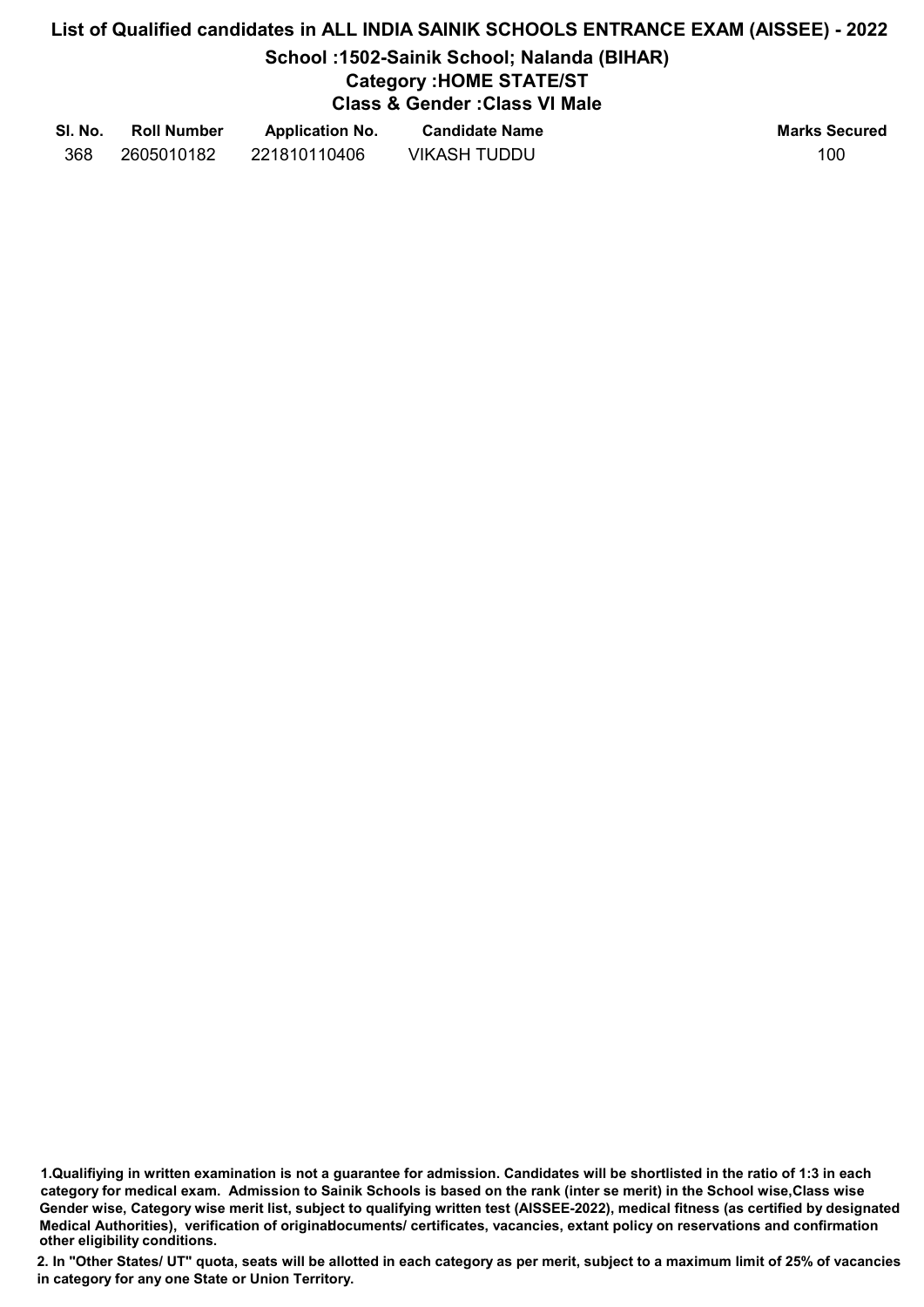# List of Qualified candidates in ALL INDIA SAINIK SCHOOLS ENTRANCE EXAM (AISSEE) - 2022

## School :1502-Sainik School; Nalanda (BIHAR)

### Category :HOME STATE/ST

### Class & Gender :Class VI Male

| Sl. No. | Roll Number | Application No. | Candidate Name | Marks Secured |
|---|---|---|---|---|
| 368 | 2605010182 | 221810110406 | VIKASH TUDDU | 100 |

1.Qualifiying in written examination is not a guarantee for admission. Candidates will be shortlisted in the ratio of 1:3 in each category for medical exam. Admission to Sainik Schools is based on the rank (inter se merit) in the School wise,Class wise Gender wise, Category wise merit list, subject to qualifying written test (AISSEE-2022), medical fitness (as certified by designated Medical Authorities), verification of originaldocuments/ certificates, vacancies, extant policy on reservations and confirmation other eligibility conditions.

2. In "Other States/ UT" quota, seats will be allotted in each category as per merit, subject to a maximum limit of 25% of vacancies in category for any one State or Union Territory.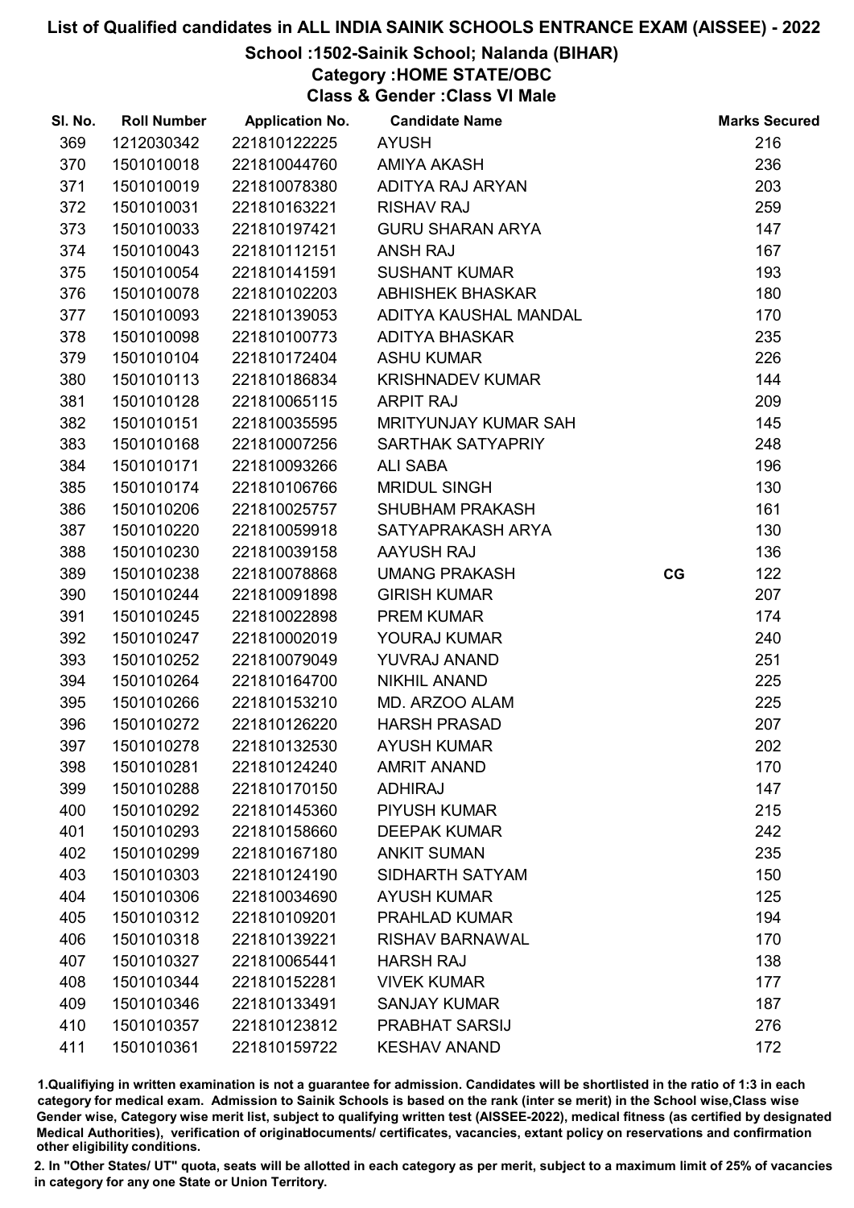# List of Qualified candidates in ALL INDIA SAINIK SCHOOLS ENTRANCE EXAM (AISSEE) - 2022

## School :1502-Sainik School; Nalanda (BIHAR)
### Category :HOME STATE/OBC
### Class & Gender :Class VI Male

| Sl. No. | Roll Number | Application No. | Candidate Name | | Marks Secured |
|---|---|---|---|---|---|
| 369 | 1212030342 | 221810122225 | AYUSH | | 216 |
| 370 | 1501010018 | 221810044760 | AMIYA AKASH | | 236 |
| 371 | 1501010019 | 221810078380 | ADITYA RAJ ARYAN | | 203 |
| 372 | 1501010031 | 221810163221 | RISHAV RAJ | | 259 |
| 373 | 1501010033 | 221810197421 | GURU SHARAN ARYA | | 147 |
| 374 | 1501010043 | 221810112151 | ANSH RAJ | | 167 |
| 375 | 1501010054 | 221810141591 | SUSHANT KUMAR | | 193 |
| 376 | 1501010078 | 221810102203 | ABHISHEK BHASKAR | | 180 |
| 377 | 1501010093 | 221810139053 | ADITYA KAUSHAL MANDAL | | 170 |
| 378 | 1501010098 | 221810100773 | ADITYA BHASKAR | | 235 |
| 379 | 1501010104 | 221810172404 | ASHU KUMAR | | 226 |
| 380 | 1501010113 | 221810186834 | KRISHNADEV KUMAR | | 144 |
| 381 | 1501010128 | 221810065115 | ARPIT RAJ | | 209 |
| 382 | 1501010151 | 221810035595 | MRITYUNJAY KUMAR SAH | | 145 |
| 383 | 1501010168 | 221810007256 | SARTHAK SATYAPRIY | | 248 |
| 384 | 1501010171 | 221810093266 | ALI SABA | | 196 |
| 385 | 1501010174 | 221810106766 | MRIDUL SINGH | | 130 |
| 386 | 1501010206 | 221810025757 | SHUBHAM PRAKASH | | 161 |
| 387 | 1501010220 | 221810059918 | SATYAPRAKASH ARYA | | 130 |
| 388 | 1501010230 | 221810039158 | AAYUSH RAJ | | 136 |
| 389 | 1501010238 | 221810078868 | UMANG PRAKASH | CG | 122 |
| 390 | 1501010244 | 221810091898 | GIRISH KUMAR | | 207 |
| 391 | 1501010245 | 221810022898 | PREM KUMAR | | 174 |
| 392 | 1501010247 | 221810002019 | YOURAJ KUMAR | | 240 |
| 393 | 1501010252 | 221810079049 | YUVRAJ ANAND | | 251 |
| 394 | 1501010264 | 221810164700 | NIKHIL ANAND | | 225 |
| 395 | 1501010266 | 221810153210 | MD. ARZOO ALAM | | 225 |
| 396 | 1501010272 | 221810126220 | HARSH PRASAD | | 207 |
| 397 | 1501010278 | 221810132530 | AYUSH KUMAR | | 202 |
| 398 | 1501010281 | 221810124240 | AMRIT ANAND | | 170 |
| 399 | 1501010288 | 221810170150 | ADHIRAJ | | 147 |
| 400 | 1501010292 | 221810145360 | PIYUSH KUMAR | | 215 |
| 401 | 1501010293 | 221810158660 | DEEPAK KUMAR | | 242 |
| 402 | 1501010299 | 221810167180 | ANKIT SUMAN | | 235 |
| 403 | 1501010303 | 221810124190 | SIDHARTH SATYAM | | 150 |
| 404 | 1501010306 | 221810034690 | AYUSH KUMAR | | 125 |
| 405 | 1501010312 | 221810109201 | PRAHLAD KUMAR | | 194 |
| 406 | 1501010318 | 221810139221 | RISHAV BARNAWAL | | 170 |
| 407 | 1501010327 | 221810065441 | HARSH RAJ | | 138 |
| 408 | 1501010344 | 221810152281 | VIVEK KUMAR | | 177 |
| 409 | 1501010346 | 221810133491 | SANJAY KUMAR | | 187 |
| 410 | 1501010357 | 221810123812 | PRABHAT SARSIJ | | 276 |
| 411 | 1501010361 | 221810159722 | KESHAV ANAND | | 172 |

1.Qualifying in written examination is not a guarantee for admission. Candidates will be shortlisted in the ratio of 1:3 in each category for medical exam. Admission to Sainik Schools is based on the rank (inter se merit) in the School wise,Class wise Gender wise, Category wise merit list, subject to qualifying written test (AISSEE-2022), medical fitness (as certified by designated Medical Authorities), verification of originaldocuments/ certificates, vacancies, extant policy on reservations and confirmation other eligibility conditions.

2. In "Other States/ UT" quota, seats will be allotted in each category as per merit, subject to a maximum limit of 25% of vacancies in category for any one State or Union Territory.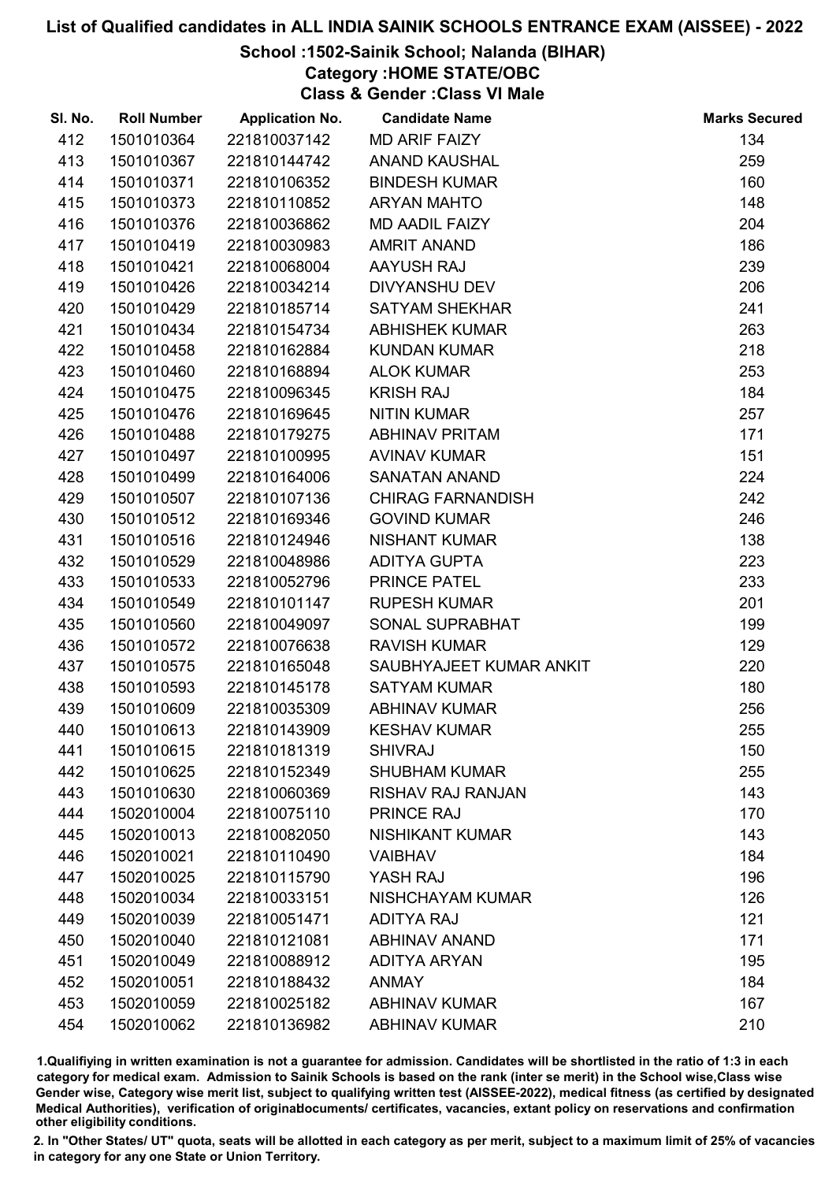# List of Qualified candidates in ALL INDIA SAINIK SCHOOLS ENTRANCE EXAM (AISSEE) - 2022

## School :1502-Sainik School; Nalanda (BIHAR)

### Category :HOME STATE/OBC

### Class & Gender :Class VI Male

| Sl. No. | Roll Number | Application No. | Candidate Name | Marks Secured |
|---|---|---|---|---|
| 412 | 1501010364 | 221810037142 | MD ARIF FAIZY | 134 |
| 413 | 1501010367 | 221810144742 | ANAND KAUSHAL | 259 |
| 414 | 1501010371 | 221810106352 | BINDESH KUMAR | 160 |
| 415 | 1501010373 | 221810110852 | ARYAN MAHTO | 148 |
| 416 | 1501010376 | 221810036862 | MD AADIL FAIZY | 204 |
| 417 | 1501010419 | 221810030983 | AMRIT ANAND | 186 |
| 418 | 1501010421 | 221810068004 | AAYUSH RAJ | 239 |
| 419 | 1501010426 | 221810034214 | DIVYANSHU DEV | 206 |
| 420 | 1501010429 | 221810185714 | SATYAM SHEKHAR | 241 |
| 421 | 1501010434 | 221810154734 | ABHISHEK KUMAR | 263 |
| 422 | 1501010458 | 221810162884 | KUNDAN KUMAR | 218 |
| 423 | 1501010460 | 221810168894 | ALOK KUMAR | 253 |
| 424 | 1501010475 | 221810096345 | KRISH RAJ | 184 |
| 425 | 1501010476 | 221810169645 | NITIN KUMAR | 257 |
| 426 | 1501010488 | 221810179275 | ABHINAV PRITAM | 171 |
| 427 | 1501010497 | 221810100995 | AVINAV KUMAR | 151 |
| 428 | 1501010499 | 221810164006 | SANATAN ANAND | 224 |
| 429 | 1501010507 | 221810107136 | CHIRAG FARNANDISH | 242 |
| 430 | 1501010512 | 221810169346 | GOVIND KUMAR | 246 |
| 431 | 1501010516 | 221810124946 | NISHANT KUMAR | 138 |
| 432 | 1501010529 | 221810048986 | ADITYA GUPTA | 223 |
| 433 | 1501010533 | 221810052796 | PRINCE PATEL | 233 |
| 434 | 1501010549 | 221810101147 | RUPESH KUMAR | 201 |
| 435 | 1501010560 | 221810049097 | SONAL SUPRABHAT | 199 |
| 436 | 1501010572 | 221810076638 | RAVISH KUMAR | 129 |
| 437 | 1501010575 | 221810165048 | SAUBHYAJEET KUMAR ANKIT | 220 |
| 438 | 1501010593 | 221810145178 | SATYAM KUMAR | 180 |
| 439 | 1501010609 | 221810035309 | ABHINAV KUMAR | 256 |
| 440 | 1501010613 | 221810143909 | KESHAV KUMAR | 255 |
| 441 | 1501010615 | 221810181319 | SHIVRAJ | 150 |
| 442 | 1501010625 | 221810152349 | SHUBHAM KUMAR | 255 |
| 443 | 1501010630 | 221810060369 | RISHAV RAJ RANJAN | 143 |
| 444 | 1502010004 | 221810075110 | PRINCE RAJ | 170 |
| 445 | 1502010013 | 221810082050 | NISHIKANT KUMAR | 143 |
| 446 | 1502010021 | 221810110490 | VAIBHAV | 184 |
| 447 | 1502010025 | 221810115790 | YASH RAJ | 196 |
| 448 | 1502010034 | 221810033151 | NISHCHAYAM KUMAR | 126 |
| 449 | 1502010039 | 221810051471 | ADITYA RAJ | 121 |
| 450 | 1502010040 | 221810121081 | ABHINAV ANAND | 171 |
| 451 | 1502010049 | 221810088912 | ADITYA ARYAN | 195 |
| 452 | 1502010051 | 221810188432 | ANMAY | 184 |
| 453 | 1502010059 | 221810025182 | ABHINAV KUMAR | 167 |
| 454 | 1502010062 | 221810136982 | ABHINAV KUMAR | 210 |

1.Qualifiying in written examination is not a guarantee for admission. Candidates will be shortlisted in the ratio of 1:3 in each category for medical exam. Admission to Sainik Schools is based on the rank (inter se merit) in the School wise,Class wise Gender wise, Category wise merit list, subject to qualifying written test (AISSEE-2022), medical fitness (as certified by designated Medical Authorities), verification of originaldocuments/ certificates, vacancies, extant policy on reservations and confirmation other eligibility conditions.

2. In "Other States/ UT" quota, seats will be allotted in each category as per merit, subject to a maximum limit of 25% of vacancies in category for any one State or Union Territory.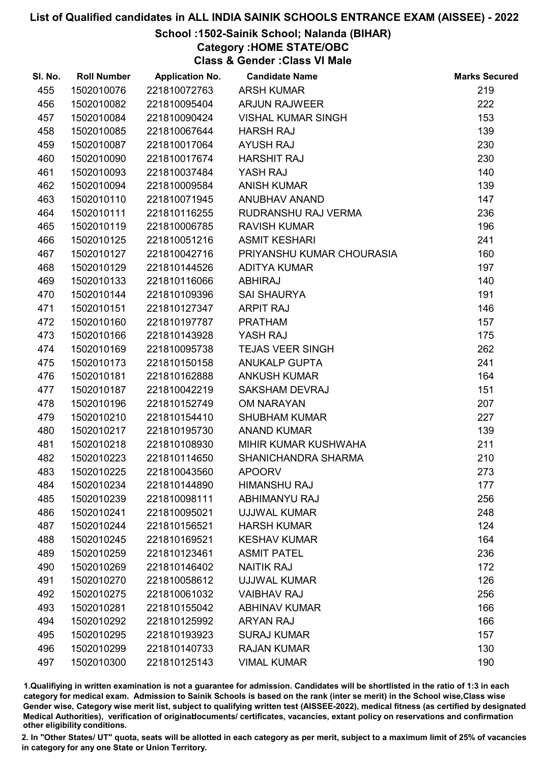# List of Qualified candidates in ALL INDIA SAINIK SCHOOLS ENTRANCE EXAM (AISSEE) - 2022

## School :1502-Sainik School; Nalanda (BIHAR)

### Category :HOME STATE/OBC

### Class & Gender :Class VI Male

| Sl. No. | Roll Number | Application No. | Candidate Name | Marks Secured |
|---|---|---|---|---|
| 455 | 1502010076 | 221810072763 | ARSH KUMAR | 219 |
| 456 | 1502010082 | 221810095404 | ARJUN RAJWEER | 222 |
| 457 | 1502010084 | 221810090424 | VISHAL KUMAR SINGH | 153 |
| 458 | 1502010085 | 221810067644 | HARSH RAJ | 139 |
| 459 | 1502010087 | 221810017064 | AYUSH RAJ | 230 |
| 460 | 1502010090 | 221810017674 | HARSHIT RAJ | 230 |
| 461 | 1502010093 | 221810037484 | YASH RAJ | 140 |
| 462 | 1502010094 | 221810009584 | ANISH KUMAR | 139 |
| 463 | 1502010110 | 221810071945 | ANUBHAV ANAND | 147 |
| 464 | 1502010111 | 221810116255 | RUDRANSHU RAJ VERMA | 236 |
| 465 | 1502010119 | 221810006785 | RAVISH KUMAR | 196 |
| 466 | 1502010125 | 221810051216 | ASMIT KESHARI | 241 |
| 467 | 1502010127 | 221810042716 | PRIYANSHU KUMAR CHOURASIA | 160 |
| 468 | 1502010129 | 221810144526 | ADITYA KUMAR | 197 |
| 469 | 1502010133 | 221810116066 | ABHIRAJ | 140 |
| 470 | 1502010144 | 221810109396 | SAI SHAURYA | 191 |
| 471 | 1502010151 | 221810127347 | ARPIT RAJ | 146 |
| 472 | 1502010160 | 221810197787 | PRATHAM | 157 |
| 473 | 1502010166 | 221810143928 | YASH RAJ | 175 |
| 474 | 1502010169 | 221810095738 | TEJAS VEER SINGH | 262 |
| 475 | 1502010173 | 221810150158 | ANUKALP GUPTA | 241 |
| 476 | 1502010181 | 221810162888 | ANKUSH KUMAR | 164 |
| 477 | 1502010187 | 221810042219 | SAKSHAM DEVRAJ | 151 |
| 478 | 1502010196 | 221810152749 | OM NARAYAN | 207 |
| 479 | 1502010210 | 221810154410 | SHUBHAM KUMAR | 227 |
| 480 | 1502010217 | 221810195730 | ANAND KUMAR | 139 |
| 481 | 1502010218 | 221810108930 | MIHIR KUMAR KUSHWAHA | 211 |
| 482 | 1502010223 | 221810114650 | SHANICHANDRA SHARMA | 210 |
| 483 | 1502010225 | 221810043560 | APOORV | 273 |
| 484 | 1502010234 | 221810144890 | HIMANSHU RAJ | 177 |
| 485 | 1502010239 | 221810098111 | ABHIMANYU RAJ | 256 |
| 486 | 1502010241 | 221810095021 | UJJWAL KUMAR | 248 |
| 487 | 1502010244 | 221810156521 | HARSH KUMAR | 124 |
| 488 | 1502010245 | 221810169521 | KESHAV KUMAR | 164 |
| 489 | 1502010259 | 221810123461 | ASMIT PATEL | 236 |
| 490 | 1502010269 | 221810146402 | NAITIK RAJ | 172 |
| 491 | 1502010270 | 221810058612 | UJJWAL KUMAR | 126 |
| 492 | 1502010275 | 221810061032 | VAIBHAV RAJ | 256 |
| 493 | 1502010281 | 221810155042 | ABHINAV KUMAR | 166 |
| 494 | 1502010292 | 221810125992 | ARYAN RAJ | 166 |
| 495 | 1502010295 | 221810193923 | SURAJ KUMAR | 157 |
| 496 | 1502010299 | 221810140733 | RAJAN KUMAR | 130 |
| 497 | 1502010300 | 221810125143 | VIMAL KUMAR | 190 |

1.Qualifiying in written examination is not a guarantee for admission. Candidates will be shortlisted in the ratio of 1:3 in each category for medical exam. Admission to Sainik Schools is based on the rank (inter se merit) in the School wise,Class wise Gender wise, Category wise merit list, subject to qualifying written test (AISSEE-2022), medical fitness (as certified by designated Medical Authorities), verification of originaldocuments/ certificates, vacancies, extant policy on reservations and confirmation other eligibility conditions.

2. In "Other States/ UT" quota, seats will be allotted in each category as per merit, subject to a maximum limit of 25% of vacancies in category for any one State or Union Territory.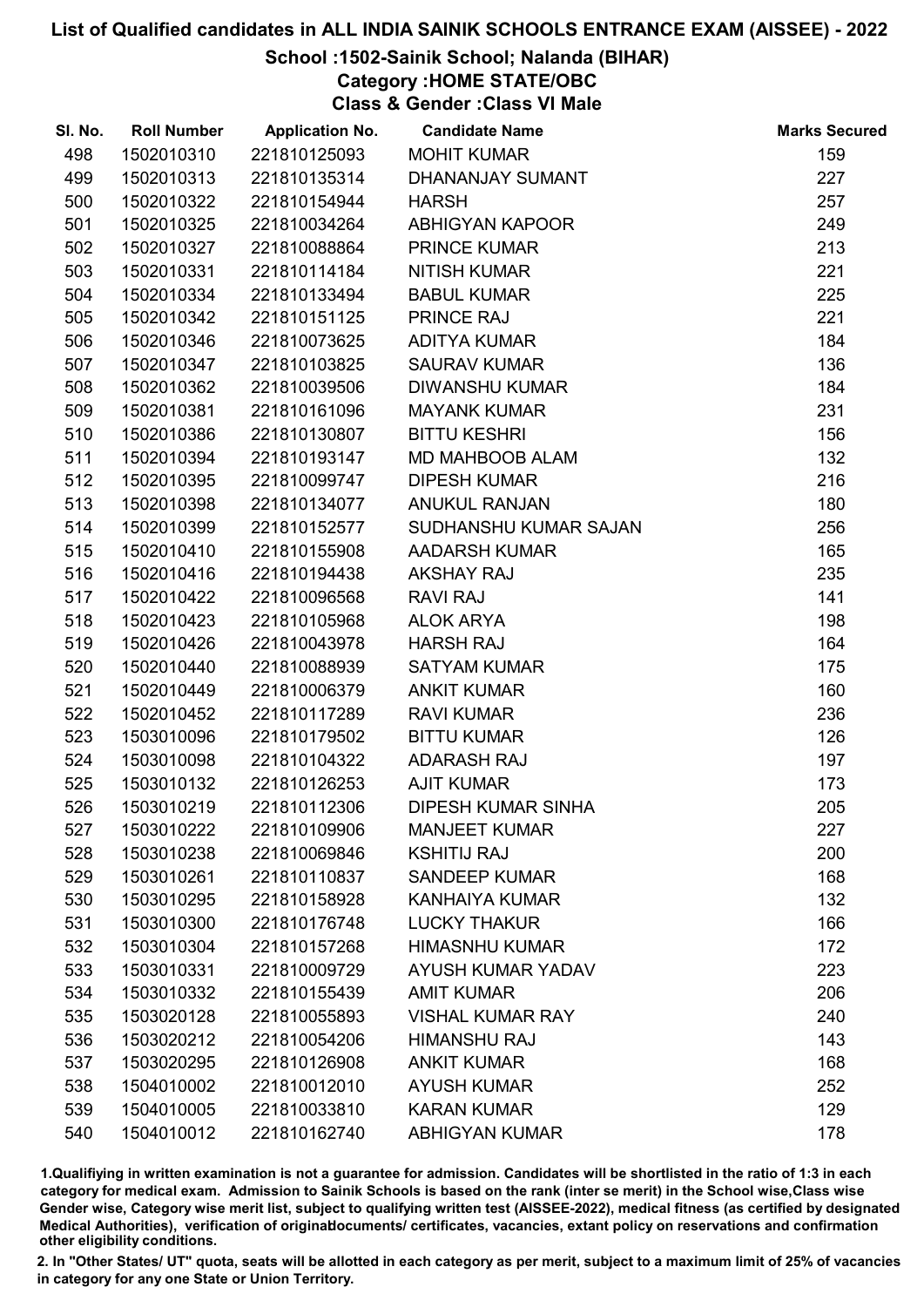# List of Qualified candidates in ALL INDIA SAINIK SCHOOLS ENTRANCE EXAM (AISSEE) - 2022

## School :1502-Sainik School; Nalanda (BIHAR)
## Category :HOME STATE/OBC
## Class & Gender :Class VI Male

| Sl. No. | Roll Number | Application No. | Candidate Name | Marks Secured |
|---|---|---|---|---|
| 498 | 1502010310 | 221810125093 | MOHIT KUMAR | 159 |
| 499 | 1502010313 | 221810135314 | DHANANJAY SUMANT | 227 |
| 500 | 1502010322 | 221810154944 | HARSH | 257 |
| 501 | 1502010325 | 221810034264 | ABHIGYAN KAPOOR | 249 |
| 502 | 1502010327 | 221810088864 | PRINCE KUMAR | 213 |
| 503 | 1502010331 | 221810114184 | NITISH KUMAR | 221 |
| 504 | 1502010334 | 221810133494 | BABUL KUMAR | 225 |
| 505 | 1502010342 | 221810151125 | PRINCE RAJ | 221 |
| 506 | 1502010346 | 221810073625 | ADITYA KUMAR | 184 |
| 507 | 1502010347 | 221810103825 | SAURAV KUMAR | 136 |
| 508 | 1502010362 | 221810039506 | DIWANSHU KUMAR | 184 |
| 509 | 1502010381 | 221810161096 | MAYANK KUMAR | 231 |
| 510 | 1502010386 | 221810130807 | BITTU KESHRI | 156 |
| 511 | 1502010394 | 221810193147 | MD MAHBOOB ALAM | 132 |
| 512 | 1502010395 | 221810099747 | DIPESH KUMAR | 216 |
| 513 | 1502010398 | 221810134077 | ANUKUL RANJAN | 180 |
| 514 | 1502010399 | 221810152577 | SUDHANSHU KUMAR SAJAN | 256 |
| 515 | 1502010410 | 221810155908 | AADARSH KUMAR | 165 |
| 516 | 1502010416 | 221810194438 | AKSHAY RAJ | 235 |
| 517 | 1502010422 | 221810096568 | RAVI RAJ | 141 |
| 518 | 1502010423 | 221810105968 | ALOK ARYA | 198 |
| 519 | 1502010426 | 221810043978 | HARSH RAJ | 164 |
| 520 | 1502010440 | 221810088939 | SATYAM KUMAR | 175 |
| 521 | 1502010449 | 221810006379 | ANKIT KUMAR | 160 |
| 522 | 1502010452 | 221810117289 | RAVI KUMAR | 236 |
| 523 | 1503010096 | 221810179502 | BITTU KUMAR | 126 |
| 524 | 1503010098 | 221810104322 | ADARASH RAJ | 197 |
| 525 | 1503010132 | 221810126253 | AJIT KUMAR | 173 |
| 526 | 1503010219 | 221810112306 | DIPESH KUMAR SINHA | 205 |
| 527 | 1503010222 | 221810109906 | MANJEET KUMAR | 227 |
| 528 | 1503010238 | 221810069846 | KSHITIJ RAJ | 200 |
| 529 | 1503010261 | 221810110837 | SANDEEP KUMAR | 168 |
| 530 | 1503010295 | 221810158928 | KANHAIYA KUMAR | 132 |
| 531 | 1503010300 | 221810176748 | LUCKY THAKUR | 166 |
| 532 | 1503010304 | 221810157268 | HIMASNHU KUMAR | 172 |
| 533 | 1503010331 | 221810009729 | AYUSH KUMAR YADAV | 223 |
| 534 | 1503010332 | 221810155439 | AMIT KUMAR | 206 |
| 535 | 1503020128 | 221810055893 | VISHAL KUMAR RAY | 240 |
| 536 | 1503020212 | 221810054206 | HIMANSHU RAJ | 143 |
| 537 | 1503020295 | 221810126908 | ANKIT KUMAR | 168 |
| 538 | 1504010002 | 221810012010 | AYUSH KUMAR | 252 |
| 539 | 1504010005 | 221810033810 | KARAN KUMAR | 129 |
| 540 | 1504010012 | 221810162740 | ABHIGYAN KUMAR | 178 |

1.Qualifiying in written examination is not a guarantee for admission. Candidates will be shortlisted in the ratio of 1:3 in each category for medical exam. Admission to Sainik Schools is based on the rank (inter se merit) in the School wise,Class wise Gender wise, Category wise merit list, subject to qualifying written test (AISSEE-2022), medical fitness (as certified by designated Medical Authorities), verification of originaldocuments/ certificates, vacancies, extant policy on reservations and confirmation other eligibility conditions.

2. In "Other States/ UT" quota, seats will be allotted in each category as per merit, subject to a maximum limit of 25% of vacancies in category for any one State or Union Territory.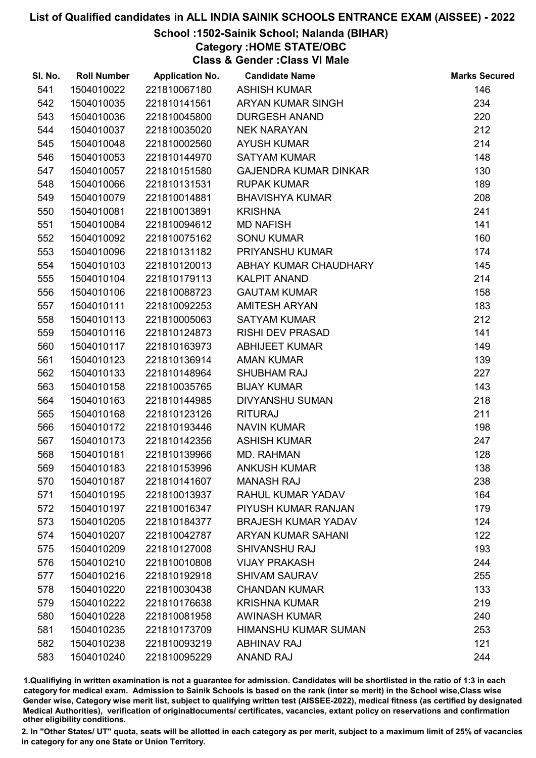# List of Qualified candidates in ALL INDIA SAINIK SCHOOLS ENTRANCE EXAM (AISSEE) - 2022

## School :1502-Sainik School; Nalanda (BIHAR)

### Category :HOME STATE/OBC

### Class & Gender :Class VI Male

| Sl. No. | Roll Number | Application No. | Candidate Name | Marks Secured |
|---|---|---|---|---|
| 541 | 1504010022 | 221810067180 | ASHISH KUMAR | 146 |
| 542 | 1504010035 | 221810141561 | ARYAN KUMAR SINGH | 234 |
| 543 | 1504010036 | 221810045800 | DURGESH ANAND | 220 |
| 544 | 1504010037 | 221810035020 | NEK NARAYAN | 212 |
| 545 | 1504010048 | 221810002560 | AYUSH KUMAR | 214 |
| 546 | 1504010053 | 221810144970 | SATYAM KUMAR | 148 |
| 547 | 1504010057 | 221810151580 | GAJENDRA KUMAR DINKAR | 130 |
| 548 | 1504010066 | 221810131531 | RUPAK KUMAR | 189 |
| 549 | 1504010079 | 221810014881 | BHAVISHYA KUMAR | 208 |
| 550 | 1504010081 | 221810013891 | KRISHNA | 241 |
| 551 | 1504010084 | 221810094612 | MD NAFISH | 141 |
| 552 | 1504010092 | 221810075162 | SONU KUMAR | 160 |
| 553 | 1504010096 | 221810131182 | PRIYANSHU KUMAR | 174 |
| 554 | 1504010103 | 221810120013 | ABHAY KUMAR CHAUDHARY | 145 |
| 555 | 1504010104 | 221810179113 | KALPIT ANAND | 214 |
| 556 | 1504010106 | 221810088723 | GAUTAM KUMAR | 158 |
| 557 | 1504010111 | 221810092253 | AMITESH ARYAN | 183 |
| 558 | 1504010113 | 221810005063 | SATYAM KUMAR | 212 |
| 559 | 1504010116 | 221810124873 | RISHI DEV PRASAD | 141 |
| 560 | 1504010117 | 221810163973 | ABHIJEET KUMAR | 149 |
| 561 | 1504010123 | 221810136914 | AMAN KUMAR | 139 |
| 562 | 1504010133 | 221810148964 | SHUBHAM RAJ | 227 |
| 563 | 1504010158 | 221810035765 | BIJAY KUMAR | 143 |
| 564 | 1504010163 | 221810144985 | DIVYANSHU SUMAN | 218 |
| 565 | 1504010168 | 221810123126 | RITURAJ | 211 |
| 566 | 1504010172 | 221810193446 | NAVIN KUMAR | 198 |
| 567 | 1504010173 | 221810142356 | ASHISH KUMAR | 247 |
| 568 | 1504010181 | 221810139966 | MD. RAHMAN | 128 |
| 569 | 1504010183 | 221810153996 | ANKUSH KUMAR | 138 |
| 570 | 1504010187 | 221810141607 | MANASH RAJ | 238 |
| 571 | 1504010195 | 221810013937 | RAHUL KUMAR YADAV | 164 |
| 572 | 1504010197 | 221810016347 | PIYUSH KUMAR RANJAN | 179 |
| 573 | 1504010205 | 221810184377 | BRAJESH KUMAR YADAV | 124 |
| 574 | 1504010207 | 221810042787 | ARYAN KUMAR SAHANI | 122 |
| 575 | 1504010209 | 221810127008 | SHIVANSHU RAJ | 193 |
| 576 | 1504010210 | 221810010808 | VIJAY PRAKASH | 244 |
| 577 | 1504010216 | 221810192918 | SHIVAM SAURAV | 255 |
| 578 | 1504010220 | 221810030438 | CHANDAN KUMAR | 133 |
| 579 | 1504010222 | 221810176638 | KRISHNA KUMAR | 219 |
| 580 | 1504010228 | 221810081958 | AWINASH KUMAR | 240 |
| 581 | 1504010235 | 221810173709 | HIMANSHU KUMAR SUMAN | 253 |
| 582 | 1504010238 | 221810093219 | ABHINAV RAJ | 121 |
| 583 | 1504010240 | 221810095229 | ANAND RAJ | 244 |

1.Qualifying in written examination is not a guarantee for admission. Candidates will be shortlisted in the ratio of 1:3 in each category for medical exam. Admission to Sainik Schools is based on the rank (inter se merit) in the School wise,Class wise Gender wise, Category wise merit list, subject to qualifying written test (AISSEE-2022), medical fitness (as certified by designated Medical Authorities), verification of originaldocuments/ certificates, vacancies, extant policy on reservations and confirmation other eligibility conditions.

2. In "Other States/ UT" quota, seats will be allotted in each category as per merit, subject to a maximum limit of 25% of vacancies in category for any one State or Union Territory.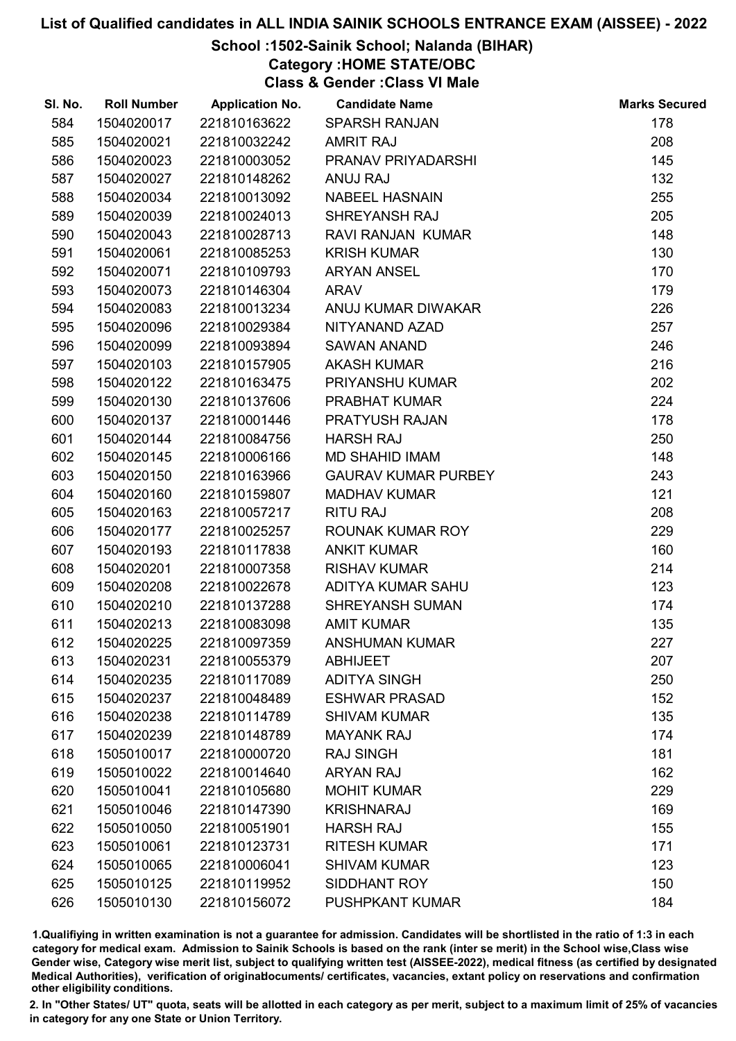# List of Qualified candidates in ALL INDIA SAINIK SCHOOLS ENTRANCE EXAM (AISSEE) - 2022

## School :1502-Sainik School; Nalanda (BIHAR)

### Category :HOME STATE/OBC

### Class & Gender :Class VI Male

| Sl. No. | Roll Number | Application No. | Candidate Name | Marks Secured |
|---|---|---|---|---|
| 584 | 1504020017 | 221810163622 | SPARSH RANJAN | 178 |
| 585 | 1504020021 | 221810032242 | AMRIT RAJ | 208 |
| 586 | 1504020023 | 221810003052 | PRANAV PRIYADARSHI | 145 |
| 587 | 1504020027 | 221810148262 | ANUJ RAJ | 132 |
| 588 | 1504020034 | 221810013092 | NABEEL HASNAIN | 255 |
| 589 | 1504020039 | 221810024013 | SHREYANSH RAJ | 205 |
| 590 | 1504020043 | 221810028713 | RAVI RANJAN KUMAR | 148 |
| 591 | 1504020061 | 221810085253 | KRISH KUMAR | 130 |
| 592 | 1504020071 | 221810109793 | ARYAN ANSEL | 170 |
| 593 | 1504020073 | 221810146304 | ARAV | 179 |
| 594 | 1504020083 | 221810013234 | ANUJ KUMAR DIWAKAR | 226 |
| 595 | 1504020096 | 221810029384 | NITYANAND AZAD | 257 |
| 596 | 1504020099 | 221810093894 | SAWAN ANAND | 246 |
| 597 | 1504020103 | 221810157905 | AKASH KUMAR | 216 |
| 598 | 1504020122 | 221810163475 | PRIYANSHU KUMAR | 202 |
| 599 | 1504020130 | 221810137606 | PRABHAT KUMAR | 224 |
| 600 | 1504020137 | 221810001446 | PRATYUSH RAJAN | 178 |
| 601 | 1504020144 | 221810084756 | HARSH RAJ | 250 |
| 602 | 1504020145 | 221810006166 | MD SHAHID IMAM | 148 |
| 603 | 1504020150 | 221810163966 | GAURAV KUMAR PURBEY | 243 |
| 604 | 1504020160 | 221810159807 | MADHAV KUMAR | 121 |
| 605 | 1504020163 | 221810057217 | RITU RAJ | 208 |
| 606 | 1504020177 | 221810025257 | ROUNAK KUMAR ROY | 229 |
| 607 | 1504020193 | 221810117838 | ANKIT KUMAR | 160 |
| 608 | 1504020201 | 221810007358 | RISHAV KUMAR | 214 |
| 609 | 1504020208 | 221810022678 | ADITYA KUMAR SAHU | 123 |
| 610 | 1504020210 | 221810137288 | SHREYANSH SUMAN | 174 |
| 611 | 1504020213 | 221810083098 | AMIT KUMAR | 135 |
| 612 | 1504020225 | 221810097359 | ANSHUMAN KUMAR | 227 |
| 613 | 1504020231 | 221810055379 | ABHIJEET | 207 |
| 614 | 1504020235 | 221810117089 | ADITYA SINGH | 250 |
| 615 | 1504020237 | 221810048489 | ESHWAR PRASAD | 152 |
| 616 | 1504020238 | 221810114789 | SHIVAM KUMAR | 135 |
| 617 | 1504020239 | 221810148789 | MAYANK RAJ | 174 |
| 618 | 1505010017 | 221810000720 | RAJ SINGH | 181 |
| 619 | 1505010022 | 221810014640 | ARYAN RAJ | 162 |
| 620 | 1505010041 | 221810105680 | MOHIT KUMAR | 229 |
| 621 | 1505010046 | 221810147390 | KRISHNARAJ | 169 |
| 622 | 1505010050 | 221810051901 | HARSH RAJ | 155 |
| 623 | 1505010061 | 221810123731 | RITESH KUMAR | 171 |
| 624 | 1505010065 | 221810006041 | SHIVAM KUMAR | 123 |
| 625 | 1505010125 | 221810119952 | SIDDHANT ROY | 150 |
| 626 | 1505010130 | 221810156072 | PUSHPKANT KUMAR | 184 |

1.Qualifiying in written examination is not a guarantee for admission. Candidates will be shortlisted in the ratio of 1:3 in each category for medical exam. Admission to Sainik Schools is based on the rank (inter se merit) in the School wise,Class wise Gender wise, Category wise merit list, subject to qualifying written test (AISSEE-2022), medical fitness (as certified by designated Medical Authorities), verification of originaldocuments/ certificates, vacancies, extant policy on reservations and confirmation other eligibility conditions.

2. In "Other States/ UT" quota, seats will be allotted in each category as per merit, subject to a maximum limit of 25% of vacancies in category for any one State or Union Territory.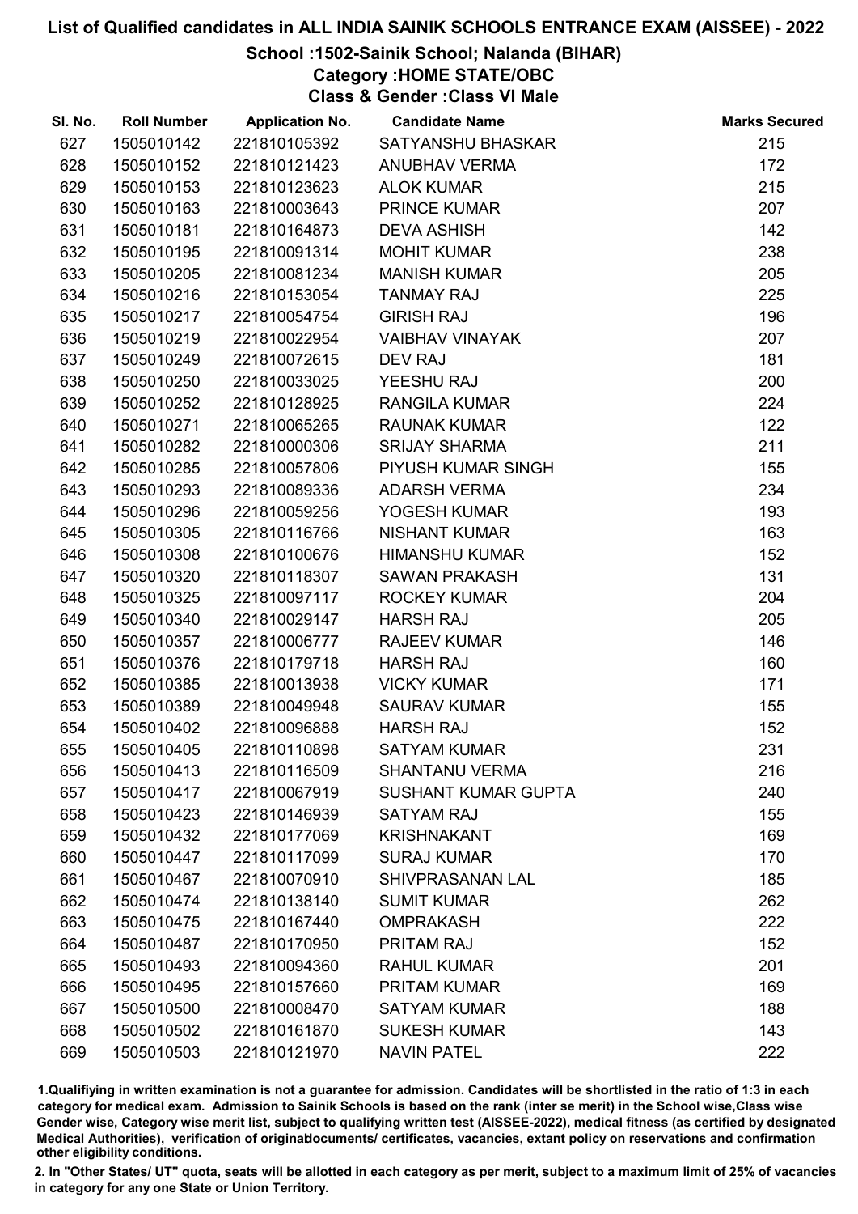# List of Qualified candidates in ALL INDIA SAINIK SCHOOLS ENTRANCE EXAM (AISSEE) - 2022

## School :1502-Sainik School; Nalanda (BIHAR)

### Category :HOME STATE/OBC

### Class & Gender :Class VI Male

| Sl. No. | Roll Number | Application No. | Candidate Name | Marks Secured |
|---|---|---|---|---|
| 627 | 1505010142 | 221810105392 | SATYANSHU BHASKAR | 215 |
| 628 | 1505010152 | 221810121423 | ANUBHAV VERMA | 172 |
| 629 | 1505010153 | 221810123623 | ALOK KUMAR | 215 |
| 630 | 1505010163 | 221810003643 | PRINCE KUMAR | 207 |
| 631 | 1505010181 | 221810164873 | DEVA ASHISH | 142 |
| 632 | 1505010195 | 221810091314 | MOHIT KUMAR | 238 |
| 633 | 1505010205 | 221810081234 | MANISH KUMAR | 205 |
| 634 | 1505010216 | 221810153054 | TANMAY RAJ | 225 |
| 635 | 1505010217 | 221810054754 | GIRISH RAJ | 196 |
| 636 | 1505010219 | 221810022954 | VAIBHAV VINAYAK | 207 |
| 637 | 1505010249 | 221810072615 | DEV RAJ | 181 |
| 638 | 1505010250 | 221810033025 | YEESHU RAJ | 200 |
| 639 | 1505010252 | 221810128925 | RANGILA KUMAR | 224 |
| 640 | 1505010271 | 221810065265 | RAUNAK KUMAR | 122 |
| 641 | 1505010282 | 221810000306 | SRIJAY SHARMA | 211 |
| 642 | 1505010285 | 221810057806 | PIYUSH KUMAR SINGH | 155 |
| 643 | 1505010293 | 221810089336 | ADARSH VERMA | 234 |
| 644 | 1505010296 | 221810059256 | YOGESH KUMAR | 193 |
| 645 | 1505010305 | 221810116766 | NISHANT KUMAR | 163 |
| 646 | 1505010308 | 221810100676 | HIMANSHU KUMAR | 152 |
| 647 | 1505010320 | 221810118307 | SAWAN PRAKASH | 131 |
| 648 | 1505010325 | 221810097117 | ROCKEY KUMAR | 204 |
| 649 | 1505010340 | 221810029147 | HARSH RAJ | 205 |
| 650 | 1505010357 | 221810006777 | RAJEEV KUMAR | 146 |
| 651 | 1505010376 | 221810179718 | HARSH RAJ | 160 |
| 652 | 1505010385 | 221810013938 | VICKY KUMAR | 171 |
| 653 | 1505010389 | 221810049948 | SAURAV KUMAR | 155 |
| 654 | 1505010402 | 221810096888 | HARSH RAJ | 152 |
| 655 | 1505010405 | 221810110898 | SATYAM KUMAR | 231 |
| 656 | 1505010413 | 221810116509 | SHANTANU VERMA | 216 |
| 657 | 1505010417 | 221810067919 | SUSHANT KUMAR GUPTA | 240 |
| 658 | 1505010423 | 221810146939 | SATYAM RAJ | 155 |
| 659 | 1505010432 | 221810177069 | KRISHNAKANT | 169 |
| 660 | 1505010447 | 221810117099 | SURAJ KUMAR | 170 |
| 661 | 1505010467 | 221810070910 | SHIVPRASANAN LAL | 185 |
| 662 | 1505010474 | 221810138140 | SUMIT KUMAR | 262 |
| 663 | 1505010475 | 221810167440 | OMPRAKASH | 222 |
| 664 | 1505010487 | 221810170950 | PRITAM RAJ | 152 |
| 665 | 1505010493 | 221810094360 | RAHUL KUMAR | 201 |
| 666 | 1505010495 | 221810157660 | PRITAM KUMAR | 169 |
| 667 | 1505010500 | 221810008470 | SATYAM KUMAR | 188 |
| 668 | 1505010502 | 221810161870 | SUKESH KUMAR | 143 |
| 669 | 1505010503 | 221810121970 | NAVIN PATEL | 222 |

1.Qualifying in written examination is not a guarantee for admission. Candidates will be shortlisted in the ratio of 1:3 in each category for medical exam. Admission to Sainik Schools is based on the rank (inter se merit) in the School wise,Class wise Gender wise, Category wise merit list, subject to qualifying written test (AISSEE-2022), medical fitness (as certified by designated Medical Authorities), verification of originaldocuments/ certificates, vacancies, extant policy on reservations and confirmation other eligibility conditions.

2. In "Other States/ UT" quota, seats will be allotted in each category as per merit, subject to a maximum limit of 25% of vacancies in category for any one State or Union Territory.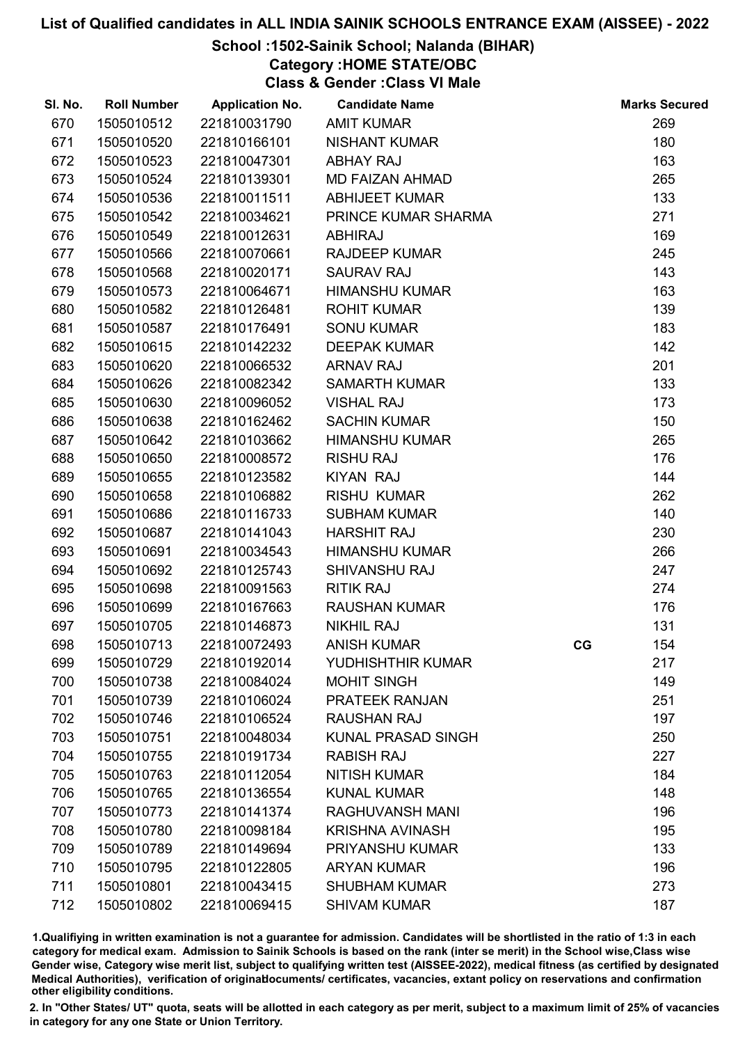# List of Qualified candidates in ALL INDIA SAINIK SCHOOLS ENTRANCE EXAM (AISSEE) - 2022

## School :1502-Sainik School; Nalanda (BIHAR)

### Category :HOME STATE/OBC

### Class & Gender :Class VI Male

| Sl. No. | Roll Number | Application No. | Candidate Name | | Marks Secured |
|---|---|---|---|---|---|
| 670 | 1505010512 | 221810031790 | AMIT KUMAR | | 269 |
| 671 | 1505010520 | 221810166101 | NISHANT KUMAR | | 180 |
| 672 | 1505010523 | 221810047301 | ABHAY RAJ | | 163 |
| 673 | 1505010524 | 221810139301 | MD FAIZAN AHMAD | | 265 |
| 674 | 1505010536 | 221810011511 | ABHIJEET KUMAR | | 133 |
| 675 | 1505010542 | 221810034621 | PRINCE KUMAR SHARMA | | 271 |
| 676 | 1505010549 | 221810012631 | ABHIRAJ | | 169 |
| 677 | 1505010566 | 221810070661 | RAJDEEP KUMAR | | 245 |
| 678 | 1505010568 | 221810020171 | SAURAV RAJ | | 143 |
| 679 | 1505010573 | 221810064671 | HIMANSHU KUMAR | | 163 |
| 680 | 1505010582 | 221810126481 | ROHIT KUMAR | | 139 |
| 681 | 1505010587 | 221810176491 | SONU KUMAR | | 183 |
| 682 | 1505010615 | 221810142232 | DEEPAK KUMAR | | 142 |
| 683 | 1505010620 | 221810066532 | ARNAV RAJ | | 201 |
| 684 | 1505010626 | 221810082342 | SAMARTH KUMAR | | 133 |
| 685 | 1505010630 | 221810096052 | VISHAL RAJ | | 173 |
| 686 | 1505010638 | 221810162462 | SACHIN KUMAR | | 150 |
| 687 | 1505010642 | 221810103662 | HIMANSHU KUMAR | | 265 |
| 688 | 1505010650 | 221810008572 | RISHU RAJ | | 176 |
| 689 | 1505010655 | 221810123582 | KIYAN RAJ | | 144 |
| 690 | 1505010658 | 221810106882 | RISHU KUMAR | | 262 |
| 691 | 1505010686 | 221810116733 | SUBHAM KUMAR | | 140 |
| 692 | 1505010687 | 221810141043 | HARSHIT RAJ | | 230 |
| 693 | 1505010691 | 221810034543 | HIMANSHU KUMAR | | 266 |
| 694 | 1505010692 | 221810125743 | SHIVANSHU RAJ | | 247 |
| 695 | 1505010698 | 221810091563 | RITIK RAJ | | 274 |
| 696 | 1505010699 | 221810167663 | RAUSHAN KUMAR | | 176 |
| 697 | 1505010705 | 221810146873 | NIKHIL RAJ | | 131 |
| 698 | 1505010713 | 221810072493 | ANISH KUMAR | CG | 154 |
| 699 | 1505010729 | 221810192014 | YUDHISHTHIR KUMAR | | 217 |
| 700 | 1505010738 | 221810084024 | MOHIT SINGH | | 149 |
| 701 | 1505010739 | 221810106024 | PRATEEK RANJAN | | 251 |
| 702 | 1505010746 | 221810106524 | RAUSHAN RAJ | | 197 |
| 703 | 1505010751 | 221810048034 | KUNAL PRASAD SINGH | | 250 |
| 704 | 1505010755 | 221810191734 | RABISH RAJ | | 227 |
| 705 | 1505010763 | 221810112054 | NITISH KUMAR | | 184 |
| 706 | 1505010765 | 221810136554 | KUNAL KUMAR | | 148 |
| 707 | 1505010773 | 221810141374 | RAGHUVANSH MANI | | 196 |
| 708 | 1505010780 | 221810098184 | KRISHNA AVINASH | | 195 |
| 709 | 1505010789 | 221810149694 | PRIYANSHU KUMAR | | 133 |
| 710 | 1505010795 | 221810122805 | ARYAN KUMAR | | 196 |
| 711 | 1505010801 | 221810043415 | SHUBHAM KUMAR | | 273 |
| 712 | 1505010802 | 221810069415 | SHIVAM KUMAR | | 187 |

1.Qualifiying in written examination is not a guarantee for admission. Candidates will be shortlisted in the ratio of 1:3 in each category for medical exam. Admission to Sainik Schools is based on the rank (inter se merit) in the School wise,Class wise Gender wise, Category wise merit list, subject to qualifying written test (AISSEE-2022), medical fitness (as certified by designated Medical Authorities), verification of originaldocuments/ certificates, vacancies, extant policy on reservations and confirmation other eligibility conditions.

2. In "Other States/ UT" quota, seats will be allotted in each category as per merit, subject to a maximum limit of 25% of vacancies in category for any one State or Union Territory.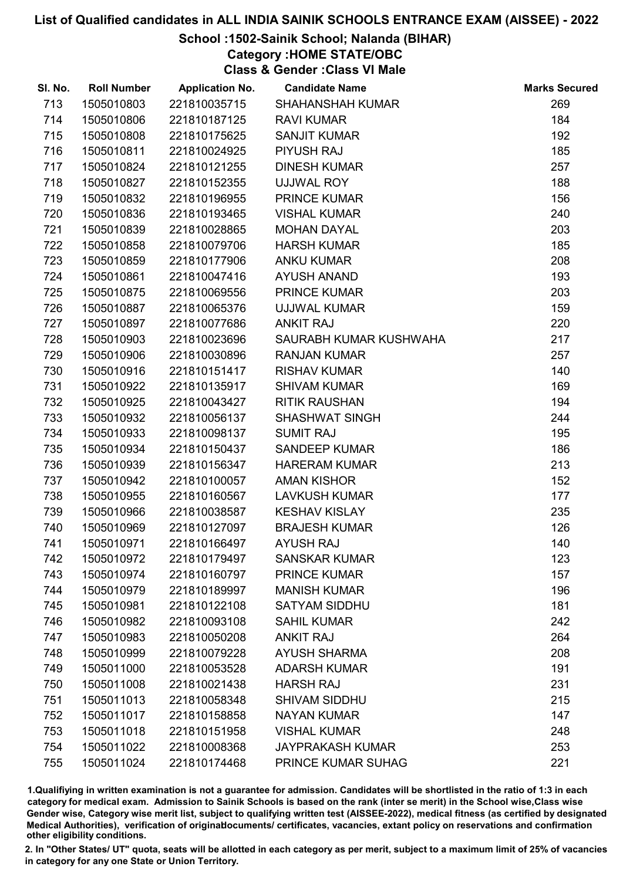# List of Qualified candidates in ALL INDIA SAINIK SCHOOLS ENTRANCE EXAM (AISSEE) - 2022

## School :1502-Sainik School; Nalanda (BIHAR)

### Category :HOME STATE/OBC

### Class & Gender :Class VI Male

| Sl. No. | Roll Number | Application No. | Candidate Name | Marks Secured |
|---|---|---|---|---|
| 713 | 1505010803 | 221810035715 | SHAHANSHAH KUMAR | 269 |
| 714 | 1505010806 | 221810187125 | RAVI KUMAR | 184 |
| 715 | 1505010808 | 221810175625 | SANJIT KUMAR | 192 |
| 716 | 1505010811 | 221810024925 | PIYUSH RAJ | 185 |
| 717 | 1505010824 | 221810121255 | DINESH KUMAR | 257 |
| 718 | 1505010827 | 221810152355 | UJJWAL ROY | 188 |
| 719 | 1505010832 | 221810196955 | PRINCE KUMAR | 156 |
| 720 | 1505010836 | 221810193465 | VISHAL KUMAR | 240 |
| 721 | 1505010839 | 221810028865 | MOHAN DAYAL | 203 |
| 722 | 1505010858 | 221810079706 | HARSH KUMAR | 185 |
| 723 | 1505010859 | 221810177906 | ANKU KUMAR | 208 |
| 724 | 1505010861 | 221810047416 | AYUSH ANAND | 193 |
| 725 | 1505010875 | 221810069556 | PRINCE KUMAR | 203 |
| 726 | 1505010887 | 221810065376 | UJJWAL KUMAR | 159 |
| 727 | 1505010897 | 221810077686 | ANKIT RAJ | 220 |
| 728 | 1505010903 | 221810023696 | SAURABH KUMAR KUSHWAHA | 217 |
| 729 | 1505010906 | 221810030896 | RANJAN KUMAR | 257 |
| 730 | 1505010916 | 221810151417 | RISHAV KUMAR | 140 |
| 731 | 1505010922 | 221810135917 | SHIVAM KUMAR | 169 |
| 732 | 1505010925 | 221810043427 | RITIK RAUSHAN | 194 |
| 733 | 1505010932 | 221810056137 | SHASHWAT SINGH | 244 |
| 734 | 1505010933 | 221810098137 | SUMIT RAJ | 195 |
| 735 | 1505010934 | 221810150437 | SANDEEP KUMAR | 186 |
| 736 | 1505010939 | 221810156347 | HARERAM KUMAR | 213 |
| 737 | 1505010942 | 221810100057 | AMAN KISHOR | 152 |
| 738 | 1505010955 | 221810160567 | LAVKUSH KUMAR | 177 |
| 739 | 1505010966 | 221810038587 | KESHAV KISLAY | 235 |
| 740 | 1505010969 | 221810127097 | BRAJESH KUMAR | 126 |
| 741 | 1505010971 | 221810166497 | AYUSH RAJ | 140 |
| 742 | 1505010972 | 221810179497 | SANSKAR KUMAR | 123 |
| 743 | 1505010974 | 221810160797 | PRINCE KUMAR | 157 |
| 744 | 1505010979 | 221810189997 | MANISH KUMAR | 196 |
| 745 | 1505010981 | 221810122108 | SATYAM SIDDHU | 181 |
| 746 | 1505010982 | 221810093108 | SAHIL KUMAR | 242 |
| 747 | 1505010983 | 221810050208 | ANKIT RAJ | 264 |
| 748 | 1505010999 | 221810079228 | AYUSH SHARMA | 208 |
| 749 | 1505011000 | 221810053528 | ADARSH KUMAR | 191 |
| 750 | 1505011008 | 221810021438 | HARSH RAJ | 231 |
| 751 | 1505011013 | 221810058348 | SHIVAM SIDDHU | 215 |
| 752 | 1505011017 | 221810158858 | NAYAN KUMAR | 147 |
| 753 | 1505011018 | 221810151958 | VISHAL KUMAR | 248 |
| 754 | 1505011022 | 221810008368 | JAYPRAKASH KUMAR | 253 |
| 755 | 1505011024 | 221810174468 | PRINCE KUMAR SUHAG | 221 |

1.Qualifying in written examination is not a guarantee for admission. Candidates will be shortlisted in the ratio of 1:3 in each category for medical exam. Admission to Sainik Schools is based on the rank (inter se merit) in the School wise,Class wise Gender wise, Category wise merit list, subject to qualifying written test (AISSEE-2022), medical fitness (as certified by designated Medical Authorities), verification of originaldocuments/ certificates, vacancies, extant policy on reservations and confirmation other eligibility conditions.

2. In "Other States/ UT" quota, seats will be allotted in each category as per merit, subject to a maximum limit of 25% of vacancies in category for any one State or Union Territory.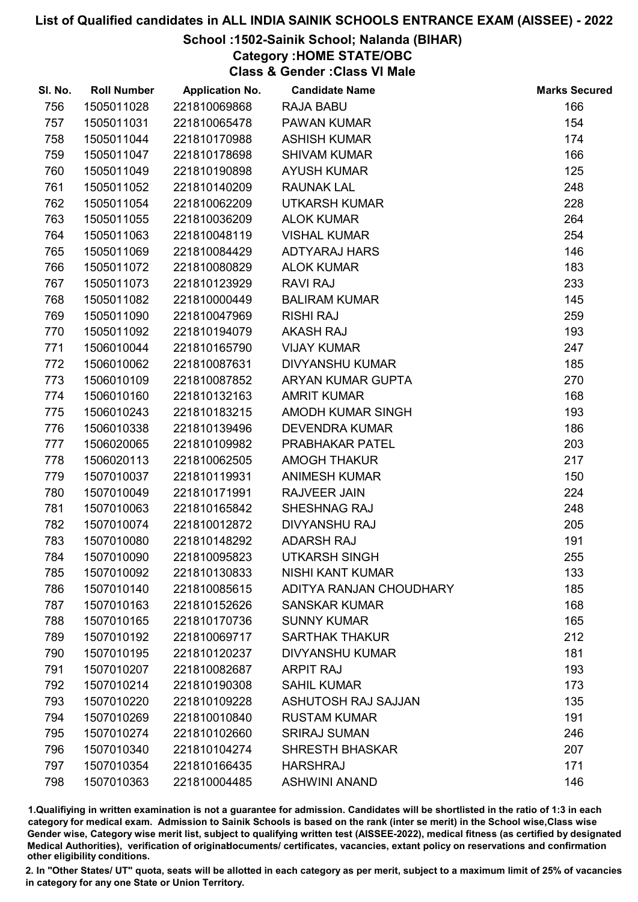# List of Qualified candidates in ALL INDIA SAINIK SCHOOLS ENTRANCE EXAM (AISSEE) - 2022

## School :1502-Sainik School; Nalanda (BIHAR)

### Category :HOME STATE/OBC

### Class & Gender :Class VI Male

| Sl. No. | Roll Number | Application No. | Candidate Name | Marks Secured |
|---|---|---|---|---|
| 756 | 1505011028 | 221810069868 | RAJA BABU | 166 |
| 757 | 1505011031 | 221810065478 | PAWAN KUMAR | 154 |
| 758 | 1505011044 | 221810170988 | ASHISH KUMAR | 174 |
| 759 | 1505011047 | 221810178698 | SHIVAM KUMAR | 166 |
| 760 | 1505011049 | 221810190898 | AYUSH KUMAR | 125 |
| 761 | 1505011052 | 221810140209 | RAUNAK LAL | 248 |
| 762 | 1505011054 | 221810062209 | UTKARSH KUMAR | 228 |
| 763 | 1505011055 | 221810036209 | ALOK KUMAR | 264 |
| 764 | 1505011063 | 221810048119 | VISHAL KUMAR | 254 |
| 765 | 1505011069 | 221810084429 | ADTYARAJ HARS | 146 |
| 766 | 1505011072 | 221810080829 | ALOK KUMAR | 183 |
| 767 | 1505011073 | 221810123929 | RAVI RAJ | 233 |
| 768 | 1505011082 | 221810000449 | BALIRAM KUMAR | 145 |
| 769 | 1505011090 | 221810047969 | RISHI RAJ | 259 |
| 770 | 1505011092 | 221810194079 | AKASH RAJ | 193 |
| 771 | 1506010044 | 221810165790 | VIJAY KUMAR | 247 |
| 772 | 1506010062 | 221810087631 | DIVYANSHU KUMAR | 185 |
| 773 | 1506010109 | 221810087852 | ARYAN KUMAR GUPTA | 270 |
| 774 | 1506010160 | 221810132163 | AMRIT KUMAR | 168 |
| 775 | 1506010243 | 221810183215 | AMODH KUMAR SINGH | 193 |
| 776 | 1506010338 | 221810139496 | DEVENDRA KUMAR | 186 |
| 777 | 1506020065 | 221810109982 | PRABHAKAR PATEL | 203 |
| 778 | 1506020113 | 221810062505 | AMOGH THAKUR | 217 |
| 779 | 1507010037 | 221810119931 | ANIMESH KUMAR | 150 |
| 780 | 1507010049 | 221810171991 | RAJVEER JAIN | 224 |
| 781 | 1507010063 | 221810165842 | SHESHNAG RAJ | 248 |
| 782 | 1507010074 | 221810012872 | DIVYANSHU RAJ | 205 |
| 783 | 1507010080 | 221810148292 | ADARSH RAJ | 191 |
| 784 | 1507010090 | 221810095823 | UTKARSH SINGH | 255 |
| 785 | 1507010092 | 221810130833 | NISHI KANT KUMAR | 133 |
| 786 | 1507010140 | 221810085615 | ADITYA RANJAN CHOUDHARY | 185 |
| 787 | 1507010163 | 221810152626 | SANSKAR KUMAR | 168 |
| 788 | 1507010165 | 221810170736 | SUNNY KUMAR | 165 |
| 789 | 1507010192 | 221810069717 | SARTHAK THAKUR | 212 |
| 790 | 1507010195 | 221810120237 | DIVYANSHU KUMAR | 181 |
| 791 | 1507010207 | 221810082687 | ARPIT RAJ | 193 |
| 792 | 1507010214 | 221810190308 | SAHIL KUMAR | 173 |
| 793 | 1507010220 | 221810109228 | ASHUTOSH RAJ SAJJAN | 135 |
| 794 | 1507010269 | 221810010840 | RUSTAM KUMAR | 191 |
| 795 | 1507010274 | 221810102660 | SRIRAJ SUMAN | 246 |
| 796 | 1507010340 | 221810104274 | SHRESTH BHASKAR | 207 |
| 797 | 1507010354 | 221810166435 | HARSHRAJ | 171 |
| 798 | 1507010363 | 221810004485 | ASHWINI ANAND | 146 |

1.Qualifiying in written examination is not a guarantee for admission. Candidates will be shortlisted in the ratio of 1:3 in each category for medical exam. Admission to Sainik Schools is based on the rank (inter se merit) in the School wise,Class wise Gender wise, Category wise merit list, subject to qualifying written test (AISSEE-2022), medical fitness (as certified by designated Medical Authorities), verification of originaldocuments/ certificates, vacancies, extant policy on reservations and confirmation other eligibility conditions.

2. In "Other States/ UT" quota, seats will be allotted in each category as per merit, subject to a maximum limit of 25% of vacancies in category for any one State or Union Territory.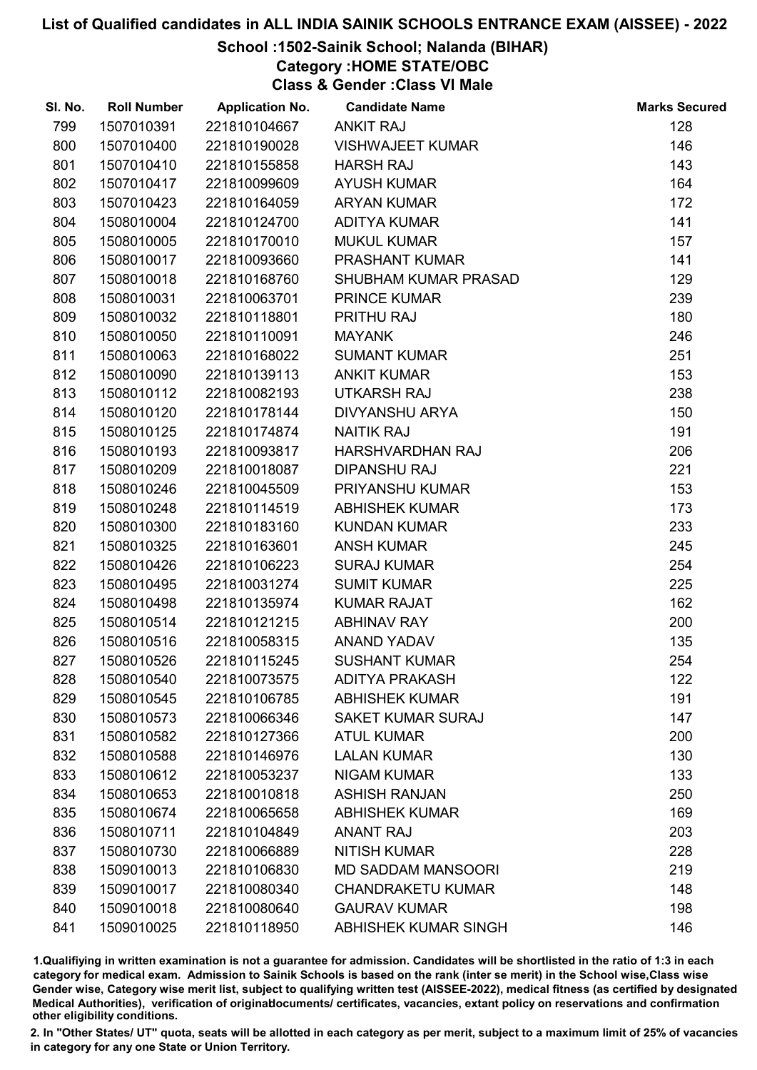# List of Qualified candidates in ALL INDIA SAINIK SCHOOLS ENTRANCE EXAM (AISSEE) - 2022

## School :1502-Sainik School; Nalanda (BIHAR)

### Category :HOME STATE/OBC

### Class & Gender :Class VI Male

| Sl. No. | Roll Number | Application No. | Candidate Name | Marks Secured |
|---|---|---|---|---|
| 799 | 1507010391 | 221810104667 | ANKIT RAJ | 128 |
| 800 | 1507010400 | 221810190028 | VISHWAJEET KUMAR | 146 |
| 801 | 1507010410 | 221810155858 | HARSH RAJ | 143 |
| 802 | 1507010417 | 221810099609 | AYUSH KUMAR | 164 |
| 803 | 1507010423 | 221810164059 | ARYAN KUMAR | 172 |
| 804 | 1508010004 | 221810124700 | ADITYA KUMAR | 141 |
| 805 | 1508010005 | 221810170010 | MUKUL KUMAR | 157 |
| 806 | 1508010017 | 221810093660 | PRASHANT KUMAR | 141 |
| 807 | 1508010018 | 221810168760 | SHUBHAM KUMAR PRASAD | 129 |
| 808 | 1508010031 | 221810063701 | PRINCE KUMAR | 239 |
| 809 | 1508010032 | 221810118801 | PRITHU RAJ | 180 |
| 810 | 1508010050 | 221810110091 | MAYANK | 246 |
| 811 | 1508010063 | 221810168022 | SUMANT KUMAR | 251 |
| 812 | 1508010090 | 221810139113 | ANKIT KUMAR | 153 |
| 813 | 1508010112 | 221810082193 | UTKARSH RAJ | 238 |
| 814 | 1508010120 | 221810178144 | DIVYANSHU ARYA | 150 |
| 815 | 1508010125 | 221810174874 | NAITIK RAJ | 191 |
| 816 | 1508010193 | 221810093817 | HARSHVARDHAN RAJ | 206 |
| 817 | 1508010209 | 221810018087 | DIPANSHU RAJ | 221 |
| 818 | 1508010246 | 221810045509 | PRIYANSHU KUMAR | 153 |
| 819 | 1508010248 | 221810114519 | ABHISHEK KUMAR | 173 |
| 820 | 1508010300 | 221810183160 | KUNDAN KUMAR | 233 |
| 821 | 1508010325 | 221810163601 | ANSH KUMAR | 245 |
| 822 | 1508010426 | 221810106223 | SURAJ KUMAR | 254 |
| 823 | 1508010495 | 221810031274 | SUMIT KUMAR | 225 |
| 824 | 1508010498 | 221810135974 | KUMAR RAJAT | 162 |
| 825 | 1508010514 | 221810121215 | ABHINAV RAY | 200 |
| 826 | 1508010516 | 221810058315 | ANAND YADAV | 135 |
| 827 | 1508010526 | 221810115245 | SUSHANT KUMAR | 254 |
| 828 | 1508010540 | 221810073575 | ADITYA PRAKASH | 122 |
| 829 | 1508010545 | 221810106785 | ABHISHEK KUMAR | 191 |
| 830 | 1508010573 | 221810066346 | SAKET KUMAR SURAJ | 147 |
| 831 | 1508010582 | 221810127366 | ATUL KUMAR | 200 |
| 832 | 1508010588 | 221810146976 | LALAN KUMAR | 130 |
| 833 | 1508010612 | 221810053237 | NIGAM KUMAR | 133 |
| 834 | 1508010653 | 221810010818 | ASHISH RANJAN | 250 |
| 835 | 1508010674 | 221810065658 | ABHISHEK KUMAR | 169 |
| 836 | 1508010711 | 221810104849 | ANANT RAJ | 203 |
| 837 | 1508010730 | 221810066889 | NITISH KUMAR | 228 |
| 838 | 1509010013 | 221810106830 | MD SADDAM MANSOORI | 219 |
| 839 | 1509010017 | 221810080340 | CHANDRAKETU KUMAR | 148 |
| 840 | 1509010018 | 221810080640 | GAURAV KUMAR | 198 |
| 841 | 1509010025 | 221810118950 | ABHISHEK KUMAR SINGH | 146 |

1.Qualifying in written examination is not a guarantee for admission. Candidates will be shortlisted in the ratio of 1:3 in each category for medical exam. Admission to Sainik Schools is based on the rank (inter se merit) in the School wise,Class wise Gender wise, Category wise merit list, subject to qualifying written test (AISSEE-2022), medical fitness (as certified by designated Medical Authorities), verification of originaldocuments/ certificates, vacancies, extant policy on reservations and confirmation other eligibility conditions.

2. In "Other States/ UT" quota, seats will be allotted in each category as per merit, subject to a maximum limit of 25% of vacancies in category for any one State or Union Territory.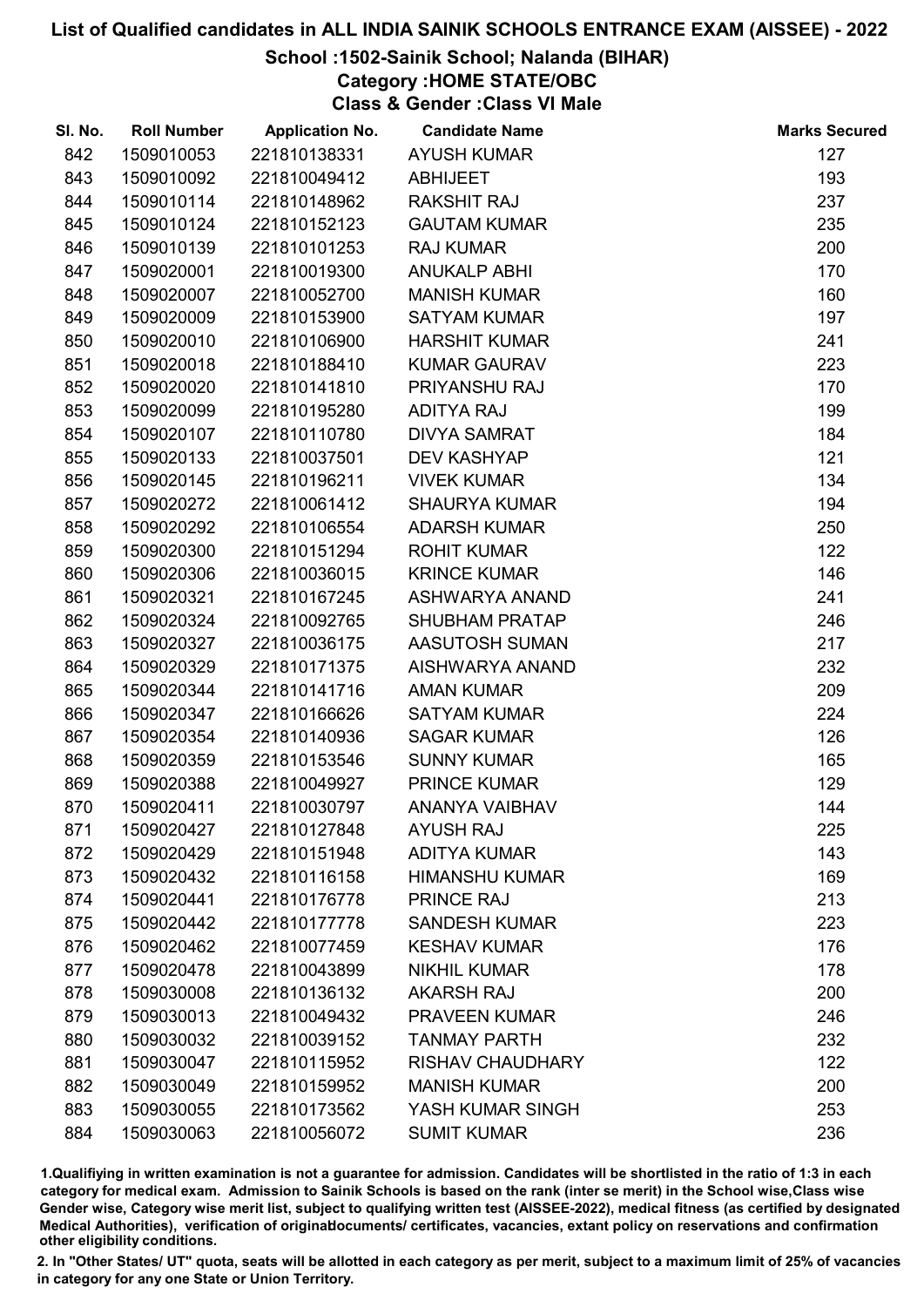# List of Qualified candidates in ALL INDIA SAINIK SCHOOLS ENTRANCE EXAM (AISSEE) - 2022

## School :1502-Sainik School; Nalanda (BIHAR)

### Category :HOME STATE/OBC

### Class & Gender :Class VI Male

| Sl. No. | Roll Number | Application No. | Candidate Name | Marks Secured |
|---|---|---|---|---|
| 842 | 1509010053 | 221810138331 | AYUSH KUMAR | 127 |
| 843 | 1509010092 | 221810049412 | ABHIJEET | 193 |
| 844 | 1509010114 | 221810148962 | RAKSHIT RAJ | 237 |
| 845 | 1509010124 | 221810152123 | GAUTAM KUMAR | 235 |
| 846 | 1509010139 | 221810101253 | RAJ KUMAR | 200 |
| 847 | 1509020001 | 221810019300 | ANUKALP ABHI | 170 |
| 848 | 1509020007 | 221810052700 | MANISH KUMAR | 160 |
| 849 | 1509020009 | 221810153900 | SATYAM KUMAR | 197 |
| 850 | 1509020010 | 221810106900 | HARSHIT KUMAR | 241 |
| 851 | 1509020018 | 221810188410 | KUMAR GAURAV | 223 |
| 852 | 1509020020 | 221810141810 | PRIYANSHU RAJ | 170 |
| 853 | 1509020099 | 221810195280 | ADITYA RAJ | 199 |
| 854 | 1509020107 | 221810110780 | DIVYA SAMRAT | 184 |
| 855 | 1509020133 | 221810037501 | DEV KASHYAP | 121 |
| 856 | 1509020145 | 221810196211 | VIVEK KUMAR | 134 |
| 857 | 1509020272 | 221810061412 | SHAURYA KUMAR | 194 |
| 858 | 1509020292 | 221810106554 | ADARSH KUMAR | 250 |
| 859 | 1509020300 | 221810151294 | ROHIT KUMAR | 122 |
| 860 | 1509020306 | 221810036015 | KRINCE KUMAR | 146 |
| 861 | 1509020321 | 221810167245 | ASHWARYA ANAND | 241 |
| 862 | 1509020324 | 221810092765 | SHUBHAM PRATAP | 246 |
| 863 | 1509020327 | 221810036175 | AASUTOSH SUMAN | 217 |
| 864 | 1509020329 | 221810171375 | AISHWARYA ANAND | 232 |
| 865 | 1509020344 | 221810141716 | AMAN KUMAR | 209 |
| 866 | 1509020347 | 221810166626 | SATYAM KUMAR | 224 |
| 867 | 1509020354 | 221810140936 | SAGAR KUMAR | 126 |
| 868 | 1509020359 | 221810153546 | SUNNY KUMAR | 165 |
| 869 | 1509020388 | 221810049927 | PRINCE KUMAR | 129 |
| 870 | 1509020411 | 221810030797 | ANANYA VAIBHAV | 144 |
| 871 | 1509020427 | 221810127848 | AYUSH RAJ | 225 |
| 872 | 1509020429 | 221810151948 | ADITYA KUMAR | 143 |
| 873 | 1509020432 | 221810116158 | HIMANSHU KUMAR | 169 |
| 874 | 1509020441 | 221810176778 | PRINCE RAJ | 213 |
| 875 | 1509020442 | 221810177778 | SANDESH KUMAR | 223 |
| 876 | 1509020462 | 221810077459 | KESHAV KUMAR | 176 |
| 877 | 1509020478 | 221810043899 | NIKHIL KUMAR | 178 |
| 878 | 1509030008 | 221810136132 | AKARSH RAJ | 200 |
| 879 | 1509030013 | 221810049432 | PRAVEEN KUMAR | 246 |
| 880 | 1509030032 | 221810039152 | TANMAY PARTH | 232 |
| 881 | 1509030047 | 221810115952 | RISHAV CHAUDHARY | 122 |
| 882 | 1509030049 | 221810159952 | MANISH KUMAR | 200 |
| 883 | 1509030055 | 221810173562 | YASH KUMAR SINGH | 253 |
| 884 | 1509030063 | 221810056072 | SUMIT KUMAR | 236 |

1.Qualifying in written examination is not a guarantee for admission. Candidates will be shortlisted in the ratio of 1:3 in each category for medical exam. Admission to Sainik Schools is based on the rank (inter se merit) in the School wise,Class wise Gender wise, Category wise merit list, subject to qualifying written test (AISSEE-2022), medical fitness (as certified by designated Medical Authorities), verification of originaldocuments/ certificates, vacancies, extant policy on reservations and confirmation other eligibility conditions.

2. In "Other States/ UT" quota, seats will be allotted in each category as per merit, subject to a maximum limit of 25% of vacancies in category for any one State or Union Territory.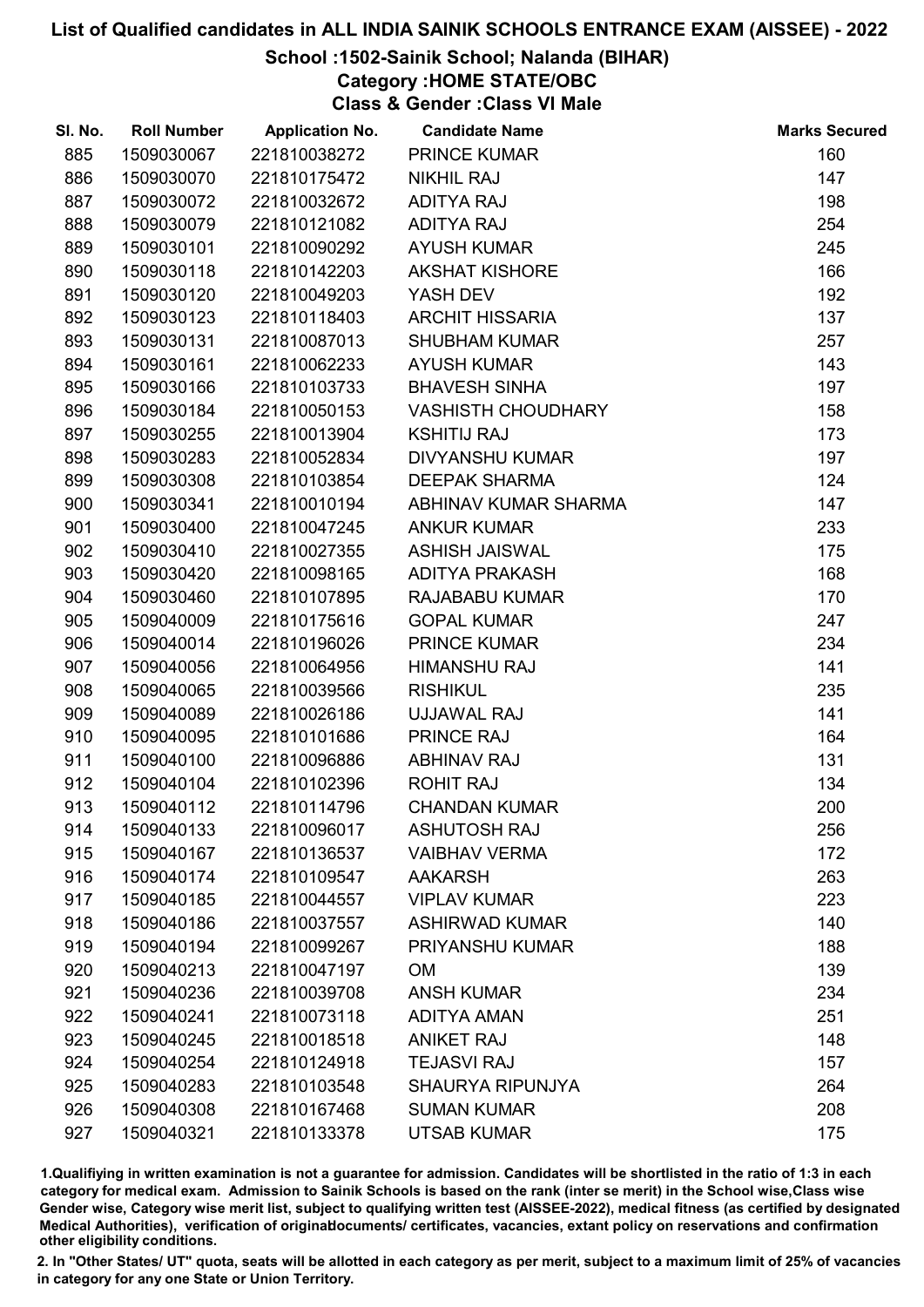# List of Qualified candidates in ALL INDIA SAINIK SCHOOLS ENTRANCE EXAM (AISSEE) - 2022

## School :1502-Sainik School; Nalanda (BIHAR)

### Category :HOME STATE/OBC

### Class & Gender :Class VI Male

| Sl. No. | Roll Number | Application No. | Candidate Name | Marks Secured |
|---|---|---|---|---|
| 885 | 1509030067 | 221810038272 | PRINCE KUMAR | 160 |
| 886 | 1509030070 | 221810175472 | NIKHIL RAJ | 147 |
| 887 | 1509030072 | 221810032672 | ADITYA RAJ | 198 |
| 888 | 1509030079 | 221810121082 | ADITYA RAJ | 254 |
| 889 | 1509030101 | 221810090292 | AYUSH KUMAR | 245 |
| 890 | 1509030118 | 221810142203 | AKSHAT KISHORE | 166 |
| 891 | 1509030120 | 221810049203 | YASH DEV | 192 |
| 892 | 1509030123 | 221810118403 | ARCHIT HISSARIA | 137 |
| 893 | 1509030131 | 221810087013 | SHUBHAM KUMAR | 257 |
| 894 | 1509030161 | 221810062233 | AYUSH KUMAR | 143 |
| 895 | 1509030166 | 221810103733 | BHAVESH SINHA | 197 |
| 896 | 1509030184 | 221810050153 | VASHISTH CHOUDHARY | 158 |
| 897 | 1509030255 | 221810013904 | KSHITIJ RAJ | 173 |
| 898 | 1509030283 | 221810052834 | DIVYANSHU KUMAR | 197 |
| 899 | 1509030308 | 221810103854 | DEEPAK SHARMA | 124 |
| 900 | 1509030341 | 221810010194 | ABHINAV KUMAR SHARMA | 147 |
| 901 | 1509030400 | 221810047245 | ANKUR KUMAR | 233 |
| 902 | 1509030410 | 221810027355 | ASHISH JAISWAL | 175 |
| 903 | 1509030420 | 221810098165 | ADITYA PRAKASH | 168 |
| 904 | 1509030460 | 221810107895 | RAJABABU KUMAR | 170 |
| 905 | 1509040009 | 221810175616 | GOPAL KUMAR | 247 |
| 906 | 1509040014 | 221810196026 | PRINCE KUMAR | 234 |
| 907 | 1509040056 | 221810064956 | HIMANSHU RAJ | 141 |
| 908 | 1509040065 | 221810039566 | RISHIKUL | 235 |
| 909 | 1509040089 | 221810026186 | UJJAWAL RAJ | 141 |
| 910 | 1509040095 | 221810101686 | PRINCE RAJ | 164 |
| 911 | 1509040100 | 221810096886 | ABHINAV RAJ | 131 |
| 912 | 1509040104 | 221810102396 | ROHIT RAJ | 134 |
| 913 | 1509040112 | 221810114796 | CHANDAN KUMAR | 200 |
| 914 | 1509040133 | 221810096017 | ASHUTOSH RAJ | 256 |
| 915 | 1509040167 | 221810136537 | VAIBHAV VERMA | 172 |
| 916 | 1509040174 | 221810109547 | AAKARSH | 263 |
| 917 | 1509040185 | 221810044557 | VIPLAV KUMAR | 223 |
| 918 | 1509040186 | 221810037557 | ASHIRWAD KUMAR | 140 |
| 919 | 1509040194 | 221810099267 | PRIYANSHU KUMAR | 188 |
| 920 | 1509040213 | 221810047197 | OM | 139 |
| 921 | 1509040236 | 221810039708 | ANSH KUMAR | 234 |
| 922 | 1509040241 | 221810073118 | ADITYA AMAN | 251 |
| 923 | 1509040245 | 221810018518 | ANIKET RAJ | 148 |
| 924 | 1509040254 | 221810124918 | TEJASVI RAJ | 157 |
| 925 | 1509040283 | 221810103548 | SHAURYA RIPUNJYA | 264 |
| 926 | 1509040308 | 221810167468 | SUMAN KUMAR | 208 |
| 927 | 1509040321 | 221810133378 | UTSAB KUMAR | 175 |

1.Qualifying in written examination is not a guarantee for admission. Candidates will be shortlisted in the ratio of 1:3 in each category for medical exam. Admission to Sainik Schools is based on the rank (inter se merit) in the School wise,Class wise Gender wise, Category wise merit list, subject to qualifying written test (AISSEE-2022), medical fitness (as certified by designated Medical Authorities), verification of originaldocuments/ certificates, vacancies, extant policy on reservations and confirmation other eligibility conditions.

2. In "Other States/ UT" quota, seats will be allotted in each category as per merit, subject to a maximum limit of 25% of vacancies in category for any one State or Union Territory.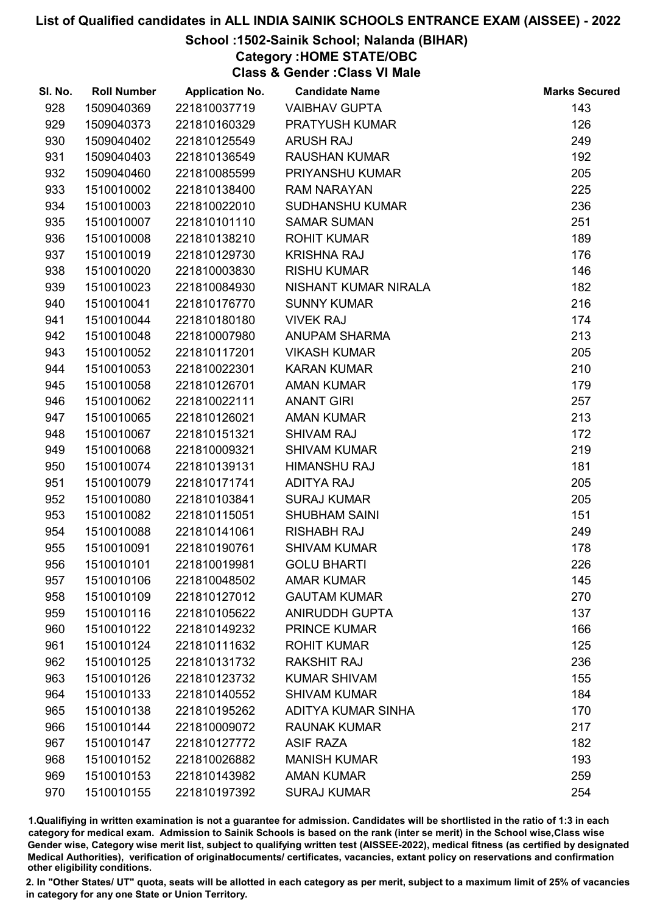# List of Qualified candidates in ALL INDIA SAINIK SCHOOLS ENTRANCE EXAM (AISSEE) - 2022

## School :1502-Sainik School; Nalanda (BIHAR)

### Category :HOME STATE/OBC

### Class & Gender :Class VI Male

| Sl. No. | Roll Number | Application No. | Candidate Name | Marks Secured |
|---|---|---|---|---|
| 928 | 1509040369 | 221810037719 | VAIBHAV GUPTA | 143 |
| 929 | 1509040373 | 221810160329 | PRATYUSH KUMAR | 126 |
| 930 | 1509040402 | 221810125549 | ARUSH RAJ | 249 |
| 931 | 1509040403 | 221810136549 | RAUSHAN KUMAR | 192 |
| 932 | 1509040460 | 221810085599 | PRIYANSHU KUMAR | 205 |
| 933 | 1510010002 | 221810138400 | RAM NARAYAN | 225 |
| 934 | 1510010003 | 221810022010 | SUDHANSHU KUMAR | 236 |
| 935 | 1510010007 | 221810101110 | SAMAR SUMAN | 251 |
| 936 | 1510010008 | 221810138210 | ROHIT KUMAR | 189 |
| 937 | 1510010019 | 221810129730 | KRISHNA RAJ | 176 |
| 938 | 1510010020 | 221810003830 | RISHU KUMAR | 146 |
| 939 | 1510010023 | 221810084930 | NISHANT KUMAR NIRALA | 182 |
| 940 | 1510010041 | 221810176770 | SUNNY KUMAR | 216 |
| 941 | 1510010044 | 221810180180 | VIVEK RAJ | 174 |
| 942 | 1510010048 | 221810007980 | ANUPAM SHARMA | 213 |
| 943 | 1510010052 | 221810117201 | VIKASH KUMAR | 205 |
| 944 | 1510010053 | 221810022301 | KARAN KUMAR | 210 |
| 945 | 1510010058 | 221810126701 | AMAN KUMAR | 179 |
| 946 | 1510010062 | 221810022111 | ANANT GIRI | 257 |
| 947 | 1510010065 | 221810126021 | AMAN KUMAR | 213 |
| 948 | 1510010067 | 221810151321 | SHIVAM RAJ | 172 |
| 949 | 1510010068 | 221810009321 | SHIVAM KUMAR | 219 |
| 950 | 1510010074 | 221810139131 | HIMANSHU RAJ | 181 |
| 951 | 1510010079 | 221810171741 | ADITYA RAJ | 205 |
| 952 | 1510010080 | 221810103841 | SURAJ KUMAR | 205 |
| 953 | 1510010082 | 221810115051 | SHUBHAM SAINI | 151 |
| 954 | 1510010088 | 221810141061 | RISHABH RAJ | 249 |
| 955 | 1510010091 | 221810190761 | SHIVAM KUMAR | 178 |
| 956 | 1510010101 | 221810019981 | GOLU BHARTI | 226 |
| 957 | 1510010106 | 221810048502 | AMAR KUMAR | 145 |
| 958 | 1510010109 | 221810127012 | GAUTAM KUMAR | 270 |
| 959 | 1510010116 | 221810105622 | ANIRUDDH GUPTA | 137 |
| 960 | 1510010122 | 221810149232 | PRINCE KUMAR | 166 |
| 961 | 1510010124 | 221810111632 | ROHIT KUMAR | 125 |
| 962 | 1510010125 | 221810131732 | RAKSHIT RAJ | 236 |
| 963 | 1510010126 | 221810123732 | KUMAR SHIVAM | 155 |
| 964 | 1510010133 | 221810140552 | SHIVAM KUMAR | 184 |
| 965 | 1510010138 | 221810195262 | ADITYA KUMAR SINHA | 170 |
| 966 | 1510010144 | 221810009072 | RAUNAK KUMAR | 217 |
| 967 | 1510010147 | 221810127772 | ASIF RAZA | 182 |
| 968 | 1510010152 | 221810026882 | MANISH KUMAR | 193 |
| 969 | 1510010153 | 221810143982 | AMAN KUMAR | 259 |
| 970 | 1510010155 | 221810197392 | SURAJ KUMAR | 254 |

1.Qualifiying in written examination is not a guarantee for admission. Candidates will be shortlisted in the ratio of 1:3 in each category for medical exam. Admission to Sainik Schools is based on the rank (inter se merit) in the School wise,Class wise Gender wise, Category wise merit list, subject to qualifying written test (AISSEE-2022), medical fitness (as certified by designated Medical Authorities), verification of originaldocuments/ certificates, vacancies, extant policy on reservations and confirmation other eligibility conditions.

2. In "Other States/ UT" quota, seats will be allotted in each category as per merit, subject to a maximum limit of 25% of vacancies in category for any one State or Union Territory.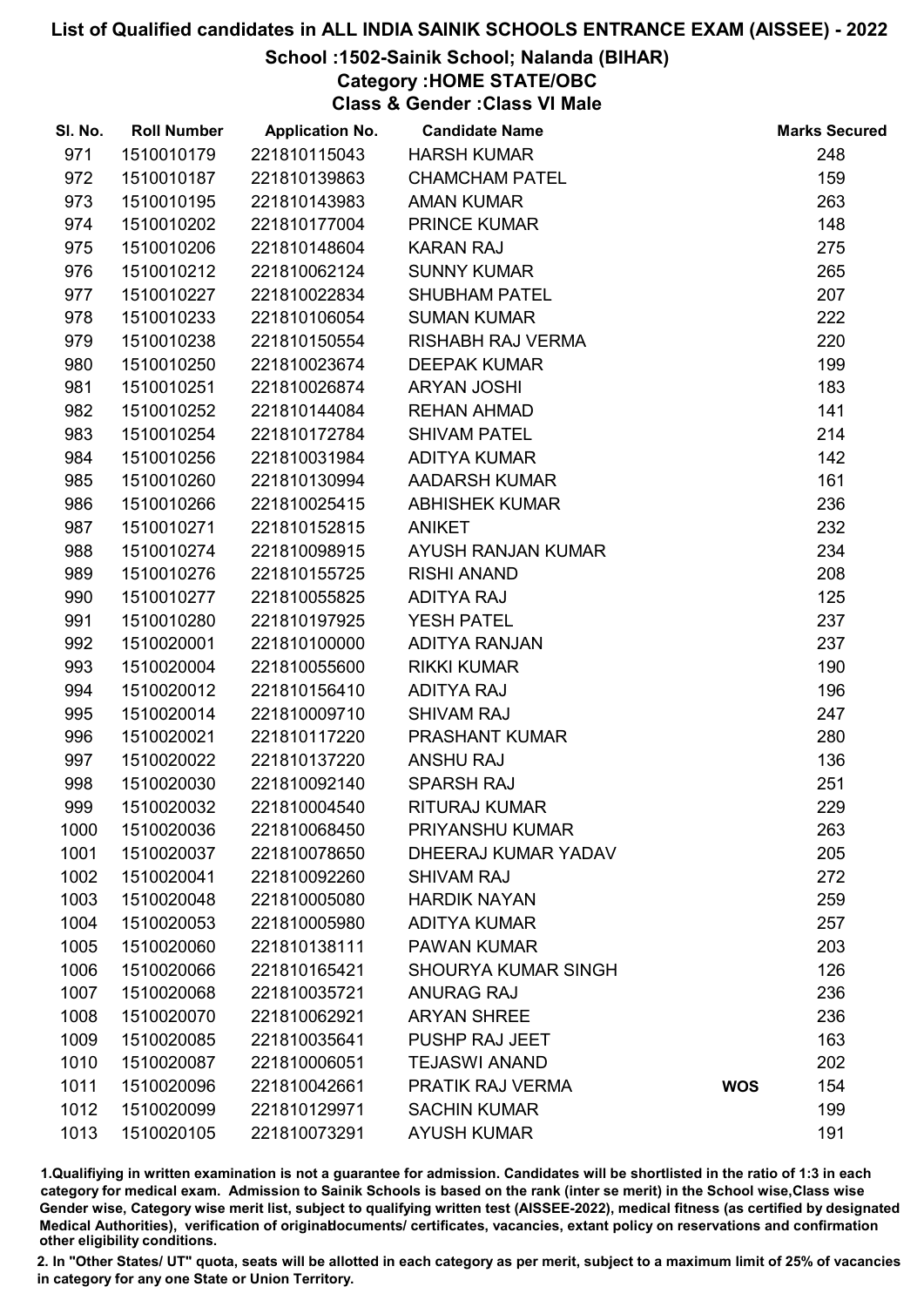# List of Qualified candidates in ALL INDIA SAINIK SCHOOLS ENTRANCE EXAM (AISSEE) - 2022

## School :1502-Sainik School; Nalanda (BIHAR)

### Category :HOME STATE/OBC

### Class & Gender :Class VI Male

| Sl. No. | Roll Number | Application No. | Candidate Name | | Marks Secured |
|---|---|---|---|---|---|
| 971 | 1510010179 | 221810115043 | HARSH KUMAR | | 248 |
| 972 | 1510010187 | 221810139863 | CHAMCHAM PATEL | | 159 |
| 973 | 1510010195 | 221810143983 | AMAN KUMAR | | 263 |
| 974 | 1510010202 | 221810177004 | PRINCE KUMAR | | 148 |
| 975 | 1510010206 | 221810148604 | KARAN RAJ | | 275 |
| 976 | 1510010212 | 221810062124 | SUNNY KUMAR | | 265 |
| 977 | 1510010227 | 221810022834 | SHUBHAM PATEL | | 207 |
| 978 | 1510010233 | 221810106054 | SUMAN KUMAR | | 222 |
| 979 | 1510010238 | 221810150554 | RISHABH RAJ VERMA | | 220 |
| 980 | 1510010250 | 221810023674 | DEEPAK KUMAR | | 199 |
| 981 | 1510010251 | 221810026874 | ARYAN JOSHI | | 183 |
| 982 | 1510010252 | 221810144084 | REHAN AHMAD | | 141 |
| 983 | 1510010254 | 221810172784 | SHIVAM PATEL | | 214 |
| 984 | 1510010256 | 221810031984 | ADITYA KUMAR | | 142 |
| 985 | 1510010260 | 221810130994 | AADARSH KUMAR | | 161 |
| 986 | 1510010266 | 221810025415 | ABHISHEK KUMAR | | 236 |
| 987 | 1510010271 | 221810152815 | ANIKET | | 232 |
| 988 | 1510010274 | 221810098915 | AYUSH RANJAN KUMAR | | 234 |
| 989 | 1510010276 | 221810155725 | RISHI ANAND | | 208 |
| 990 | 1510010277 | 221810055825 | ADITYA RAJ | | 125 |
| 991 | 1510010280 | 221810197925 | YESH PATEL | | 237 |
| 992 | 1510020001 | 221810100000 | ADITYA RANJAN | | 237 |
| 993 | 1510020004 | 221810055600 | RIKKI KUMAR | | 190 |
| 994 | 1510020012 | 221810156410 | ADITYA RAJ | | 196 |
| 995 | 1510020014 | 221810009710 | SHIVAM RAJ | | 247 |
| 996 | 1510020021 | 221810117220 | PRASHANT KUMAR | | 280 |
| 997 | 1510020022 | 221810137220 | ANSHU RAJ | | 136 |
| 998 | 1510020030 | 221810092140 | SPARSH RAJ | | 251 |
| 999 | 1510020032 | 221810004540 | RITURAJ KUMAR | | 229 |
| 1000 | 1510020036 | 221810068450 | PRIYANSHU KUMAR | | 263 |
| 1001 | 1510020037 | 221810078650 | DHEERAJ KUMAR YADAV | | 205 |
| 1002 | 1510020041 | 221810092260 | SHIVAM RAJ | | 272 |
| 1003 | 1510020048 | 221810005080 | HARDIK NAYAN | | 259 |
| 1004 | 1510020053 | 221810005980 | ADITYA KUMAR | | 257 |
| 1005 | 1510020060 | 221810138111 | PAWAN KUMAR | | 203 |
| 1006 | 1510020066 | 221810165421 | SHOURYA KUMAR SINGH | | 126 |
| 1007 | 1510020068 | 221810035721 | ANURAG RAJ | | 236 |
| 1008 | 1510020070 | 221810062921 | ARYAN SHREE | | 236 |
| 1009 | 1510020085 | 221810035641 | PUSHP RAJ JEET | | 163 |
| 1010 | 1510020087 | 221810006051 | TEJASWI ANAND | | 202 |
| 1011 | 1510020096 | 221810042661 | PRATIK RAJ VERMA | **WOS** | 154 |
| 1012 | 1510020099 | 221810129971 | SACHIN KUMAR | | 199 |
| 1013 | 1510020105 | 221810073291 | AYUSH KUMAR | | 191 |

1.Qualifiying in written examination is not a guarantee for admission. Candidates will be shortlisted in the ratio of 1:3 in each category for medical exam. Admission to Sainik Schools is based on the rank (inter se merit) in the School wise,Class wise Gender wise, Category wise merit list, subject to qualifying written test (AISSEE-2022), medical fitness (as certified by designated Medical Authorities), verification of originaldocuments/ certificates, vacancies, extant policy on reservations and confirmation other eligibility conditions.

2. In "Other States/ UT" quota, seats will be allotted in each category as per merit, subject to a maximum limit of 25% of vacancies in category for any one State or Union Territory.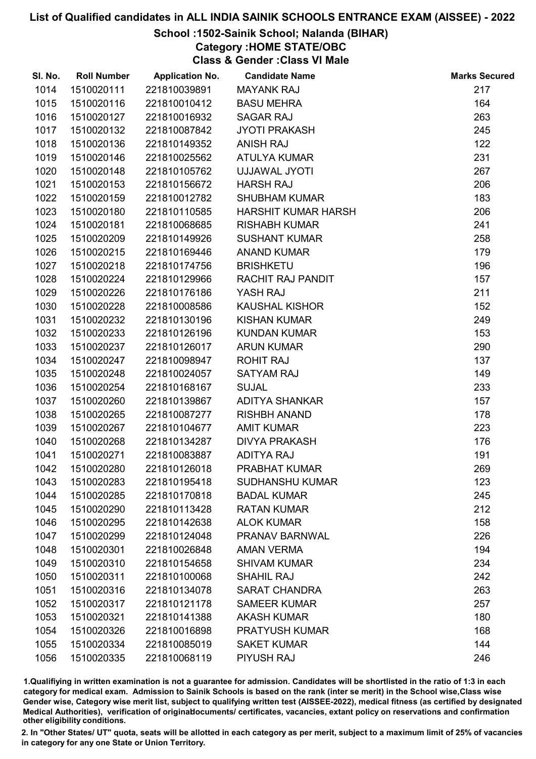# List of Qualified candidates in ALL INDIA SAINIK SCHOOLS ENTRANCE EXAM (AISSEE) - 2022

## School :1502-Sainik School; Nalanda (BIHAR)

### Category :HOME STATE/OBC

### Class & Gender :Class VI Male

| Sl. No. | Roll Number | Application No. | Candidate Name | Marks Secured |
|---|---|---|---|---|
| 1014 | 1510020111 | 221810039891 | MAYANK RAJ | 217 |
| 1015 | 1510020116 | 221810010412 | BASU MEHRA | 164 |
| 1016 | 1510020127 | 221810016932 | SAGAR RAJ | 263 |
| 1017 | 1510020132 | 221810087842 | JYOTI PRAKASH | 245 |
| 1018 | 1510020136 | 221810149352 | ANISH RAJ | 122 |
| 1019 | 1510020146 | 221810025562 | ATULYA KUMAR | 231 |
| 1020 | 1510020148 | 221810105762 | UJJAWAL JYOTI | 267 |
| 1021 | 1510020153 | 221810156672 | HARSH RAJ | 206 |
| 1022 | 1510020159 | 221810012782 | SHUBHAM KUMAR | 183 |
| 1023 | 1510020180 | 221810110585 | HARSHIT KUMAR HARSH | 206 |
| 1024 | 1510020181 | 221810068685 | RISHABH KUMAR | 241 |
| 1025 | 1510020209 | 221810149926 | SUSHANT KUMAR | 258 |
| 1026 | 1510020215 | 221810169446 | ANAND KUMAR | 179 |
| 1027 | 1510020218 | 221810174756 | BRISHKETU | 196 |
| 1028 | 1510020224 | 221810129966 | RACHIT RAJ PANDIT | 157 |
| 1029 | 1510020226 | 221810176186 | YASH RAJ | 211 |
| 1030 | 1510020228 | 221810008586 | KAUSHAL KISHOR | 152 |
| 1031 | 1510020232 | 221810130196 | KISHAN KUMAR | 249 |
| 1032 | 1510020233 | 221810126196 | KUNDAN KUMAR | 153 |
| 1033 | 1510020237 | 221810126017 | ARUN KUMAR | 290 |
| 1034 | 1510020247 | 221810098947 | ROHIT RAJ | 137 |
| 1035 | 1510020248 | 221810024057 | SATYAM RAJ | 149 |
| 1036 | 1510020254 | 221810168167 | SUJAL | 233 |
| 1037 | 1510020260 | 221810139867 | ADITYA SHANKAR | 157 |
| 1038 | 1510020265 | 221810087277 | RISHBH ANAND | 178 |
| 1039 | 1510020267 | 221810104677 | AMIT KUMAR | 223 |
| 1040 | 1510020268 | 221810134287 | DIVYA PRAKASH | 176 |
| 1041 | 1510020271 | 221810083887 | ADITYA RAJ | 191 |
| 1042 | 1510020280 | 221810126018 | PRABHAT KUMAR | 269 |
| 1043 | 1510020283 | 221810195418 | SUDHANSHU KUMAR | 123 |
| 1044 | 1510020285 | 221810170818 | BADAL KUMAR | 245 |
| 1045 | 1510020290 | 221810113428 | RATAN KUMAR | 212 |
| 1046 | 1510020295 | 221810142638 | ALOK KUMAR | 158 |
| 1047 | 1510020299 | 221810124048 | PRANAV BARNWAL | 226 |
| 1048 | 1510020301 | 221810026848 | AMAN VERMA | 194 |
| 1049 | 1510020310 | 221810154658 | SHIVAM KUMAR | 234 |
| 1050 | 1510020311 | 221810100068 | SHAHIL RAJ | 242 |
| 1051 | 1510020316 | 221810134078 | SARAT CHANDRA | 263 |
| 1052 | 1510020317 | 221810121178 | SAMEER KUMAR | 257 |
| 1053 | 1510020321 | 221810141388 | AKASH KUMAR | 180 |
| 1054 | 1510020326 | 221810016898 | PRATYUSH KUMAR | 168 |
| 1055 | 1510020334 | 221810085019 | SAKET KUMAR | 144 |
| 1056 | 1510020335 | 221810068119 | PIYUSH RAJ | 246 |

1.Qualifying in written examination is not a guarantee for admission. Candidates will be shortlisted in the ratio of 1:3 in each category for medical exam. Admission to Sainik Schools is based on the rank (inter se merit) in the School wise,Class wise Gender wise, Category wise merit list, subject to qualifying written test (AISSEE-2022), medical fitness (as certified by designated Medical Authorities), verification of originaldocuments/ certificates, vacancies, extant policy on reservations and confirmation other eligibility conditions.

2. In "Other States/ UT" quota, seats will be allotted in each category as per merit, subject to a maximum limit of 25% of vacancies in category for any one State or Union Territory.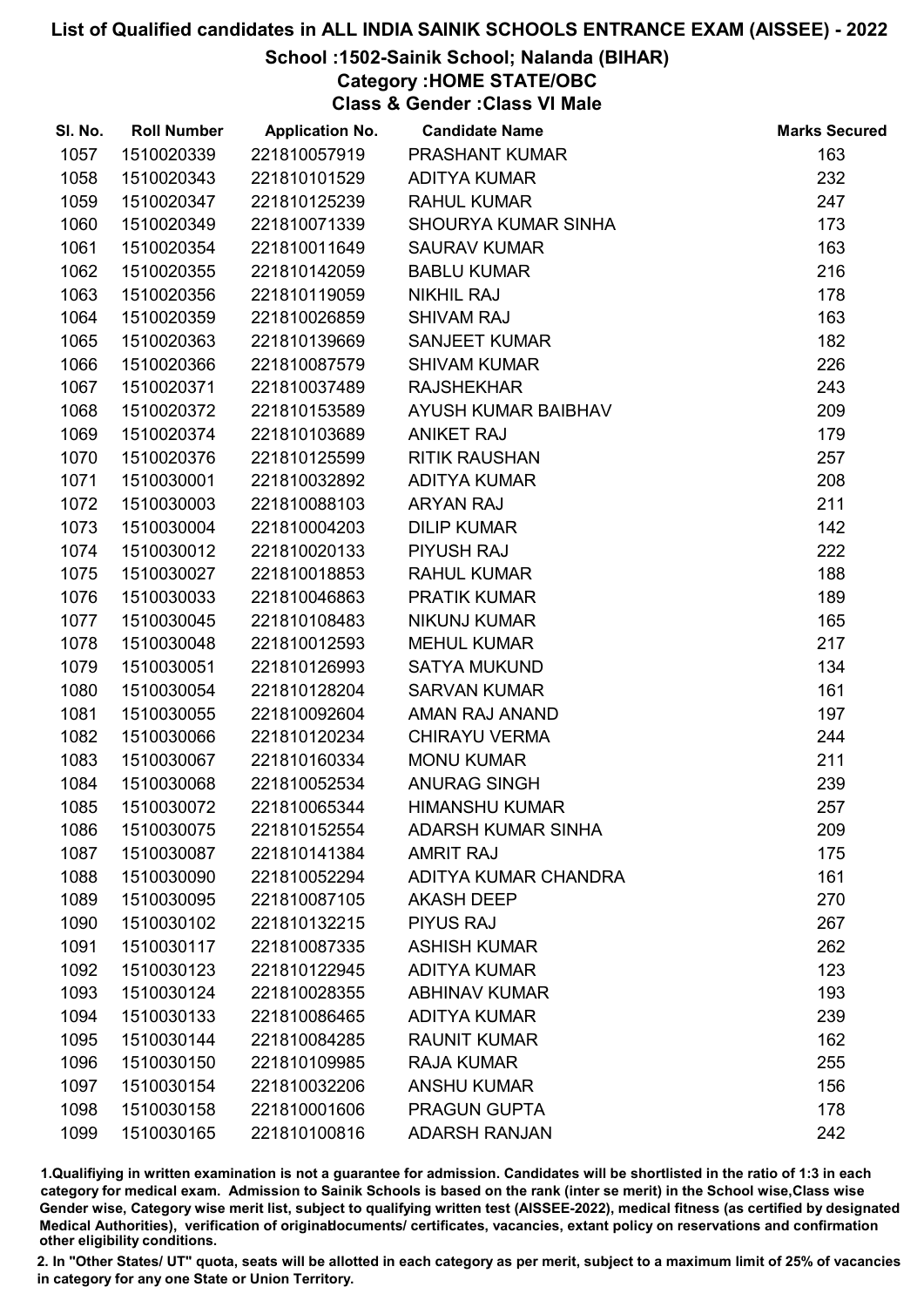# List of Qualified candidates in ALL INDIA SAINIK SCHOOLS ENTRANCE EXAM (AISSEE) - 2022

## School :1502-Sainik School; Nalanda (BIHAR)
### Category :HOME STATE/OBC
### Class & Gender :Class VI Male

| Sl. No. | Roll Number | Application No. | Candidate Name | Marks Secured |
|---|---|---|---|---|
| 1057 | 1510020339 | 221810057919 | PRASHANT KUMAR | 163 |
| 1058 | 1510020343 | 221810101529 | ADITYA KUMAR | 232 |
| 1059 | 1510020347 | 221810125239 | RAHUL KUMAR | 247 |
| 1060 | 1510020349 | 221810071339 | SHOURYA KUMAR SINHA | 173 |
| 1061 | 1510020354 | 221810011649 | SAURAV KUMAR | 163 |
| 1062 | 1510020355 | 221810142059 | BABLU KUMAR | 216 |
| 1063 | 1510020356 | 221810119059 | NIKHIL RAJ | 178 |
| 1064 | 1510020359 | 221810026859 | SHIVAM RAJ | 163 |
| 1065 | 1510020363 | 221810139669 | SANJEET KUMAR | 182 |
| 1066 | 1510020366 | 221810087579 | SHIVAM KUMAR | 226 |
| 1067 | 1510020371 | 221810037489 | RAJSHEKHAR | 243 |
| 1068 | 1510020372 | 221810153589 | AYUSH KUMAR BAIBHAV | 209 |
| 1069 | 1510020374 | 221810103689 | ANIKET RAJ | 179 |
| 1070 | 1510020376 | 221810125599 | RITIK RAUSHAN | 257 |
| 1071 | 1510030001 | 221810032892 | ADITYA KUMAR | 208 |
| 1072 | 1510030003 | 221810088103 | ARYAN RAJ | 211 |
| 1073 | 1510030004 | 221810004203 | DILIP KUMAR | 142 |
| 1074 | 1510030012 | 221810020133 | PIYUSH RAJ | 222 |
| 1075 | 1510030027 | 221810018853 | RAHUL KUMAR | 188 |
| 1076 | 1510030033 | 221810046863 | PRATIK KUMAR | 189 |
| 1077 | 1510030045 | 221810108483 | NIKUNJ KUMAR | 165 |
| 1078 | 1510030048 | 221810012593 | MEHUL KUMAR | 217 |
| 1079 | 1510030051 | 221810126993 | SATYA MUKUND | 134 |
| 1080 | 1510030054 | 221810128204 | SARVAN KUMAR | 161 |
| 1081 | 1510030055 | 221810092604 | AMAN RAJ ANAND | 197 |
| 1082 | 1510030066 | 221810120234 | CHIRAYU VERMA | 244 |
| 1083 | 1510030067 | 221810160334 | MONU KUMAR | 211 |
| 1084 | 1510030068 | 221810052534 | ANURAG SINGH | 239 |
| 1085 | 1510030072 | 221810065344 | HIMANSHU KUMAR | 257 |
| 1086 | 1510030075 | 221810152554 | ADARSH KUMAR SINHA | 209 |
| 1087 | 1510030087 | 221810141384 | AMRIT RAJ | 175 |
| 1088 | 1510030090 | 221810052294 | ADITYA KUMAR CHANDRA | 161 |
| 1089 | 1510030095 | 221810087105 | AKASH DEEP | 270 |
| 1090 | 1510030102 | 221810132215 | PIYUS RAJ | 267 |
| 1091 | 1510030117 | 221810087335 | ASHISH KUMAR | 262 |
| 1092 | 1510030123 | 221810122945 | ADITYA KUMAR | 123 |
| 1093 | 1510030124 | 221810028355 | ABHINAV KUMAR | 193 |
| 1094 | 1510030133 | 221810086465 | ADITYA KUMAR | 239 |
| 1095 | 1510030144 | 221810084285 | RAUNIT KUMAR | 162 |
| 1096 | 1510030150 | 221810109985 | RAJA KUMAR | 255 |
| 1097 | 1510030154 | 221810032206 | ANSHU KUMAR | 156 |
| 1098 | 1510030158 | 221810001606 | PRAGUN GUPTA | 178 |
| 1099 | 1510030165 | 221810100816 | ADARSH RANJAN | 242 |

1.Qualifying in written examination is not a guarantee for admission. Candidates will be shortlisted in the ratio of 1:3 in each category for medical exam. Admission to Sainik Schools is based on the rank (inter se merit) in the School wise,Class wise Gender wise, Category wise merit list, subject to qualifying written test (AISSEE-2022), medical fitness (as certified by designated Medical Authorities), verification of originaldocuments/ certificates, vacancies, extant policy on reservations and confirmation other eligibility conditions.

2. In "Other States/ UT" quota, seats will be allotted in each category as per merit, subject to a maximum limit of 25% of vacancies in category for any one State or Union Territory.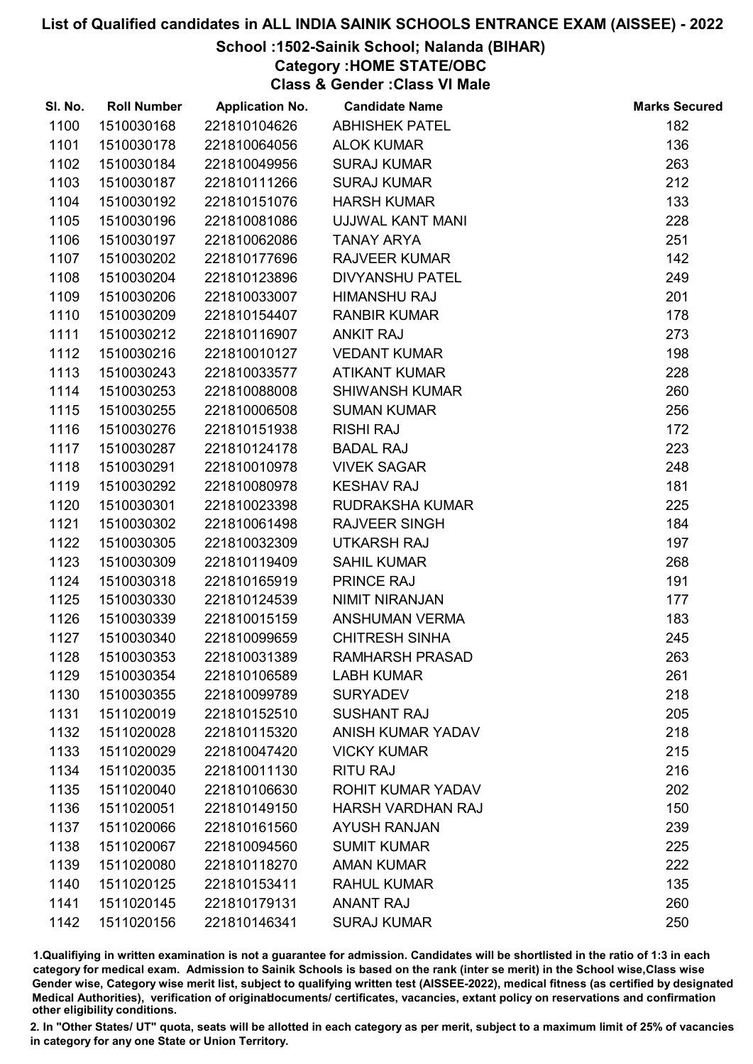# List of Qualified candidates in ALL INDIA SAINIK SCHOOLS ENTRANCE EXAM (AISSEE) - 2022

## School :1502-Sainik School; Nalanda (BIHAR)
### Category :HOME STATE/OBC
### Class & Gender :Class VI Male

| Sl. No. | Roll Number | Application No. | Candidate Name | Marks Secured |
|---|---|---|---|---|
| 1100 | 1510030168 | 221810104626 | ABHISHEK PATEL | 182 |
| 1101 | 1510030178 | 221810064056 | ALOK KUMAR | 136 |
| 1102 | 1510030184 | 221810049956 | SURAJ KUMAR | 263 |
| 1103 | 1510030187 | 221810111266 | SURAJ KUMAR | 212 |
| 1104 | 1510030192 | 221810151076 | HARSH KUMAR | 133 |
| 1105 | 1510030196 | 221810081086 | UJJWAL KANT MANI | 228 |
| 1106 | 1510030197 | 221810062086 | TANAY ARYA | 251 |
| 1107 | 1510030202 | 221810177696 | RAJVEER KUMAR | 142 |
| 1108 | 1510030204 | 221810123896 | DIVYANSHU PATEL | 249 |
| 1109 | 1510030206 | 221810033007 | HIMANSHU RAJ | 201 |
| 1110 | 1510030209 | 221810154407 | RANBIR KUMAR | 178 |
| 1111 | 1510030212 | 221810116907 | ANKIT RAJ | 273 |
| 1112 | 1510030216 | 221810010127 | VEDANT KUMAR | 198 |
| 1113 | 1510030243 | 221810033577 | ATIKANT KUMAR | 228 |
| 1114 | 1510030253 | 221810088008 | SHIWANSH KUMAR | 260 |
| 1115 | 1510030255 | 221810006508 | SUMAN KUMAR | 256 |
| 1116 | 1510030276 | 221810151938 | RISHI RAJ | 172 |
| 1117 | 1510030287 | 221810124178 | BADAL RAJ | 223 |
| 1118 | 1510030291 | 221810010978 | VIVEK SAGAR | 248 |
| 1119 | 1510030292 | 221810080978 | KESHAV RAJ | 181 |
| 1120 | 1510030301 | 221810023398 | RUDRAKSHA KUMAR | 225 |
| 1121 | 1510030302 | 221810061498 | RAJVEER SINGH | 184 |
| 1122 | 1510030305 | 221810032309 | UTKARSH RAJ | 197 |
| 1123 | 1510030309 | 221810119409 | SAHIL KUMAR | 268 |
| 1124 | 1510030318 | 221810165919 | PRINCE RAJ | 191 |
| 1125 | 1510030330 | 221810124539 | NIMIT NIRANJAN | 177 |
| 1126 | 1510030339 | 221810015159 | ANSHUMAN VERMA | 183 |
| 1127 | 1510030340 | 221810099659 | CHITRESH SINHA | 245 |
| 1128 | 1510030353 | 221810031389 | RAMHARSH PRASAD | 263 |
| 1129 | 1510030354 | 221810106589 | LABH KUMAR | 261 |
| 1130 | 1510030355 | 221810099789 | SURYADEV | 218 |
| 1131 | 1511020019 | 221810152510 | SUSHANT RAJ | 205 |
| 1132 | 1511020028 | 221810115320 | ANISH KUMAR YADAV | 218 |
| 1133 | 1511020029 | 221810047420 | VICKY KUMAR | 215 |
| 1134 | 1511020035 | 221810011130 | RITU RAJ | 216 |
| 1135 | 1511020040 | 221810106630 | ROHIT KUMAR YADAV | 202 |
| 1136 | 1511020051 | 221810149150 | HARSH VARDHAN RAJ | 150 |
| 1137 | 1511020066 | 221810161560 | AYUSH RANJAN | 239 |
| 1138 | 1511020067 | 221810094560 | SUMIT KUMAR | 225 |
| 1139 | 1511020080 | 221810118270 | AMAN KUMAR | 222 |
| 1140 | 1511020125 | 221810153411 | RAHUL KUMAR | 135 |
| 1141 | 1511020145 | 221810179131 | ANANT RAJ | 260 |
| 1142 | 1511020156 | 221810146341 | SURAJ KUMAR | 250 |

1.Qualifiying in written examination is not a guarantee for admission. Candidates will be shortlisted in the ratio of 1:3 in each category for medical exam. Admission to Sainik Schools is based on the rank (inter se merit) in the School wise,Class wise Gender wise, Category wise merit list, subject to qualifying written test (AISSEE-2022), medical fitness (as certified by designated Medical Authorities), verification of originaldocuments/ certificates, vacancies, extant policy on reservations and confirmation other eligibility conditions.

2. In "Other States/ UT" quota, seats will be allotted in each category as per merit, subject to a maximum limit of 25% of vacancies in category for any one State or Union Territory.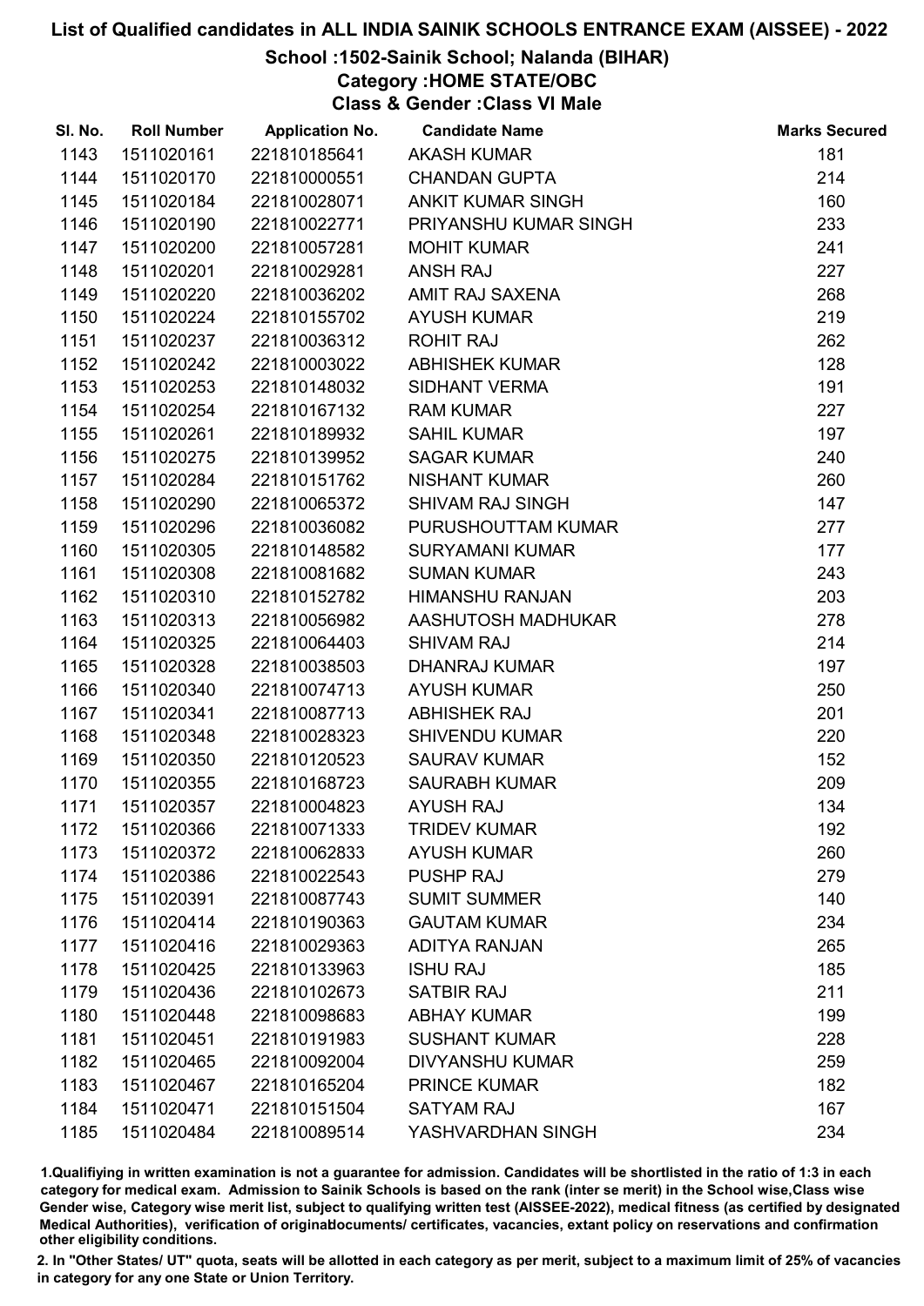# List of Qualified candidates in ALL INDIA SAINIK SCHOOLS ENTRANCE EXAM (AISSEE) - 2022

## School :1502-Sainik School; Nalanda (BIHAR)

### Category :HOME STATE/OBC

### Class & Gender :Class VI Male

| Sl. No. | Roll Number | Application No. | Candidate Name | Marks Secured |
|---|---|---|---|---|
| 1143 | 1511020161 | 221810185641 | AKASH KUMAR | 181 |
| 1144 | 1511020170 | 221810000551 | CHANDAN GUPTA | 214 |
| 1145 | 1511020184 | 221810028071 | ANKIT KUMAR SINGH | 160 |
| 1146 | 1511020190 | 221810022771 | PRIYANSHU KUMAR SINGH | 233 |
| 1147 | 1511020200 | 221810057281 | MOHIT KUMAR | 241 |
| 1148 | 1511020201 | 221810029281 | ANSH RAJ | 227 |
| 1149 | 1511020220 | 221810036202 | AMIT RAJ SAXENA | 268 |
| 1150 | 1511020224 | 221810155702 | AYUSH KUMAR | 219 |
| 1151 | 1511020237 | 221810036312 | ROHIT RAJ | 262 |
| 1152 | 1511020242 | 221810003022 | ABHISHEK KUMAR | 128 |
| 1153 | 1511020253 | 221810148032 | SIDHANT VERMA | 191 |
| 1154 | 1511020254 | 221810167132 | RAM KUMAR | 227 |
| 1155 | 1511020261 | 221810189932 | SAHIL KUMAR | 197 |
| 1156 | 1511020275 | 221810139952 | SAGAR KUMAR | 240 |
| 1157 | 1511020284 | 221810151762 | NISHANT KUMAR | 260 |
| 1158 | 1511020290 | 221810065372 | SHIVAM RAJ SINGH | 147 |
| 1159 | 1511020296 | 221810036082 | PURUSHOUTTAM KUMAR | 277 |
| 1160 | 1511020305 | 221810148582 | SURYAMANI KUMAR | 177 |
| 1161 | 1511020308 | 221810081682 | SUMAN KUMAR | 243 |
| 1162 | 1511020310 | 221810152782 | HIMANSHU RANJAN | 203 |
| 1163 | 1511020313 | 221810056982 | AASHUTOSH MADHUKAR | 278 |
| 1164 | 1511020325 | 221810064403 | SHIVAM RAJ | 214 |
| 1165 | 1511020328 | 221810038503 | DHANRAJ KUMAR | 197 |
| 1166 | 1511020340 | 221810074713 | AYUSH KUMAR | 250 |
| 1167 | 1511020341 | 221810087713 | ABHISHEK RAJ | 201 |
| 1168 | 1511020348 | 221810028323 | SHIVENDU KUMAR | 220 |
| 1169 | 1511020350 | 221810120523 | SAURAV KUMAR | 152 |
| 1170 | 1511020355 | 221810168723 | SAURABH KUMAR | 209 |
| 1171 | 1511020357 | 221810004823 | AYUSH RAJ | 134 |
| 1172 | 1511020366 | 221810071333 | TRIDEV KUMAR | 192 |
| 1173 | 1511020372 | 221810062833 | AYUSH KUMAR | 260 |
| 1174 | 1511020386 | 221810022543 | PUSHP RAJ | 279 |
| 1175 | 1511020391 | 221810087743 | SUMIT SUMMER | 140 |
| 1176 | 1511020414 | 221810190363 | GAUTAM KUMAR | 234 |
| 1177 | 1511020416 | 221810029363 | ADITYA RANJAN | 265 |
| 1178 | 1511020425 | 221810133963 | ISHU RAJ | 185 |
| 1179 | 1511020436 | 221810102673 | SATBIR RAJ | 211 |
| 1180 | 1511020448 | 221810098683 | ABHAY KUMAR | 199 |
| 1181 | 1511020451 | 221810191983 | SUSHANT KUMAR | 228 |
| 1182 | 1511020465 | 221810092004 | DIVYANSHU KUMAR | 259 |
| 1183 | 1511020467 | 221810165204 | PRINCE KUMAR | 182 |
| 1184 | 1511020471 | 221810151504 | SATYAM RAJ | 167 |
| 1185 | 1511020484 | 221810089514 | YASHVARDHAN SINGH | 234 |

1.Qualifiying in written examination is not a guarantee for admission. Candidates will be shortlisted in the ratio of 1:3 in each category for medical exam. Admission to Sainik Schools is based on the rank (inter se merit) in the School wise,Class wise Gender wise, Category wise merit list, subject to qualifying written test (AISSEE-2022), medical fitness (as certified by designated Medical Authorities), verification of originaldocuments/ certificates, vacancies, extant policy on reservations and confirmation other eligibility conditions.

2. In "Other States/ UT" quota, seats will be allotted in each category as per merit, subject to a maximum limit of 25% of vacancies in category for any one State or Union Territory.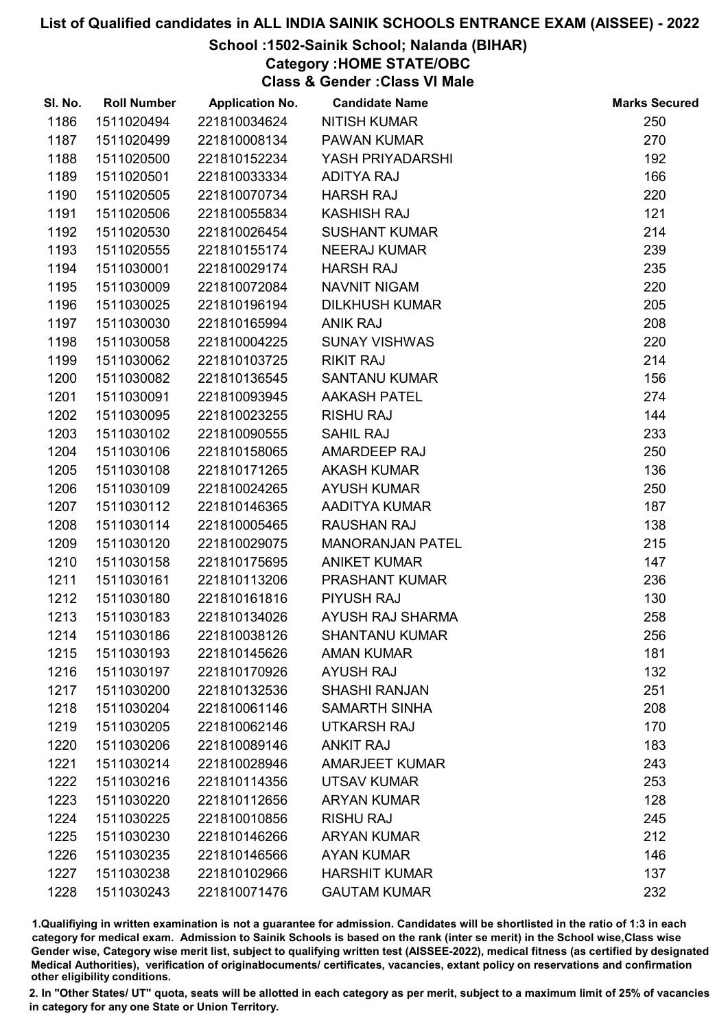# List of Qualified candidates in ALL INDIA SAINIK SCHOOLS ENTRANCE EXAM (AISSEE) - 2022

## School :1502-Sainik School; Nalanda (BIHAR)

### Category :HOME STATE/OBC

### Class & Gender :Class VI Male

| Sl. No. | Roll Number | Application No. | Candidate Name | Marks Secured |
|---|---|---|---|---|
| 1186 | 1511020494 | 221810034624 | NITISH KUMAR | 250 |
| 1187 | 1511020499 | 221810008134 | PAWAN KUMAR | 270 |
| 1188 | 1511020500 | 221810152234 | YASH PRIYADARSHI | 192 |
| 1189 | 1511020501 | 221810033334 | ADITYA RAJ | 166 |
| 1190 | 1511020505 | 221810070734 | HARSH RAJ | 220 |
| 1191 | 1511020506 | 221810055834 | KASHISH RAJ | 121 |
| 1192 | 1511020530 | 221810026454 | SUSHANT KUMAR | 214 |
| 1193 | 1511020555 | 221810155174 | NEERAJ KUMAR | 239 |
| 1194 | 1511030001 | 221810029174 | HARSH RAJ | 235 |
| 1195 | 1511030009 | 221810072084 | NAVNIT NIGAM | 220 |
| 1196 | 1511030025 | 221810196194 | DILKHUSH KUMAR | 205 |
| 1197 | 1511030030 | 221810165994 | ANIK RAJ | 208 |
| 1198 | 1511030058 | 221810004225 | SUNAY VISHWAS | 220 |
| 1199 | 1511030062 | 221810103725 | RIKIT RAJ | 214 |
| 1200 | 1511030082 | 221810136545 | SANTANU KUMAR | 156 |
| 1201 | 1511030091 | 221810093945 | AAKASH PATEL | 274 |
| 1202 | 1511030095 | 221810023255 | RISHU RAJ | 144 |
| 1203 | 1511030102 | 221810090555 | SAHIL RAJ | 233 |
| 1204 | 1511030106 | 221810158065 | AMARDEEP RAJ | 250 |
| 1205 | 1511030108 | 221810171265 | AKASH KUMAR | 136 |
| 1206 | 1511030109 | 221810024265 | AYUSH KUMAR | 250 |
| 1207 | 1511030112 | 221810146365 | AADITYA KUMAR | 187 |
| 1208 | 1511030114 | 221810005465 | RAUSHAN RAJ | 138 |
| 1209 | 1511030120 | 221810029075 | MANORANJAN PATEL | 215 |
| 1210 | 1511030158 | 221810175695 | ANIKET KUMAR | 147 |
| 1211 | 1511030161 | 221810113206 | PRASHANT KUMAR | 236 |
| 1212 | 1511030180 | 221810161816 | PIYUSH RAJ | 130 |
| 1213 | 1511030183 | 221810134026 | AYUSH RAJ SHARMA | 258 |
| 1214 | 1511030186 | 221810038126 | SHANTANU KUMAR | 256 |
| 1215 | 1511030193 | 221810145626 | AMAN KUMAR | 181 |
| 1216 | 1511030197 | 221810170926 | AYUSH RAJ | 132 |
| 1217 | 1511030200 | 221810132536 | SHASHI RANJAN | 251 |
| 1218 | 1511030204 | 221810061146 | SAMARTH SINHA | 208 |
| 1219 | 1511030205 | 221810062146 | UTKARSH RAJ | 170 |
| 1220 | 1511030206 | 221810089146 | ANKIT RAJ | 183 |
| 1221 | 1511030214 | 221810028946 | AMARJEET KUMAR | 243 |
| 1222 | 1511030216 | 221810114356 | UTSAV KUMAR | 253 |
| 1223 | 1511030220 | 221810112656 | ARYAN KUMAR | 128 |
| 1224 | 1511030225 | 221810010856 | RISHU RAJ | 245 |
| 1225 | 1511030230 | 221810146266 | ARYAN KUMAR | 212 |
| 1226 | 1511030235 | 221810146566 | AYAN KUMAR | 146 |
| 1227 | 1511030238 | 221810102966 | HARSHIT KUMAR | 137 |
| 1228 | 1511030243 | 221810071476 | GAUTAM KUMAR | 232 |

1.Qualifiying in written examination is not a guarantee for admission. Candidates will be shortlisted in the ratio of 1:3 in each category for medical exam. Admission to Sainik Schools is based on the rank (inter se merit) in the School wise,Class wise Gender wise, Category wise merit list, subject to qualifying written test (AISSEE-2022), medical fitness (as certified by designated Medical Authorities), verification of originaldocuments/ certificates, vacancies, extant policy on reservations and confirmation other eligibility conditions.

2. In "Other States/ UT" quota, seats will be allotted in each category as per merit, subject to a maximum limit of 25% of vacancies in category for any one State or Union Territory.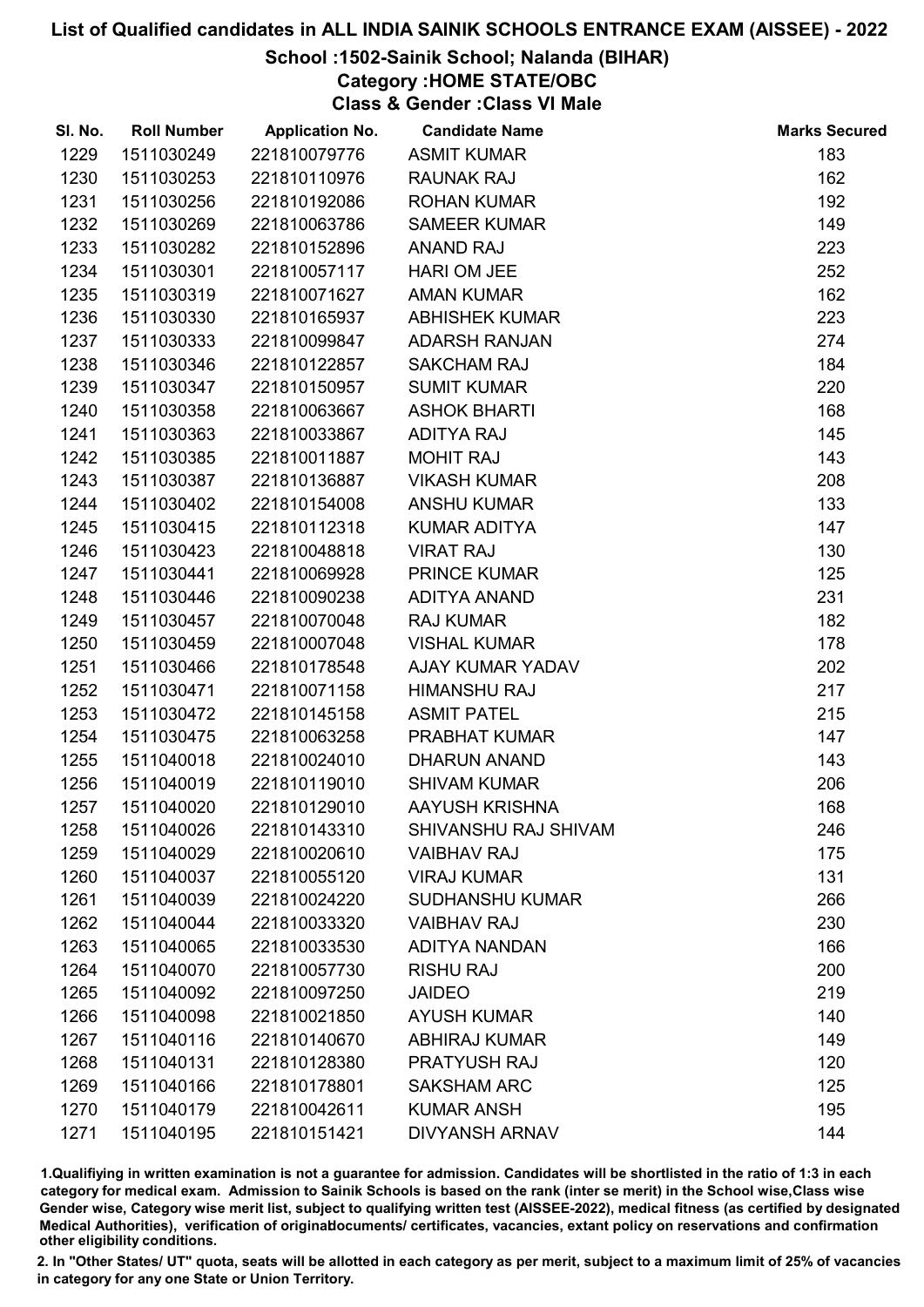# List of Qualified candidates in ALL INDIA SAINIK SCHOOLS ENTRANCE EXAM (AISSEE) - 2022

## School :1502-Sainik School; Nalanda (BIHAR)

### Category :HOME STATE/OBC

### Class & Gender :Class VI Male

| Sl. No. | Roll Number | Application No. | Candidate Name | Marks Secured |
|---|---|---|---|---|
| 1229 | 1511030249 | 221810079776 | ASMIT KUMAR | 183 |
| 1230 | 1511030253 | 221810110976 | RAUNAK RAJ | 162 |
| 1231 | 1511030256 | 221810192086 | ROHAN KUMAR | 192 |
| 1232 | 1511030269 | 221810063786 | SAMEER KUMAR | 149 |
| 1233 | 1511030282 | 221810152896 | ANAND RAJ | 223 |
| 1234 | 1511030301 | 221810057117 | HARI OM JEE | 252 |
| 1235 | 1511030319 | 221810071627 | AMAN KUMAR | 162 |
| 1236 | 1511030330 | 221810165937 | ABHISHEK KUMAR | 223 |
| 1237 | 1511030333 | 221810099847 | ADARSH RANJAN | 274 |
| 1238 | 1511030346 | 221810122857 | SAKCHAM RAJ | 184 |
| 1239 | 1511030347 | 221810150957 | SUMIT KUMAR | 220 |
| 1240 | 1511030358 | 221810063667 | ASHOK BHARTI | 168 |
| 1241 | 1511030363 | 221810033867 | ADITYA RAJ | 145 |
| 1242 | 1511030385 | 221810011887 | MOHIT RAJ | 143 |
| 1243 | 1511030387 | 221810136887 | VIKASH KUMAR | 208 |
| 1244 | 1511030402 | 221810154008 | ANSHU KUMAR | 133 |
| 1245 | 1511030415 | 221810112318 | KUMAR ADITYA | 147 |
| 1246 | 1511030423 | 221810048818 | VIRAT RAJ | 130 |
| 1247 | 1511030441 | 221810069928 | PRINCE KUMAR | 125 |
| 1248 | 1511030446 | 221810090238 | ADITYA ANAND | 231 |
| 1249 | 1511030457 | 221810070048 | RAJ KUMAR | 182 |
| 1250 | 1511030459 | 221810007048 | VISHAL KUMAR | 178 |
| 1251 | 1511030466 | 221810178548 | AJAY KUMAR YADAV | 202 |
| 1252 | 1511030471 | 221810071158 | HIMANSHU RAJ | 217 |
| 1253 | 1511030472 | 221810145158 | ASMIT PATEL | 215 |
| 1254 | 1511030475 | 221810063258 | PRABHAT KUMAR | 147 |
| 1255 | 1511040018 | 221810024010 | DHARUN ANAND | 143 |
| 1256 | 1511040019 | 221810119010 | SHIVAM KUMAR | 206 |
| 1257 | 1511040020 | 221810129010 | AAYUSH KRISHNA | 168 |
| 1258 | 1511040026 | 221810143310 | SHIVANSHU RAJ SHIVAM | 246 |
| 1259 | 1511040029 | 221810020610 | VAIBHAV RAJ | 175 |
| 1260 | 1511040037 | 221810055120 | VIRAJ KUMAR | 131 |
| 1261 | 1511040039 | 221810024220 | SUDHANSHU KUMAR | 266 |
| 1262 | 1511040044 | 221810033320 | VAIBHAV RAJ | 230 |
| 1263 | 1511040065 | 221810033530 | ADITYA NANDAN | 166 |
| 1264 | 1511040070 | 221810057730 | RISHU RAJ | 200 |
| 1265 | 1511040092 | 221810097250 | JAIDEO | 219 |
| 1266 | 1511040098 | 221810021850 | AYUSH KUMAR | 140 |
| 1267 | 1511040116 | 221810140670 | ABHIRAJ KUMAR | 149 |
| 1268 | 1511040131 | 221810128380 | PRATYUSH RAJ | 120 |
| 1269 | 1511040166 | 221810178801 | SAKSHAM ARC | 125 |
| 1270 | 1511040179 | 221810042611 | KUMAR ANSH | 195 |
| 1271 | 1511040195 | 221810151421 | DIVYANSH ARNAV | 144 |

1.Qualifiying in written examination is not a guarantee for admission. Candidates will be shortlisted in the ratio of 1:3 in each category for medical exam. Admission to Sainik Schools is based on the rank (inter se merit) in the School wise,Class wise Gender wise, Category wise merit list, subject to qualifying written test (AISSEE-2022), medical fitness (as certified by designated Medical Authorities), verification of originaldocuments/ certificates, vacancies, extant policy on reservations and confirmation other eligibility conditions.

2. In "Other States/ UT" quota, seats will be allotted in each category as per merit, subject to a maximum limit of 25% of vacancies in category for any one State or Union Territory.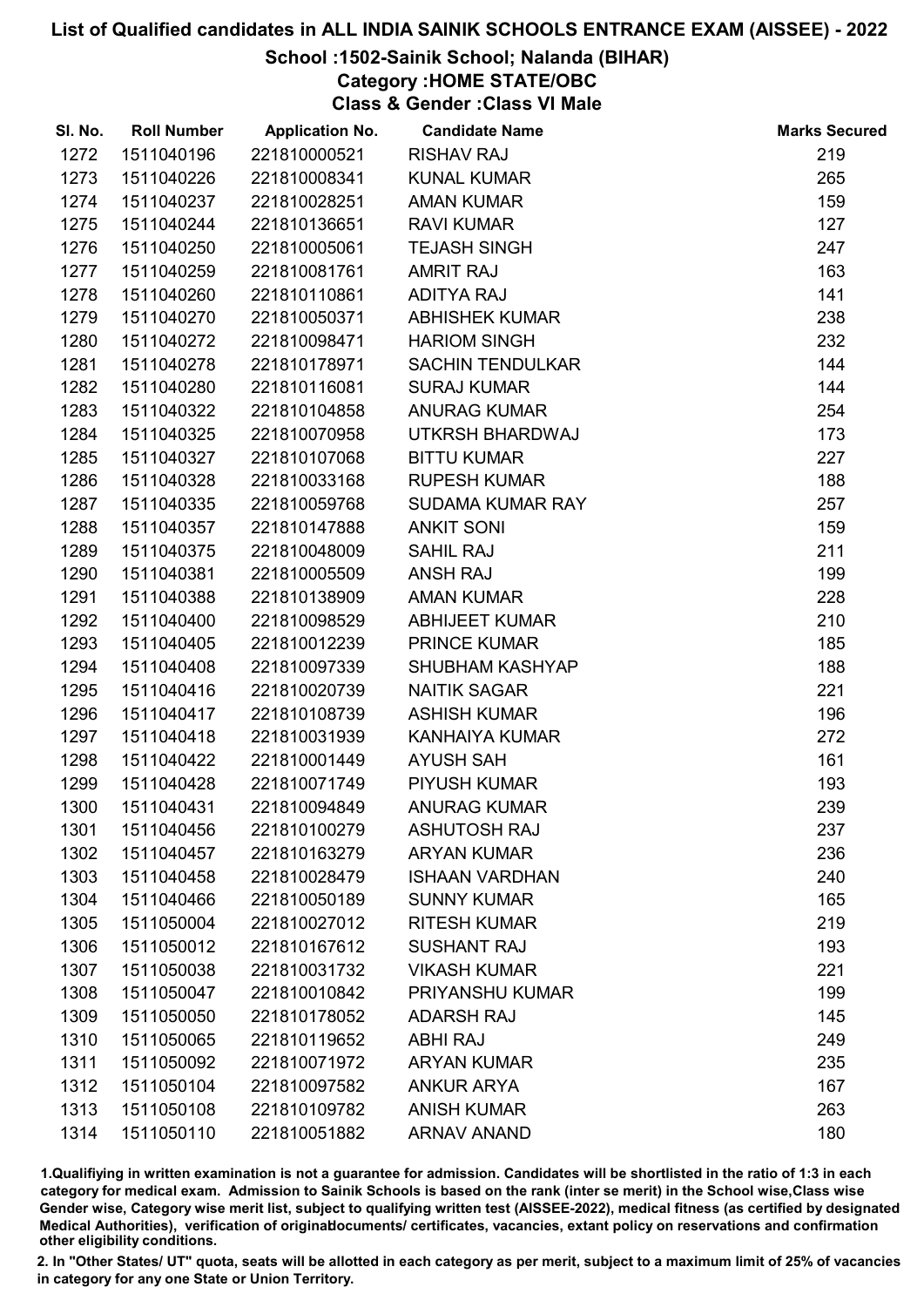# List of Qualified candidates in ALL INDIA SAINIK SCHOOLS ENTRANCE EXAM (AISSEE) - 2022

## School :1502-Sainik School; Nalanda (BIHAR)
## Category :HOME STATE/OBC
## Class & Gender :Class VI Male

| Sl. No. | Roll Number | Application No. | Candidate Name | Marks Secured |
|---|---|---|---|---|
| 1272 | 1511040196 | 221810000521 | RISHAV RAJ | 219 |
| 1273 | 1511040226 | 221810008341 | KUNAL KUMAR | 265 |
| 1274 | 1511040237 | 221810028251 | AMAN KUMAR | 159 |
| 1275 | 1511040244 | 221810136651 | RAVI KUMAR | 127 |
| 1276 | 1511040250 | 221810005061 | TEJASH SINGH | 247 |
| 1277 | 1511040259 | 221810081761 | AMRIT RAJ | 163 |
| 1278 | 1511040260 | 221810110861 | ADITYA RAJ | 141 |
| 1279 | 1511040270 | 221810050371 | ABHISHEK KUMAR | 238 |
| 1280 | 1511040272 | 221810098471 | HARIOM SINGH | 232 |
| 1281 | 1511040278 | 221810178971 | SACHIN TENDULKAR | 144 |
| 1282 | 1511040280 | 221810116081 | SURAJ KUMAR | 144 |
| 1283 | 1511040322 | 221810104858 | ANURAG KUMAR | 254 |
| 1284 | 1511040325 | 221810070958 | UTKRSH BHARDWAJ | 173 |
| 1285 | 1511040327 | 221810107068 | BITTU KUMAR | 227 |
| 1286 | 1511040328 | 221810033168 | RUPESH KUMAR | 188 |
| 1287 | 1511040335 | 221810059768 | SUDAMA KUMAR RAY | 257 |
| 1288 | 1511040357 | 221810147888 | ANKIT SONI | 159 |
| 1289 | 1511040375 | 221810048009 | SAHIL RAJ | 211 |
| 1290 | 1511040381 | 221810005509 | ANSH RAJ | 199 |
| 1291 | 1511040388 | 221810138909 | AMAN KUMAR | 228 |
| 1292 | 1511040400 | 221810098529 | ABHIJEET KUMAR | 210 |
| 1293 | 1511040405 | 221810012239 | PRINCE KUMAR | 185 |
| 1294 | 1511040408 | 221810097339 | SHUBHAM KASHYAP | 188 |
| 1295 | 1511040416 | 221810020739 | NAITIK SAGAR | 221 |
| 1296 | 1511040417 | 221810108739 | ASHISH KUMAR | 196 |
| 1297 | 1511040418 | 221810031939 | KANHAIYA KUMAR | 272 |
| 1298 | 1511040422 | 221810001449 | AYUSH SAH | 161 |
| 1299 | 1511040428 | 221810071749 | PIYUSH KUMAR | 193 |
| 1300 | 1511040431 | 221810094849 | ANURAG KUMAR | 239 |
| 1301 | 1511040456 | 221810100279 | ASHUTOSH RAJ | 237 |
| 1302 | 1511040457 | 221810163279 | ARYAN KUMAR | 236 |
| 1303 | 1511040458 | 221810028479 | ISHAAN VARDHAN | 240 |
| 1304 | 1511040466 | 221810050189 | SUNNY KUMAR | 165 |
| 1305 | 1511050004 | 221810027012 | RITESH KUMAR | 219 |
| 1306 | 1511050012 | 221810167612 | SUSHANT RAJ | 193 |
| 1307 | 1511050038 | 221810031732 | VIKASH KUMAR | 221 |
| 1308 | 1511050047 | 221810010842 | PRIYANSHU KUMAR | 199 |
| 1309 | 1511050050 | 221810178052 | ADARSH RAJ | 145 |
| 1310 | 1511050065 | 221810119652 | ABHI RAJ | 249 |
| 1311 | 1511050092 | 221810071972 | ARYAN KUMAR | 235 |
| 1312 | 1511050104 | 221810097582 | ANKUR ARYA | 167 |
| 1313 | 1511050108 | 221810109782 | ANISH KUMAR | 263 |
| 1314 | 1511050110 | 221810051882 | ARNAV ANAND | 180 |

1.Qualifiying in written examination is not a guarantee for admission. Candidates will be shortlisted in the ratio of 1:3 in each category for medical exam. Admission to Sainik Schools is based on the rank (inter se merit) in the School wise,Class wise Gender wise, Category wise merit list, subject to qualifying written test (AISSEE-2022), medical fitness (as certified by designated Medical Authorities), verification of originaldocuments/ certificates, vacancies, extant policy on reservations and confirmation other eligibility conditions.

2. In "Other States/ UT" quota, seats will be allotted in each category as per merit, subject to a maximum limit of 25% of vacancies in category for any one State or Union Territory.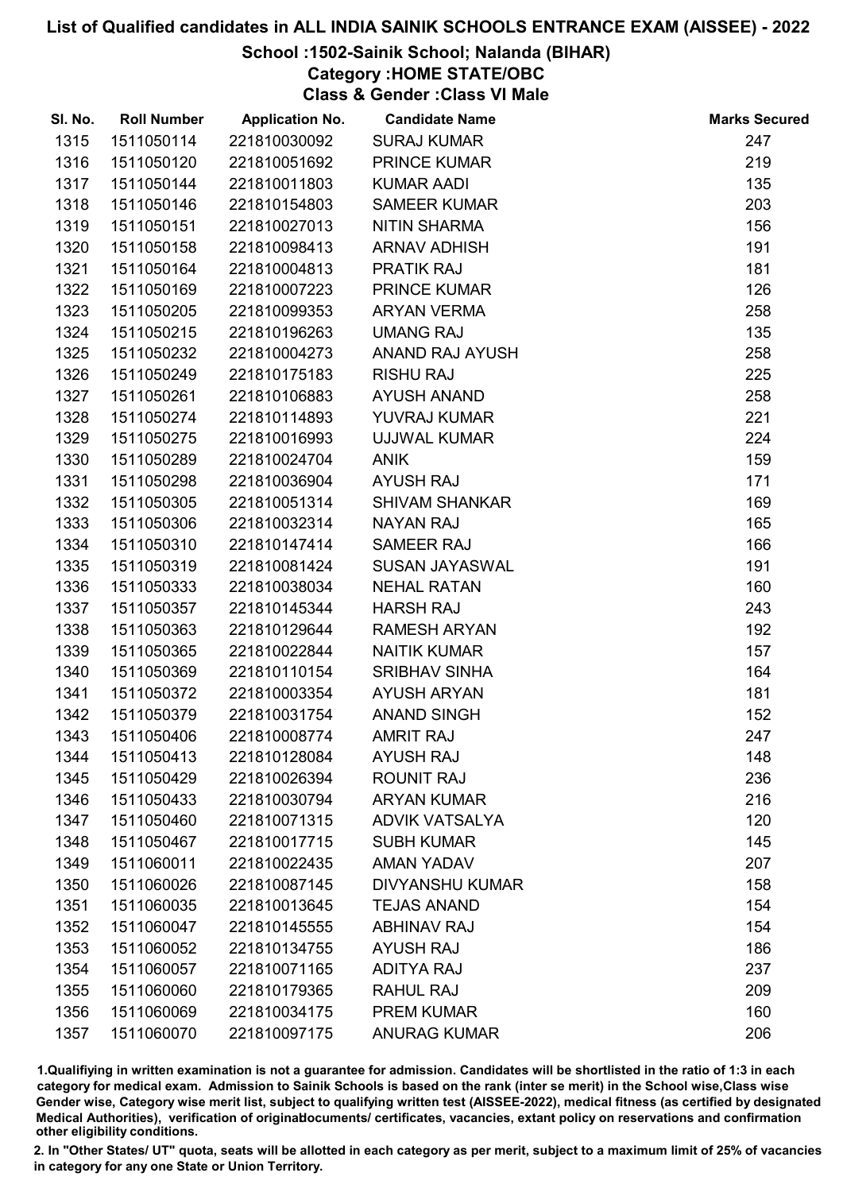# List of Qualified candidates in ALL INDIA SAINIK SCHOOLS ENTRANCE EXAM (AISSEE) - 2022

## School :1502-Sainik School; Nalanda (BIHAR)

### Category :HOME STATE/OBC

### Class & Gender :Class VI Male

| Sl. No. | Roll Number | Application No. | Candidate Name | Marks Secured |
|---|---|---|---|---|
| 1315 | 1511050114 | 221810030092 | SURAJ KUMAR | 247 |
| 1316 | 1511050120 | 221810051692 | PRINCE KUMAR | 219 |
| 1317 | 1511050144 | 221810011803 | KUMAR AADI | 135 |
| 1318 | 1511050146 | 221810154803 | SAMEER KUMAR | 203 |
| 1319 | 1511050151 | 221810027013 | NITIN SHARMA | 156 |
| 1320 | 1511050158 | 221810098413 | ARNAV ADHISH | 191 |
| 1321 | 1511050164 | 221810004813 | PRATIK RAJ | 181 |
| 1322 | 1511050169 | 221810007223 | PRINCE KUMAR | 126 |
| 1323 | 1511050205 | 221810099353 | ARYAN VERMA | 258 |
| 1324 | 1511050215 | 221810196263 | UMANG RAJ | 135 |
| 1325 | 1511050232 | 221810004273 | ANAND RAJ AYUSH | 258 |
| 1326 | 1511050249 | 221810175183 | RISHU RAJ | 225 |
| 1327 | 1511050261 | 221810106883 | AYUSH ANAND | 258 |
| 1328 | 1511050274 | 221810114893 | YUVRAJ KUMAR | 221 |
| 1329 | 1511050275 | 221810016993 | UJJWAL KUMAR | 224 |
| 1330 | 1511050289 | 221810024704 | ANIK | 159 |
| 1331 | 1511050298 | 221810036904 | AYUSH RAJ | 171 |
| 1332 | 1511050305 | 221810051314 | SHIVAM SHANKAR | 169 |
| 1333 | 1511050306 | 221810032314 | NAYAN RAJ | 165 |
| 1334 | 1511050310 | 221810147414 | SAMEER RAJ | 166 |
| 1335 | 1511050319 | 221810081424 | SUSAN JAYASWAL | 191 |
| 1336 | 1511050333 | 221810038034 | NEHAL RATAN | 160 |
| 1337 | 1511050357 | 221810145344 | HARSH RAJ | 243 |
| 1338 | 1511050363 | 221810129644 | RAMESH ARYAN | 192 |
| 1339 | 1511050365 | 221810022844 | NAITIK KUMAR | 157 |
| 1340 | 1511050369 | 221810110154 | SRIBHAV SINHA | 164 |
| 1341 | 1511050372 | 221810003354 | AYUSH ARYAN | 181 |
| 1342 | 1511050379 | 221810031754 | ANAND SINGH | 152 |
| 1343 | 1511050406 | 221810008774 | AMRIT RAJ | 247 |
| 1344 | 1511050413 | 221810128084 | AYUSH RAJ | 148 |
| 1345 | 1511050429 | 221810026394 | ROUNIT RAJ | 236 |
| 1346 | 1511050433 | 221810030794 | ARYAN KUMAR | 216 |
| 1347 | 1511050460 | 221810071315 | ADVIK VATSALYA | 120 |
| 1348 | 1511050467 | 221810017715 | SUBH KUMAR | 145 |
| 1349 | 1511060011 | 221810022435 | AMAN YADAV | 207 |
| 1350 | 1511060026 | 221810087145 | DIVYANSHU KUMAR | 158 |
| 1351 | 1511060035 | 221810013645 | TEJAS ANAND | 154 |
| 1352 | 1511060047 | 221810145555 | ABHINAV RAJ | 154 |
| 1353 | 1511060052 | 221810134755 | AYUSH RAJ | 186 |
| 1354 | 1511060057 | 221810071165 | ADITYA RAJ | 237 |
| 1355 | 1511060060 | 221810179365 | RAHUL RAJ | 209 |
| 1356 | 1511060069 | 221810034175 | PREM KUMAR | 160 |
| 1357 | 1511060070 | 221810097175 | ANURAG KUMAR | 206 |

1.Qualifiying in written examination is not a guarantee for admission. Candidates will be shortlisted in the ratio of 1:3 in each category for medical exam. Admission to Sainik Schools is based on the rank (inter se merit) in the School wise,Class wise Gender wise, Category wise merit list, subject to qualifying written test (AISSEE-2022), medical fitness (as certified by designated Medical Authorities), verification of originaldocuments/ certificates, vacancies, extant policy on reservations and confirmation other eligibility conditions.

2. In "Other States/ UT" quota, seats will be allotted in each category as per merit, subject to a maximum limit of 25% of vacancies in category for any one State or Union Territory.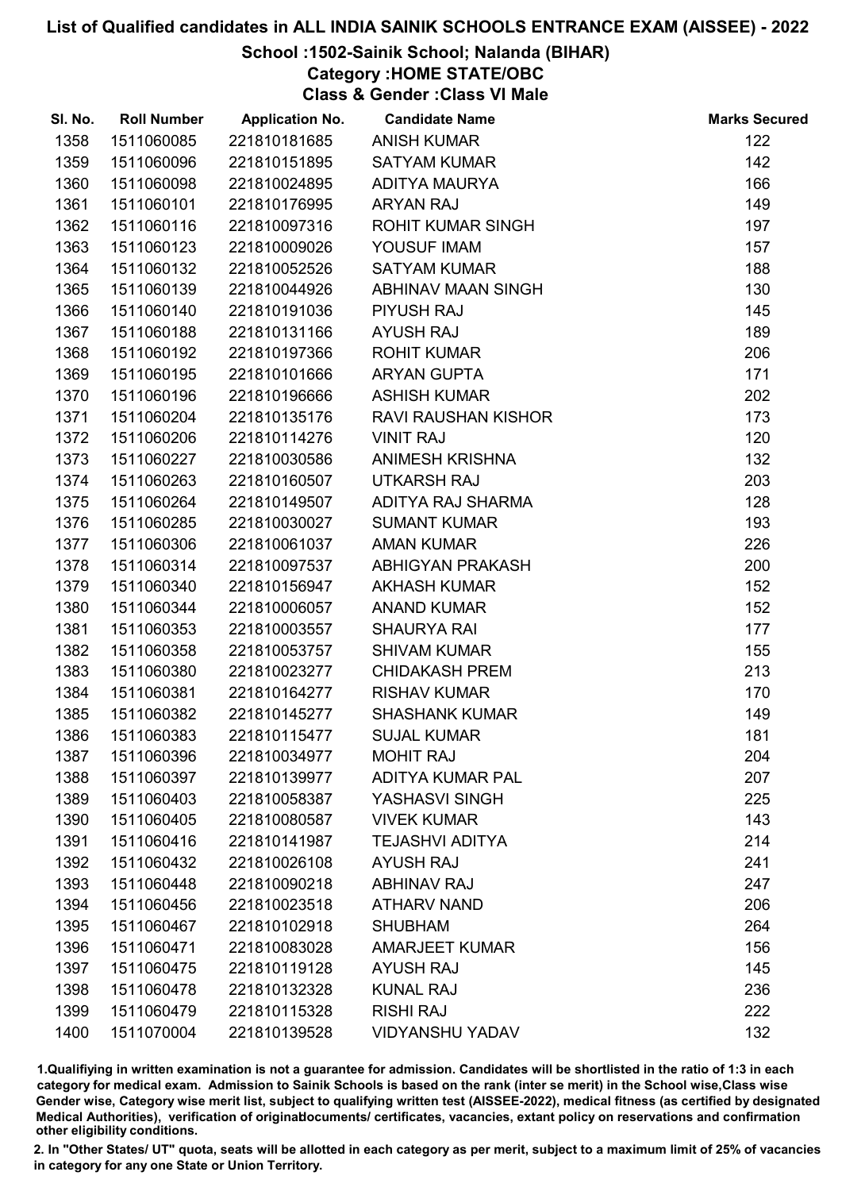# List of Qualified candidates in ALL INDIA SAINIK SCHOOLS ENTRANCE EXAM (AISSEE) - 2022

## School :1502-Sainik School; Nalanda (BIHAR)

### Category :HOME STATE/OBC

### Class & Gender :Class VI Male

| Sl. No. | Roll Number | Application No. | Candidate Name | Marks Secured |
|---|---|---|---|---|
| 1358 | 1511060085 | 221810181685 | ANISH KUMAR | 122 |
| 1359 | 1511060096 | 221810151895 | SATYAM KUMAR | 142 |
| 1360 | 1511060098 | 221810024895 | ADITYA MAURYA | 166 |
| 1361 | 1511060101 | 221810176995 | ARYAN RAJ | 149 |
| 1362 | 1511060116 | 221810097316 | ROHIT KUMAR SINGH | 197 |
| 1363 | 1511060123 | 221810009026 | YOUSUF IMAM | 157 |
| 1364 | 1511060132 | 221810052526 | SATYAM KUMAR | 188 |
| 1365 | 1511060139 | 221810044926 | ABHINAV MAAN SINGH | 130 |
| 1366 | 1511060140 | 221810191036 | PIYUSH RAJ | 145 |
| 1367 | 1511060188 | 221810131166 | AYUSH RAJ | 189 |
| 1368 | 1511060192 | 221810197366 | ROHIT KUMAR | 206 |
| 1369 | 1511060195 | 221810101666 | ARYAN GUPTA | 171 |
| 1370 | 1511060196 | 221810196666 | ASHISH KUMAR | 202 |
| 1371 | 1511060204 | 221810135176 | RAVI RAUSHAN KISHOR | 173 |
| 1372 | 1511060206 | 221810114276 | VINIT RAJ | 120 |
| 1373 | 1511060227 | 221810030586 | ANIMESH KRISHNA | 132 |
| 1374 | 1511060263 | 221810160507 | UTKARSH RAJ | 203 |
| 1375 | 1511060264 | 221810149507 | ADITYA RAJ SHARMA | 128 |
| 1376 | 1511060285 | 221810030027 | SUMANT KUMAR | 193 |
| 1377 | 1511060306 | 221810061037 | AMAN KUMAR | 226 |
| 1378 | 1511060314 | 221810097537 | ABHIGYAN PRAKASH | 200 |
| 1379 | 1511060340 | 221810156947 | AKHASH KUMAR | 152 |
| 1380 | 1511060344 | 221810006057 | ANAND KUMAR | 152 |
| 1381 | 1511060353 | 221810003557 | SHAURYA RAI | 177 |
| 1382 | 1511060358 | 221810053757 | SHIVAM KUMAR | 155 |
| 1383 | 1511060380 | 221810023277 | CHIDAKASH PREM | 213 |
| 1384 | 1511060381 | 221810164277 | RISHAV KUMAR | 170 |
| 1385 | 1511060382 | 221810145277 | SHASHANK KUMAR | 149 |
| 1386 | 1511060383 | 221810115477 | SUJAL KUMAR | 181 |
| 1387 | 1511060396 | 221810034977 | MOHIT RAJ | 204 |
| 1388 | 1511060397 | 221810139977 | ADITYA KUMAR PAL | 207 |
| 1389 | 1511060403 | 221810058387 | YASHASVI SINGH | 225 |
| 1390 | 1511060405 | 221810080587 | VIVEK KUMAR | 143 |
| 1391 | 1511060416 | 221810141987 | TEJASHVI ADITYA | 214 |
| 1392 | 1511060432 | 221810026108 | AYUSH RAJ | 241 |
| 1393 | 1511060448 | 221810090218 | ABHINAV RAJ | 247 |
| 1394 | 1511060456 | 221810023518 | ATHARV NAND | 206 |
| 1395 | 1511060467 | 221810102918 | SHUBHAM | 264 |
| 1396 | 1511060471 | 221810083028 | AMARJEET KUMAR | 156 |
| 1397 | 1511060475 | 221810119128 | AYUSH RAJ | 145 |
| 1398 | 1511060478 | 221810132328 | KUNAL RAJ | 236 |
| 1399 | 1511060479 | 221810115328 | RISHI RAJ | 222 |
| 1400 | 1511070004 | 221810139528 | VIDYANSHU YADAV | 132 |

1.Qualifying in written examination is not a guarantee for admission. Candidates will be shortlisted in the ratio of 1:3 in each category for medical exam. Admission to Sainik Schools is based on the rank (inter se merit) in the School wise,Class wise Gender wise, Category wise merit list, subject to qualifying written test (AISSEE-2022), medical fitness (as certified by designated Medical Authorities), verification of originaldocuments/ certificates, vacancies, extant policy on reservations and confirmation other eligibility conditions.

2. In "Other States/ UT" quota, seats will be allotted in each category as per merit, subject to a maximum limit of 25% of vacancies in category for any one State or Union Territory.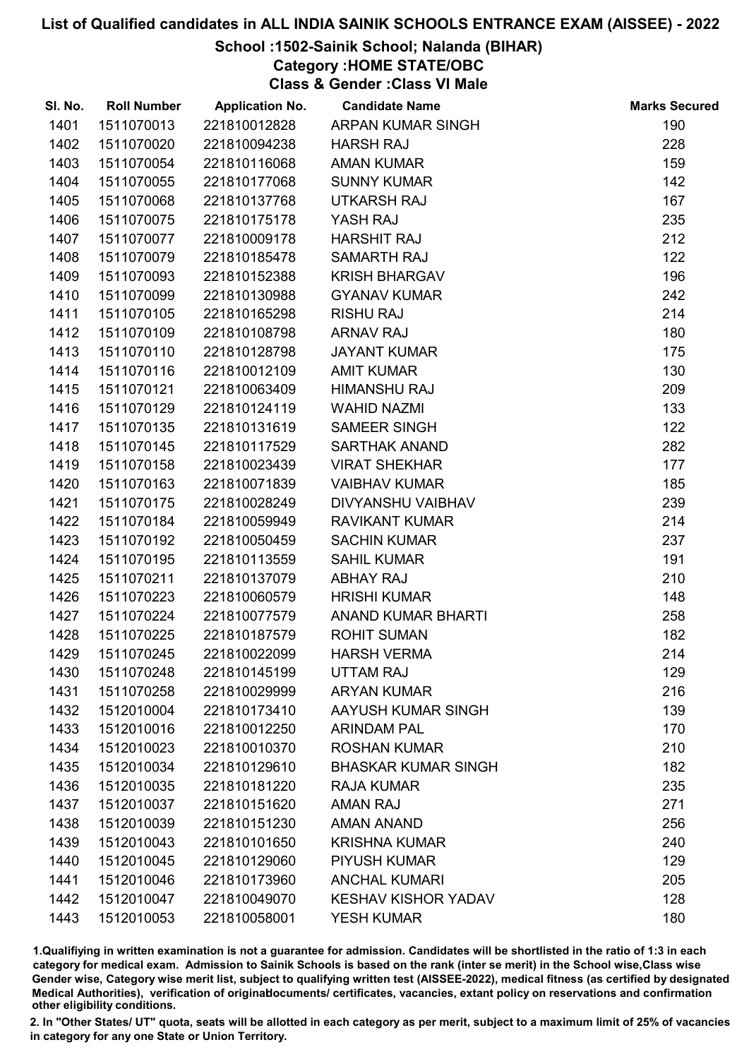# List of Qualified candidates in ALL INDIA SAINIK SCHOOLS ENTRANCE EXAM (AISSEE) - 2022

## School :1502-Sainik School; Nalanda (BIHAR)

### Category :HOME STATE/OBC

### Class & Gender :Class VI Male

| Sl. No. | Roll Number | Application No. | Candidate Name | Marks Secured |
|---|---|---|---|---|
| 1401 | 1511070013 | 221810012828 | ARPAN KUMAR SINGH | 190 |
| 1402 | 1511070020 | 221810094238 | HARSH RAJ | 228 |
| 1403 | 1511070054 | 221810116068 | AMAN KUMAR | 159 |
| 1404 | 1511070055 | 221810177068 | SUNNY KUMAR | 142 |
| 1405 | 1511070068 | 221810137768 | UTKARSH RAJ | 167 |
| 1406 | 1511070075 | 221810175178 | YASH RAJ | 235 |
| 1407 | 1511070077 | 221810009178 | HARSHIT RAJ | 212 |
| 1408 | 1511070079 | 221810185478 | SAMARTH RAJ | 122 |
| 1409 | 1511070093 | 221810152388 | KRISH BHARGAV | 196 |
| 1410 | 1511070099 | 221810130988 | GYANAV KUMAR | 242 |
| 1411 | 1511070105 | 221810165298 | RISHU RAJ | 214 |
| 1412 | 1511070109 | 221810108798 | ARNAV RAJ | 180 |
| 1413 | 1511070110 | 221810128798 | JAYANT KUMAR | 175 |
| 1414 | 1511070116 | 221810012109 | AMIT KUMAR | 130 |
| 1415 | 1511070121 | 221810063409 | HIMANSHU RAJ | 209 |
| 1416 | 1511070129 | 221810124119 | WAHID NAZMI | 133 |
| 1417 | 1511070135 | 221810131619 | SAMEER SINGH | 122 |
| 1418 | 1511070145 | 221810117529 | SARTHAK ANAND | 282 |
| 1419 | 1511070158 | 221810023439 | VIRAT SHEKHAR | 177 |
| 1420 | 1511070163 | 221810071839 | VAIBHAV KUMAR | 185 |
| 1421 | 1511070175 | 221810028249 | DIVYANSHU VAIBHAV | 239 |
| 1422 | 1511070184 | 221810059949 | RAVIKANT KUMAR | 214 |
| 1423 | 1511070192 | 221810050459 | SACHIN KUMAR | 237 |
| 1424 | 1511070195 | 221810113559 | SAHIL KUMAR | 191 |
| 1425 | 1511070211 | 221810137079 | ABHAY RAJ | 210 |
| 1426 | 1511070223 | 221810060579 | HRISHI KUMAR | 148 |
| 1427 | 1511070224 | 221810077579 | ANAND KUMAR BHARTI | 258 |
| 1428 | 1511070225 | 221810187579 | ROHIT SUMAN | 182 |
| 1429 | 1511070245 | 221810022099 | HARSH VERMA | 214 |
| 1430 | 1511070248 | 221810145199 | UTTAM RAJ | 129 |
| 1431 | 1511070258 | 221810029999 | ARYAN KUMAR | 216 |
| 1432 | 1512010004 | 221810173410 | AAYUSH KUMAR SINGH | 139 |
| 1433 | 1512010016 | 221810012250 | ARINDAM PAL | 170 |
| 1434 | 1512010023 | 221810010370 | ROSHAN KUMAR | 210 |
| 1435 | 1512010034 | 221810129610 | BHASKAR KUMAR SINGH | 182 |
| 1436 | 1512010035 | 221810181220 | RAJA KUMAR | 235 |
| 1437 | 1512010037 | 221810151620 | AMAN RAJ | 271 |
| 1438 | 1512010039 | 221810151230 | AMAN ANAND | 256 |
| 1439 | 1512010043 | 221810101650 | KRISHNA KUMAR | 240 |
| 1440 | 1512010045 | 221810129060 | PIYUSH KUMAR | 129 |
| 1441 | 1512010046 | 221810173960 | ANCHAL KUMARI | 205 |
| 1442 | 1512010047 | 221810049070 | KESHAV KISHOR YADAV | 128 |
| 1443 | 1512010053 | 221810058001 | YESH KUMAR | 180 |

1.Qualifiying in written examination is not a guarantee for admission. Candidates will be shortlisted in the ratio of 1:3 in each category for medical exam. Admission to Sainik Schools is based on the rank (inter se merit) in the School wise,Class wise Gender wise, Category wise merit list, subject to qualifying written test (AISSEE-2022), medical fitness (as certified by designated Medical Authorities), verification of originaldocuments/ certificates, vacancies, extant policy on reservations and confirmation other eligibility conditions.

2. In "Other States/ UT" quota, seats will be allotted in each category as per merit, subject to a maximum limit of 25% of vacancies in category for any one State or Union Territory.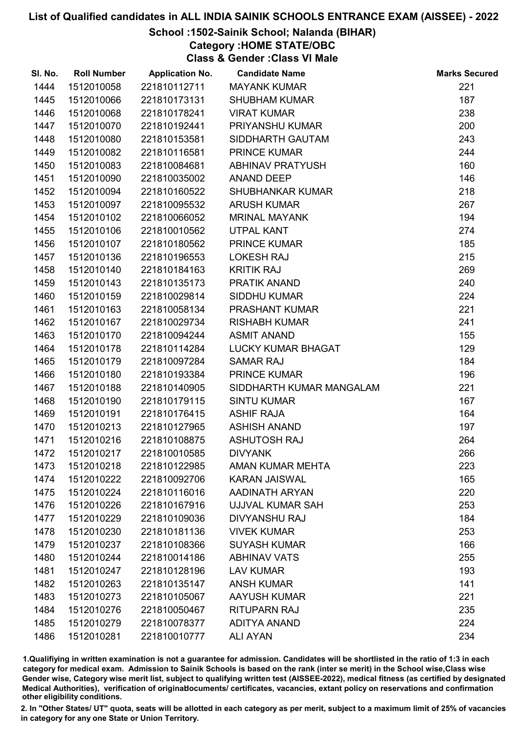# List of Qualified candidates in ALL INDIA SAINIK SCHOOLS ENTRANCE EXAM (AISSEE) - 2022

## School :1502-Sainik School; Nalanda (BIHAR)

## Category :HOME STATE/OBC

## Class & Gender :Class VI Male

| Sl. No. | Roll Number | Application No. | Candidate Name | Marks Secured |
|---|---|---|---|---|
| 1444 | 1512010058 | 221810112711 | MAYANK KUMAR | 221 |
| 1445 | 1512010066 | 221810173131 | SHUBHAM KUMAR | 187 |
| 1446 | 1512010068 | 221810178241 | VIRAT KUMAR | 238 |
| 1447 | 1512010070 | 221810192441 | PRIYANSHU KUMAR | 200 |
| 1448 | 1512010080 | 221810153581 | SIDDHARTH GAUTAM | 243 |
| 1449 | 1512010082 | 221810116581 | PRINCE KUMAR | 244 |
| 1450 | 1512010083 | 221810084681 | ABHINAV PRATYUSH | 160 |
| 1451 | 1512010090 | 221810035002 | ANAND DEEP | 146 |
| 1452 | 1512010094 | 221810160522 | SHUBHANKAR KUMAR | 218 |
| 1453 | 1512010097 | 221810095532 | ARUSH KUMAR | 267 |
| 1454 | 1512010102 | 221810066052 | MRINAL MAYANK | 194 |
| 1455 | 1512010106 | 221810010562 | UTPAL KANT | 274 |
| 1456 | 1512010107 | 221810180562 | PRINCE KUMAR | 185 |
| 1457 | 1512010136 | 221810196553 | LOKESH RAJ | 215 |
| 1458 | 1512010140 | 221810184163 | KRITIK RAJ | 269 |
| 1459 | 1512010143 | 221810135173 | PRATIK ANAND | 240 |
| 1460 | 1512010159 | 221810029814 | SIDDHU KUMAR | 224 |
| 1461 | 1512010163 | 221810058134 | PRASHANT KUMAR | 221 |
| 1462 | 1512010167 | 221810029734 | RISHABH KUMAR | 241 |
| 1463 | 1512010170 | 221810094244 | ASMIT ANAND | 155 |
| 1464 | 1512010178 | 221810114284 | LUCKY KUMAR BHAGAT | 129 |
| 1465 | 1512010179 | 221810097284 | SAMAR RAJ | 184 |
| 1466 | 1512010180 | 221810193384 | PRINCE KUMAR | 196 |
| 1467 | 1512010188 | 221810140905 | SIDDHARTH KUMAR MANGALAM | 221 |
| 1468 | 1512010190 | 221810179115 | SINTU KUMAR | 167 |
| 1469 | 1512010191 | 221810176415 | ASHIF RAJA | 164 |
| 1470 | 1512010213 | 221810127965 | ASHISH ANAND | 197 |
| 1471 | 1512010216 | 221810108875 | ASHUTOSH RAJ | 264 |
| 1472 | 1512010217 | 221810010585 | DIVYANK | 266 |
| 1473 | 1512010218 | 221810122985 | AMAN KUMAR MEHTA | 223 |
| 1474 | 1512010222 | 221810092706 | KARAN JAISWAL | 165 |
| 1475 | 1512010224 | 221810116016 | AADINATH ARYAN | 220 |
| 1476 | 1512010226 | 221810167916 | UJJVAL KUMAR SAH | 253 |
| 1477 | 1512010229 | 221810109036 | DIVYANSHU RAJ | 184 |
| 1478 | 1512010230 | 221810181136 | VIVEK KUMAR | 253 |
| 1479 | 1512010237 | 221810108366 | SUYASH KUMAR | 166 |
| 1480 | 1512010244 | 221810014186 | ABHINAV VATS | 255 |
| 1481 | 1512010247 | 221810128196 | LAV KUMAR | 193 |
| 1482 | 1512010263 | 221810135147 | ANSH KUMAR | 141 |
| 1483 | 1512010273 | 221810105067 | AAYUSH KUMAR | 221 |
| 1484 | 1512010276 | 221810050467 | RITUPARN RAJ | 235 |
| 1485 | 1512010279 | 221810078377 | ADITYA ANAND | 224 |
| 1486 | 1512010281 | 221810010777 | ALI AYAN | 234 |

1.Qualifiying in written examination is not a guarantee for admission. Candidates will be shortlisted in the ratio of 1:3 in each category for medical exam. Admission to Sainik Schools is based on the rank (inter se merit) in the School wise,Class wise Gender wise, Category wise merit list, subject to qualifying written test (AISSEE-2022), medical fitness (as certified by designated Medical Authorities), verification of originaldocuments/ certificates, vacancies, extant policy on reservations and confirmation other eligibility conditions.

2. In "Other States/ UT" quota, seats will be allotted in each category as per merit, subject to a maximum limit of 25% of vacancies in category for any one State or Union Territory.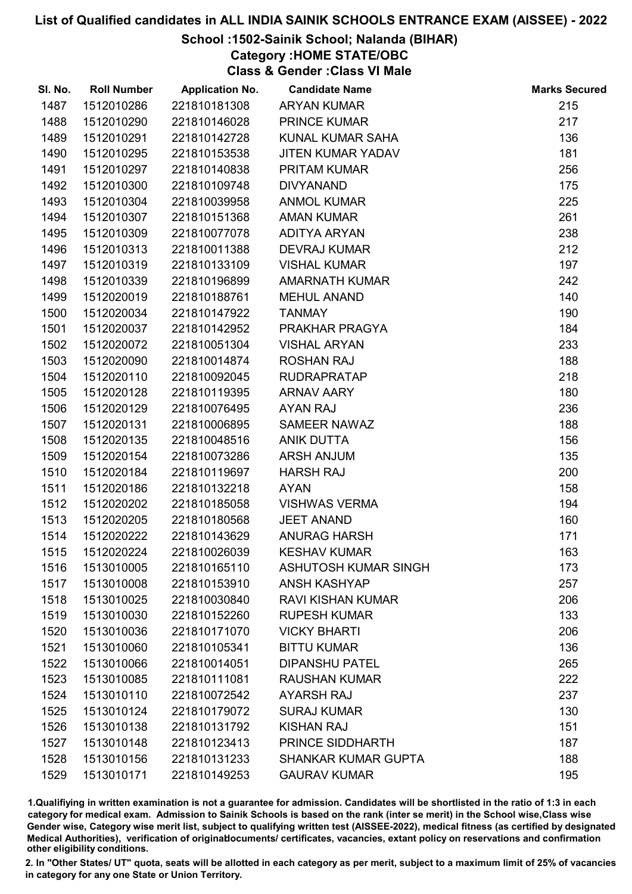# List of Qualified candidates in ALL INDIA SAINIK SCHOOLS ENTRANCE EXAM (AISSEE) - 2022

## School :1502-Sainik School; Nalanda (BIHAR)

### Category :HOME STATE/OBC

### Class & Gender :Class VI Male

| Sl. No. | Roll Number | Application No. | Candidate Name | Marks Secured |
|---|---|---|---|---|
| 1487 | 1512010286 | 221810181308 | ARYAN KUMAR | 215 |
| 1488 | 1512010290 | 221810146028 | PRINCE KUMAR | 217 |
| 1489 | 1512010291 | 221810142728 | KUNAL KUMAR SAHA | 136 |
| 1490 | 1512010295 | 221810153538 | JITEN KUMAR YADAV | 181 |
| 1491 | 1512010297 | 221810140838 | PRITAM KUMAR | 256 |
| 1492 | 1512010300 | 221810109748 | DIVYANAND | 175 |
| 1493 | 1512010304 | 221810039958 | ANMOL KUMAR | 225 |
| 1494 | 1512010307 | 221810151368 | AMAN KUMAR | 261 |
| 1495 | 1512010309 | 221810077078 | ADITYA ARYAN | 238 |
| 1496 | 1512010313 | 221810011388 | DEVRAJ KUMAR | 212 |
| 1497 | 1512010319 | 221810133109 | VISHAL KUMAR | 197 |
| 1498 | 1512010339 | 221810196899 | AMARNATH KUMAR | 242 |
| 1499 | 1512020019 | 221810188761 | MEHUL ANAND | 140 |
| 1500 | 1512020034 | 221810147922 | TANMAY | 190 |
| 1501 | 1512020037 | 221810142952 | PRAKHAR PRAGYA | 184 |
| 1502 | 1512020072 | 221810051304 | VISHAL ARYAN | 233 |
| 1503 | 1512020090 | 221810014874 | ROSHAN RAJ | 188 |
| 1504 | 1512020110 | 221810092045 | RUDRAPRATAP | 218 |
| 1505 | 1512020128 | 221810119395 | ARNAV AARY | 180 |
| 1506 | 1512020129 | 221810076495 | AYAN RAJ | 236 |
| 1507 | 1512020131 | 221810006895 | SAMEER NAWAZ | 188 |
| 1508 | 1512020135 | 221810048516 | ANIK DUTTA | 156 |
| 1509 | 1512020154 | 221810073286 | ARSH ANJUM | 135 |
| 1510 | 1512020184 | 221810119697 | HARSH RAJ | 200 |
| 1511 | 1512020186 | 221810132218 | AYAN | 158 |
| 1512 | 1512020202 | 221810185058 | VISHWAS VERMA | 194 |
| 1513 | 1512020205 | 221810180568 | JEET ANAND | 160 |
| 1514 | 1512020222 | 221810143629 | ANURAG HARSH | 171 |
| 1515 | 1512020224 | 221810026039 | KESHAV KUMAR | 163 |
| 1516 | 1513010005 | 221810165110 | ASHUTOSH KUMAR SINGH | 173 |
| 1517 | 1513010008 | 221810153910 | ANSH KASHYAP | 257 |
| 1518 | 1513010025 | 221810030840 | RAVI KISHAN KUMAR | 206 |
| 1519 | 1513010030 | 221810152260 | RUPESH KUMAR | 133 |
| 1520 | 1513010036 | 221810171070 | VICKY BHARTI | 206 |
| 1521 | 1513010060 | 221810105341 | BITTU KUMAR | 136 |
| 1522 | 1513010066 | 221810014051 | DIPANSHU PATEL | 265 |
| 1523 | 1513010085 | 221810111081 | RAUSHAN KUMAR | 222 |
| 1524 | 1513010110 | 221810072542 | AYARSH RAJ | 237 |
| 1525 | 1513010124 | 221810179072 | SURAJ KUMAR | 130 |
| 1526 | 1513010138 | 221810131792 | KISHAN RAJ | 151 |
| 1527 | 1513010148 | 221810123413 | PRINCE SIDDHARTH | 187 |
| 1528 | 1513010156 | 221810131233 | SHANKAR KUMAR GUPTA | 188 |
| 1529 | 1513010171 | 221810149253 | GAURAV KUMAR | 195 |

1.Qualifiying in written examination is not a guarantee for admission. Candidates will be shortlisted in the ratio of 1:3 in each category for medical exam. Admission to Sainik Schools is based on the rank (inter se merit) in the School wise,Class wise Gender wise, Category wise merit list, subject to qualifying written test (AISSEE-2022), medical fitness (as certified by designated Medical Authorities), verification of originaldocuments/ certificates, vacancies, extant policy on reservations and confirmation other eligibility conditions.

2. In "Other States/ UT" quota, seats will be allotted in each category as per merit, subject to a maximum limit of 25% of vacancies in category for any one State or Union Territory.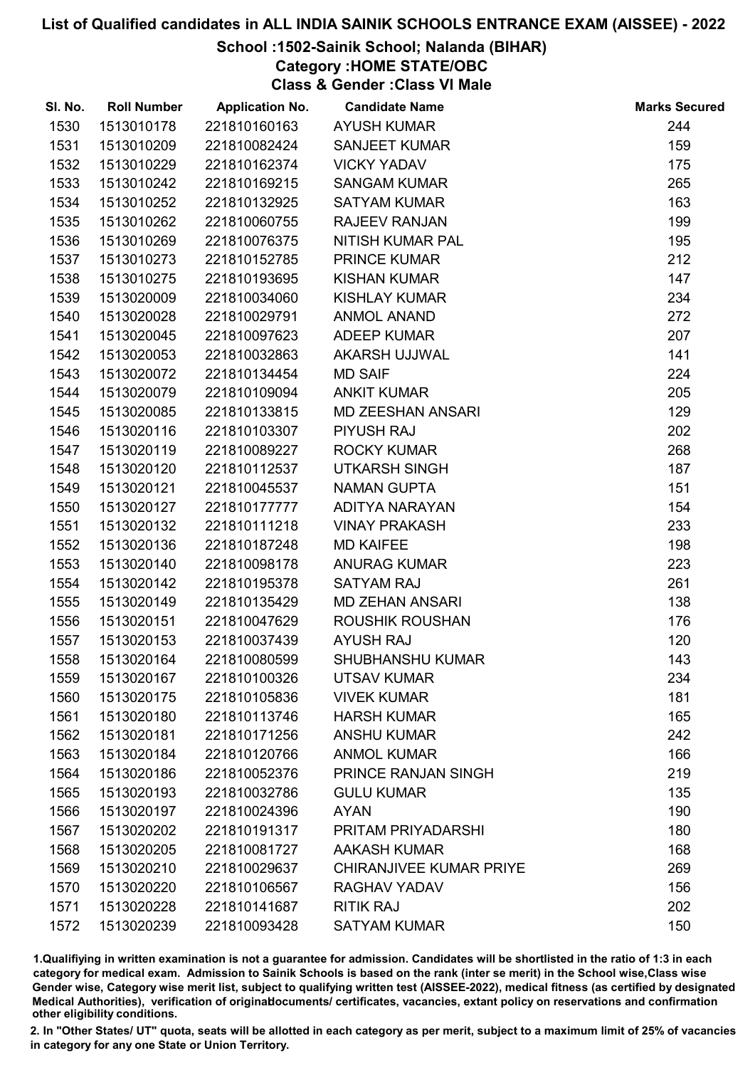# List of Qualified candidates in ALL INDIA SAINIK SCHOOLS ENTRANCE EXAM (AISSEE) - 2022

## School :1502-Sainik School; Nalanda (BIHAR)

### Category :HOME STATE/OBC

### Class & Gender :Class VI Male

| Sl. No. | Roll Number | Application No. | Candidate Name | Marks Secured |
|---|---|---|---|---|
| 1530 | 1513010178 | 221810160163 | AYUSH KUMAR | 244 |
| 1531 | 1513010209 | 221810082424 | SANJEET KUMAR | 159 |
| 1532 | 1513010229 | 221810162374 | VICKY YADAV | 175 |
| 1533 | 1513010242 | 221810169215 | SANGAM KUMAR | 265 |
| 1534 | 1513010252 | 221810132925 | SATYAM KUMAR | 163 |
| 1535 | 1513010262 | 221810060755 | RAJEEV RANJAN | 199 |
| 1536 | 1513010269 | 221810076375 | NITISH KUMAR PAL | 195 |
| 1537 | 1513010273 | 221810152785 | PRINCE KUMAR | 212 |
| 1538 | 1513010275 | 221810193695 | KISHAN KUMAR | 147 |
| 1539 | 1513020009 | 221810034060 | KISHLAY KUMAR | 234 |
| 1540 | 1513020028 | 221810029791 | ANMOL ANAND | 272 |
| 1541 | 1513020045 | 221810097623 | ADEEP KUMAR | 207 |
| 1542 | 1513020053 | 221810032863 | AKARSH UJJWAL | 141 |
| 1543 | 1513020072 | 221810134454 | MD SAIF | 224 |
| 1544 | 1513020079 | 221810109094 | ANKIT KUMAR | 205 |
| 1545 | 1513020085 | 221810133815 | MD ZEESHAN ANSARI | 129 |
| 1546 | 1513020116 | 221810103307 | PIYUSH RAJ | 202 |
| 1547 | 1513020119 | 221810089227 | ROCKY KUMAR | 268 |
| 1548 | 1513020120 | 221810112537 | UTKARSH SINGH | 187 |
| 1549 | 1513020121 | 221810045537 | NAMAN GUPTA | 151 |
| 1550 | 1513020127 | 221810177777 | ADITYA NARAYAN | 154 |
| 1551 | 1513020132 | 221810111218 | VINAY PRAKASH | 233 |
| 1552 | 1513020136 | 221810187248 | MD KAIFEE | 198 |
| 1553 | 1513020140 | 221810098178 | ANURAG KUMAR | 223 |
| 1554 | 1513020142 | 221810195378 | SATYAM RAJ | 261 |
| 1555 | 1513020149 | 221810135429 | MD ZEHAN ANSARI | 138 |
| 1556 | 1513020151 | 221810047629 | ROUSHIK ROUSHAN | 176 |
| 1557 | 1513020153 | 221810037439 | AYUSH RAJ | 120 |
| 1558 | 1513020164 | 221810080599 | SHUBHANSHU KUMAR | 143 |
| 1559 | 1513020167 | 221810100326 | UTSAV KUMAR | 234 |
| 1560 | 1513020175 | 221810105836 | VIVEK KUMAR | 181 |
| 1561 | 1513020180 | 221810113746 | HARSH KUMAR | 165 |
| 1562 | 1513020181 | 221810171256 | ANSHU KUMAR | 242 |
| 1563 | 1513020184 | 221810120766 | ANMOL KUMAR | 166 |
| 1564 | 1513020186 | 221810052376 | PRINCE RANJAN SINGH | 219 |
| 1565 | 1513020193 | 221810032786 | GULU KUMAR | 135 |
| 1566 | 1513020197 | 221810024396 | AYAN | 190 |
| 1567 | 1513020202 | 221810191317 | PRITAM PRIYADARSHI | 180 |
| 1568 | 1513020205 | 221810081727 | AAKASH KUMAR | 168 |
| 1569 | 1513020210 | 221810029637 | CHIRANJIVEE KUMAR PRIYE | 269 |
| 1570 | 1513020220 | 221810106567 | RAGHAV YADAV | 156 |
| 1571 | 1513020228 | 221810141687 | RITIK RAJ | 202 |
| 1572 | 1513020239 | 221810093428 | SATYAM KUMAR | 150 |

1.Qualifying in written examination is not a guarantee for admission. Candidates will be shortlisted in the ratio of 1:3 in each category for medical exam. Admission to Sainik Schools is based on the rank (inter se merit) in the School wise,Class wise Gender wise, Category wise merit list, subject to qualifying written test (AISSEE-2022), medical fitness (as certified by designated Medical Authorities), verification of originaldocuments/ certificates, vacancies, extant policy on reservations and confirmation other eligibility conditions.

2. In "Other States/ UT" quota, seats will be allotted in each category as per merit, subject to a maximum limit of 25% of vacancies in category for any one State or Union Territory.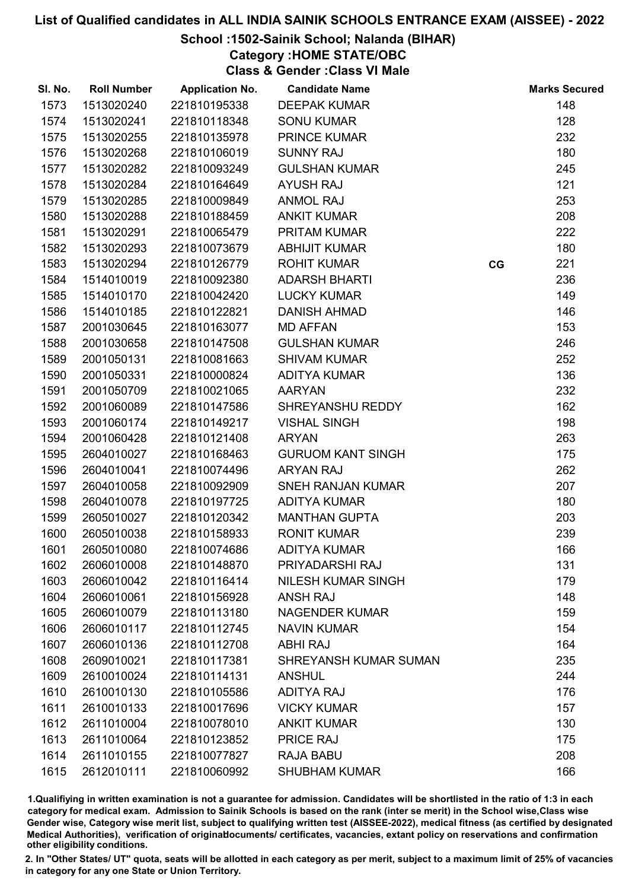# List of Qualified candidates in ALL INDIA SAINIK SCHOOLS ENTRANCE EXAM (AISSEE) - 2022

## School :1502-Sainik School; Nalanda (BIHAR)

### Category :HOME STATE/OBC

### Class & Gender :Class VI Male

| Sl. No. | Roll Number | Application No. | Candidate Name | | Marks Secured |
|---|---|---|---|---|---|
| 1573 | 1513020240 | 221810195338 | DEEPAK KUMAR | | 148 |
| 1574 | 1513020241 | 221810118348 | SONU KUMAR | | 128 |
| 1575 | 1513020255 | 221810135978 | PRINCE KUMAR | | 232 |
| 1576 | 1513020268 | 221810106019 | SUNNY RAJ | | 180 |
| 1577 | 1513020282 | 221810093249 | GULSHAN KUMAR | | 245 |
| 1578 | 1513020284 | 221810164649 | AYUSH RAJ | | 121 |
| 1579 | 1513020285 | 221810009849 | ANMOL RAJ | | 253 |
| 1580 | 1513020288 | 221810188459 | ANKIT KUMAR | | 208 |
| 1581 | 1513020291 | 221810065479 | PRITAM KUMAR | | 222 |
| 1582 | 1513020293 | 221810073679 | ABHIJIT KUMAR | | 180 |
| 1583 | 1513020294 | 221810126779 | ROHIT KUMAR | CG | 221 |
| 1584 | 1514010019 | 221810092380 | ADARSH BHARTI | | 236 |
| 1585 | 1514010170 | 221810042420 | LUCKY KUMAR | | 149 |
| 1586 | 1514010185 | 221810122821 | DANISH AHMAD | | 146 |
| 1587 | 2001030645 | 221810163077 | MD AFFAN | | 153 |
| 1588 | 2001030658 | 221810147508 | GULSHAN KUMAR | | 246 |
| 1589 | 2001050131 | 221810081663 | SHIVAM KUMAR | | 252 |
| 1590 | 2001050331 | 221810000824 | ADITYA KUMAR | | 136 |
| 1591 | 2001050709 | 221810021065 | AARYAN | | 232 |
| 1592 | 2001060089 | 221810147586 | SHREYANSHU REDDY | | 162 |
| 1593 | 2001060174 | 221810149217 | VISHAL SINGH | | 198 |
| 1594 | 2001060428 | 221810121408 | ARYAN | | 263 |
| 1595 | 2604010027 | 221810168463 | GURUOM KANT SINGH | | 175 |
| 1596 | 2604010041 | 221810074496 | ARYAN RAJ | | 262 |
| 1597 | 2604010058 | 221810092909 | SNEH RANJAN KUMAR | | 207 |
| 1598 | 2604010078 | 221810197725 | ADITYA KUMAR | | 180 |
| 1599 | 2605010027 | 221810120342 | MANTHAN GUPTA | | 203 |
| 1600 | 2605010038 | 221810158933 | RONIT KUMAR | | 239 |
| 1601 | 2605010080 | 221810074686 | ADITYA KUMAR | | 166 |
| 1602 | 2606010008 | 221810148870 | PRIYADARSHI RAJ | | 131 |
| 1603 | 2606010042 | 221810116414 | NILESH KUMAR SINGH | | 179 |
| 1604 | 2606010061 | 221810156928 | ANSH RAJ | | 148 |
| 1605 | 2606010079 | 221810113180 | NAGENDER KUMAR | | 159 |
| 1606 | 2606010117 | 221810112745 | NAVIN KUMAR | | 154 |
| 1607 | 2606010136 | 221810112708 | ABHI RAJ | | 164 |
| 1608 | 2609010021 | 221810117381 | SHREYANSH KUMAR SUMAN | | 235 |
| 1609 | 2610010024 | 221810114131 | ANSHUL | | 244 |
| 1610 | 2610010130 | 221810105586 | ADITYA RAJ | | 176 |
| 1611 | 2610010133 | 221810017696 | VICKY KUMAR | | 157 |
| 1612 | 2611010004 | 221810078010 | ANKIT KUMAR | | 130 |
| 1613 | 2611010064 | 221810123852 | PRICE RAJ | | 175 |
| 1614 | 2611010155 | 221810077827 | RAJA BABU | | 208 |
| 1615 | 2612010111 | 221810060992 | SHUBHAM KUMAR | | 166 |

1.Qualifying in written examination is not a guarantee for admission. Candidates will be shortlisted in the ratio of 1:3 in each category for medical exam. Admission to Sainik Schools is based on the rank (inter se merit) in the School wise,Class wise Gender wise, Category wise merit list, subject to qualifying written test (AISSEE-2022), medical fitness (as certified by designated Medical Authorities), verification of originaldocuments/ certificates, vacancies, extant policy on reservations and confirmation other eligibility conditions.

2. In "Other States/ UT" quota, seats will be allotted in each category as per merit, subject to a maximum limit of 25% of vacancies in category for any one State or Union Territory.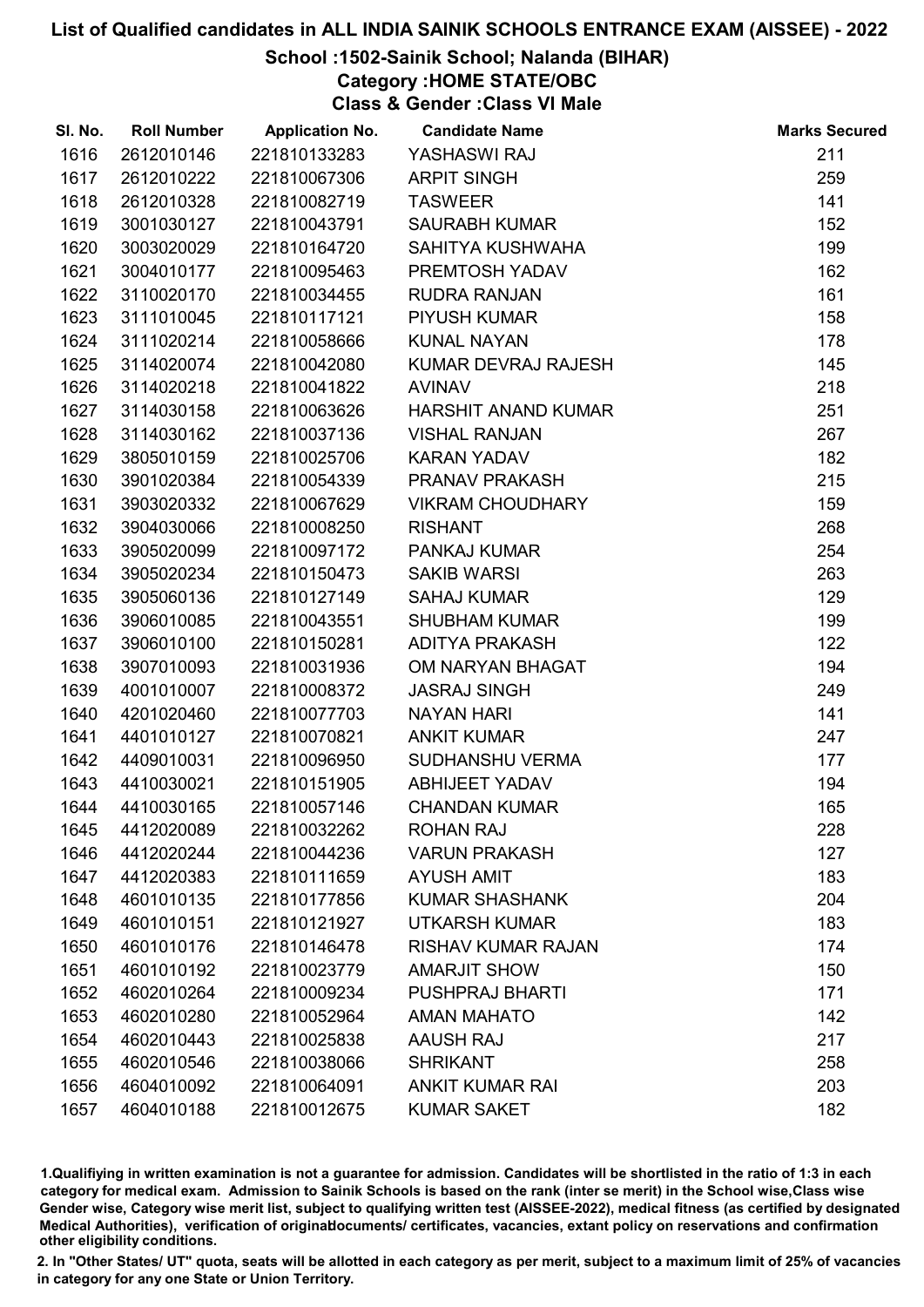# List of Qualified candidates in ALL INDIA SAINIK SCHOOLS ENTRANCE EXAM (AISSEE) - 2022

## School :1502-Sainik School; Nalanda (BIHAR)

### Category :HOME STATE/OBC

### Class & Gender :Class VI Male

| Sl. No. | Roll Number | Application No. | Candidate Name | Marks Secured |
|---|---|---|---|---|
| 1616 | 2612010146 | 221810133283 | YASHASWI RAJ | 211 |
| 1617 | 2612010222 | 221810067306 | ARPIT SINGH | 259 |
| 1618 | 2612010328 | 221810082719 | TASWEER | 141 |
| 1619 | 3001030127 | 221810043791 | SAURABH KUMAR | 152 |
| 1620 | 3003020029 | 221810164720 | SAHITYA KUSHWAHA | 199 |
| 1621 | 3004010177 | 221810095463 | PREMTOSH YADAV | 162 |
| 1622 | 3110020170 | 221810034455 | RUDRA RANJAN | 161 |
| 1623 | 3111010045 | 221810117121 | PIYUSH KUMAR | 158 |
| 1624 | 3111020214 | 221810058666 | KUNAL NAYAN | 178 |
| 1625 | 3114020074 | 221810042080 | KUMAR DEVRAJ RAJESH | 145 |
| 1626 | 3114020218 | 221810041822 | AVINAV | 218 |
| 1627 | 3114030158 | 221810063626 | HARSHIT ANAND KUMAR | 251 |
| 1628 | 3114030162 | 221810037136 | VISHAL RANJAN | 267 |
| 1629 | 3805010159 | 221810025706 | KARAN YADAV | 182 |
| 1630 | 3901020384 | 221810054339 | PRANAV PRAKASH | 215 |
| 1631 | 3903020332 | 221810067629 | VIKRAM CHOUDHARY | 159 |
| 1632 | 3904030066 | 221810008250 | RISHANT | 268 |
| 1633 | 3905020099 | 221810097172 | PANKAJ KUMAR | 254 |
| 1634 | 3905020234 | 221810150473 | SAKIB WARSI | 263 |
| 1635 | 3905060136 | 221810127149 | SAHAJ KUMAR | 129 |
| 1636 | 3906010085 | 221810043551 | SHUBHAM KUMAR | 199 |
| 1637 | 3906010100 | 221810150281 | ADITYA PRAKASH | 122 |
| 1638 | 3907010093 | 221810031936 | OM NARYAN BHAGAT | 194 |
| 1639 | 4001010007 | 221810008372 | JASRAJ SINGH | 249 |
| 1640 | 4201020460 | 221810077703 | NAYAN HARI | 141 |
| 1641 | 4401010127 | 221810070821 | ANKIT KUMAR | 247 |
| 1642 | 4409010031 | 221810096950 | SUDHANSHU VERMA | 177 |
| 1643 | 4410030021 | 221810151905 | ABHIJEET YADAV | 194 |
| 1644 | 4410030165 | 221810057146 | CHANDAN KUMAR | 165 |
| 1645 | 4412020089 | 221810032262 | ROHAN RAJ | 228 |
| 1646 | 4412020244 | 221810044236 | VARUN PRAKASH | 127 |
| 1647 | 4412020383 | 221810111659 | AYUSH AMIT | 183 |
| 1648 | 4601010135 | 221810177856 | KUMAR SHASHANK | 204 |
| 1649 | 4601010151 | 221810121927 | UTKARSH KUMAR | 183 |
| 1650 | 4601010176 | 221810146478 | RISHAV KUMAR RAJAN | 174 |
| 1651 | 4601010192 | 221810023779 | AMARJIT SHOW | 150 |
| 1652 | 4602010264 | 221810009234 | PUSHPRAJ BHARTI | 171 |
| 1653 | 4602010280 | 221810052964 | AMAN MAHATO | 142 |
| 1654 | 4602010443 | 221810025838 | AAUSH RAJ | 217 |
| 1655 | 4602010546 | 221810038066 | SHRIKANT | 258 |
| 1656 | 4604010092 | 221810064091 | ANKIT KUMAR RAI | 203 |
| 1657 | 4604010188 | 221810012675 | KUMAR SAKET | 182 |

1.Qualifiying in written examination is not a guarantee for admission. Candidates will be shortlisted in the ratio of 1:3 in each category for medical exam. Admission to Sainik Schools is based on the rank (inter se merit) in the School wise,Class wise Gender wise, Category wise merit list, subject to qualifying written test (AISSEE-2022), medical fitness (as certified by designated Medical Authorities), verification of originaldocuments/ certificates, vacancies, extant policy on reservations and confirmation other eligibility conditions.

2. In "Other States/ UT" quota, seats will be allotted in each category as per merit, subject to a maximum limit of 25% of vacancies in category for any one State or Union Territory.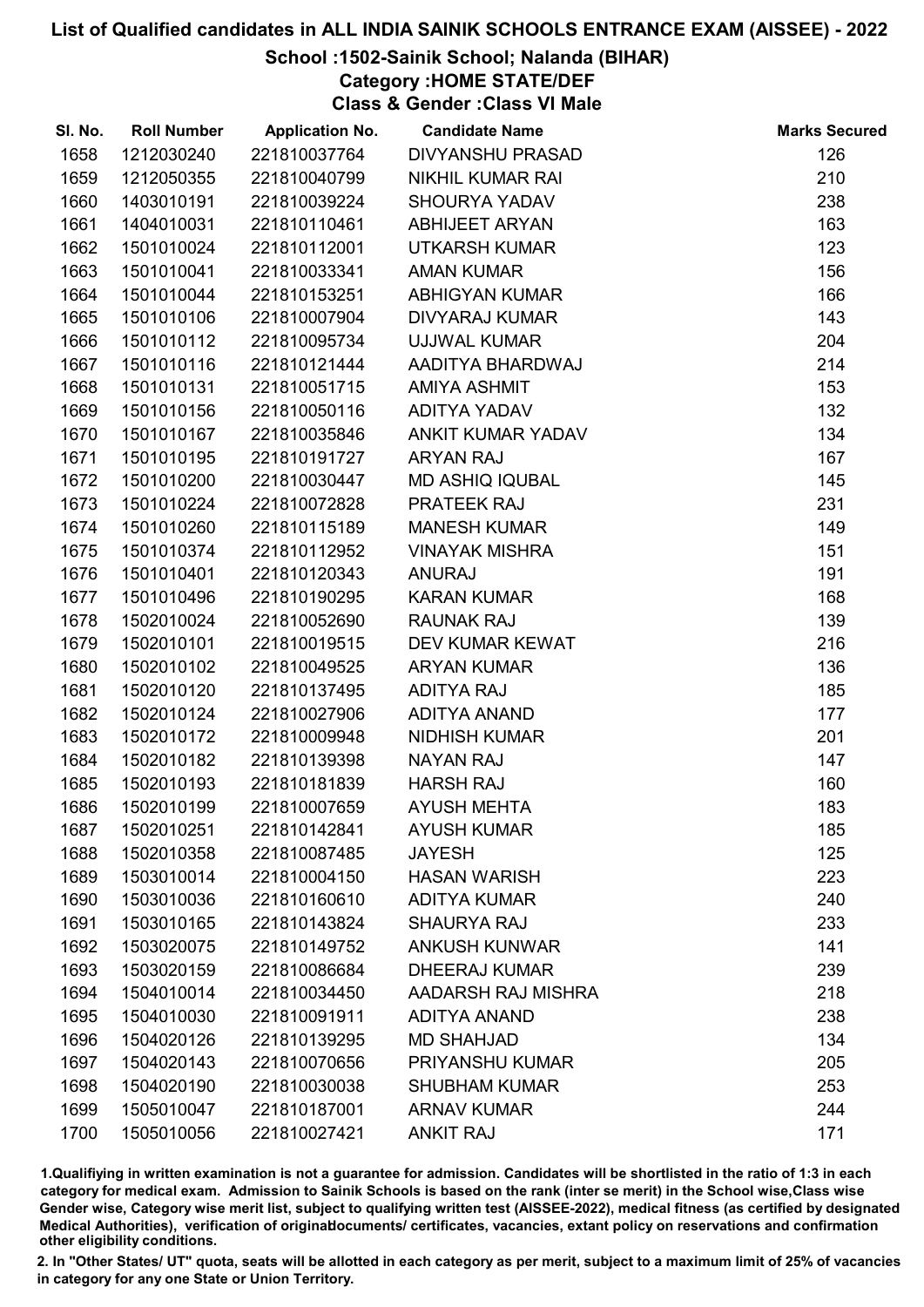# List of Qualified candidates in ALL INDIA SAINIK SCHOOLS ENTRANCE EXAM (AISSEE) - 2022

## School :1502-Sainik School; Nalanda (BIHAR)

### Category :HOME STATE/DEF

### Class & Gender :Class VI Male

| Sl. No. | Roll Number | Application No. | Candidate Name | Marks Secured |
|---|---|---|---|---|
| 1658 | 1212030240 | 221810037764 | DIVYANSHU PRASAD | 126 |
| 1659 | 1212050355 | 221810040799 | NIKHIL KUMAR RAI | 210 |
| 1660 | 1403010191 | 221810039224 | SHOURYA YADAV | 238 |
| 1661 | 1404010031 | 221810110461 | ABHIJEET ARYAN | 163 |
| 1662 | 1501010024 | 221810112001 | UTKARSH KUMAR | 123 |
| 1663 | 1501010041 | 221810033341 | AMAN KUMAR | 156 |
| 1664 | 1501010044 | 221810153251 | ABHIGYAN KUMAR | 166 |
| 1665 | 1501010106 | 221810007904 | DIVYARAJ KUMAR | 143 |
| 1666 | 1501010112 | 221810095734 | UJJWAL KUMAR | 204 |
| 1667 | 1501010116 | 221810121444 | AADITYA BHARDWAJ | 214 |
| 1668 | 1501010131 | 221810051715 | AMIYA ASHMIT | 153 |
| 1669 | 1501010156 | 221810050116 | ADITYA YADAV | 132 |
| 1670 | 1501010167 | 221810035846 | ANKIT KUMAR YADAV | 134 |
| 1671 | 1501010195 | 221810191727 | ARYAN RAJ | 167 |
| 1672 | 1501010200 | 221810030447 | MD ASHIQ IQUBAL | 145 |
| 1673 | 1501010224 | 221810072828 | PRATEEK RAJ | 231 |
| 1674 | 1501010260 | 221810115189 | MANESH KUMAR | 149 |
| 1675 | 1501010374 | 221810112952 | VINAYAK MISHRA | 151 |
| 1676 | 1501010401 | 221810120343 | ANURAJ | 191 |
| 1677 | 1501010496 | 221810190295 | KARAN KUMAR | 168 |
| 1678 | 1502010024 | 221810052690 | RAUNAK RAJ | 139 |
| 1679 | 1502010101 | 221810019515 | DEV KUMAR KEWAT | 216 |
| 1680 | 1502010102 | 221810049525 | ARYAN KUMAR | 136 |
| 1681 | 1502010120 | 221810137495 | ADITYA RAJ | 185 |
| 1682 | 1502010124 | 221810027906 | ADITYA ANAND | 177 |
| 1683 | 1502010172 | 221810009948 | NIDHISH KUMAR | 201 |
| 1684 | 1502010182 | 221810139398 | NAYAN RAJ | 147 |
| 1685 | 1502010193 | 221810181839 | HARSH RAJ | 160 |
| 1686 | 1502010199 | 221810007659 | AYUSH MEHTA | 183 |
| 1687 | 1502010251 | 221810142841 | AYUSH KUMAR | 185 |
| 1688 | 1502010358 | 221810087485 | JAYESH | 125 |
| 1689 | 1503010014 | 221810004150 | HASAN WARISH | 223 |
| 1690 | 1503010036 | 221810160610 | ADITYA KUMAR | 240 |
| 1691 | 1503010165 | 221810143824 | SHAURYA RAJ | 233 |
| 1692 | 1503020075 | 221810149752 | ANKUSH KUNWAR | 141 |
| 1693 | 1503020159 | 221810086684 | DHEERAJ KUMAR | 239 |
| 1694 | 1504010014 | 221810034450 | AADARSH RAJ MISHRA | 218 |
| 1695 | 1504010030 | 221810091911 | ADITYA ANAND | 238 |
| 1696 | 1504020126 | 221810139295 | MD SHAHJAD | 134 |
| 1697 | 1504020143 | 221810070656 | PRIYANSHU KUMAR | 205 |
| 1698 | 1504020190 | 221810030038 | SHUBHAM KUMAR | 253 |
| 1699 | 1505010047 | 221810187001 | ARNAV KUMAR | 244 |
| 1700 | 1505010056 | 221810027421 | ANKIT RAJ | 171 |

1.Qualifiying in written examination is not a guarantee for admission. Candidates will be shortlisted in the ratio of 1:3 in each category for medical exam. Admission to Sainik Schools is based on the rank (inter se merit) in the School wise,Class wise Gender wise, Category wise merit list, subject to qualifying written test (AISSEE-2022), medical fitness (as certified by designated Medical Authorities), verification of originaldocuments/ certificates, vacancies, extant policy on reservations and confirmation other eligibility conditions.

2. In "Other States/ UT" quota, seats will be allotted in each category as per merit, subject to a maximum limit of 25% of vacancies in category for any one State or Union Territory.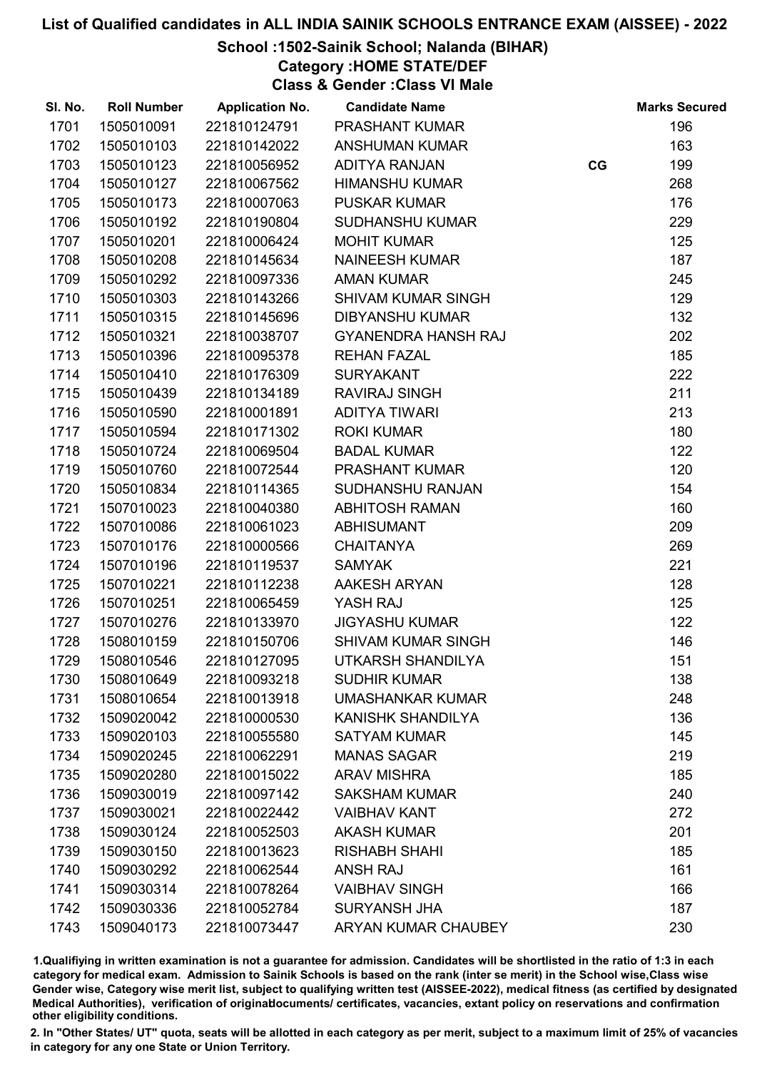# List of Qualified candidates in ALL INDIA SAINIK SCHOOLS ENTRANCE EXAM (AISSEE) - 2022

## School :1502-Sainik School; Nalanda (BIHAR)

### Category :HOME STATE/DEF

### Class & Gender :Class VI Male

| Sl. No. | Roll Number | Application No. | Candidate Name | | Marks Secured |
|---|---|---|---|---|---|
| 1701 | 1505010091 | 221810124791 | PRASHANT KUMAR | | 196 |
| 1702 | 1505010103 | 221810142022 | ANSHUMAN KUMAR | | 163 |
| 1703 | 1505010123 | 221810056952 | ADITYA RANJAN | CG | 199 |
| 1704 | 1505010127 | 221810067562 | HIMANSHU KUMAR | | 268 |
| 1705 | 1505010173 | 221810007063 | PUSKAR KUMAR | | 176 |
| 1706 | 1505010192 | 221810190804 | SUDHANSHU KUMAR | | 229 |
| 1707 | 1505010201 | 221810006424 | MOHIT KUMAR | | 125 |
| 1708 | 1505010208 | 221810145634 | NAINEESH KUMAR | | 187 |
| 1709 | 1505010292 | 221810097336 | AMAN KUMAR | | 245 |
| 1710 | 1505010303 | 221810143266 | SHIVAM KUMAR SINGH | | 129 |
| 1711 | 1505010315 | 221810145696 | DIBYANSHU KUMAR | | 132 |
| 1712 | 1505010321 | 221810038707 | GYANENDRA HANSH RAJ | | 202 |
| 1713 | 1505010396 | 221810095378 | REHAN FAZAL | | 185 |
| 1714 | 1505010410 | 221810176309 | SURYAKANT | | 222 |
| 1715 | 1505010439 | 221810134189 | RAVIRAJ SINGH | | 211 |
| 1716 | 1505010590 | 221810001891 | ADITYA TIWARI | | 213 |
| 1717 | 1505010594 | 221810171302 | ROKI KUMAR | | 180 |
| 1718 | 1505010724 | 221810069504 | BADAL KUMAR | | 122 |
| 1719 | 1505010760 | 221810072544 | PRASHANT KUMAR | | 120 |
| 1720 | 1505010834 | 221810114365 | SUDHANSHU RANJAN | | 154 |
| 1721 | 1507010023 | 221810040380 | ABHITOSH RAMAN | | 160 |
| 1722 | 1507010086 | 221810061023 | ABHISUMANT | | 209 |
| 1723 | 1507010176 | 221810000566 | CHAITANYA | | 269 |
| 1724 | 1507010196 | 221810119537 | SAMYAK | | 221 |
| 1725 | 1507010221 | 221810112238 | AAKESH ARYAN | | 128 |
| 1726 | 1507010251 | 221810065459 | YASH RAJ | | 125 |
| 1727 | 1507010276 | 221810133970 | JIGYASHU KUMAR | | 122 |
| 1728 | 1508010159 | 221810150706 | SHIVAM KUMAR SINGH | | 146 |
| 1729 | 1508010546 | 221810127095 | UTKARSH SHANDILYA | | 151 |
| 1730 | 1508010649 | 221810093218 | SUDHIR KUMAR | | 138 |
| 1731 | 1508010654 | 221810013918 | UMASHANKAR KUMAR | | 248 |
| 1732 | 1509020042 | 221810000530 | KANISHK SHANDILYA | | 136 |
| 1733 | 1509020103 | 221810055580 | SATYAM KUMAR | | 145 |
| 1734 | 1509020245 | 221810062291 | MANAS SAGAR | | 219 |
| 1735 | 1509020280 | 221810015022 | ARAV MISHRA | | 185 |
| 1736 | 1509030019 | 221810097142 | SAKSHAM KUMAR | | 240 |
| 1737 | 1509030021 | 221810022442 | VAIBHAV KANT | | 272 |
| 1738 | 1509030124 | 221810052503 | AKASH KUMAR | | 201 |
| 1739 | 1509030150 | 221810013623 | RISHABH SHAHI | | 185 |
| 1740 | 1509030292 | 221810062544 | ANSH RAJ | | 161 |
| 1741 | 1509030314 | 221810078264 | VAIBHAV SINGH | | 166 |
| 1742 | 1509030336 | 221810052784 | SURYANSH JHA | | 187 |
| 1743 | 1509040173 | 221810073447 | ARYAN KUMAR CHAUBEY | | 230 |

1.Qualifiying in written examination is not a guarantee for admission. Candidates will be shortlisted in the ratio of 1:3 in each category for medical exam. Admission to Sainik Schools is based on the rank (inter se merit) in the School wise,Class wise Gender wise, Category wise merit list, subject to qualifying written test (AISSEE-2022), medical fitness (as certified by designated Medical Authorities), verification of originaldocuments/ certificates, vacancies, extant policy on reservations and confirmation other eligibility conditions.

2. In "Other States/ UT" quota, seats will be allotted in each category as per merit, subject to a maximum limit of 25% of vacancies in category for any one State or Union Territory.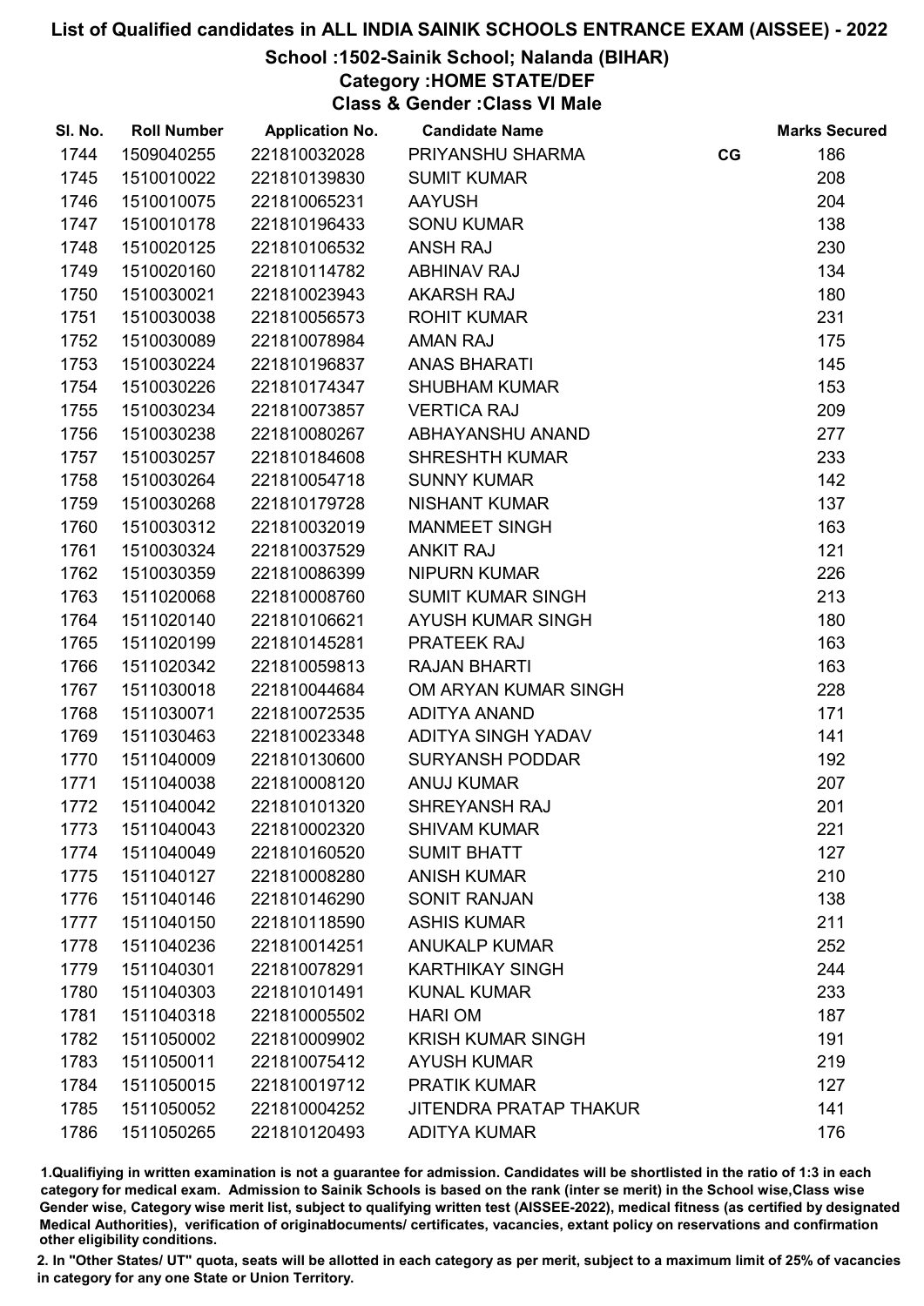# List of Qualified candidates in ALL INDIA SAINIK SCHOOLS ENTRANCE EXAM (AISSEE) - 2022

## School :1502-Sainik School; Nalanda (BIHAR)

### Category :HOME STATE/DEF

### Class & Gender :Class VI Male

| Sl. No. | Roll Number | Application No. | Candidate Name | | Marks Secured |
|---|---|---|---|---|---|
| 1744 | 1509040255 | 221810032028 | PRIYANSHU SHARMA | CG | 186 |
| 1745 | 1510010022 | 221810139830 | SUMIT KUMAR | | 208 |
| 1746 | 1510010075 | 221810065231 | AAYUSH | | 204 |
| 1747 | 1510010178 | 221810196433 | SONU KUMAR | | 138 |
| 1748 | 1510020125 | 221810106532 | ANSH RAJ | | 230 |
| 1749 | 1510020160 | 221810114782 | ABHINAV RAJ | | 134 |
| 1750 | 1510030021 | 221810023943 | AKARSH RAJ | | 180 |
| 1751 | 1510030038 | 221810056573 | ROHIT KUMAR | | 231 |
| 1752 | 1510030089 | 221810078984 | AMAN RAJ | | 175 |
| 1753 | 1510030224 | 221810196837 | ANAS BHARATI | | 145 |
| 1754 | 1510030226 | 221810174347 | SHUBHAM KUMAR | | 153 |
| 1755 | 1510030234 | 221810073857 | VERTICA RAJ | | 209 |
| 1756 | 1510030238 | 221810080267 | ABHAYANSHU ANAND | | 277 |
| 1757 | 1510030257 | 221810184608 | SHRESHTH KUMAR | | 233 |
| 1758 | 1510030264 | 221810054718 | SUNNY KUMAR | | 142 |
| 1759 | 1510030268 | 221810179728 | NISHANT KUMAR | | 137 |
| 1760 | 1510030312 | 221810032019 | MANMEET SINGH | | 163 |
| 1761 | 1510030324 | 221810037529 | ANKIT RAJ | | 121 |
| 1762 | 1510030359 | 221810086399 | NIPURN KUMAR | | 226 |
| 1763 | 1511020068 | 221810008760 | SUMIT KUMAR SINGH | | 213 |
| 1764 | 1511020140 | 221810106621 | AYUSH KUMAR SINGH | | 180 |
| 1765 | 1511020199 | 221810145281 | PRATEEK RAJ | | 163 |
| 1766 | 1511020342 | 221810059813 | RAJAN BHARTI | | 163 |
| 1767 | 1511030018 | 221810044684 | OM ARYAN KUMAR SINGH | | 228 |
| 1768 | 1511030071 | 221810072535 | ADITYA ANAND | | 171 |
| 1769 | 1511030463 | 221810023348 | ADITYA SINGH YADAV | | 141 |
| 1770 | 1511040009 | 221810130600 | SURYANSH PODDAR | | 192 |
| 1771 | 1511040038 | 221810008120 | ANUJ KUMAR | | 207 |
| 1772 | 1511040042 | 221810101320 | SHREYANSH RAJ | | 201 |
| 1773 | 1511040043 | 221810002320 | SHIVAM KUMAR | | 221 |
| 1774 | 1511040049 | 221810160520 | SUMIT BHATT | | 127 |
| 1775 | 1511040127 | 221810008280 | ANISH KUMAR | | 210 |
| 1776 | 1511040146 | 221810146290 | SONIT RANJAN | | 138 |
| 1777 | 1511040150 | 221810118590 | ASHIS KUMAR | | 211 |
| 1778 | 1511040236 | 221810014251 | ANUKALP KUMAR | | 252 |
| 1779 | 1511040301 | 221810078291 | KARTHIKAY SINGH | | 244 |
| 1780 | 1511040303 | 221810101491 | KUNAL KUMAR | | 233 |
| 1781 | 1511040318 | 221810005502 | HARI OM | | 187 |
| 1782 | 1511050002 | 221810009902 | KRISH KUMAR SINGH | | 191 |
| 1783 | 1511050011 | 221810075412 | AYUSH KUMAR | | 219 |
| 1784 | 1511050015 | 221810019712 | PRATIK KUMAR | | 127 |
| 1785 | 1511050052 | 221810004252 | JITENDRA PRATAP THAKUR | | 141 |
| 1786 | 1511050265 | 221810120493 | ADITYA KUMAR | | 176 |

1.Qualifiying in written examination is not a guarantee for admission. Candidates will be shortlisted in the ratio of 1:3 in each category for medical exam. Admission to Sainik Schools is based on the rank (inter se merit) in the School wise,Class wise Gender wise, Category wise merit list, subject to qualifying written test (AISSEE-2022), medical fitness (as certified by designated Medical Authorities), verification of originaldocuments/ certificates, vacancies, extant policy on reservations and confirmation other eligibility conditions.

2. In "Other States/ UT" quota, seats will be allotted in each category as per merit, subject to a maximum limit of 25% of vacancies in category for any one State or Union Territory.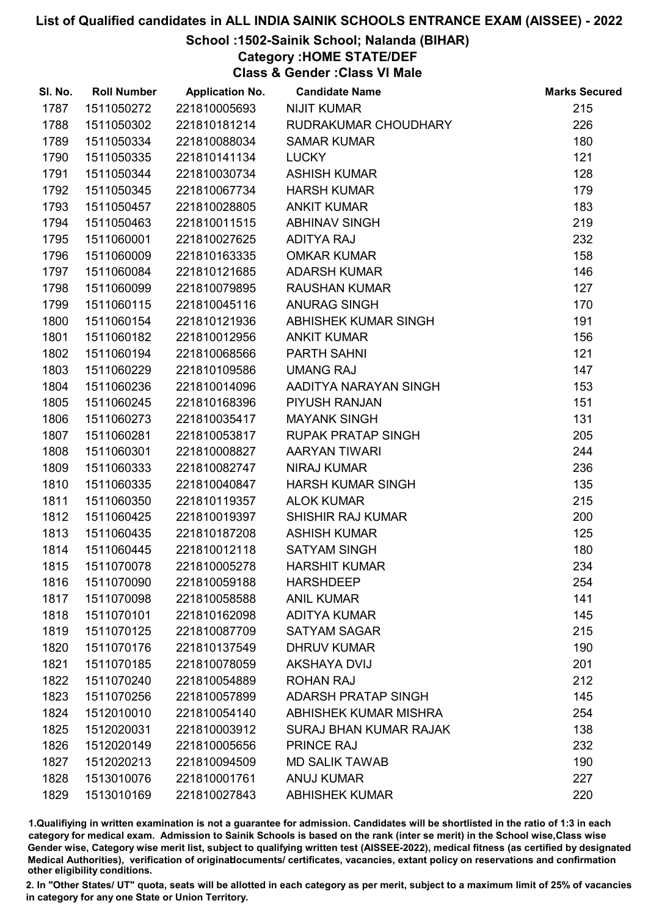# List of Qualified candidates in ALL INDIA SAINIK SCHOOLS ENTRANCE EXAM (AISSEE) - 2022

## School :1502-Sainik School; Nalanda (BIHAR)

### Category :HOME STATE/DEF

### Class & Gender :Class VI Male

| Sl. No. | Roll Number | Application No. | Candidate Name | Marks Secured |
|---|---|---|---|---|
| 1787 | 1511050272 | 221810005693 | NIJIT KUMAR | 215 |
| 1788 | 1511050302 | 221810181214 | RUDRAKUMAR CHOUDHARY | 226 |
| 1789 | 1511050334 | 221810088034 | SAMAR KUMAR | 180 |
| 1790 | 1511050335 | 221810141134 | LUCKY | 121 |
| 1791 | 1511050344 | 221810030734 | ASHISH KUMAR | 128 |
| 1792 | 1511050345 | 221810067734 | HARSH KUMAR | 179 |
| 1793 | 1511050457 | 221810028805 | ANKIT KUMAR | 183 |
| 1794 | 1511050463 | 221810011515 | ABHINAV SINGH | 219 |
| 1795 | 1511060001 | 221810027625 | ADITYA RAJ | 232 |
| 1796 | 1511060009 | 221810163335 | OMKAR KUMAR | 158 |
| 1797 | 1511060084 | 221810121685 | ADARSH KUMAR | 146 |
| 1798 | 1511060099 | 221810079895 | RAUSHAN KUMAR | 127 |
| 1799 | 1511060115 | 221810045116 | ANURAG SINGH | 170 |
| 1800 | 1511060154 | 221810121936 | ABHISHEK KUMAR SINGH | 191 |
| 1801 | 1511060182 | 221810012956 | ANKIT KUMAR | 156 |
| 1802 | 1511060194 | 221810068566 | PARTH SAHNI | 121 |
| 1803 | 1511060229 | 221810109586 | UMANG RAJ | 147 |
| 1804 | 1511060236 | 221810014096 | AADITYA NARAYAN SINGH | 153 |
| 1805 | 1511060245 | 221810168396 | PIYUSH RANJAN | 151 |
| 1806 | 1511060273 | 221810035417 | MAYANK SINGH | 131 |
| 1807 | 1511060281 | 221810053817 | RUPAK PRATAP SINGH | 205 |
| 1808 | 1511060301 | 221810008827 | AARYAN TIWARI | 244 |
| 1809 | 1511060333 | 221810082747 | NIRAJ KUMAR | 236 |
| 1810 | 1511060335 | 221810040847 | HARSH KUMAR SINGH | 135 |
| 1811 | 1511060350 | 221810119357 | ALOK KUMAR | 215 |
| 1812 | 1511060425 | 221810019397 | SHISHIR RAJ KUMAR | 200 |
| 1813 | 1511060435 | 221810187208 | ASHISH KUMAR | 125 |
| 1814 | 1511060445 | 221810012118 | SATYAM SINGH | 180 |
| 1815 | 1511070078 | 221810005278 | HARSHIT KUMAR | 234 |
| 1816 | 1511070090 | 221810059188 | HARSHDEEP | 254 |
| 1817 | 1511070098 | 221810058588 | ANIL KUMAR | 141 |
| 1818 | 1511070101 | 221810162098 | ADITYA KUMAR | 145 |
| 1819 | 1511070125 | 221810087709 | SATYAM SAGAR | 215 |
| 1820 | 1511070176 | 221810137549 | DHRUV KUMAR | 190 |
| 1821 | 1511070185 | 221810078059 | AKSHAYA DVIJ | 201 |
| 1822 | 1511070240 | 221810054889 | ROHAN RAJ | 212 |
| 1823 | 1511070256 | 221810057899 | ADARSH PRATAP SINGH | 145 |
| 1824 | 1512010010 | 221810054140 | ABHISHEK KUMAR MISHRA | 254 |
| 1825 | 1512020031 | 221810003912 | SURAJ BHAN KUMAR RAJAK | 138 |
| 1826 | 1512020149 | 221810005656 | PRINCE RAJ | 232 |
| 1827 | 1512020213 | 221810094509 | MD SALIK TAWAB | 190 |
| 1828 | 1513010076 | 221810001761 | ANUJ KUMAR | 227 |
| 1829 | 1513010169 | 221810027843 | ABHISHEK KUMAR | 220 |

1.Qualifiying in written examination is not a guarantee for admission. Candidates will be shortlisted in the ratio of 1:3 in each category for medical exam. Admission to Sainik Schools is based on the rank (inter se merit) in the School wise,Class wise Gender wise, Category wise merit list, subject to qualifying written test (AISSEE-2022), medical fitness (as certified by designated Medical Authorities), verification of originaldocuments/ certificates, vacancies, extant policy on reservations and confirmation other eligibility conditions.

2. In "Other States/ UT" quota, seats will be allotted in each category as per merit, subject to a maximum limit of 25% of vacancies in category for any one State or Union Territory.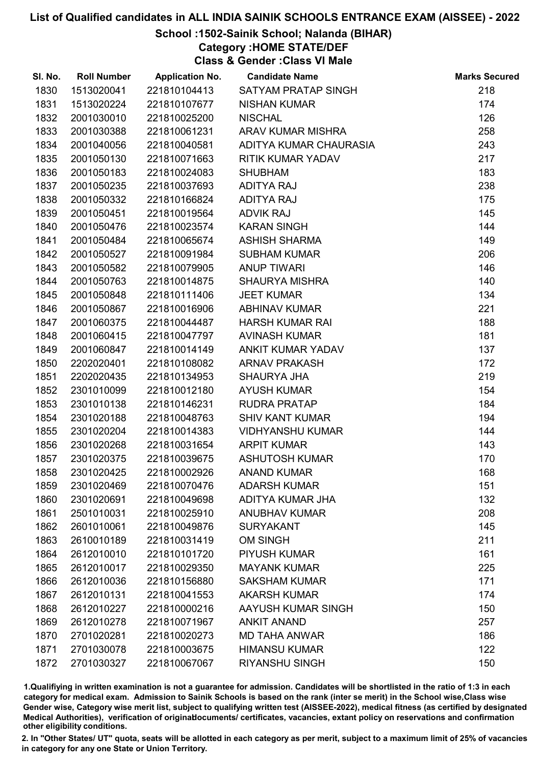# List of Qualified candidates in ALL INDIA SAINIK SCHOOLS ENTRANCE EXAM (AISSEE) - 2022

## School :1502-Sainik School; Nalanda (BIHAR)

### Category :HOME STATE/DEF

### Class & Gender :Class VI Male

| Sl. No. | Roll Number | Application No. | Candidate Name | Marks Secured |
|---|---|---|---|---|
| 1830 | 1513020041 | 221810104413 | SATYAM PRATAP SINGH | 218 |
| 1831 | 1513020224 | 221810107677 | NISHAN KUMAR | 174 |
| 1832 | 2001030010 | 221810025200 | NISCHAL | 126 |
| 1833 | 2001030388 | 221810061231 | ARAV KUMAR MISHRA | 258 |
| 1834 | 2001040056 | 221810040581 | ADITYA KUMAR CHAURASIA | 243 |
| 1835 | 2001050130 | 221810071663 | RITIK KUMAR YADAV | 217 |
| 1836 | 2001050183 | 221810024083 | SHUBHAM | 183 |
| 1837 | 2001050235 | 221810037693 | ADITYA RAJ | 238 |
| 1838 | 2001050332 | 221810166824 | ADITYA RAJ | 175 |
| 1839 | 2001050451 | 221810019564 | ADVIK RAJ | 145 |
| 1840 | 2001050476 | 221810023574 | KARAN SINGH | 144 |
| 1841 | 2001050484 | 221810065674 | ASHISH SHARMA | 149 |
| 1842 | 2001050527 | 221810091984 | SUBHAM KUMAR | 206 |
| 1843 | 2001050582 | 221810079905 | ANUP TIWARI | 146 |
| 1844 | 2001050763 | 221810014875 | SHAURYA MISHRA | 140 |
| 1845 | 2001050848 | 221810111406 | JEET KUMAR | 134 |
| 1846 | 2001050867 | 221810016906 | ABHINAV KUMAR | 221 |
| 1847 | 2001060375 | 221810044487 | HARSH KUMAR RAI | 188 |
| 1848 | 2001060415 | 221810047797 | AVINASH KUMAR | 181 |
| 1849 | 2001060847 | 221810014149 | ANKIT KUMAR YADAV | 137 |
| 1850 | 2202020401 | 221810108082 | ARNAV PRAKASH | 172 |
| 1851 | 2202020435 | 221810134953 | SHAURYA JHA | 219 |
| 1852 | 2301010099 | 221810012180 | AYUSH KUMAR | 154 |
| 1853 | 2301010138 | 221810146231 | RUDRA PRATAP | 184 |
| 1854 | 2301020188 | 221810048763 | SHIV KANT KUMAR | 194 |
| 1855 | 2301020204 | 221810014383 | VIDHYANSHU KUMAR | 144 |
| 1856 | 2301020268 | 221810031654 | ARPIT KUMAR | 143 |
| 1857 | 2301020375 | 221810039675 | ASHUTOSH KUMAR | 170 |
| 1858 | 2301020425 | 221810002926 | ANAND KUMAR | 168 |
| 1859 | 2301020469 | 221810070476 | ADARSH KUMAR | 151 |
| 1860 | 2301020691 | 221810049698 | ADITYA KUMAR JHA | 132 |
| 1861 | 2501010031 | 221810025910 | ANUBHAV KUMAR | 208 |
| 1862 | 2601010061 | 221810049876 | SURYAKANT | 145 |
| 1863 | 2610010189 | 221810031419 | OM SINGH | 211 |
| 1864 | 2612010010 | 221810101720 | PIYUSH KUMAR | 161 |
| 1865 | 2612010017 | 221810029350 | MAYANK KUMAR | 225 |
| 1866 | 2612010036 | 221810156880 | SAKSHAM KUMAR | 171 |
| 1867 | 2612010131 | 221810041553 | AKARSH KUMAR | 174 |
| 1868 | 2612010227 | 221810000216 | AAYUSH KUMAR SINGH | 150 |
| 1869 | 2612010278 | 221810071967 | ANKIT ANAND | 257 |
| 1870 | 2701020281 | 221810020273 | MD TAHA ANWAR | 186 |
| 1871 | 2701030078 | 221810003675 | HIMANSU KUMAR | 122 |
| 1872 | 2701030327 | 221810067067 | RIYANSHU SINGH | 150 |

1.Qualifiying in written examination is not a guarantee for admission. Candidates will be shortlisted in the ratio of 1:3 in each category for medical exam. Admission to Sainik Schools is based on the rank (inter se merit) in the School wise,Class wise Gender wise, Category wise merit list, subject to qualifying written test (AISSEE-2022), medical fitness (as certified by designated Medical Authorities), verification of originaldocuments/ certificates, vacancies, extant policy on reservations and confirmation other eligibility conditions.

2. In "Other States/ UT" quota, seats will be allotted in each category as per merit, subject to a maximum limit of 25% of vacancies in category for any one State or Union Territory.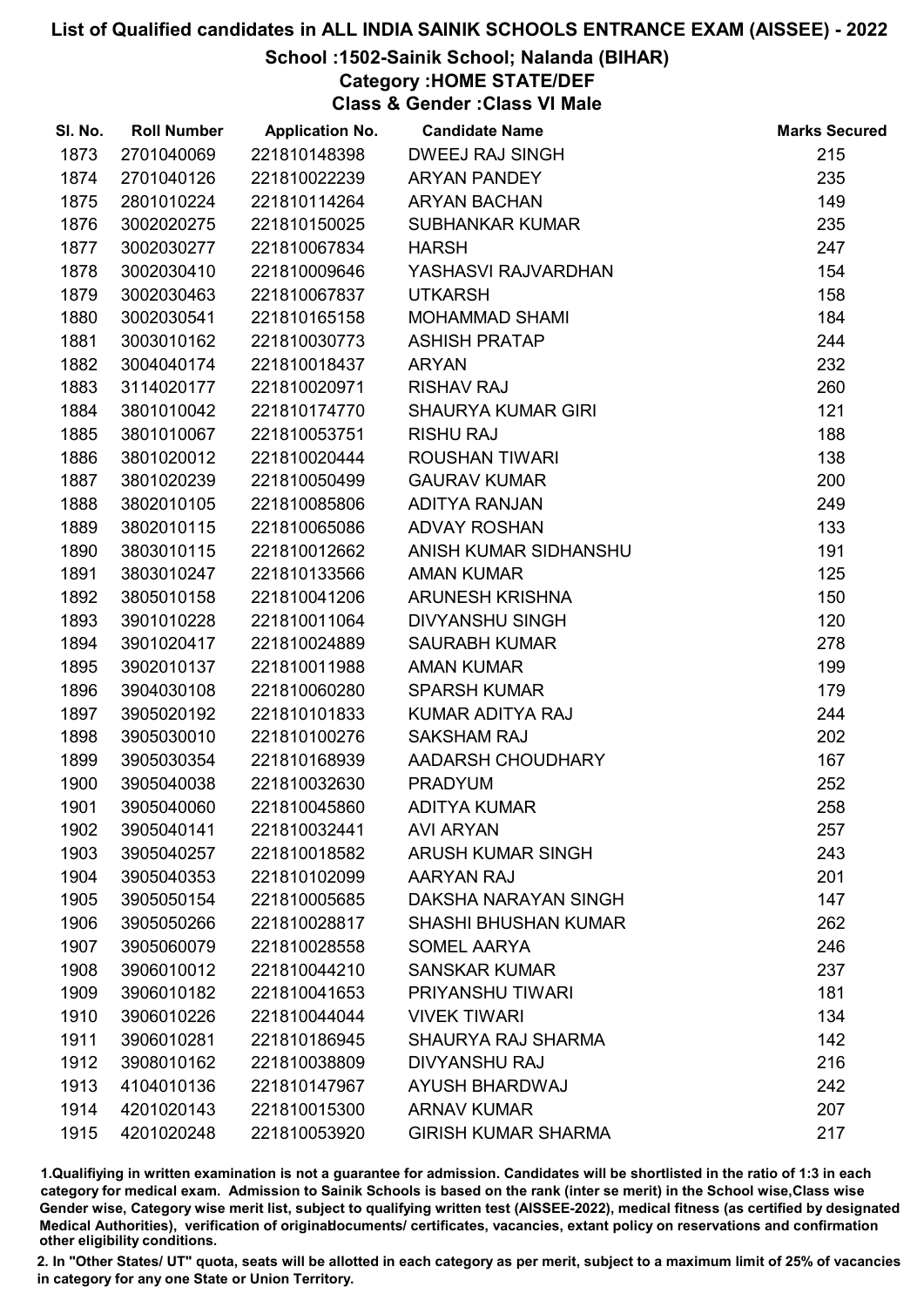# List of Qualified candidates in ALL INDIA SAINIK SCHOOLS ENTRANCE EXAM (AISSEE) - 2022

## School :1502-Sainik School; Nalanda (BIHAR)

### Category :HOME STATE/DEF

### Class & Gender :Class VI Male

| Sl. No. | Roll Number | Application No. | Candidate Name | Marks Secured |
|---|---|---|---|---|
| 1873 | 2701040069 | 221810148398 | DWEEJ RAJ SINGH | 215 |
| 1874 | 2701040126 | 221810022239 | ARYAN PANDEY | 235 |
| 1875 | 2801010224 | 221810114264 | ARYAN BACHAN | 149 |
| 1876 | 3002020275 | 221810150025 | SUBHANKAR KUMAR | 235 |
| 1877 | 3002030277 | 221810067834 | HARSH | 247 |
| 1878 | 3002030410 | 221810009646 | YASHASVI RAJVARDHAN | 154 |
| 1879 | 3002030463 | 221810067837 | UTKARSH | 158 |
| 1880 | 3002030541 | 221810165158 | MOHAMMAD SHAMI | 184 |
| 1881 | 3003010162 | 221810030773 | ASHISH PRATAP | 244 |
| 1882 | 3004040174 | 221810018437 | ARYAN | 232 |
| 1883 | 3114020177 | 221810020971 | RISHAV RAJ | 260 |
| 1884 | 3801010042 | 221810174770 | SHAURYA KUMAR GIRI | 121 |
| 1885 | 3801010067 | 221810053751 | RISHU RAJ | 188 |
| 1886 | 3801020012 | 221810020444 | ROUSHAN TIWARI | 138 |
| 1887 | 3801020239 | 221810050499 | GAURAV KUMAR | 200 |
| 1888 | 3802010105 | 221810085806 | ADITYA RANJAN | 249 |
| 1889 | 3802010115 | 221810065086 | ADVAY ROSHAN | 133 |
| 1890 | 3803010115 | 221810012662 | ANISH KUMAR SIDHANSHU | 191 |
| 1891 | 3803010247 | 221810133566 | AMAN KUMAR | 125 |
| 1892 | 3805010158 | 221810041206 | ARUNESH KRISHNA | 150 |
| 1893 | 3901010228 | 221810011064 | DIVYANSHU SINGH | 120 |
| 1894 | 3901020417 | 221810024889 | SAURABH KUMAR | 278 |
| 1895 | 3902010137 | 221810011988 | AMAN KUMAR | 199 |
| 1896 | 3904030108 | 221810060280 | SPARSH KUMAR | 179 |
| 1897 | 3905020192 | 221810101833 | KUMAR ADITYA RAJ | 244 |
| 1898 | 3905030010 | 221810100276 | SAKSHAM RAJ | 202 |
| 1899 | 3905030354 | 221810168939 | AADARSH CHOUDHARY | 167 |
| 1900 | 3905040038 | 221810032630 | PRADYUM | 252 |
| 1901 | 3905040060 | 221810045860 | ADITYA KUMAR | 258 |
| 1902 | 3905040141 | 221810032441 | AVI ARYAN | 257 |
| 1903 | 3905040257 | 221810018582 | ARUSH KUMAR SINGH | 243 |
| 1904 | 3905040353 | 221810102099 | AARYAN RAJ | 201 |
| 1905 | 3905050154 | 221810005685 | DAKSHA NARAYAN SINGH | 147 |
| 1906 | 3905050266 | 221810028817 | SHASHI BHUSHAN KUMAR | 262 |
| 1907 | 3905060079 | 221810028558 | SOMEL AARYA | 246 |
| 1908 | 3906010012 | 221810044210 | SANSKAR KUMAR | 237 |
| 1909 | 3906010182 | 221810041653 | PRIYANSHU TIWARI | 181 |
| 1910 | 3906010226 | 221810044044 | VIVEK TIWARI | 134 |
| 1911 | 3906010281 | 221810186945 | SHAURYA RAJ SHARMA | 142 |
| 1912 | 3908010162 | 221810038809 | DIVYANSHU RAJ | 216 |
| 1913 | 4104010136 | 221810147967 | AYUSH BHARDWAJ | 242 |
| 1914 | 4201020143 | 221810015300 | ARNAV KUMAR | 207 |
| 1915 | 4201020248 | 221810053920 | GIRISH KUMAR SHARMA | 217 |

1.Qualifiying in written examination is not a guarantee for admission. Candidates will be shortlisted in the ratio of 1:3 in each category for medical exam. Admission to Sainik Schools is based on the rank (inter se merit) in the School wise,Class wise Gender wise, Category wise merit list, subject to qualifying written test (AISSEE-2022), medical fitness (as certified by designated Medical Authorities), verification of originaldocuments/ certificates, vacancies, extant policy on reservations and confirmation other eligibility conditions.

2. In "Other States/ UT" quota, seats will be allotted in each category as per merit, subject to a maximum limit of 25% of vacancies in category for any one State or Union Territory.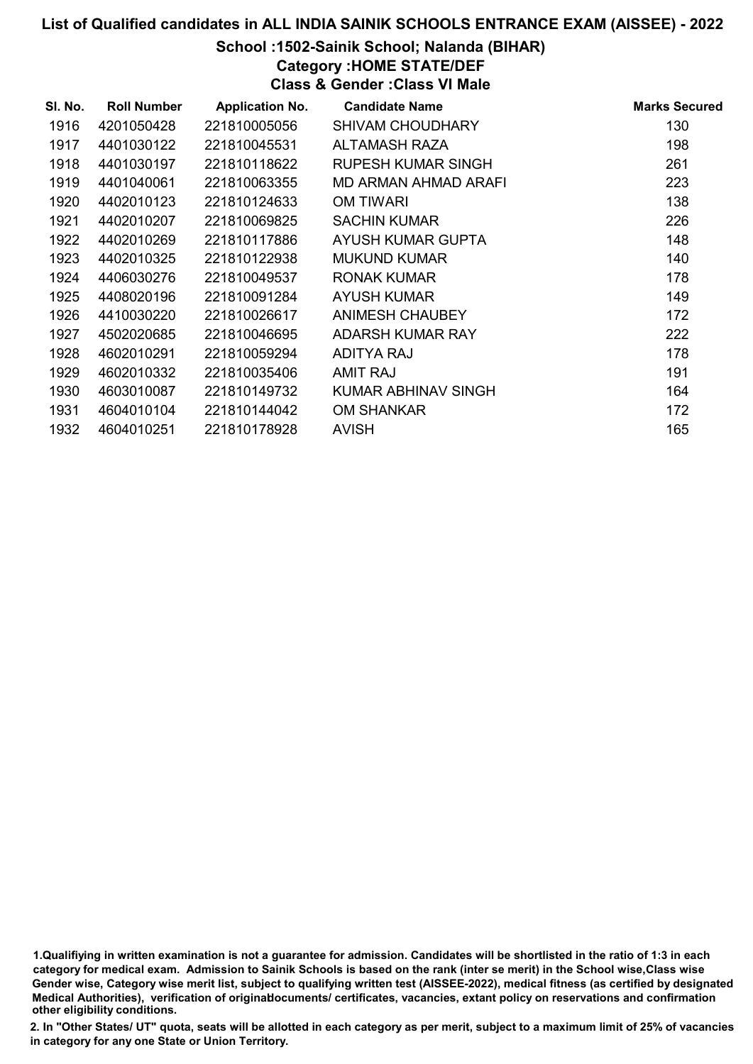# List of Qualified candidates in ALL INDIA SAINIK SCHOOLS ENTRANCE EXAM (AISSEE) - 2022

## School :1502-Sainik School; Nalanda (BIHAR)

### Category :HOME STATE/DEF

### Class & Gender :Class VI Male

| Sl. No. | Roll Number | Application No. | Candidate Name | Marks Secured |
|---|---|---|---|---|
| 1916 | 4201050428 | 221810005056 | SHIVAM CHOUDHARY | 130 |
| 1917 | 4401030122 | 221810045531 | ALTAMASH RAZA | 198 |
| 1918 | 4401030197 | 221810118622 | RUPESH KUMAR SINGH | 261 |
| 1919 | 4401040061 | 221810063355 | MD ARMAN AHMAD ARAFI | 223 |
| 1920 | 4402010123 | 221810124633 | OM TIWARI | 138 |
| 1921 | 4402010207 | 221810069825 | SACHIN KUMAR | 226 |
| 1922 | 4402010269 | 221810117886 | AYUSH KUMAR GUPTA | 148 |
| 1923 | 4402010325 | 221810122938 | MUKUND KUMAR | 140 |
| 1924 | 4406030276 | 221810049537 | RONAK KUMAR | 178 |
| 1925 | 4408020196 | 221810091284 | AYUSH KUMAR | 149 |
| 1926 | 4410030220 | 221810026617 | ANIMESH CHAUBEY | 172 |
| 1927 | 4502020685 | 221810046695 | ADARSH KUMAR RAY | 222 |
| 1928 | 4602010291 | 221810059294 | ADITYA RAJ | 178 |
| 1929 | 4602010332 | 221810035406 | AMIT RAJ | 191 |
| 1930 | 4603010087 | 221810149732 | KUMAR ABHINAV SINGH | 164 |
| 1931 | 4604010104 | 221810144042 | OM SHANKAR | 172 |
| 1932 | 4604010251 | 221810178928 | AVISH | 165 |

1.Qualifiying in written examination is not a guarantee for admission. Candidates will be shortlisted in the ratio of 1:3 in each category for medical exam. Admission to Sainik Schools is based on the rank (inter se merit) in the School wise,Class wise Gender wise, Category wise merit list, subject to qualifying written test (AISSEE-2022), medical fitness (as certified by designated Medical Authorities), verification of originaldocuments/ certificates, vacancies, extant policy on reservations and confirmation other eligibility conditions.

2. In "Other States/ UT" quota, seats will be allotted in each category as per merit, subject to a maximum limit of 25% of vacancies in category for any one State or Union Territory.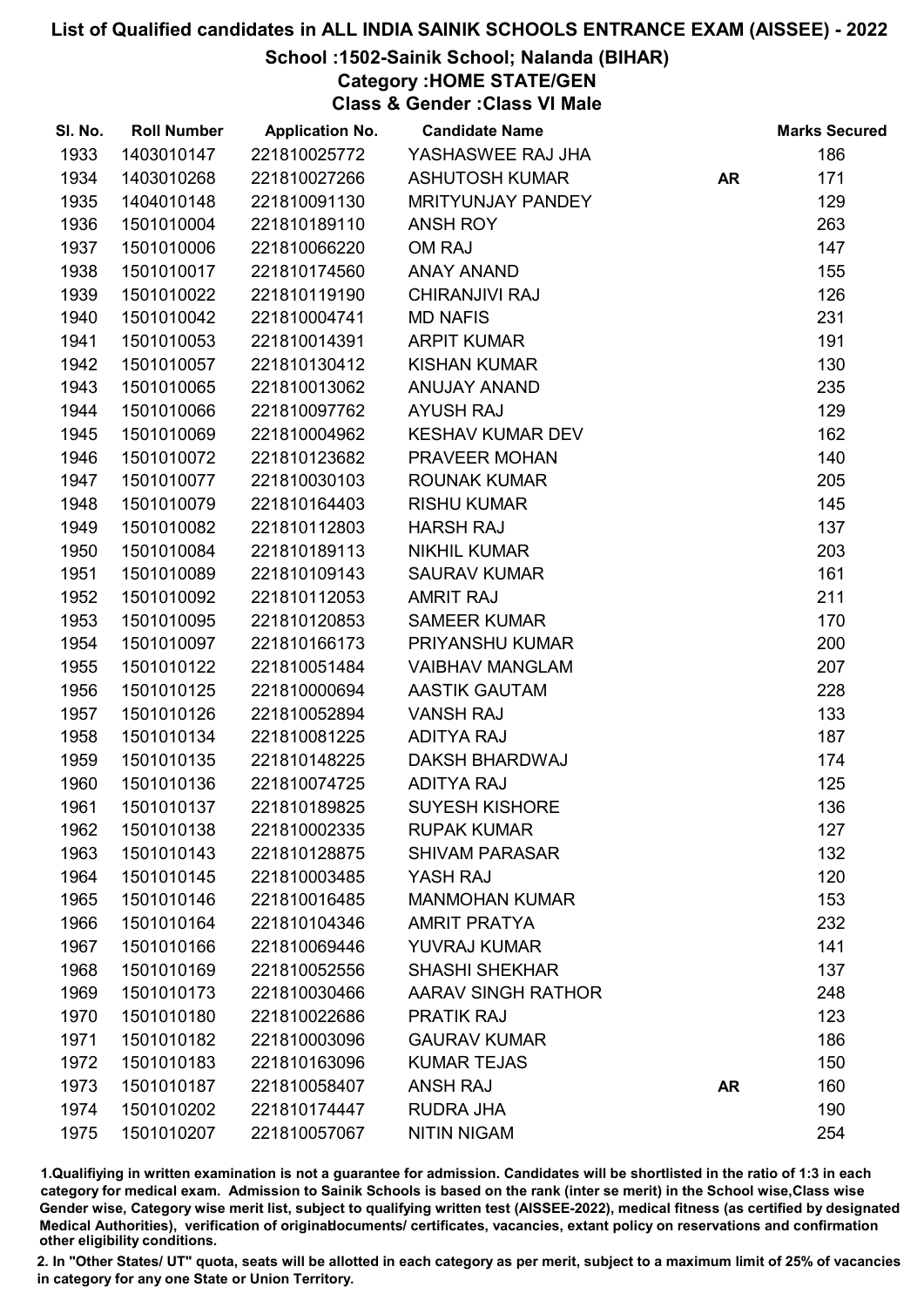# List of Qualified candidates in ALL INDIA SAINIK SCHOOLS ENTRANCE EXAM (AISSEE) - 2022

## School :1502-Sainik School; Nalanda (BIHAR)
## Category :HOME STATE/GEN
## Class & Gender :Class VI Male

| Sl. No. | Roll Number | Application No. | Candidate Name | | Marks Secured |
|---|---|---|---|---|---|
| 1933 | 1403010147 | 221810025772 | YASHASWEE RAJ JHA | | 186 |
| 1934 | 1403010268 | 221810027266 | ASHUTOSH KUMAR | AR | 171 |
| 1935 | 1404010148 | 221810091130 | MRITYUNJAY PANDEY | | 129 |
| 1936 | 1501010004 | 221810189110 | ANSH ROY | | 263 |
| 1937 | 1501010006 | 221810066220 | OM RAJ | | 147 |
| 1938 | 1501010017 | 221810174560 | ANAY ANAND | | 155 |
| 1939 | 1501010022 | 221810119190 | CHIRANJIVI RAJ | | 126 |
| 1940 | 1501010042 | 221810004741 | MD NAFIS | | 231 |
| 1941 | 1501010053 | 221810014391 | ARPIT KUMAR | | 191 |
| 1942 | 1501010057 | 221810130412 | KISHAN KUMAR | | 130 |
| 1943 | 1501010065 | 221810013062 | ANUJAY ANAND | | 235 |
| 1944 | 1501010066 | 221810097762 | AYUSH RAJ | | 129 |
| 1945 | 1501010069 | 221810004962 | KESHAV KUMAR DEV | | 162 |
| 1946 | 1501010072 | 221810123682 | PRAVEER MOHAN | | 140 |
| 1947 | 1501010077 | 221810030103 | ROUNAK KUMAR | | 205 |
| 1948 | 1501010079 | 221810164403 | RISHU KUMAR | | 145 |
| 1949 | 1501010082 | 221810112803 | HARSH RAJ | | 137 |
| 1950 | 1501010084 | 221810189113 | NIKHIL KUMAR | | 203 |
| 1951 | 1501010089 | 221810109143 | SAURAV KUMAR | | 161 |
| 1952 | 1501010092 | 221810112053 | AMRIT RAJ | | 211 |
| 1953 | 1501010095 | 221810120853 | SAMEER KUMAR | | 170 |
| 1954 | 1501010097 | 221810166173 | PRIYANSHU KUMAR | | 200 |
| 1955 | 1501010122 | 221810051484 | VAIBHAV MANGLAM | | 207 |
| 1956 | 1501010125 | 221810000694 | AASTIK GAUTAM | | 228 |
| 1957 | 1501010126 | 221810052894 | VANSH RAJ | | 133 |
| 1958 | 1501010134 | 221810081225 | ADITYA RAJ | | 187 |
| 1959 | 1501010135 | 221810148225 | DAKSH BHARDWAJ | | 174 |
| 1960 | 1501010136 | 221810074725 | ADITYA RAJ | | 125 |
| 1961 | 1501010137 | 221810189825 | SUYESH KISHORE | | 136 |
| 1962 | 1501010138 | 221810002335 | RUPAK KUMAR | | 127 |
| 1963 | 1501010143 | 221810128875 | SHIVAM PARASAR | | 132 |
| 1964 | 1501010145 | 221810003485 | YASH RAJ | | 120 |
| 1965 | 1501010146 | 221810016485 | MANMOHAN KUMAR | | 153 |
| 1966 | 1501010164 | 221810104346 | AMRIT PRATYA | | 232 |
| 1967 | 1501010166 | 221810069446 | YUVRAJ KUMAR | | 141 |
| 1968 | 1501010169 | 221810052556 | SHASHI SHEKHAR | | 137 |
| 1969 | 1501010173 | 221810030466 | AARAV SINGH RATHOR | | 248 |
| 1970 | 1501010180 | 221810022686 | PRATIK RAJ | | 123 |
| 1971 | 1501010182 | 221810003096 | GAURAV KUMAR | | 186 |
| 1972 | 1501010183 | 221810163096 | KUMAR TEJAS | | 150 |
| 1973 | 1501010187 | 221810058407 | ANSH RAJ | AR | 160 |
| 1974 | 1501010202 | 221810174447 | RUDRA JHA | | 190 |
| 1975 | 1501010207 | 221810057067 | NITIN NIGAM | | 254 |

1.Qualifiying in written examination is not a guarantee for admission. Candidates will be shortlisted in the ratio of 1:3 in each category for medical exam. Admission to Sainik Schools is based on the rank (inter se merit) in the School wise,Class wise Gender wise, Category wise merit list, subject to qualifying written test (AISSEE-2022), medical fitness (as certified by designated Medical Authorities), verification of originaldocuments/ certificates, vacancies, extant policy on reservations and confirmation other eligibility conditions.

2. In "Other States/ UT" quota, seats will be allotted in each category as per merit, subject to a maximum limit of 25% of vacancies in category for any one State or Union Territory.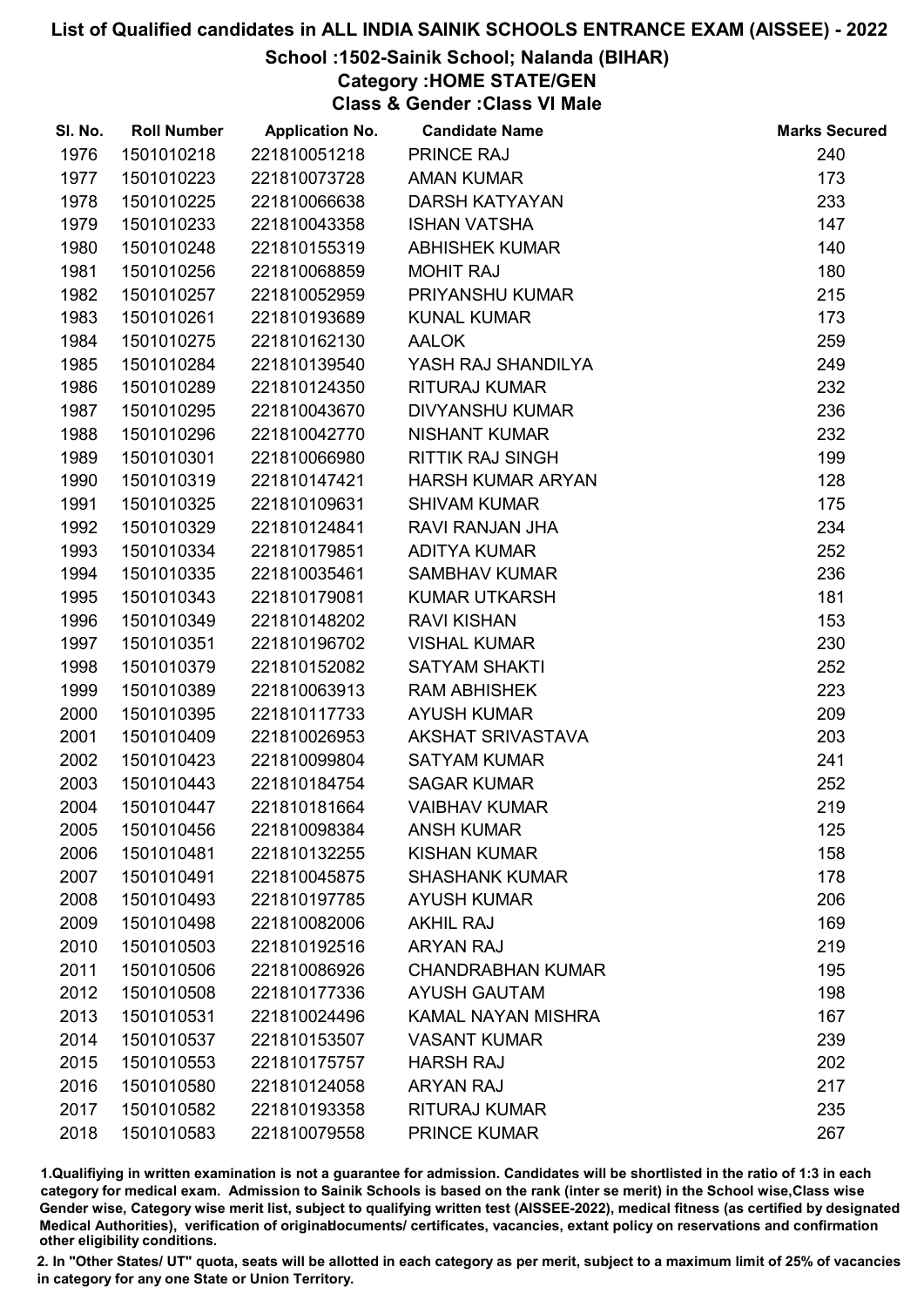# List of Qualified candidates in ALL INDIA SAINIK SCHOOLS ENTRANCE EXAM (AISSEE) - 2022

## School :1502-Sainik School; Nalanda (BIHAR)

### Category :HOME STATE/GEN

### Class & Gender :Class VI Male

| Sl. No. | Roll Number | Application No. | Candidate Name | Marks Secured |
|---|---|---|---|---|
| 1976 | 1501010218 | 221810051218 | PRINCE RAJ | 240 |
| 1977 | 1501010223 | 221810073728 | AMAN KUMAR | 173 |
| 1978 | 1501010225 | 221810066638 | DARSH KATYAYAN | 233 |
| 1979 | 1501010233 | 221810043358 | ISHAN VATSHA | 147 |
| 1980 | 1501010248 | 221810155319 | ABHISHEK KUMAR | 140 |
| 1981 | 1501010256 | 221810068859 | MOHIT RAJ | 180 |
| 1982 | 1501010257 | 221810052959 | PRIYANSHU KUMAR | 215 |
| 1983 | 1501010261 | 221810193689 | KUNAL KUMAR | 173 |
| 1984 | 1501010275 | 221810162130 | AALOK | 259 |
| 1985 | 1501010284 | 221810139540 | YASH RAJ SHANDILYA | 249 |
| 1986 | 1501010289 | 221810124350 | RITURAJ KUMAR | 232 |
| 1987 | 1501010295 | 221810043670 | DIVYANSHU KUMAR | 236 |
| 1988 | 1501010296 | 221810042770 | NISHANT KUMAR | 232 |
| 1989 | 1501010301 | 221810066980 | RITTIK RAJ SINGH | 199 |
| 1990 | 1501010319 | 221810147421 | HARSH KUMAR ARYAN | 128 |
| 1991 | 1501010325 | 221810109631 | SHIVAM KUMAR | 175 |
| 1992 | 1501010329 | 221810124841 | RAVI RANJAN JHA | 234 |
| 1993 | 1501010334 | 221810179851 | ADITYA KUMAR | 252 |
| 1994 | 1501010335 | 221810035461 | SAMBHAV KUMAR | 236 |
| 1995 | 1501010343 | 221810179081 | KUMAR UTKARSH | 181 |
| 1996 | 1501010349 | 221810148202 | RAVI KISHAN | 153 |
| 1997 | 1501010351 | 221810196702 | VISHAL KUMAR | 230 |
| 1998 | 1501010379 | 221810152082 | SATYAM SHAKTI | 252 |
| 1999 | 1501010389 | 221810063913 | RAM ABHISHEK | 223 |
| 2000 | 1501010395 | 221810117733 | AYUSH KUMAR | 209 |
| 2001 | 1501010409 | 221810026953 | AKSHAT SRIVASTAVA | 203 |
| 2002 | 1501010423 | 221810099804 | SATYAM KUMAR | 241 |
| 2003 | 1501010443 | 221810184754 | SAGAR KUMAR | 252 |
| 2004 | 1501010447 | 221810181664 | VAIBHAV KUMAR | 219 |
| 2005 | 1501010456 | 221810098384 | ANSH KUMAR | 125 |
| 2006 | 1501010481 | 221810132255 | KISHAN KUMAR | 158 |
| 2007 | 1501010491 | 221810045875 | SHASHANK KUMAR | 178 |
| 2008 | 1501010493 | 221810197785 | AYUSH KUMAR | 206 |
| 2009 | 1501010498 | 221810082006 | AKHIL RAJ | 169 |
| 2010 | 1501010503 | 221810192516 | ARYAN RAJ | 219 |
| 2011 | 1501010506 | 221810086926 | CHANDRABHAN KUMAR | 195 |
| 2012 | 1501010508 | 221810177336 | AYUSH GAUTAM | 198 |
| 2013 | 1501010531 | 221810024496 | KAMAL NAYAN MISHRA | 167 |
| 2014 | 1501010537 | 221810153507 | VASANT KUMAR | 239 |
| 2015 | 1501010553 | 221810175757 | HARSH RAJ | 202 |
| 2016 | 1501010580 | 221810124058 | ARYAN RAJ | 217 |
| 2017 | 1501010582 | 221810193358 | RITURAJ KUMAR | 235 |
| 2018 | 1501010583 | 221810079558 | PRINCE KUMAR | 267 |

1.Qualifiying in written examination is not a guarantee for admission. Candidates will be shortlisted in the ratio of 1:3 in each category for medical exam. Admission to Sainik Schools is based on the rank (inter se merit) in the School wise,Class wise Gender wise, Category wise merit list, subject to qualifying written test (AISSEE-2022), medical fitness (as certified by designated Medical Authorities), verification of originaldocuments/ certificates, vacancies, extant policy on reservations and confirmation other eligibility conditions.

2. In "Other States/ UT" quota, seats will be allotted in each category as per merit, subject to a maximum limit of 25% of vacancies in category for any one State or Union Territory.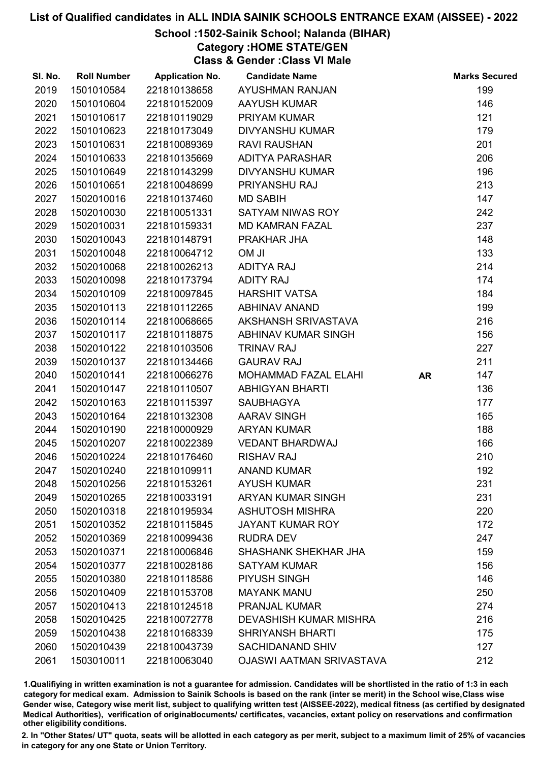# List of Qualified candidates in ALL INDIA SAINIK SCHOOLS ENTRANCE EXAM (AISSEE) - 2022

## School :1502-Sainik School; Nalanda (BIHAR)

### Category :HOME STATE/GEN

### Class & Gender :Class VI Male

| Sl. No. | Roll Number | Application No. | Candidate Name | | Marks Secured |
|---|---|---|---|---|---|
| 2019 | 1501010584 | 221810138658 | AYUSHMAN RANJAN | | 199 |
| 2020 | 1501010604 | 221810152009 | AAYUSH KUMAR | | 146 |
| 2021 | 1501010617 | 221810119029 | PRIYAM KUMAR | | 121 |
| 2022 | 1501010623 | 221810173049 | DIVYANSHU KUMAR | | 179 |
| 2023 | 1501010631 | 221810089369 | RAVI RAUSHAN | | 201 |
| 2024 | 1501010633 | 221810135669 | ADITYA PARASHAR | | 206 |
| 2025 | 1501010649 | 221810143299 | DIVYANSHU KUMAR | | 196 |
| 2026 | 1501010651 | 221810048699 | PRIYANSHU RAJ | | 213 |
| 2027 | 1502010016 | 221810137460 | MD SABIH | | 147 |
| 2028 | 1502010030 | 221810051331 | SATYAM NIWAS ROY | | 242 |
| 2029 | 1502010031 | 221810159331 | MD KAMRAN FAZAL | | 237 |
| 2030 | 1502010043 | 221810148791 | PRAKHAR JHA | | 148 |
| 2031 | 1502010048 | 221810064712 | OM JI | | 133 |
| 2032 | 1502010068 | 221810026213 | ADITYA RAJ | | 214 |
| 2033 | 1502010098 | 221810173794 | ADITY RAJ | | 174 |
| 2034 | 1502010109 | 221810097845 | HARSHIT VATSA | | 184 |
| 2035 | 1502010113 | 221810112265 | ABHINAV ANAND | | 199 |
| 2036 | 1502010114 | 221810068665 | AKSHANSH SRIVASTAVA | | 216 |
| 2037 | 1502010117 | 221810118875 | ABHINAV KUMAR SINGH | | 156 |
| 2038 | 1502010122 | 221810103506 | TRINAV RAJ | | 227 |
| 2039 | 1502010137 | 221810134466 | GAURAV RAJ | | 211 |
| 2040 | 1502010141 | 221810066276 | MOHAMMAD FAZAL ELAHI | AR | 147 |
| 2041 | 1502010147 | 221810110507 | ABHIGYAN BHARTI | | 136 |
| 2042 | 1502010163 | 221810115397 | SAUBHAGYA | | 177 |
| 2043 | 1502010164 | 221810132308 | AARAV SINGH | | 165 |
| 2044 | 1502010190 | 221810000929 | ARYAN KUMAR | | 188 |
| 2045 | 1502010207 | 221810022389 | VEDANT BHARDWAJ | | 166 |
| 2046 | 1502010224 | 221810176460 | RISHAV RAJ | | 210 |
| 2047 | 1502010240 | 221810109911 | ANAND KUMAR | | 192 |
| 2048 | 1502010256 | 221810153261 | AYUSH KUMAR | | 231 |
| 2049 | 1502010265 | 221810033191 | ARYAN KUMAR SINGH | | 231 |
| 2050 | 1502010318 | 221810195934 | ASHUTOSH MISHRA | | 220 |
| 2051 | 1502010352 | 221810115845 | JAYANT KUMAR ROY | | 172 |
| 2052 | 1502010369 | 221810099436 | RUDRA DEV | | 247 |
| 2053 | 1502010371 | 221810006846 | SHASHANK SHEKHAR JHA | | 159 |
| 2054 | 1502010377 | 221810028186 | SATYAM KUMAR | | 156 |
| 2055 | 1502010380 | 221810118586 | PIYUSH SINGH | | 146 |
| 2056 | 1502010409 | 221810153708 | MAYANK MANU | | 250 |
| 2057 | 1502010413 | 221810124518 | PRANJAL KUMAR | | 274 |
| 2058 | 1502010425 | 221810072778 | DEVASHISH KUMAR MISHRA | | 216 |
| 2059 | 1502010438 | 221810168339 | SHRIYANSH BHARTI | | 175 |
| 2060 | 1502010439 | 221810043739 | SACHIDANAND SHIV | | 127 |
| 2061 | 1503010011 | 221810063040 | OJASWI AATMAN SRIVASTAVA | | 212 |

1.Qualifying in written examination is not a guarantee for admission. Candidates will be shortlisted in the ratio of 1:3 in each category for medical exam. Admission to Sainik Schools is based on the rank (inter se merit) in the School wise,Class wise Gender wise, Category wise merit list, subject to qualifying written test (AISSEE-2022), medical fitness (as certified by designated Medical Authorities), verification of originaldocuments/ certificates, vacancies, extant policy on reservations and confirmation other eligibility conditions.

2. In "Other States/ UT" quota, seats will be allotted in each category as per merit, subject to a maximum limit of 25% of vacancies in category for any one State or Union Territory.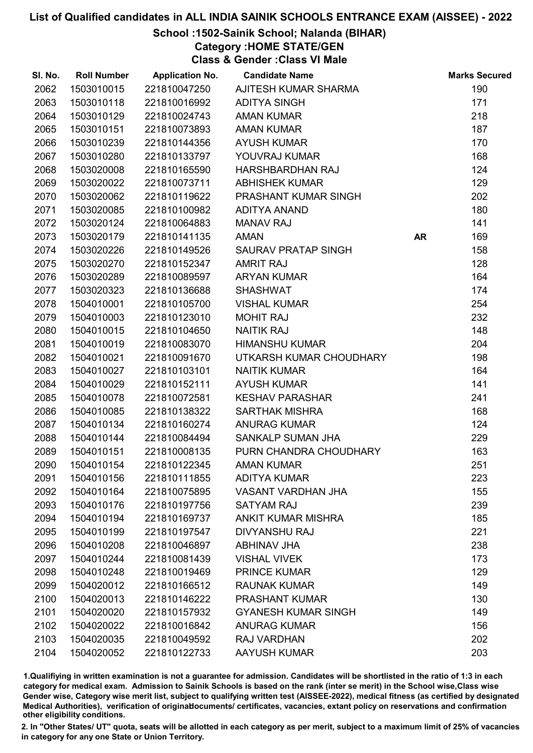# List of Qualified candidates in ALL INDIA SAINIK SCHOOLS ENTRANCE EXAM (AISSEE) - 2022

## School :1502-Sainik School; Nalanda (BIHAR)

### Category :HOME STATE/GEN

### Class & Gender :Class VI Male

| Sl. No. | Roll Number | Application No. | Candidate Name | | Marks Secured |
|---|---|---|---|---|---|
| 2062 | 1503010015 | 221810047250 | AJITESH KUMAR SHARMA | | 190 |
| 2063 | 1503010118 | 221810016992 | ADITYA SINGH | | 171 |
| 2064 | 1503010129 | 221810024743 | AMAN KUMAR | | 218 |
| 2065 | 1503010151 | 221810073893 | AMAN KUMAR | | 187 |
| 2066 | 1503010239 | 221810144356 | AYUSH KUMAR | | 170 |
| 2067 | 1503010280 | 221810133797 | YOUVRAJ KUMAR | | 168 |
| 2068 | 1503020008 | 221810165590 | HARSHBARDHAN RAJ | | 124 |
| 2069 | 1503020022 | 221810073711 | ABHISHEK KUMAR | | 129 |
| 2070 | 1503020062 | 221810119622 | PRASHANT KUMAR SINGH | | 202 |
| 2071 | 1503020085 | 221810100982 | ADITYA ANAND | | 180 |
| 2072 | 1503020124 | 221810064883 | MANAV RAJ | | 141 |
| 2073 | 1503020179 | 221810141135 | AMAN | AR | 169 |
| 2074 | 1503020226 | 221810149526 | SAURAV PRATAP SINGH | | 158 |
| 2075 | 1503020270 | 221810152347 | AMRIT RAJ | | 128 |
| 2076 | 1503020289 | 221810089597 | ARYAN KUMAR | | 164 |
| 2077 | 1503020323 | 221810136688 | SHASHWAT | | 174 |
| 2078 | 1504010001 | 221810105700 | VISHAL KUMAR | | 254 |
| 2079 | 1504010003 | 221810123010 | MOHIT RAJ | | 232 |
| 2080 | 1504010015 | 221810104650 | NAITIK RAJ | | 148 |
| 2081 | 1504010019 | 221810083070 | HIMANSHU KUMAR | | 204 |
| 2082 | 1504010021 | 221810091670 | UTKARSH KUMAR CHOUDHARY | | 198 |
| 2083 | 1504010027 | 221810103101 | NAITIK KUMAR | | 164 |
| 2084 | 1504010029 | 221810152111 | AYUSH KUMAR | | 141 |
| 2085 | 1504010078 | 221810072581 | KESHAV PARASHAR | | 241 |
| 2086 | 1504010085 | 221810138322 | SARTHAK MISHRA | | 168 |
| 2087 | 1504010134 | 221810160274 | ANURAG KUMAR | | 124 |
| 2088 | 1504010144 | 221810084494 | SANKALP SUMAN JHA | | 229 |
| 2089 | 1504010151 | 221810008135 | PURN CHANDRA CHOUDHARY | | 163 |
| 2090 | 1504010154 | 221810122345 | AMAN KUMAR | | 251 |
| 2091 | 1504010156 | 221810111855 | ADITYA KUMAR | | 223 |
| 2092 | 1504010164 | 221810075895 | VASANT VARDHAN JHA | | 155 |
| 2093 | 1504010176 | 221810197756 | SATYAM RAJ | | 239 |
| 2094 | 1504010194 | 221810169737 | ANKIT KUMAR MISHRA | | 185 |
| 2095 | 1504010199 | 221810197547 | DIVYANSHU RAJ | | 221 |
| 2096 | 1504010208 | 221810046897 | ABHINAV JHA | | 238 |
| 2097 | 1504010244 | 221810081439 | VISHAL VIVEK | | 173 |
| 2098 | 1504010248 | 221810019469 | PRINCE KUMAR | | 129 |
| 2099 | 1504020012 | 221810166512 | RAUNAK KUMAR | | 149 |
| 2100 | 1504020013 | 221810146222 | PRASHANT KUMAR | | 130 |
| 2101 | 1504020020 | 221810157932 | GYANESH KUMAR SINGH | | 149 |
| 2102 | 1504020022 | 221810016842 | ANURAG KUMAR | | 156 |
| 2103 | 1504020035 | 221810049592 | RAJ VARDHAN | | 202 |
| 2104 | 1504020052 | 221810122733 | AAYUSH KUMAR | | 203 |

1.Qualifiying in written examination is not a guarantee for admission. Candidates will be shortlisted in the ratio of 1:3 in each category for medical exam. Admission to Sainik Schools is based on the rank (inter se merit) in the School wise,Class wise Gender wise, Category wise merit list, subject to qualifying written test (AISSEE-2022), medical fitness (as certified by designated Medical Authorities), verification of originablocuments/ certificates, vacancies, extant policy on reservations and confirmation other eligibility conditions.

2. In "Other States/ UT" quota, seats will be allotted in each category as per merit, subject to a maximum limit of 25% of vacancies in category for any one State or Union Territory.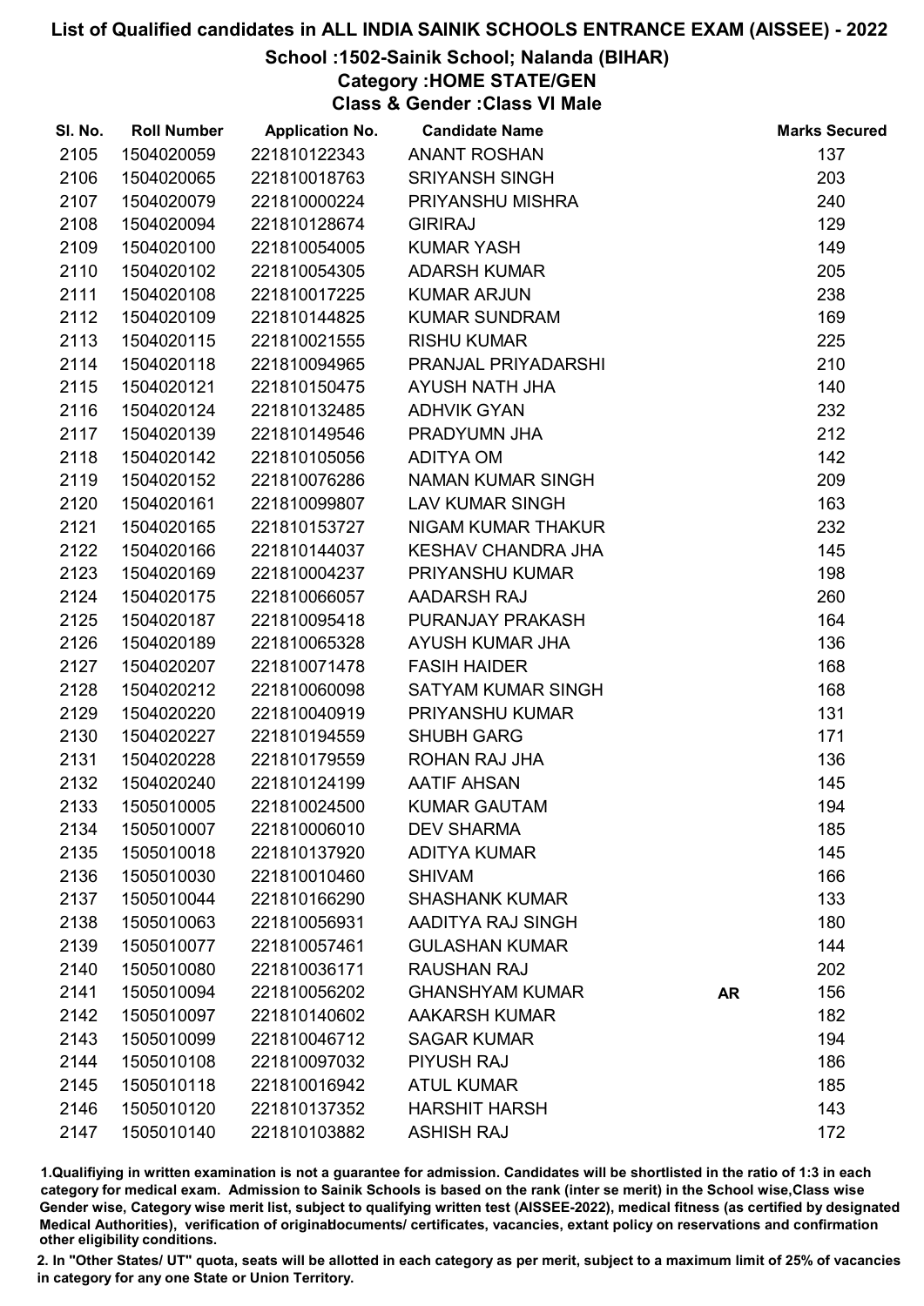# List of Qualified candidates in ALL INDIA SAINIK SCHOOLS ENTRANCE EXAM (AISSEE) - 2022

## School :1502-Sainik School; Nalanda (BIHAR)

### Category :HOME STATE/GEN

### Class & Gender :Class VI Male

| Sl. No. | Roll Number | Application No. | Candidate Name | | Marks Secured |
|---|---|---|---|---|---|
| 2105 | 1504020059 | 221810122343 | ANANT ROSHAN | | 137 |
| 2106 | 1504020065 | 221810018763 | SRIYANSH SINGH | | 203 |
| 2107 | 1504020079 | 221810000224 | PRIYANSHU MISHRA | | 240 |
| 2108 | 1504020094 | 221810128674 | GIRIRAJ | | 129 |
| 2109 | 1504020100 | 221810054005 | KUMAR YASH | | 149 |
| 2110 | 1504020102 | 221810054305 | ADARSH KUMAR | | 205 |
| 2111 | 1504020108 | 221810017225 | KUMAR ARJUN | | 238 |
| 2112 | 1504020109 | 221810144825 | KUMAR SUNDRAM | | 169 |
| 2113 | 1504020115 | 221810021555 | RISHU KUMAR | | 225 |
| 2114 | 1504020118 | 221810094965 | PRANJAL PRIYADARSHI | | 210 |
| 2115 | 1504020121 | 221810150475 | AYUSH NATH JHA | | 140 |
| 2116 | 1504020124 | 221810132485 | ADHVIK GYAN | | 232 |
| 2117 | 1504020139 | 221810149546 | PRADYUMN JHA | | 212 |
| 2118 | 1504020142 | 221810105056 | ADITYA OM | | 142 |
| 2119 | 1504020152 | 221810076286 | NAMAN KUMAR SINGH | | 209 |
| 2120 | 1504020161 | 221810099807 | LAV KUMAR SINGH | | 163 |
| 2121 | 1504020165 | 221810153727 | NIGAM KUMAR THAKUR | | 232 |
| 2122 | 1504020166 | 221810144037 | KESHAV CHANDRA JHA | | 145 |
| 2123 | 1504020169 | 221810004237 | PRIYANSHU KUMAR | | 198 |
| 2124 | 1504020175 | 221810066057 | AADARSH RAJ | | 260 |
| 2125 | 1504020187 | 221810095418 | PURANJAY PRAKASH | | 164 |
| 2126 | 1504020189 | 221810065328 | AYUSH KUMAR JHA | | 136 |
| 2127 | 1504020207 | 221810071478 | FASIH HAIDER | | 168 |
| 2128 | 1504020212 | 221810060098 | SATYAM KUMAR SINGH | | 168 |
| 2129 | 1504020220 | 221810040919 | PRIYANSHU KUMAR | | 131 |
| 2130 | 1504020227 | 221810194559 | SHUBH GARG | | 171 |
| 2131 | 1504020228 | 221810179559 | ROHAN RAJ JHA | | 136 |
| 2132 | 1504020240 | 221810124199 | AATIF AHSAN | | 145 |
| 2133 | 1505010005 | 221810024500 | KUMAR GAUTAM | | 194 |
| 2134 | 1505010007 | 221810006010 | DEV SHARMA | | 185 |
| 2135 | 1505010018 | 221810137920 | ADITYA KUMAR | | 145 |
| 2136 | 1505010030 | 221810010460 | SHIVAM | | 166 |
| 2137 | 1505010044 | 221810166290 | SHASHANK KUMAR | | 133 |
| 2138 | 1505010063 | 221810056931 | AADITYA RAJ SINGH | | 180 |
| 2139 | 1505010077 | 221810057461 | GULASHAN KUMAR | | 144 |
| 2140 | 1505010080 | 221810036171 | RAUSHAN RAJ | | 202 |
| 2141 | 1505010094 | 221810056202 | GHANSHYAM KUMAR | AR | 156 |
| 2142 | 1505010097 | 221810140602 | AAKARSH KUMAR | | 182 |
| 2143 | 1505010099 | 221810046712 | SAGAR KUMAR | | 194 |
| 2144 | 1505010108 | 221810097032 | PIYUSH RAJ | | 186 |
| 2145 | 1505010118 | 221810016942 | ATUL KUMAR | | 185 |
| 2146 | 1505010120 | 221810137352 | HARSHIT HARSH | | 143 |
| 2147 | 1505010140 | 221810103882 | ASHISH RAJ | | 172 |

1.Qualifying in written examination is not a guarantee for admission. Candidates will be shortlisted in the ratio of 1:3 in each category for medical exam. Admission to Sainik Schools is based on the rank (inter se merit) in the School wise,Class wise Gender wise, Category wise merit list, subject to qualifying written test (AISSEE-2022), medical fitness (as certified by designated Medical Authorities), verification of originaldocuments/ certificates, vacancies, extant policy on reservations and confirmation other eligibility conditions.

2. In "Other States/ UT" quota, seats will be allotted in each category as per merit, subject to a maximum limit of 25% of vacancies in category for any one State or Union Territory.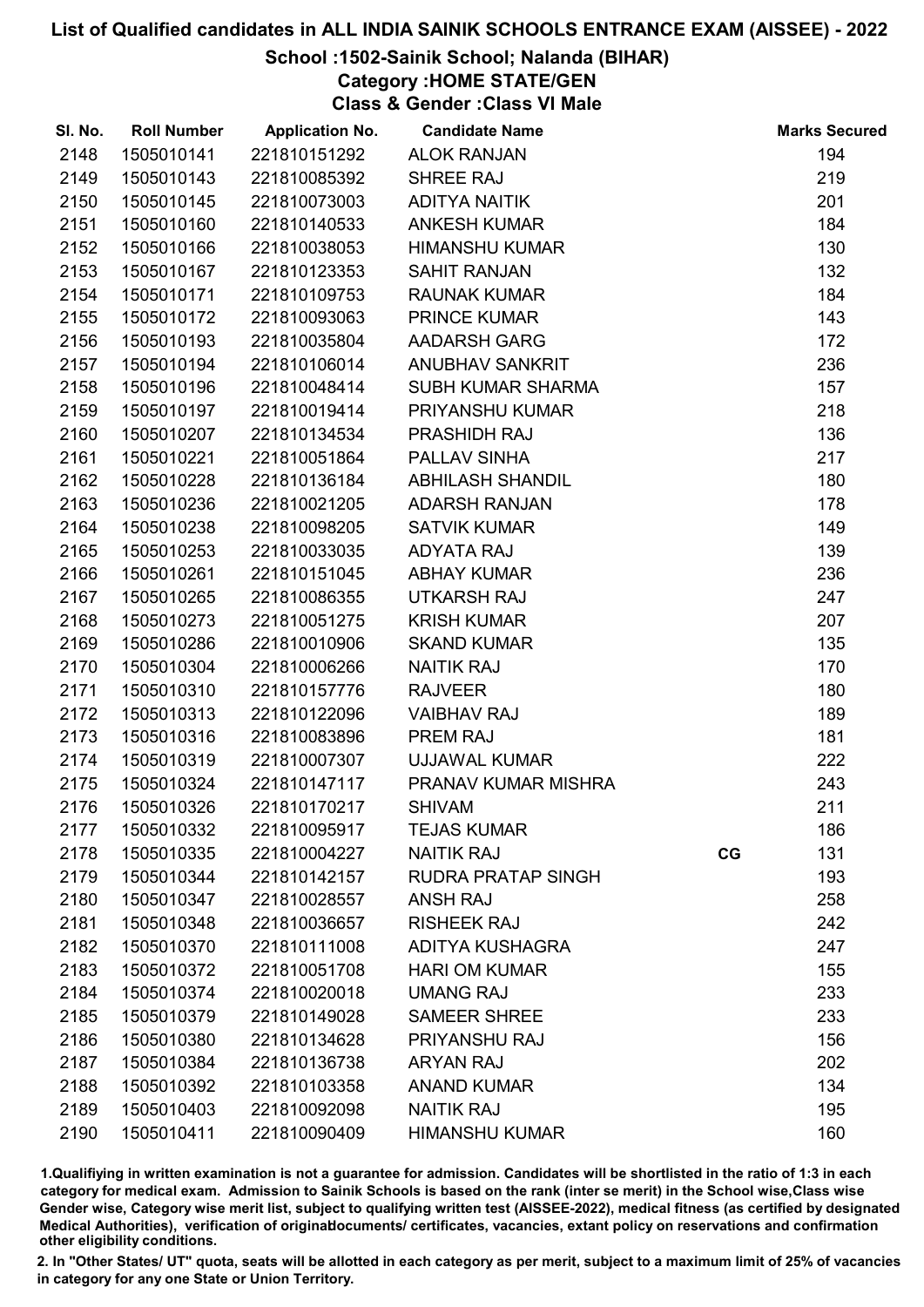# List of Qualified candidates in ALL INDIA SAINIK SCHOOLS ENTRANCE EXAM (AISSEE) - 2022

## School :1502-Sainik School; Nalanda (BIHAR)

### Category :HOME STATE/GEN

### Class & Gender :Class VI Male

| Sl. No. | Roll Number | Application No. | Candidate Name | | Marks Secured |
|---|---|---|---|---|---|
| 2148 | 1505010141 | 221810151292 | ALOK RANJAN | | 194 |
| 2149 | 1505010143 | 221810085392 | SHREE RAJ | | 219 |
| 2150 | 1505010145 | 221810073003 | ADITYA NAITIK | | 201 |
| 2151 | 1505010160 | 221810140533 | ANKESH KUMAR | | 184 |
| 2152 | 1505010166 | 221810038053 | HIMANSHU KUMAR | | 130 |
| 2153 | 1505010167 | 221810123353 | SAHIT RANJAN | | 132 |
| 2154 | 1505010171 | 221810109753 | RAUNAK KUMAR | | 184 |
| 2155 | 1505010172 | 221810093063 | PRINCE KUMAR | | 143 |
| 2156 | 1505010193 | 221810035804 | AADARSH GARG | | 172 |
| 2157 | 1505010194 | 221810106014 | ANUBHAV SANKRIT | | 236 |
| 2158 | 1505010196 | 221810048414 | SUBH KUMAR SHARMA | | 157 |
| 2159 | 1505010197 | 221810019414 | PRIYANSHU KUMAR | | 218 |
| 2160 | 1505010207 | 221810134534 | PRASHIDH RAJ | | 136 |
| 2161 | 1505010221 | 221810051864 | PALLAV SINHA | | 217 |
| 2162 | 1505010228 | 221810136184 | ABHILASH SHANDIL | | 180 |
| 2163 | 1505010236 | 221810021205 | ADARSH RANJAN | | 178 |
| 2164 | 1505010238 | 221810098205 | SATVIK KUMAR | | 149 |
| 2165 | 1505010253 | 221810033035 | ADYATA RAJ | | 139 |
| 2166 | 1505010261 | 221810151045 | ABHAY KUMAR | | 236 |
| 2167 | 1505010265 | 221810086355 | UTKARSH RAJ | | 247 |
| 2168 | 1505010273 | 221810051275 | KRISH KUMAR | | 207 |
| 2169 | 1505010286 | 221810010906 | SKAND KUMAR | | 135 |
| 2170 | 1505010304 | 221810006266 | NAITIK RAJ | | 170 |
| 2171 | 1505010310 | 221810157776 | RAJVEER | | 180 |
| 2172 | 1505010313 | 221810122096 | VAIBHAV RAJ | | 189 |
| 2173 | 1505010316 | 221810083896 | PREM RAJ | | 181 |
| 2174 | 1505010319 | 221810007307 | UJJAWAL KUMAR | | 222 |
| 2175 | 1505010324 | 221810147117 | PRANAV KUMAR MISHRA | | 243 |
| 2176 | 1505010326 | 221810170217 | SHIVAM | | 211 |
| 2177 | 1505010332 | 221810095917 | TEJAS KUMAR | | 186 |
| 2178 | 1505010335 | 221810004227 | NAITIK RAJ | CG | 131 |
| 2179 | 1505010344 | 221810142157 | RUDRA PRATAP SINGH | | 193 |
| 2180 | 1505010347 | 221810028557 | ANSH RAJ | | 258 |
| 2181 | 1505010348 | 221810036657 | RISHEEK RAJ | | 242 |
| 2182 | 1505010370 | 221810111008 | ADITYA KUSHAGRA | | 247 |
| 2183 | 1505010372 | 221810051708 | HARI OM KUMAR | | 155 |
| 2184 | 1505010374 | 221810020018 | UMANG RAJ | | 233 |
| 2185 | 1505010379 | 221810149028 | SAMEER SHREE | | 233 |
| 2186 | 1505010380 | 221810134628 | PRIYANSHU RAJ | | 156 |
| 2187 | 1505010384 | 221810136738 | ARYAN RAJ | | 202 |
| 2188 | 1505010392 | 221810103358 | ANAND KUMAR | | 134 |
| 2189 | 1505010403 | 221810092098 | NAITIK RAJ | | 195 |
| 2190 | 1505010411 | 221810090409 | HIMANSHU KUMAR | | 160 |

1.Qualifiying in written examination is not a guarantee for admission. Candidates will be shortlisted in the ratio of 1:3 in each category for medical exam. Admission to Sainik Schools is based on the rank (inter se merit) in the School wise,Class wise Gender wise, Category wise merit list, subject to qualifying written test (AISSEE-2022), medical fitness (as certified by designated Medical Authorities), verification of originaldocuments/ certificates, vacancies, extant policy on reservations and confirmation other eligibility conditions.

2. In "Other States/ UT" quota, seats will be allotted in each category as per merit, subject to a maximum limit of 25% of vacancies in category for any one State or Union Territory.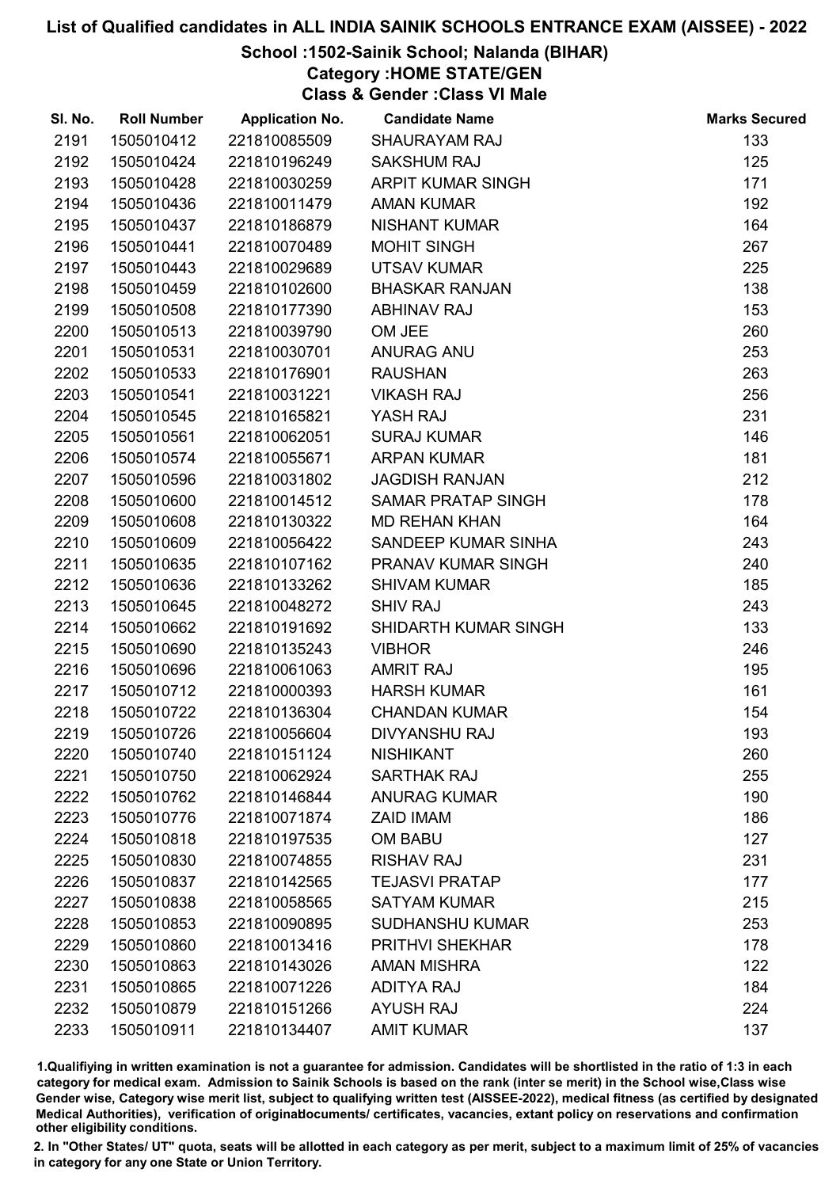# List of Qualified candidates in ALL INDIA SAINIK SCHOOLS ENTRANCE EXAM (AISSEE) - 2022

## School :1502-Sainik School; Nalanda (BIHAR)

### Category :HOME STATE/GEN

### Class & Gender :Class VI Male

| Sl. No. | Roll Number | Application No. | Candidate Name | Marks Secured |
|---|---|---|---|---|
| 2191 | 1505010412 | 221810085509 | SHAURAYAM RAJ | 133 |
| 2192 | 1505010424 | 221810196249 | SAKSHUM RAJ | 125 |
| 2193 | 1505010428 | 221810030259 | ARPIT KUMAR SINGH | 171 |
| 2194 | 1505010436 | 221810011479 | AMAN KUMAR | 192 |
| 2195 | 1505010437 | 221810186879 | NISHANT KUMAR | 164 |
| 2196 | 1505010441 | 221810070489 | MOHIT SINGH | 267 |
| 2197 | 1505010443 | 221810029689 | UTSAV KUMAR | 225 |
| 2198 | 1505010459 | 221810102600 | BHASKAR RANJAN | 138 |
| 2199 | 1505010508 | 221810177390 | ABHINAV RAJ | 153 |
| 2200 | 1505010513 | 221810039790 | OM JEE | 260 |
| 2201 | 1505010531 | 221810030701 | ANURAG ANU | 253 |
| 2202 | 1505010533 | 221810176901 | RAUSHAN | 263 |
| 2203 | 1505010541 | 221810031221 | VIKASH RAJ | 256 |
| 2204 | 1505010545 | 221810165821 | YASH RAJ | 231 |
| 2205 | 1505010561 | 221810062051 | SURAJ KUMAR | 146 |
| 2206 | 1505010574 | 221810055671 | ARPAN KUMAR | 181 |
| 2207 | 1505010596 | 221810031802 | JAGDISH RANJAN | 212 |
| 2208 | 1505010600 | 221810014512 | SAMAR PRATAP SINGH | 178 |
| 2209 | 1505010608 | 221810130322 | MD REHAN KHAN | 164 |
| 2210 | 1505010609 | 221810056422 | SANDEEP KUMAR SINHA | 243 |
| 2211 | 1505010635 | 221810107162 | PRANAV KUMAR SINGH | 240 |
| 2212 | 1505010636 | 221810133262 | SHIVAM KUMAR | 185 |
| 2213 | 1505010645 | 221810048272 | SHIV RAJ | 243 |
| 2214 | 1505010662 | 221810191692 | SHIDARTH KUMAR SINGH | 133 |
| 2215 | 1505010690 | 221810135243 | VIBHOR | 246 |
| 2216 | 1505010696 | 221810061063 | AMRIT RAJ | 195 |
| 2217 | 1505010712 | 221810000393 | HARSH KUMAR | 161 |
| 2218 | 1505010722 | 221810136304 | CHANDAN KUMAR | 154 |
| 2219 | 1505010726 | 221810056604 | DIVYANSHU RAJ | 193 |
| 2220 | 1505010740 | 221810151124 | NISHIKANT | 260 |
| 2221 | 1505010750 | 221810062924 | SARTHAK RAJ | 255 |
| 2222 | 1505010762 | 221810146844 | ANURAG KUMAR | 190 |
| 2223 | 1505010776 | 221810071874 | ZAID IMAM | 186 |
| 2224 | 1505010818 | 221810197535 | OM BABU | 127 |
| 2225 | 1505010830 | 221810074855 | RISHAV RAJ | 231 |
| 2226 | 1505010837 | 221810142565 | TEJASVI PRATAP | 177 |
| 2227 | 1505010838 | 221810058565 | SATYAM KUMAR | 215 |
| 2228 | 1505010853 | 221810090895 | SUDHANSHU KUMAR | 253 |
| 2229 | 1505010860 | 221810013416 | PRITHVI SHEKHAR | 178 |
| 2230 | 1505010863 | 221810143026 | AMAN MISHRA | 122 |
| 2231 | 1505010865 | 221810071226 | ADITYA RAJ | 184 |
| 2232 | 1505010879 | 221810151266 | AYUSH RAJ | 224 |
| 2233 | 1505010911 | 221810134407 | AMIT KUMAR | 137 |

1.Qualifying in written examination is not a guarantee for admission. Candidates will be shortlisted in the ratio of 1:3 in each category for medical exam. Admission to Sainik Schools is based on the rank (inter se merit) in the School wise,Class wise Gender wise, Category wise merit list, subject to qualifying written test (AISSEE-2022), medical fitness (as certified by designated Medical Authorities), verification of originaldocuments/ certificates, vacancies, extant policy on reservations and confirmation other eligibility conditions.

2. In "Other States/ UT" quota, seats will be allotted in each category as per merit, subject to a maximum limit of 25% of vacancies in category for any one State or Union Territory.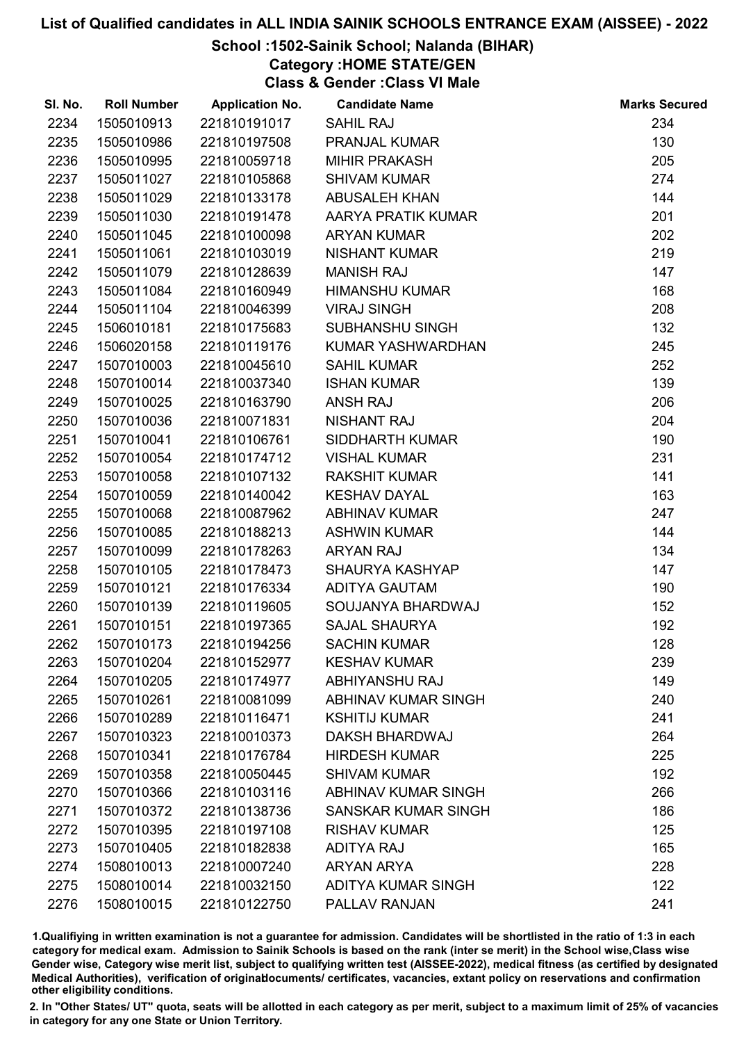# List of Qualified candidates in ALL INDIA SAINIK SCHOOLS ENTRANCE EXAM (AISSEE) - 2022

## School :1502-Sainik School; Nalanda (BIHAR)
## Category :HOME STATE/GEN
## Class & Gender :Class VI Male

| Sl. No. | Roll Number | Application No. | Candidate Name | Marks Secured |
|---|---|---|---|---|
| 2234 | 1505010913 | 221810191017 | SAHIL RAJ | 234 |
| 2235 | 1505010986 | 221810197508 | PRANJAL KUMAR | 130 |
| 2236 | 1505010995 | 221810059718 | MIHIR PRAKASH | 205 |
| 2237 | 1505011027 | 221810105868 | SHIVAM KUMAR | 274 |
| 2238 | 1505011029 | 221810133178 | ABUSALEH KHAN | 144 |
| 2239 | 1505011030 | 221810191478 | AARYA PRATIK KUMAR | 201 |
| 2240 | 1505011045 | 221810100098 | ARYAN KUMAR | 202 |
| 2241 | 1505011061 | 221810103019 | NISHANT KUMAR | 219 |
| 2242 | 1505011079 | 221810128639 | MANISH RAJ | 147 |
| 2243 | 1505011084 | 221810160949 | HIMANSHU KUMAR | 168 |
| 2244 | 1505011104 | 221810046399 | VIRAJ SINGH | 208 |
| 2245 | 1506010181 | 221810175683 | SUBHANSHU SINGH | 132 |
| 2246 | 1506020158 | 221810119176 | KUMAR YASHWARDHAN | 245 |
| 2247 | 1507010003 | 221810045610 | SAHIL KUMAR | 252 |
| 2248 | 1507010014 | 221810037340 | ISHAN KUMAR | 139 |
| 2249 | 1507010025 | 221810163790 | ANSH RAJ | 206 |
| 2250 | 1507010036 | 221810071831 | NISHANT RAJ | 204 |
| 2251 | 1507010041 | 221810106761 | SIDDHARTH KUMAR | 190 |
| 2252 | 1507010054 | 221810174712 | VISHAL KUMAR | 231 |
| 2253 | 1507010058 | 221810107132 | RAKSHIT KUMAR | 141 |
| 2254 | 1507010059 | 221810140042 | KESHAV DAYAL | 163 |
| 2255 | 1507010068 | 221810087962 | ABHINAV KUMAR | 247 |
| 2256 | 1507010085 | 221810188213 | ASHWIN KUMAR | 144 |
| 2257 | 1507010099 | 221810178263 | ARYAN RAJ | 134 |
| 2258 | 1507010105 | 221810178473 | SHAURYA KASHYAP | 147 |
| 2259 | 1507010121 | 221810176334 | ADITYA GAUTAM | 190 |
| 2260 | 1507010139 | 221810119605 | SOUJANYA BHARDWAJ | 152 |
| 2261 | 1507010151 | 221810197365 | SAJAL SHAURYA | 192 |
| 2262 | 1507010173 | 221810194256 | SACHIN KUMAR | 128 |
| 2263 | 1507010204 | 221810152977 | KESHAV KUMAR | 239 |
| 2264 | 1507010205 | 221810174977 | ABHIYANSHU RAJ | 149 |
| 2265 | 1507010261 | 221810081099 | ABHINAV KUMAR SINGH | 240 |
| 2266 | 1507010289 | 221810116471 | KSHITIJ KUMAR | 241 |
| 2267 | 1507010323 | 221810010373 | DAKSH BHARDWAJ | 264 |
| 2268 | 1507010341 | 221810176784 | HIRDESH KUMAR | 225 |
| 2269 | 1507010358 | 221810050445 | SHIVAM KUMAR | 192 |
| 2270 | 1507010366 | 221810103116 | ABHINAV KUMAR SINGH | 266 |
| 2271 | 1507010372 | 221810138736 | SANSKAR KUMAR SINGH | 186 |
| 2272 | 1507010395 | 221810197108 | RISHAV KUMAR | 125 |
| 2273 | 1507010405 | 221810182838 | ADITYA RAJ | 165 |
| 2274 | 1508010013 | 221810007240 | ARYAN ARYA | 228 |
| 2275 | 1508010014 | 221810032150 | ADITYA KUMAR SINGH | 122 |
| 2276 | 1508010015 | 221810122750 | PALLAV RANJAN | 241 |

1.Qualifiying in written examination is not a guarantee for admission. Candidates will be shortlisted in the ratio of 1:3 in each category for medical exam. Admission to Sainik Schools is based on the rank (inter se merit) in the School wise,Class wise Gender wise, Category wise merit list, subject to qualifying written test (AISSEE-2022), medical fitness (as certified by designated Medical Authorities), verification of originaldocuments/ certificates, vacancies, extant policy on reservations and confirmation other eligibility conditions.

2. In "Other States/ UT" quota, seats will be allotted in each category as per merit, subject to a maximum limit of 25% of vacancies in category for any one State or Union Territory.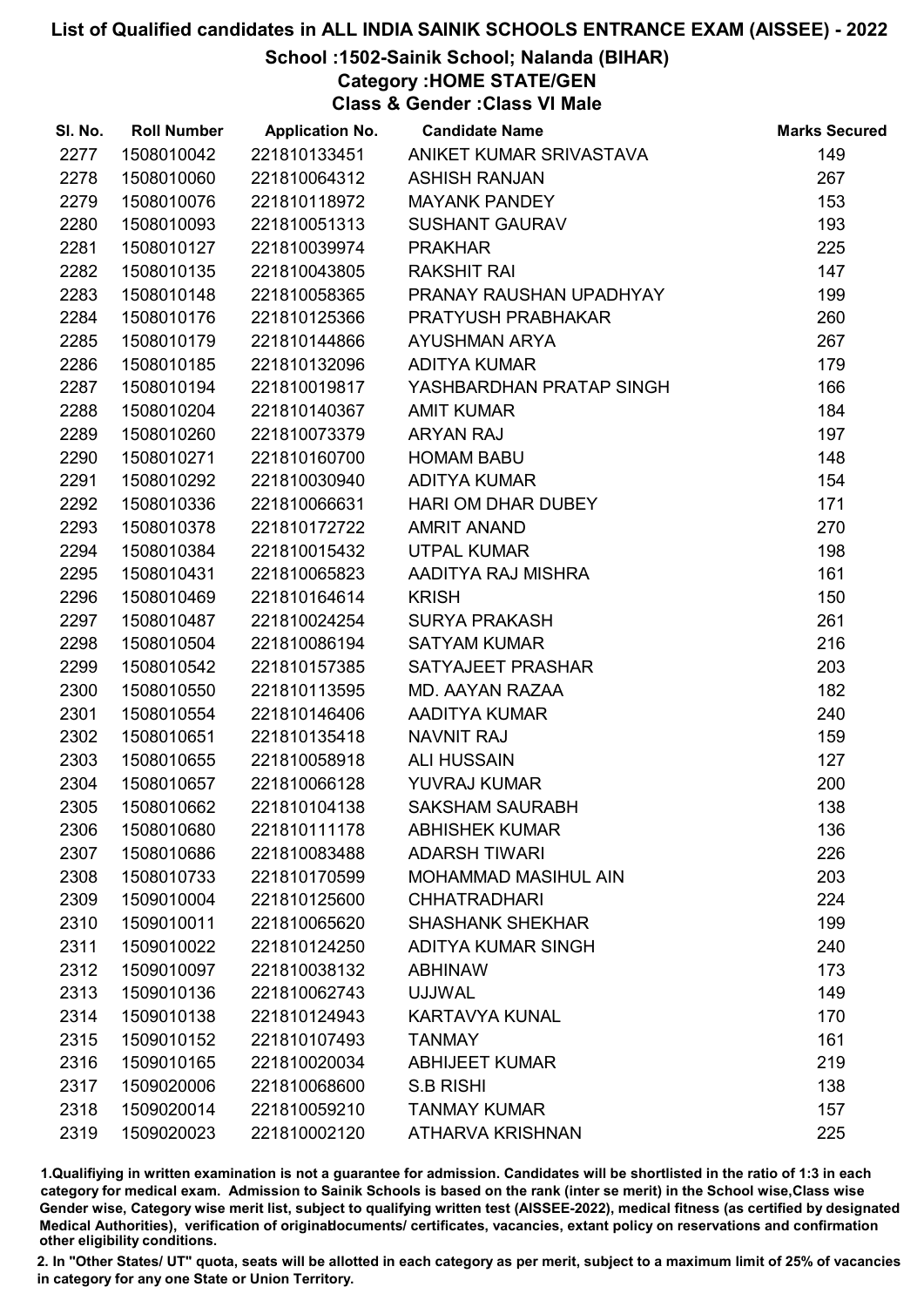# List of Qualified candidates in ALL INDIA SAINIK SCHOOLS ENTRANCE EXAM (AISSEE) - 2022

## School :1502-Sainik School; Nalanda (BIHAR)

### Category :HOME STATE/GEN

### Class & Gender :Class VI Male

| Sl. No. | Roll Number | Application No. | Candidate Name | Marks Secured |
|---|---|---|---|---|
| 2277 | 1508010042 | 221810133451 | ANIKET KUMAR SRIVASTAVA | 149 |
| 2278 | 1508010060 | 221810064312 | ASHISH RANJAN | 267 |
| 2279 | 1508010076 | 221810118972 | MAYANK PANDEY | 153 |
| 2280 | 1508010093 | 221810051313 | SUSHANT GAURAV | 193 |
| 2281 | 1508010127 | 221810039974 | PRAKHAR | 225 |
| 2282 | 1508010135 | 221810043805 | RAKSHIT RAI | 147 |
| 2283 | 1508010148 | 221810058365 | PRANAY RAUSHAN UPADHYAY | 199 |
| 2284 | 1508010176 | 221810125366 | PRATYUSH PRABHAKAR | 260 |
| 2285 | 1508010179 | 221810144866 | AYUSHMAN ARYA | 267 |
| 2286 | 1508010185 | 221810132096 | ADITYA KUMAR | 179 |
| 2287 | 1508010194 | 221810019817 | YASHBARDHAN PRATAP SINGH | 166 |
| 2288 | 1508010204 | 221810140367 | AMIT KUMAR | 184 |
| 2289 | 1508010260 | 221810073379 | ARYAN RAJ | 197 |
| 2290 | 1508010271 | 221810160700 | HOMAM BABU | 148 |
| 2291 | 1508010292 | 221810030940 | ADITYA KUMAR | 154 |
| 2292 | 1508010336 | 221810066631 | HARI OM DHAR DUBEY | 171 |
| 2293 | 1508010378 | 221810172722 | AMRIT ANAND | 270 |
| 2294 | 1508010384 | 221810015432 | UTPAL KUMAR | 198 |
| 2295 | 1508010431 | 221810065823 | AADITYA RAJ MISHRA | 161 |
| 2296 | 1508010469 | 221810164614 | KRISH | 150 |
| 2297 | 1508010487 | 221810024254 | SURYA PRAKASH | 261 |
| 2298 | 1508010504 | 221810086194 | SATYAM KUMAR | 216 |
| 2299 | 1508010542 | 221810157385 | SATYAJEET PRASHAR | 203 |
| 2300 | 1508010550 | 221810113595 | MD. AAYAN RAZAA | 182 |
| 2301 | 1508010554 | 221810146406 | AADITYA KUMAR | 240 |
| 2302 | 1508010651 | 221810135418 | NAVNIT RAJ | 159 |
| 2303 | 1508010655 | 221810058918 | ALI HUSSAIN | 127 |
| 2304 | 1508010657 | 221810066128 | YUVRAJ KUMAR | 200 |
| 2305 | 1508010662 | 221810104138 | SAKSHAM SAURABH | 138 |
| 2306 | 1508010680 | 221810111178 | ABHISHEK KUMAR | 136 |
| 2307 | 1508010686 | 221810083488 | ADARSH TIWARI | 226 |
| 2308 | 1508010733 | 221810170599 | MOHAMMAD MASIHUL AIN | 203 |
| 2309 | 1509010004 | 221810125600 | CHHATRADHARI | 224 |
| 2310 | 1509010011 | 221810065620 | SHASHANK SHEKHAR | 199 |
| 2311 | 1509010022 | 221810124250 | ADITYA KUMAR SINGH | 240 |
| 2312 | 1509010097 | 221810038132 | ABHINAW | 173 |
| 2313 | 1509010136 | 221810062743 | UJJWAL | 149 |
| 2314 | 1509010138 | 221810124943 | KARTAVYA KUNAL | 170 |
| 2315 | 1509010152 | 221810107493 | TANMAY | 161 |
| 2316 | 1509010165 | 221810020034 | ABHIJEET KUMAR | 219 |
| 2317 | 1509020006 | 221810068600 | S.B RISHI | 138 |
| 2318 | 1509020014 | 221810059210 | TANMAY KUMAR | 157 |
| 2319 | 1509020023 | 221810002120 | ATHARVA KRISHNAN | 225 |

1.Qualifying in written examination is not a guarantee for admission. Candidates will be shortlisted in the ratio of 1:3 in each category for medical exam. Admission to Sainik Schools is based on the rank (inter se merit) in the School wise,Class wise Gender wise, Category wise merit list, subject to qualifying written test (AISSEE-2022), medical fitness (as certified by designated Medical Authorities), verification of originaldocuments/ certificates, vacancies, extant policy on reservations and confirmation other eligibility conditions.

2. In "Other States/ UT" quota, seats will be allotted in each category as per merit, subject to a maximum limit of 25% of vacancies in category for any one State or Union Territory.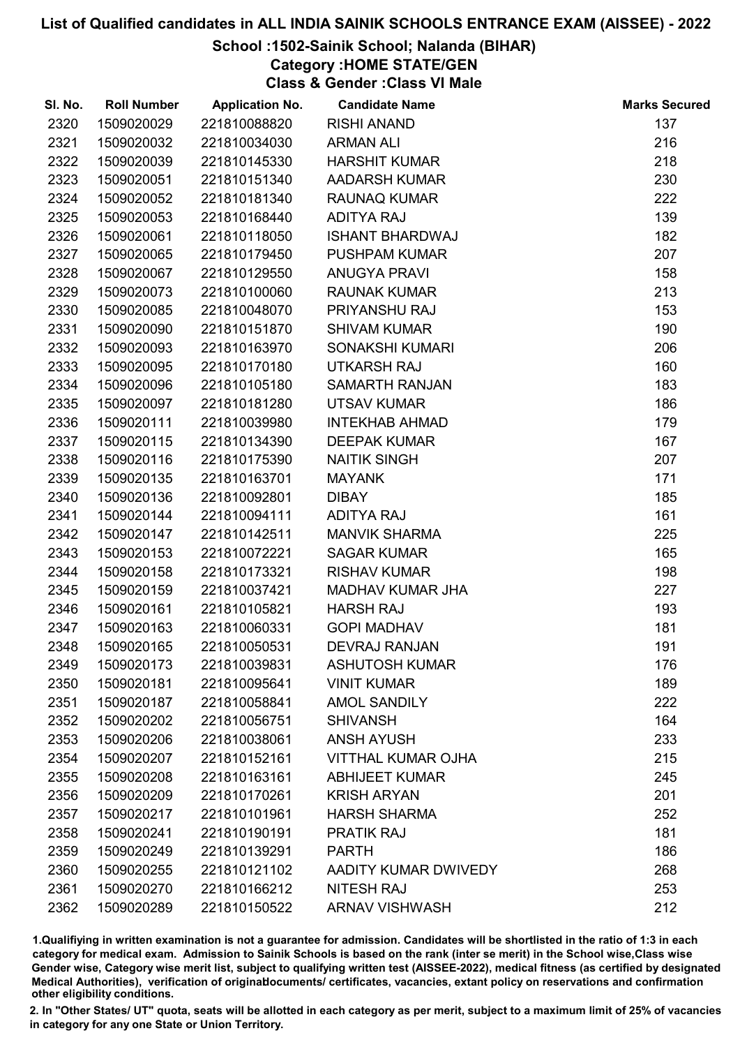# List of Qualified candidates in ALL INDIA SAINIK SCHOOLS ENTRANCE EXAM (AISSEE) - 2022

## School :1502-Sainik School; Nalanda (BIHAR)

### Category :HOME STATE/GEN

### Class & Gender :Class VI Male

| Sl. No. | Roll Number | Application No. | Candidate Name | Marks Secured |
|---|---|---|---|---|
| 2320 | 1509020029 | 221810088820 | RISHI ANAND | 137 |
| 2321 | 1509020032 | 221810034030 | ARMAN ALI | 216 |
| 2322 | 1509020039 | 221810145330 | HARSHIT KUMAR | 218 |
| 2323 | 1509020051 | 221810151340 | AADARSH KUMAR | 230 |
| 2324 | 1509020052 | 221810181340 | RAUNAQ KUMAR | 222 |
| 2325 | 1509020053 | 221810168440 | ADITYA RAJ | 139 |
| 2326 | 1509020061 | 221810118050 | ISHANT BHARDWAJ | 182 |
| 2327 | 1509020065 | 221810179450 | PUSHPAM KUMAR | 207 |
| 2328 | 1509020067 | 221810129550 | ANUGYA PRAVI | 158 |
| 2329 | 1509020073 | 221810100060 | RAUNAK KUMAR | 213 |
| 2330 | 1509020085 | 221810048070 | PRIYANSHU RAJ | 153 |
| 2331 | 1509020090 | 221810151870 | SHIVAM KUMAR | 190 |
| 2332 | 1509020093 | 221810163970 | SONAKSHI KUMARI | 206 |
| 2333 | 1509020095 | 221810170180 | UTKARSH RAJ | 160 |
| 2334 | 1509020096 | 221810105180 | SAMARTH RANJAN | 183 |
| 2335 | 1509020097 | 221810181280 | UTSAV KUMAR | 186 |
| 2336 | 1509020111 | 221810039980 | INTEKHAB AHMAD | 179 |
| 2337 | 1509020115 | 221810134390 | DEEPAK KUMAR | 167 |
| 2338 | 1509020116 | 221810175390 | NAITIK SINGH | 207 |
| 2339 | 1509020135 | 221810163701 | MAYANK | 171 |
| 2340 | 1509020136 | 221810092801 | DIBAY | 185 |
| 2341 | 1509020144 | 221810094111 | ADITYA RAJ | 161 |
| 2342 | 1509020147 | 221810142511 | MANVIK SHARMA | 225 |
| 2343 | 1509020153 | 221810072221 | SAGAR KUMAR | 165 |
| 2344 | 1509020158 | 221810173321 | RISHAV KUMAR | 198 |
| 2345 | 1509020159 | 221810037421 | MADHAV KUMAR JHA | 227 |
| 2346 | 1509020161 | 221810105821 | HARSH RAJ | 193 |
| 2347 | 1509020163 | 221810060331 | GOPI MADHAV | 181 |
| 2348 | 1509020165 | 221810050531 | DEVRAJ RANJAN | 191 |
| 2349 | 1509020173 | 221810039831 | ASHUTOSH KUMAR | 176 |
| 2350 | 1509020181 | 221810095641 | VINIT KUMAR | 189 |
| 2351 | 1509020187 | 221810058841 | AMOL SANDILY | 222 |
| 2352 | 1509020202 | 221810056751 | SHIVANSH | 164 |
| 2353 | 1509020206 | 221810038061 | ANSH AYUSH | 233 |
| 2354 | 1509020207 | 221810152161 | VITTHAL KUMAR OJHA | 215 |
| 2355 | 1509020208 | 221810163161 | ABHIJEET KUMAR | 245 |
| 2356 | 1509020209 | 221810170261 | KRISH ARYAN | 201 |
| 2357 | 1509020217 | 221810101961 | HARSH SHARMA | 252 |
| 2358 | 1509020241 | 221810190191 | PRATIK RAJ | 181 |
| 2359 | 1509020249 | 221810139291 | PARTH | 186 |
| 2360 | 1509020255 | 221810121102 | AADITY KUMAR DWIVEDY | 268 |
| 2361 | 1509020270 | 221810166212 | NITESH RAJ | 253 |
| 2362 | 1509020289 | 221810150522 | ARNAV VISHWASH | 212 |

1.Qualifiying in written examination is not a guarantee for admission. Candidates will be shortlisted in the ratio of 1:3 in each category for medical exam. Admission to Sainik Schools is based on the rank (inter se merit) in the School wise,Class wise Gender wise, Category wise merit list, subject to qualifying written test (AISSEE-2022), medical fitness (as certified by designated Medical Authorities), verification of originaldocuments/ certificates, vacancies, extant policy on reservations and confirmation other eligibility conditions.

2. In "Other States/ UT" quota, seats will be allotted in each category as per merit, subject to a maximum limit of 25% of vacancies in category for any one State or Union Territory.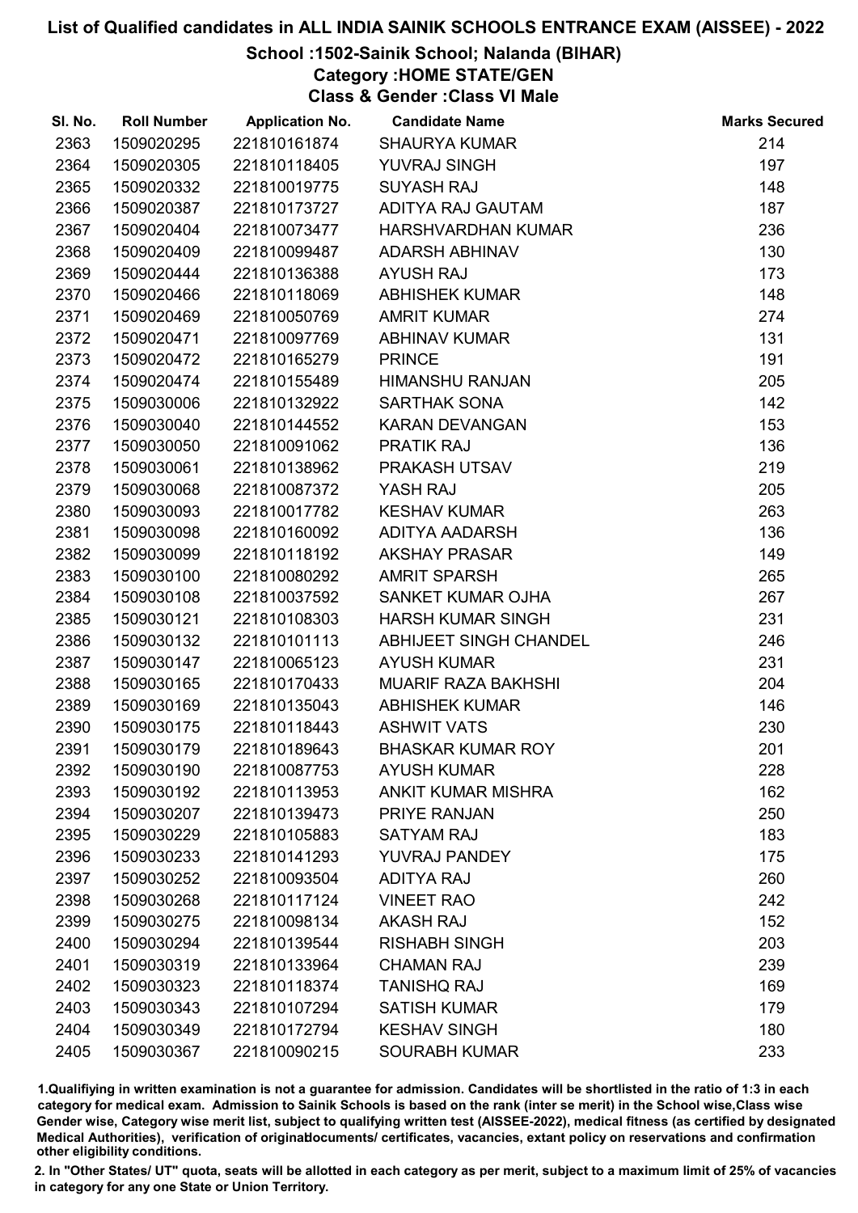# List of Qualified candidates in ALL INDIA SAINIK SCHOOLS ENTRANCE EXAM (AISSEE) - 2022

## School :1502-Sainik School; Nalanda (BIHAR)

### Category :HOME STATE/GEN

### Class & Gender :Class VI Male

| Sl. No. | Roll Number | Application No. | Candidate Name | Marks Secured |
|---|---|---|---|---|
| 2363 | 1509020295 | 221810161874 | SHAURYA KUMAR | 214 |
| 2364 | 1509020305 | 221810118405 | YUVRAJ SINGH | 197 |
| 2365 | 1509020332 | 221810019775 | SUYASH RAJ | 148 |
| 2366 | 1509020387 | 221810173727 | ADITYA RAJ GAUTAM | 187 |
| 2367 | 1509020404 | 221810073477 | HARSHVARDHAN KUMAR | 236 |
| 2368 | 1509020409 | 221810099487 | ADARSH ABHINAV | 130 |
| 2369 | 1509020444 | 221810136388 | AYUSH RAJ | 173 |
| 2370 | 1509020466 | 221810118069 | ABHISHEK KUMAR | 148 |
| 2371 | 1509020469 | 221810050769 | AMRIT KUMAR | 274 |
| 2372 | 1509020471 | 221810097769 | ABHINAV KUMAR | 131 |
| 2373 | 1509020472 | 221810165279 | PRINCE | 191 |
| 2374 | 1509020474 | 221810155489 | HIMANSHU RANJAN | 205 |
| 2375 | 1509030006 | 221810132922 | SARTHAK SONA | 142 |
| 2376 | 1509030040 | 221810144552 | KARAN DEVANGAN | 153 |
| 2377 | 1509030050 | 221810091062 | PRATIK RAJ | 136 |
| 2378 | 1509030061 | 221810138962 | PRAKASH UTSAV | 219 |
| 2379 | 1509030068 | 221810087372 | YASH RAJ | 205 |
| 2380 | 1509030093 | 221810017782 | KESHAV KUMAR | 263 |
| 2381 | 1509030098 | 221810160092 | ADITYA AADARSH | 136 |
| 2382 | 1509030099 | 221810118192 | AKSHAY PRASAR | 149 |
| 2383 | 1509030100 | 221810080292 | AMRIT SPARSH | 265 |
| 2384 | 1509030108 | 221810037592 | SANKET KUMAR OJHA | 267 |
| 2385 | 1509030121 | 221810108303 | HARSH KUMAR SINGH | 231 |
| 2386 | 1509030132 | 221810101113 | ABHIJEET SINGH CHANDEL | 246 |
| 2387 | 1509030147 | 221810065123 | AYUSH KUMAR | 231 |
| 2388 | 1509030165 | 221810170433 | MUARIF RAZA BAKHSHI | 204 |
| 2389 | 1509030169 | 221810135043 | ABHISHEK KUMAR | 146 |
| 2390 | 1509030175 | 221810118443 | ASHWIT VATS | 230 |
| 2391 | 1509030179 | 221810189643 | BHASKAR KUMAR ROY | 201 |
| 2392 | 1509030190 | 221810087753 | AYUSH KUMAR | 228 |
| 2393 | 1509030192 | 221810113953 | ANKIT KUMAR MISHRA | 162 |
| 2394 | 1509030207 | 221810139473 | PRIYE RANJAN | 250 |
| 2395 | 1509030229 | 221810105883 | SATYAM RAJ | 183 |
| 2396 | 1509030233 | 221810141293 | YUVRAJ PANDEY | 175 |
| 2397 | 1509030252 | 221810093504 | ADITYA RAJ | 260 |
| 2398 | 1509030268 | 221810117124 | VINEET RAO | 242 |
| 2399 | 1509030275 | 221810098134 | AKASH RAJ | 152 |
| 2400 | 1509030294 | 221810139544 | RISHABH SINGH | 203 |
| 2401 | 1509030319 | 221810133964 | CHAMAN RAJ | 239 |
| 2402 | 1509030323 | 221810118374 | TANISHQ RAJ | 169 |
| 2403 | 1509030343 | 221810107294 | SATISH KUMAR | 179 |
| 2404 | 1509030349 | 221810172794 | KESHAV SINGH | 180 |
| 2405 | 1509030367 | 221810090215 | SOURABH KUMAR | 233 |

1.Qualifiying in written examination is not a guarantee for admission. Candidates will be shortlisted in the ratio of 1:3 in each category for medical exam. Admission to Sainik Schools is based on the rank (inter se merit) in the School wise,Class wise Gender wise, Category wise merit list, subject to qualifying written test (AISSEE-2022), medical fitness (as certified by designated Medical Authorities), verification of originaldocuments/ certificates, vacancies, extant policy on reservations and confirmation other eligibility conditions.

2. In "Other States/ UT" quota, seats will be allotted in each category as per merit, subject to a maximum limit of 25% of vacancies in category for any one State or Union Territory.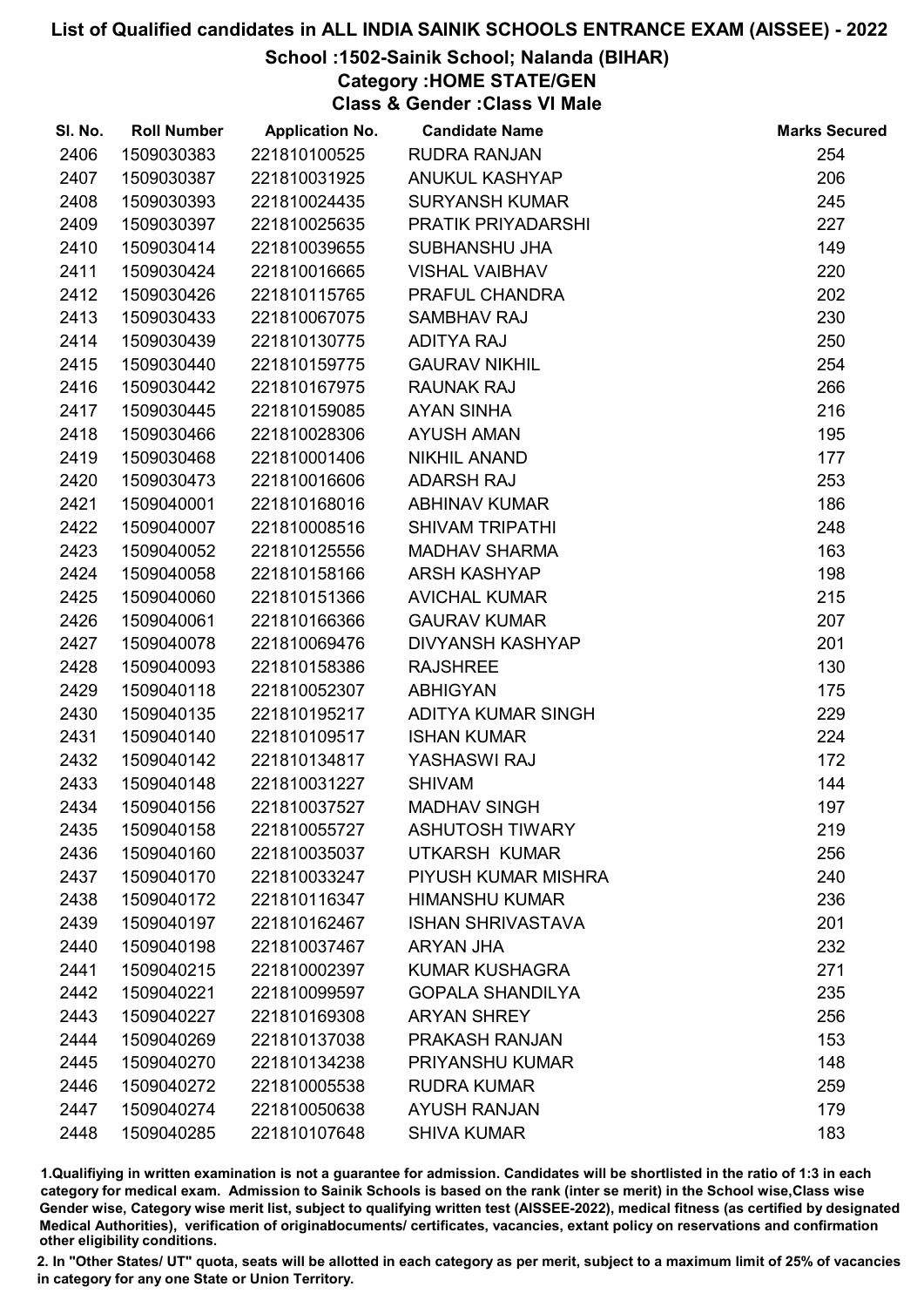# List of Qualified candidates in ALL INDIA SAINIK SCHOOLS ENTRANCE EXAM (AISSEE) - 2022

## School :1502-Sainik School; Nalanda (BIHAR)

### Category :HOME STATE/GEN

### Class & Gender :Class VI Male

| Sl. No. | Roll Number | Application No. | Candidate Name | Marks Secured |
|---|---|---|---|---|
| 2406 | 1509030383 | 221810100525 | RUDRA RANJAN | 254 |
| 2407 | 1509030387 | 221810031925 | ANUKUL KASHYAP | 206 |
| 2408 | 1509030393 | 221810024435 | SURYANSH KUMAR | 245 |
| 2409 | 1509030397 | 221810025635 | PRATIK PRIYADARSHI | 227 |
| 2410 | 1509030414 | 221810039655 | SUBHANSHU JHA | 149 |
| 2411 | 1509030424 | 221810016665 | VISHAL VAIBHAV | 220 |
| 2412 | 1509030426 | 221810115765 | PRAFUL CHANDRA | 202 |
| 2413 | 1509030433 | 221810067075 | SAMBHAV RAJ | 230 |
| 2414 | 1509030439 | 221810130775 | ADITYA RAJ | 250 |
| 2415 | 1509030440 | 221810159775 | GAURAV NIKHIL | 254 |
| 2416 | 1509030442 | 221810167975 | RAUNAK RAJ | 266 |
| 2417 | 1509030445 | 221810159085 | AYAN SINHA | 216 |
| 2418 | 1509030466 | 221810028306 | AYUSH AMAN | 195 |
| 2419 | 1509030468 | 221810001406 | NIKHIL ANAND | 177 |
| 2420 | 1509030473 | 221810016606 | ADARSH RAJ | 253 |
| 2421 | 1509040001 | 221810168016 | ABHINAV KUMAR | 186 |
| 2422 | 1509040007 | 221810008516 | SHIVAM TRIPATHI | 248 |
| 2423 | 1509040052 | 221810125556 | MADHAV SHARMA | 163 |
| 2424 | 1509040058 | 221810158166 | ARSH KASHYAP | 198 |
| 2425 | 1509040060 | 221810151366 | AVICHAL KUMAR | 215 |
| 2426 | 1509040061 | 221810166366 | GAURAV KUMAR | 207 |
| 2427 | 1509040078 | 221810069476 | DIVYANSH KASHYAP | 201 |
| 2428 | 1509040093 | 221810158386 | RAJSHREE | 130 |
| 2429 | 1509040118 | 221810052307 | ABHIGYAN | 175 |
| 2430 | 1509040135 | 221810195217 | ADITYA KUMAR SINGH | 229 |
| 2431 | 1509040140 | 221810109517 | ISHAN KUMAR | 224 |
| 2432 | 1509040142 | 221810134817 | YASHASWI RAJ | 172 |
| 2433 | 1509040148 | 221810031227 | SHIVAM | 144 |
| 2434 | 1509040156 | 221810037527 | MADHAV SINGH | 197 |
| 2435 | 1509040158 | 221810055727 | ASHUTOSH TIWARY | 219 |
| 2436 | 1509040160 | 221810035037 | UTKARSH KUMAR | 256 |
| 2437 | 1509040170 | 221810033247 | PIYUSH KUMAR MISHRA | 240 |
| 2438 | 1509040172 | 221810116347 | HIMANSHU KUMAR | 236 |
| 2439 | 1509040197 | 221810162467 | ISHAN SHRIVASTAVA | 201 |
| 2440 | 1509040198 | 221810037467 | ARYAN JHA | 232 |
| 2441 | 1509040215 | 221810002397 | KUMAR KUSHAGRA | 271 |
| 2442 | 1509040221 | 221810099597 | GOPALA SHANDILYA | 235 |
| 2443 | 1509040227 | 221810169308 | ARYAN SHREY | 256 |
| 2444 | 1509040269 | 221810137038 | PRAKASH RANJAN | 153 |
| 2445 | 1509040270 | 221810134238 | PRIYANSHU KUMAR | 148 |
| 2446 | 1509040272 | 221810005538 | RUDRA KUMAR | 259 |
| 2447 | 1509040274 | 221810050638 | AYUSH RANJAN | 179 |
| 2448 | 1509040285 | 221810107648 | SHIVA KUMAR | 183 |

1.Qualifiying in written examination is not a guarantee for admission. Candidates will be shortlisted in the ratio of 1:3 in each category for medical exam. Admission to Sainik Schools is based on the rank (inter se merit) in the School wise,Class wise Gender wise, Category wise merit list, subject to qualifying written test (AISSEE-2022), medical fitness (as certified by designated Medical Authorities), verification of originaldocuments/ certificates, vacancies, extant policy on reservations and confirmation other eligibility conditions.

2. In "Other States/ UT" quota, seats will be allotted in each category as per merit, subject to a maximum limit of 25% of vacancies in category for any one State or Union Territory.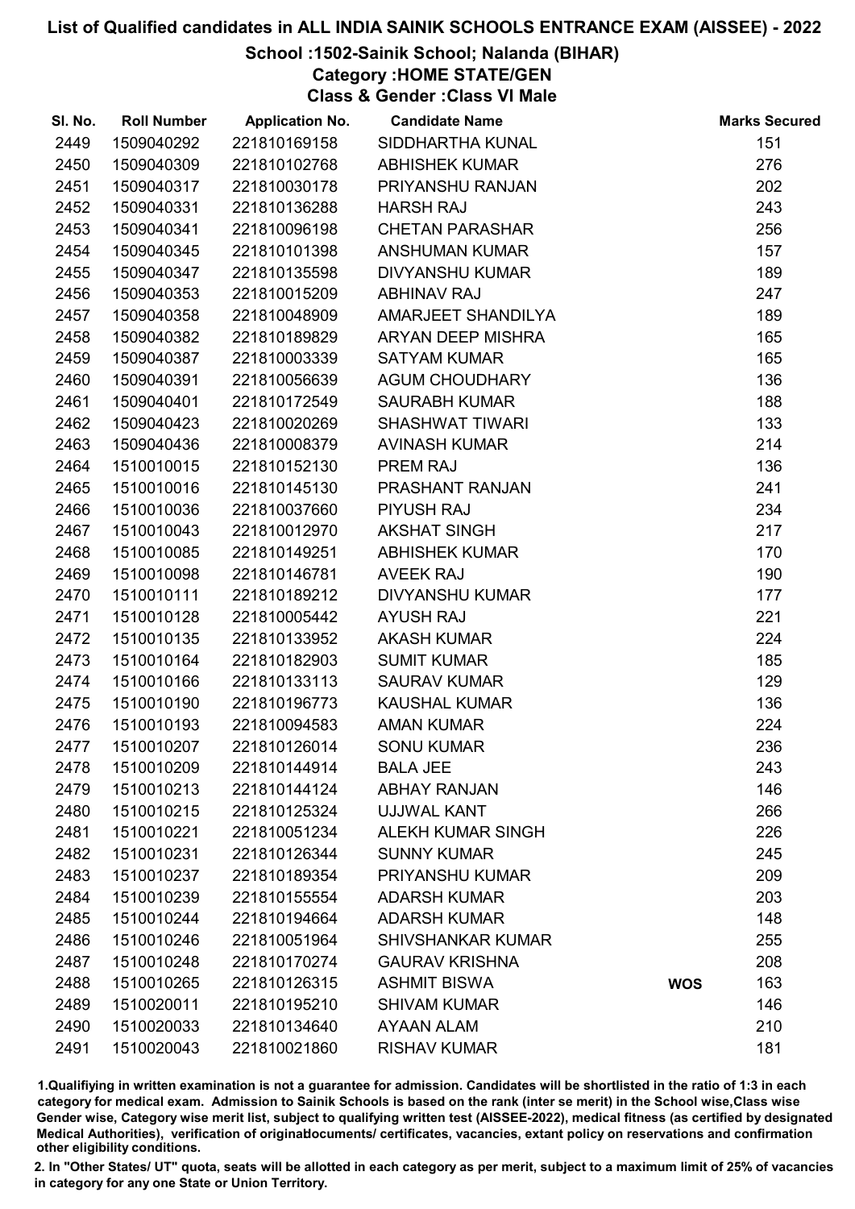# List of Qualified candidates in ALL INDIA SAINIK SCHOOLS ENTRANCE EXAM (AISSEE) - 2022

## School :1502-Sainik School; Nalanda (BIHAR)

### Category :HOME STATE/GEN

### Class & Gender :Class VI Male

| Sl. No. | Roll Number | Application No. | Candidate Name | | Marks Secured |
|---|---|---|---|---|---|
| 2449 | 1509040292 | 221810169158 | SIDDHARTHA KUNAL | | 151 |
| 2450 | 1509040309 | 221810102768 | ABHISHEK KUMAR | | 276 |
| 2451 | 1509040317 | 221810030178 | PRIYANSHU RANJAN | | 202 |
| 2452 | 1509040331 | 221810136288 | HARSH RAJ | | 243 |
| 2453 | 1509040341 | 221810096198 | CHETAN PARASHAR | | 256 |
| 2454 | 1509040345 | 221810101398 | ANSHUMAN KUMAR | | 157 |
| 2455 | 1509040347 | 221810135598 | DIVYANSHU KUMAR | | 189 |
| 2456 | 1509040353 | 221810015209 | ABHINAV RAJ | | 247 |
| 2457 | 1509040358 | 221810048909 | AMARJEET SHANDILYA | | 189 |
| 2458 | 1509040382 | 221810189829 | ARYAN DEEP MISHRA | | 165 |
| 2459 | 1509040387 | 221810003339 | SATYAM KUMAR | | 165 |
| 2460 | 1509040391 | 221810056639 | AGUM CHOUDHARY | | 136 |
| 2461 | 1509040401 | 221810172549 | SAURABH KUMAR | | 188 |
| 2462 | 1509040423 | 221810020269 | SHASHWAT TIWARI | | 133 |
| 2463 | 1509040436 | 221810008379 | AVINASH KUMAR | | 214 |
| 2464 | 1510010015 | 221810152130 | PREM RAJ | | 136 |
| 2465 | 1510010016 | 221810145130 | PRASHANT RANJAN | | 241 |
| 2466 | 1510010036 | 221810037660 | PIYUSH RAJ | | 234 |
| 2467 | 1510010043 | 221810012970 | AKSHAT SINGH | | 217 |
| 2468 | 1510010085 | 221810149251 | ABHISHEK KUMAR | | 170 |
| 2469 | 1510010098 | 221810146781 | AVEEK RAJ | | 190 |
| 2470 | 1510010111 | 221810189212 | DIVYANSHU KUMAR | | 177 |
| 2471 | 1510010128 | 221810005442 | AYUSH RAJ | | 221 |
| 2472 | 1510010135 | 221810133952 | AKASH KUMAR | | 224 |
| 2473 | 1510010164 | 221810182903 | SUMIT KUMAR | | 185 |
| 2474 | 1510010166 | 221810133113 | SAURAV KUMAR | | 129 |
| 2475 | 1510010190 | 221810196773 | KAUSHAL KUMAR | | 136 |
| 2476 | 1510010193 | 221810094583 | AMAN KUMAR | | 224 |
| 2477 | 1510010207 | 221810126014 | SONU KUMAR | | 236 |
| 2478 | 1510010209 | 221810144914 | BALA JEE | | 243 |
| 2479 | 1510010213 | 221810144124 | ABHAY RANJAN | | 146 |
| 2480 | 1510010215 | 221810125324 | UJJWAL KANT | | 266 |
| 2481 | 1510010221 | 221810051234 | ALEKH KUMAR SINGH | | 226 |
| 2482 | 1510010231 | 221810126344 | SUNNY KUMAR | | 245 |
| 2483 | 1510010237 | 221810189354 | PRIYANSHU KUMAR | | 209 |
| 2484 | 1510010239 | 221810155554 | ADARSH KUMAR | | 203 |
| 2485 | 1510010244 | 221810194664 | ADARSH KUMAR | | 148 |
| 2486 | 1510010246 | 221810051964 | SHIVSHANKAR KUMAR | | 255 |
| 2487 | 1510010248 | 221810170274 | GAURAV KRISHNA | | 208 |
| 2488 | 1510010265 | 221810126315 | ASHMIT BISWA | WOS | 163 |
| 2489 | 1510020011 | 221810195210 | SHIVAM KUMAR | | 146 |
| 2490 | 1510020033 | 221810134640 | AYAAN ALAM | | 210 |
| 2491 | 1510020043 | 221810021860 | RISHAV KUMAR | | 181 |

1.Qualifying in written examination is not a guarantee for admission. Candidates will be shortlisted in the ratio of 1:3 in each category for medical exam. Admission to Sainik Schools is based on the rank (inter se merit) in the School wise,Class wise Gender wise, Category wise merit list, subject to qualifying written test (AISSEE-2022), medical fitness (as certified by designated Medical Authorities), verification of originaldocuments/ certificates, vacancies, extant policy on reservations and confirmation other eligibility conditions.

2. In "Other States/ UT" quota, seats will be allotted in each category as per merit, subject to a maximum limit of 25% of vacancies in category for any one State or Union Territory.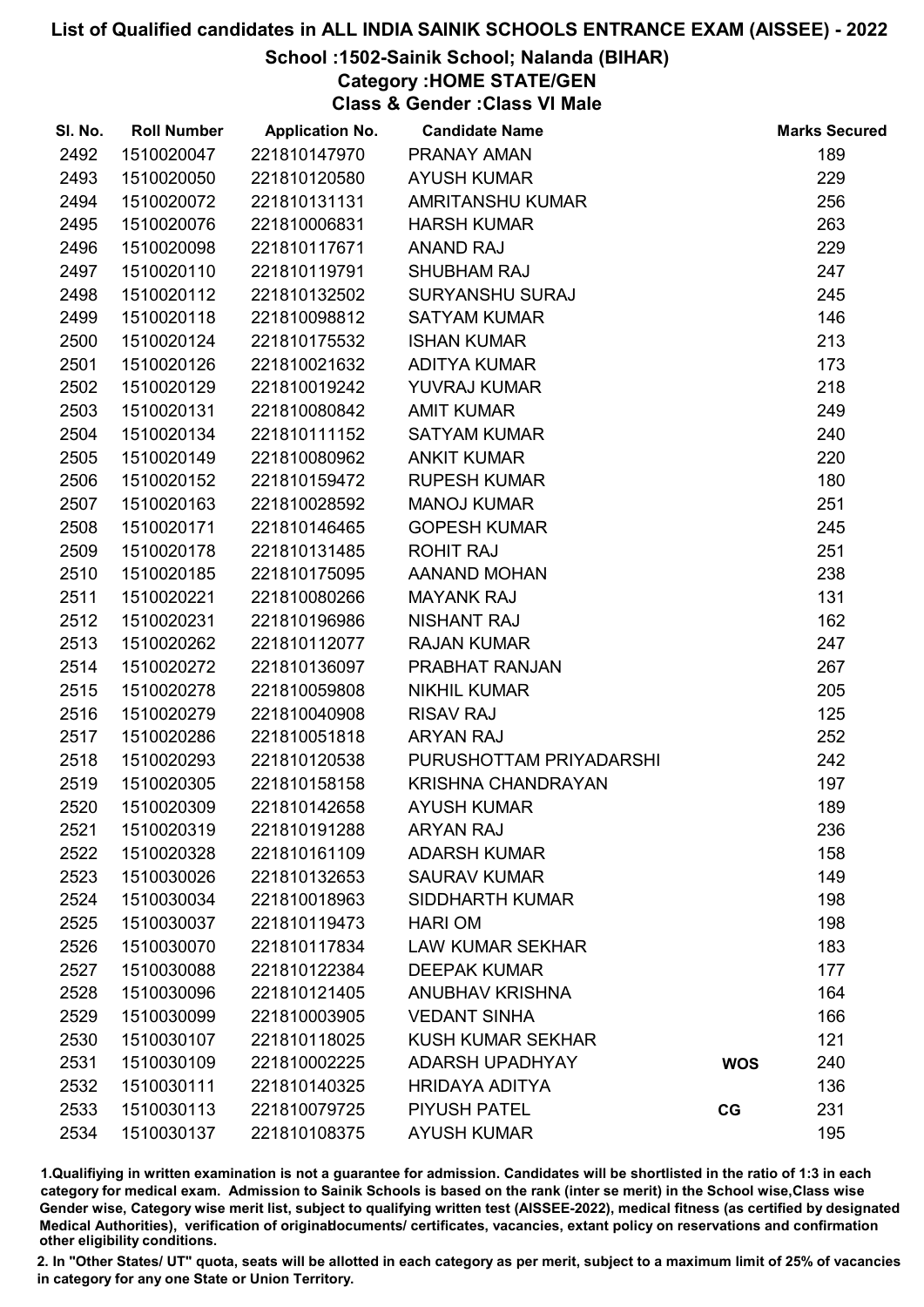# List of Qualified candidates in ALL INDIA SAINIK SCHOOLS ENTRANCE EXAM (AISSEE) - 2022

## School :1502-Sainik School; Nalanda (BIHAR)

### Category :HOME STATE/GEN

### Class & Gender :Class VI Male

| Sl. No. | Roll Number | Application No. | Candidate Name | | Marks Secured |
|---|---|---|---|---|---|
| 2492 | 1510020047 | 221810147970 | PRANAY AMAN | | 189 |
| 2493 | 1510020050 | 221810120580 | AYUSH KUMAR | | 229 |
| 2494 | 1510020072 | 221810131131 | AMRITANSHU KUMAR | | 256 |
| 2495 | 1510020076 | 221810006831 | HARSH KUMAR | | 263 |
| 2496 | 1510020098 | 221810117671 | ANAND RAJ | | 229 |
| 2497 | 1510020110 | 221810119791 | SHUBHAM RAJ | | 247 |
| 2498 | 1510020112 | 221810132502 | SURYANSHU SURAJ | | 245 |
| 2499 | 1510020118 | 221810098812 | SATYAM KUMAR | | 146 |
| 2500 | 1510020124 | 221810175532 | ISHAN KUMAR | | 213 |
| 2501 | 1510020126 | 221810021632 | ADITYA KUMAR | | 173 |
| 2502 | 1510020129 | 221810019242 | YUVRAJ KUMAR | | 218 |
| 2503 | 1510020131 | 221810080842 | AMIT KUMAR | | 249 |
| 2504 | 1510020134 | 221810111152 | SATYAM KUMAR | | 240 |
| 2505 | 1510020149 | 221810080962 | ANKIT KUMAR | | 220 |
| 2506 | 1510020152 | 221810159472 | RUPESH KUMAR | | 180 |
| 2507 | 1510020163 | 221810028592 | MANOJ KUMAR | | 251 |
| 2508 | 1510020171 | 221810146465 | GOPESH KUMAR | | 245 |
| 2509 | 1510020178 | 221810131485 | ROHIT RAJ | | 251 |
| 2510 | 1510020185 | 221810175095 | AANAND MOHAN | | 238 |
| 2511 | 1510020221 | 221810080266 | MAYANK RAJ | | 131 |
| 2512 | 1510020231 | 221810196986 | NISHANT RAJ | | 162 |
| 2513 | 1510020262 | 221810112077 | RAJAN KUMAR | | 247 |
| 2514 | 1510020272 | 221810136097 | PRABHAT RANJAN | | 267 |
| 2515 | 1510020278 | 221810059808 | NIKHIL KUMAR | | 205 |
| 2516 | 1510020279 | 221810040908 | RISAV RAJ | | 125 |
| 2517 | 1510020286 | 221810051818 | ARYAN RAJ | | 252 |
| 2518 | 1510020293 | 221810120538 | PURUSHOTTAM PRIYADARSHI | | 242 |
| 2519 | 1510020305 | 221810158158 | KRISHNA CHANDRAYAN | | 197 |
| 2520 | 1510020309 | 221810142658 | AYUSH KUMAR | | 189 |
| 2521 | 1510020319 | 221810191288 | ARYAN RAJ | | 236 |
| 2522 | 1510020328 | 221810161109 | ADARSH KUMAR | | 158 |
| 2523 | 1510030026 | 221810132653 | SAURAV KUMAR | | 149 |
| 2524 | 1510030034 | 221810018963 | SIDDHARTH KUMAR | | 198 |
| 2525 | 1510030037 | 221810119473 | HARI OM | | 198 |
| 2526 | 1510030070 | 221810117834 | LAW KUMAR SEKHAR | | 183 |
| 2527 | 1510030088 | 221810122384 | DEEPAK KUMAR | | 177 |
| 2528 | 1510030096 | 221810121405 | ANUBHAV KRISHNA | | 164 |
| 2529 | 1510030099 | 221810003905 | VEDANT SINHA | | 166 |
| 2530 | 1510030107 | 221810118025 | KUSH KUMAR SEKHAR | | 121 |
| 2531 | 1510030109 | 221810002225 | ADARSH UPADHYAY | WOS | 240 |
| 2532 | 1510030111 | 221810140325 | HRIDAYA ADITYA | | 136 |
| 2533 | 1510030113 | 221810079725 | PIYUSH PATEL | CG | 231 |
| 2534 | 1510030137 | 221810108375 | AYUSH KUMAR | | 195 |

1.Qualifiying in written examination is not a guarantee for admission. Candidates will be shortlisted in the ratio of 1:3 in each category for medical exam. Admission to Sainik Schools is based on the rank (inter se merit) in the School wise,Class wise Gender wise, Category wise merit list, subject to qualifying written test (AISSEE-2022), medical fitness (as certified by designated Medical Authorities), verification of originaldocuments/ certificates, vacancies, extant policy on reservations and confirmation other eligibility conditions.

2. In "Other States/ UT" quota, seats will be allotted in each category as per merit, subject to a maximum limit of 25% of vacancies in category for any one State or Union Territory.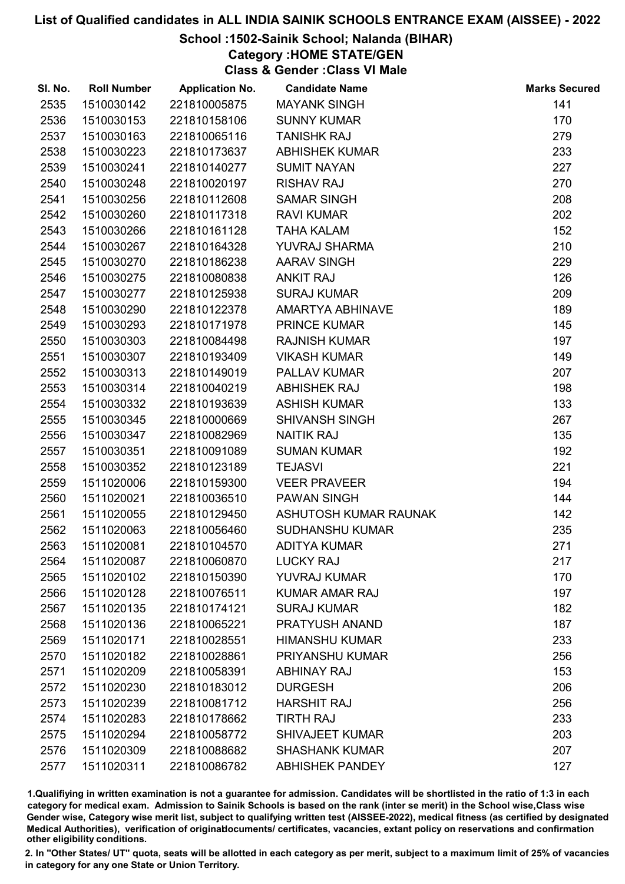# List of Qualified candidates in ALL INDIA SAINIK SCHOOLS ENTRANCE EXAM (AISSEE) - 2022

## School :1502-Sainik School; Nalanda (BIHAR)

### Category :HOME STATE/GEN

### Class & Gender :Class VI Male

| Sl. No. | Roll Number | Application No. | Candidate Name | Marks Secured |
|---|---|---|---|---|
| 2535 | 1510030142 | 221810005875 | MAYANK SINGH | 141 |
| 2536 | 1510030153 | 221810158106 | SUNNY KUMAR | 170 |
| 2537 | 1510030163 | 221810065116 | TANISHK RAJ | 279 |
| 2538 | 1510030223 | 221810173637 | ABHISHEK KUMAR | 233 |
| 2539 | 1510030241 | 221810140277 | SUMIT NAYAN | 227 |
| 2540 | 1510030248 | 221810020197 | RISHAV RAJ | 270 |
| 2541 | 1510030256 | 221810112608 | SAMAR SINGH | 208 |
| 2542 | 1510030260 | 221810117318 | RAVI KUMAR | 202 |
| 2543 | 1510030266 | 221810161128 | TAHA KALAM | 152 |
| 2544 | 1510030267 | 221810164328 | YUVRAJ SHARMA | 210 |
| 2545 | 1510030270 | 221810186238 | AARAV SINGH | 229 |
| 2546 | 1510030275 | 221810080838 | ANKIT RAJ | 126 |
| 2547 | 1510030277 | 221810125938 | SURAJ KUMAR | 209 |
| 2548 | 1510030290 | 221810122378 | AMARTYA ABHINAVE | 189 |
| 2549 | 1510030293 | 221810171978 | PRINCE KUMAR | 145 |
| 2550 | 1510030303 | 221810084498 | RAJNISH KUMAR | 197 |
| 2551 | 1510030307 | 221810193409 | VIKASH KUMAR | 149 |
| 2552 | 1510030313 | 221810149019 | PALLAV KUMAR | 207 |
| 2553 | 1510030314 | 221810040219 | ABHISHEK RAJ | 198 |
| 2554 | 1510030332 | 221810193639 | ASHISH KUMAR | 133 |
| 2555 | 1510030345 | 221810000669 | SHIVANSH SINGH | 267 |
| 2556 | 1510030347 | 221810082969 | NAITIK RAJ | 135 |
| 2557 | 1510030351 | 221810091089 | SUMAN KUMAR | 192 |
| 2558 | 1510030352 | 221810123189 | TEJASVI | 221 |
| 2559 | 1511020006 | 221810159300 | VEER PRAVEER | 194 |
| 2560 | 1511020021 | 221810036510 | PAWAN SINGH | 144 |
| 2561 | 1511020055 | 221810129450 | ASHUTOSH KUMAR RAUNAK | 142 |
| 2562 | 1511020063 | 221810056460 | SUDHANSHU KUMAR | 235 |
| 2563 | 1511020081 | 221810104570 | ADITYA KUMAR | 271 |
| 2564 | 1511020087 | 221810060870 | LUCKY RAJ | 217 |
| 2565 | 1511020102 | 221810150390 | YUVRAJ KUMAR | 170 |
| 2566 | 1511020128 | 221810076511 | KUMAR AMAR RAJ | 197 |
| 2567 | 1511020135 | 221810174121 | SURAJ KUMAR | 182 |
| 2568 | 1511020136 | 221810065221 | PRATYUSH ANAND | 187 |
| 2569 | 1511020171 | 221810028551 | HIMANSHU KUMAR | 233 |
| 2570 | 1511020182 | 221810028861 | PRIYANSHU KUMAR | 256 |
| 2571 | 1511020209 | 221810058391 | ABHINAY RAJ | 153 |
| 2572 | 1511020230 | 221810183012 | DURGESH | 206 |
| 2573 | 1511020239 | 221810081712 | HARSHIT RAJ | 256 |
| 2574 | 1511020283 | 221810178662 | TIRTH RAJ | 233 |
| 2575 | 1511020294 | 221810058772 | SHIVAJEET KUMAR | 203 |
| 2576 | 1511020309 | 221810088682 | SHASHANK KUMAR | 207 |
| 2577 | 1511020311 | 221810086782 | ABHISHEK PANDEY | 127 |

1.Qualifiying in written examination is not a guarantee for admission. Candidates will be shortlisted in the ratio of 1:3 in each category for medical exam. Admission to Sainik Schools is based on the rank (inter se merit) in the School wise,Class wise Gender wise, Category wise merit list, subject to qualifying written test (AISSEE-2022), medical fitness (as certified by designated Medical Authorities), verification of originaldocuments/ certificates, vacancies, extant policy on reservations and confirmation other eligibility conditions.

2. In "Other States/ UT" quota, seats will be allotted in each category as per merit, subject to a maximum limit of 25% of vacancies in category for any one State or Union Territory.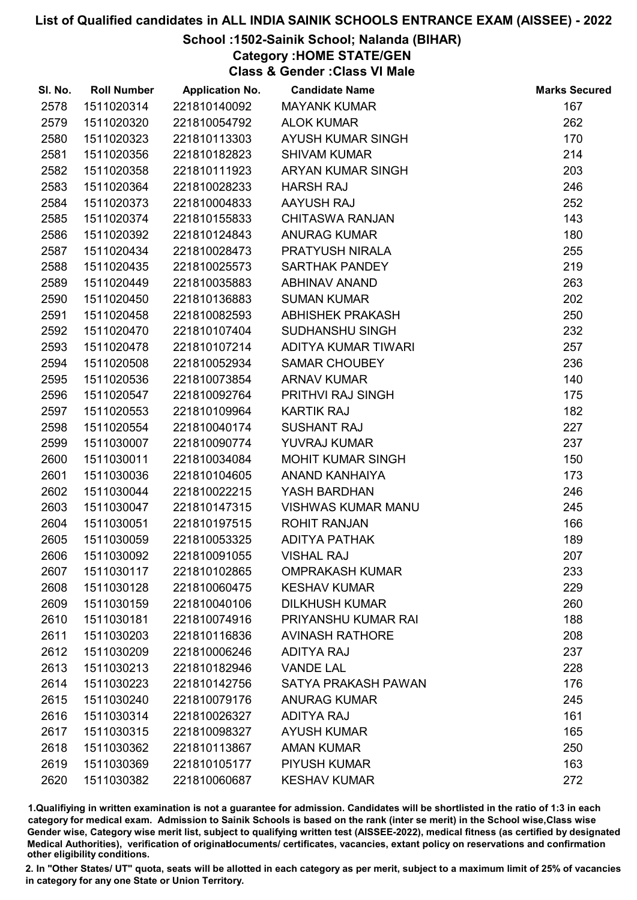# List of Qualified candidates in ALL INDIA SAINIK SCHOOLS ENTRANCE EXAM (AISSEE) - 2022

## School :1502-Sainik School; Nalanda (BIHAR)

### Category :HOME STATE/GEN

### Class & Gender :Class VI Male

| Sl. No. | Roll Number | Application No. | Candidate Name | Marks Secured |
|---|---|---|---|---|
| 2578 | 1511020314 | 221810140092 | MAYANK KUMAR | 167 |
| 2579 | 1511020320 | 221810054792 | ALOK KUMAR | 262 |
| 2580 | 1511020323 | 221810113303 | AYUSH KUMAR SINGH | 170 |
| 2581 | 1511020356 | 221810182823 | SHIVAM KUMAR | 214 |
| 2582 | 1511020358 | 221810111923 | ARYAN KUMAR SINGH | 203 |
| 2583 | 1511020364 | 221810028233 | HARSH RAJ | 246 |
| 2584 | 1511020373 | 221810004833 | AAYUSH RAJ | 252 |
| 2585 | 1511020374 | 221810155833 | CHITASWA RANJAN | 143 |
| 2586 | 1511020392 | 221810124843 | ANURAG KUMAR | 180 |
| 2587 | 1511020434 | 221810028473 | PRATYUSH NIRALA | 255 |
| 2588 | 1511020435 | 221810025573 | SARTHAK PANDEY | 219 |
| 2589 | 1511020449 | 221810035883 | ABHINAV ANAND | 263 |
| 2590 | 1511020450 | 221810136883 | SUMAN KUMAR | 202 |
| 2591 | 1511020458 | 221810082593 | ABHISHEK PRAKASH | 250 |
| 2592 | 1511020470 | 221810107404 | SUDHANSHU SINGH | 232 |
| 2593 | 1511020478 | 221810107214 | ADITYA KUMAR TIWARI | 257 |
| 2594 | 1511020508 | 221810052934 | SAMAR CHOUBEY | 236 |
| 2595 | 1511020536 | 221810073854 | ARNAV KUMAR | 140 |
| 2596 | 1511020547 | 221810092764 | PRITHVI RAJ SINGH | 175 |
| 2597 | 1511020553 | 221810109964 | KARTIK RAJ | 182 |
| 2598 | 1511020554 | 221810040174 | SUSHANT RAJ | 227 |
| 2599 | 1511030007 | 221810090774 | YUVRAJ KUMAR | 237 |
| 2600 | 1511030011 | 221810034084 | MOHIT KUMAR SINGH | 150 |
| 2601 | 1511030036 | 221810104605 | ANAND KANHAIYA | 173 |
| 2602 | 1511030044 | 221810022215 | YASH BARDHAN | 246 |
| 2603 | 1511030047 | 221810147315 | VISHWAS KUMAR MANU | 245 |
| 2604 | 1511030051 | 221810197515 | ROHIT RANJAN | 166 |
| 2605 | 1511030059 | 221810053325 | ADITYA PATHAK | 189 |
| 2606 | 1511030092 | 221810091055 | VISHAL RAJ | 207 |
| 2607 | 1511030117 | 221810102865 | OMPRAKASH KUMAR | 233 |
| 2608 | 1511030128 | 221810060475 | KESHAV KUMAR | 229 |
| 2609 | 1511030159 | 221810040106 | DILKHUSH KUMAR | 260 |
| 2610 | 1511030181 | 221810074916 | PRIYANSHU KUMAR RAI | 188 |
| 2611 | 1511030203 | 221810116836 | AVINASH RATHORE | 208 |
| 2612 | 1511030209 | 221810006246 | ADITYA RAJ | 237 |
| 2613 | 1511030213 | 221810182946 | VANDE LAL | 228 |
| 2614 | 1511030223 | 221810142756 | SATYA PRAKASH PAWAN | 176 |
| 2615 | 1511030240 | 221810079176 | ANURAG KUMAR | 245 |
| 2616 | 1511030314 | 221810026327 | ADITYA RAJ | 161 |
| 2617 | 1511030315 | 221810098327 | AYUSH KUMAR | 165 |
| 2618 | 1511030362 | 221810113867 | AMAN KUMAR | 250 |
| 2619 | 1511030369 | 221810105177 | PIYUSH KUMAR | 163 |
| 2620 | 1511030382 | 221810060687 | KESHAV KUMAR | 272 |

1.Qualifiying in written examination is not a guarantee for admission. Candidates will be shortlisted in the ratio of 1:3 in each category for medical exam. Admission to Sainik Schools is based on the rank (inter se merit) in the School wise,Class wise Gender wise, Category wise merit list, subject to qualifying written test (AISSEE-2022), medical fitness (as certified by designated Medical Authorities), verification of originaldocuments/ certificates, vacancies, extant policy on reservations and confirmation other eligibility conditions.

2. In "Other States/ UT" quota, seats will be allotted in each category as per merit, subject to a maximum limit of 25% of vacancies in category for any one State or Union Territory.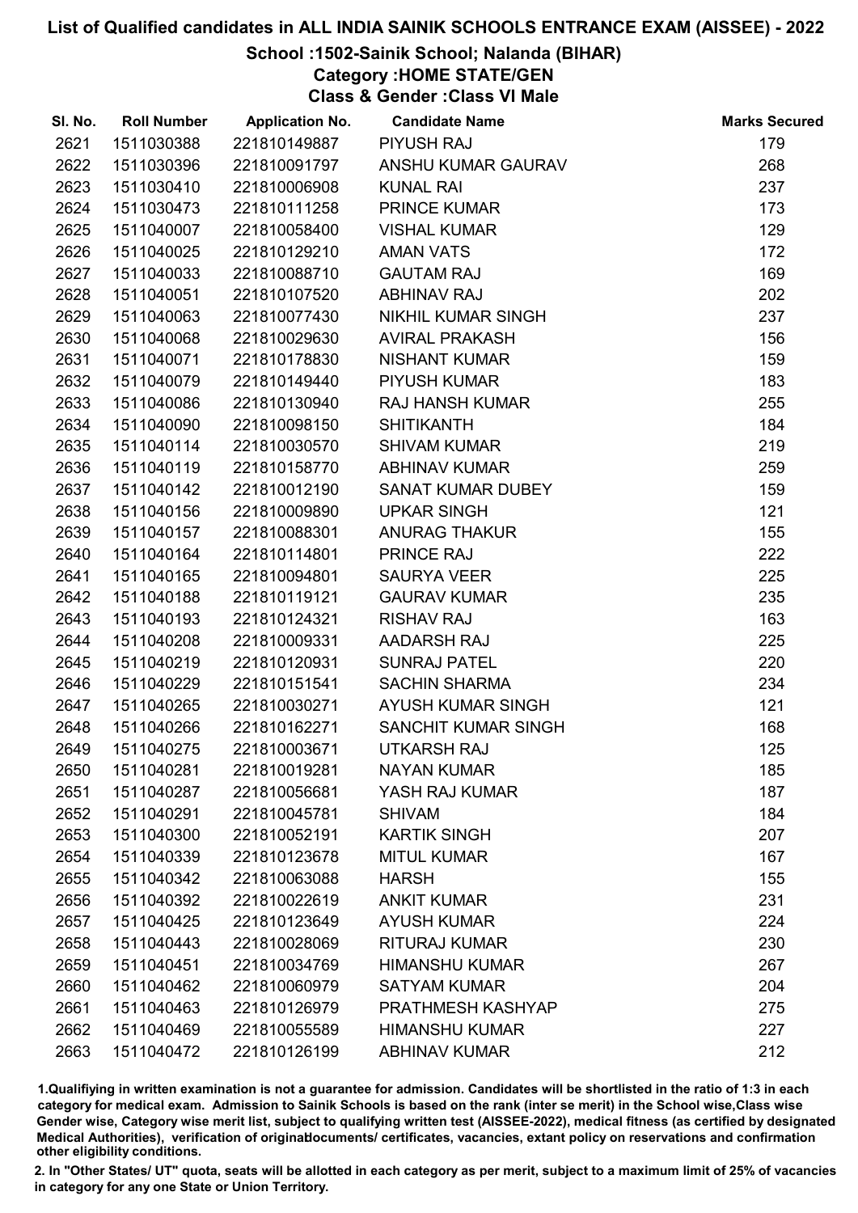# List of Qualified candidates in ALL INDIA SAINIK SCHOOLS ENTRANCE EXAM (AISSEE) - 2022

## School :1502-Sainik School; Nalanda (BIHAR)
### Category :HOME STATE/GEN
### Class & Gender :Class VI Male

| Sl. No. | Roll Number | Application No. | Candidate Name | Marks Secured |
|---|---|---|---|---|
| 2621 | 1511030388 | 221810149887 | PIYUSH RAJ | 179 |
| 2622 | 1511030396 | 221810091797 | ANSHU KUMAR GAURAV | 268 |
| 2623 | 1511030410 | 221810006908 | KUNAL RAI | 237 |
| 2624 | 1511030473 | 221810111258 | PRINCE KUMAR | 173 |
| 2625 | 1511040007 | 221810058400 | VISHAL KUMAR | 129 |
| 2626 | 1511040025 | 221810129210 | AMAN VATS | 172 |
| 2627 | 1511040033 | 221810088710 | GAUTAM RAJ | 169 |
| 2628 | 1511040051 | 221810107520 | ABHINAV RAJ | 202 |
| 2629 | 1511040063 | 221810077430 | NIKHIL KUMAR SINGH | 237 |
| 2630 | 1511040068 | 221810029630 | AVIRAL PRAKASH | 156 |
| 2631 | 1511040071 | 221810178830 | NISHANT KUMAR | 159 |
| 2632 | 1511040079 | 221810149440 | PIYUSH KUMAR | 183 |
| 2633 | 1511040086 | 221810130940 | RAJ HANSH KUMAR | 255 |
| 2634 | 1511040090 | 221810098150 | SHITIKANTH | 184 |
| 2635 | 1511040114 | 221810030570 | SHIVAM KUMAR | 219 |
| 2636 | 1511040119 | 221810158770 | ABHINAV KUMAR | 259 |
| 2637 | 1511040142 | 221810012190 | SANAT KUMAR DUBEY | 159 |
| 2638 | 1511040156 | 221810009890 | UPKAR SINGH | 121 |
| 2639 | 1511040157 | 221810088301 | ANURAG THAKUR | 155 |
| 2640 | 1511040164 | 221810114801 | PRINCE RAJ | 222 |
| 2641 | 1511040165 | 221810094801 | SAURYA VEER | 225 |
| 2642 | 1511040188 | 221810119121 | GAURAV KUMAR | 235 |
| 2643 | 1511040193 | 221810124321 | RISHAV RAJ | 163 |
| 2644 | 1511040208 | 221810009331 | AADARSH RAJ | 225 |
| 2645 | 1511040219 | 221810120931 | SUNRAJ PATEL | 220 |
| 2646 | 1511040229 | 221810151541 | SACHIN SHARMA | 234 |
| 2647 | 1511040265 | 221810030271 | AYUSH KUMAR SINGH | 121 |
| 2648 | 1511040266 | 221810162271 | SANCHIT KUMAR SINGH | 168 |
| 2649 | 1511040275 | 221810003671 | UTKARSH RAJ | 125 |
| 2650 | 1511040281 | 221810019281 | NAYAN KUMAR | 185 |
| 2651 | 1511040287 | 221810056681 | YASH RAJ KUMAR | 187 |
| 2652 | 1511040291 | 221810045781 | SHIVAM | 184 |
| 2653 | 1511040300 | 221810052191 | KARTIK SINGH | 207 |
| 2654 | 1511040339 | 221810123678 | MITUL KUMAR | 167 |
| 2655 | 1511040342 | 221810063088 | HARSH | 155 |
| 2656 | 1511040392 | 221810022619 | ANKIT KUMAR | 231 |
| 2657 | 1511040425 | 221810123649 | AYUSH KUMAR | 224 |
| 2658 | 1511040443 | 221810028069 | RITURAJ KUMAR | 230 |
| 2659 | 1511040451 | 221810034769 | HIMANSHU KUMAR | 267 |
| 2660 | 1511040462 | 221810060979 | SATYAM KUMAR | 204 |
| 2661 | 1511040463 | 221810126979 | PRATHMESH KASHYAP | 275 |
| 2662 | 1511040469 | 221810055589 | HIMANSHU KUMAR | 227 |
| 2663 | 1511040472 | 221810126199 | ABHINAV KUMAR | 212 |

1.Qualifying in written examination is not a guarantee for admission. Candidates will be shortlisted in the ratio of 1:3 in each category for medical exam. Admission to Sainik Schools is based on the rank (inter se merit) in the School wise,Class wise Gender wise, Category wise merit list, subject to qualifying written test (AISSEE-2022), medical fitness (as certified by designated Medical Authorities), verification of originaldocuments/ certificates, vacancies, extant policy on reservations and confirmation other eligibility conditions.

2. In "Other States/ UT" quota, seats will be allotted in each category as per merit, subject to a maximum limit of 25% of vacancies in category for any one State or Union Territory.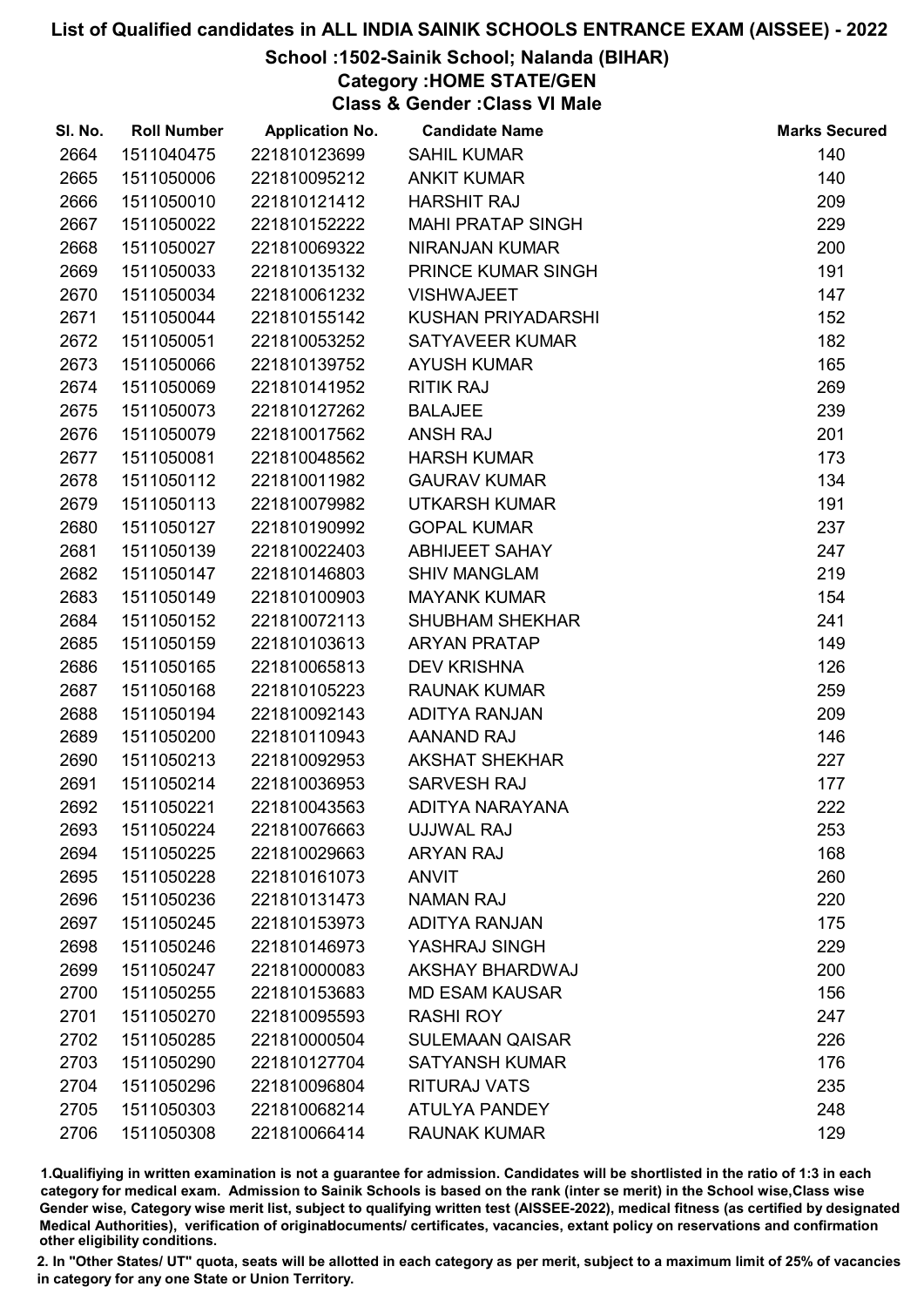# List of Qualified candidates in ALL INDIA SAINIK SCHOOLS ENTRANCE EXAM (AISSEE) - 2022

## School :1502-Sainik School; Nalanda (BIHAR)

### Category :HOME STATE/GEN

### Class & Gender :Class VI Male

| Sl. No. | Roll Number | Application No. | Candidate Name | Marks Secured |
|---|---|---|---|---|
| 2664 | 1511040475 | 221810123699 | SAHIL KUMAR | 140 |
| 2665 | 1511050006 | 221810095212 | ANKIT KUMAR | 140 |
| 2666 | 1511050010 | 221810121412 | HARSHIT RAJ | 209 |
| 2667 | 1511050022 | 221810152222 | MAHI PRATAP SINGH | 229 |
| 2668 | 1511050027 | 221810069322 | NIRANJAN KUMAR | 200 |
| 2669 | 1511050033 | 221810135132 | PRINCE KUMAR SINGH | 191 |
| 2670 | 1511050034 | 221810061232 | VISHWAJEET | 147 |
| 2671 | 1511050044 | 221810155142 | KUSHAN PRIYADARSHI | 152 |
| 2672 | 1511050051 | 221810053252 | SATYAVEER KUMAR | 182 |
| 2673 | 1511050066 | 221810139752 | AYUSH KUMAR | 165 |
| 2674 | 1511050069 | 221810141952 | RITIK RAJ | 269 |
| 2675 | 1511050073 | 221810127262 | BALAJEE | 239 |
| 2676 | 1511050079 | 221810017562 | ANSH RAJ | 201 |
| 2677 | 1511050081 | 221810048562 | HARSH KUMAR | 173 |
| 2678 | 1511050112 | 221810011982 | GAURAV KUMAR | 134 |
| 2679 | 1511050113 | 221810079982 | UTKARSH KUMAR | 191 |
| 2680 | 1511050127 | 221810190992 | GOPAL KUMAR | 237 |
| 2681 | 1511050139 | 221810022403 | ABHIJEET SAHAY | 247 |
| 2682 | 1511050147 | 221810146803 | SHIV MANGLAM | 219 |
| 2683 | 1511050149 | 221810100903 | MAYANK KUMAR | 154 |
| 2684 | 1511050152 | 221810072113 | SHUBHAM SHEKHAR | 241 |
| 2685 | 1511050159 | 221810103613 | ARYAN PRATAP | 149 |
| 2686 | 1511050165 | 221810065813 | DEV KRISHNA | 126 |
| 2687 | 1511050168 | 221810105223 | RAUNAK KUMAR | 259 |
| 2688 | 1511050194 | 221810092143 | ADITYA RANJAN | 209 |
| 2689 | 1511050200 | 221810110943 | AANAND RAJ | 146 |
| 2690 | 1511050213 | 221810092953 | AKSHAT SHEKHAR | 227 |
| 2691 | 1511050214 | 221810036953 | SARVESH RAJ | 177 |
| 2692 | 1511050221 | 221810043563 | ADITYA NARAYANA | 222 |
| 2693 | 1511050224 | 221810076663 | UJJWAL RAJ | 253 |
| 2694 | 1511050225 | 221810029663 | ARYAN RAJ | 168 |
| 2695 | 1511050228 | 221810161073 | ANVIT | 260 |
| 2696 | 1511050236 | 221810131473 | NAMAN RAJ | 220 |
| 2697 | 1511050245 | 221810153973 | ADITYA RANJAN | 175 |
| 2698 | 1511050246 | 221810146973 | YASHRAJ SINGH | 229 |
| 2699 | 1511050247 | 221810000083 | AKSHAY BHARDWAJ | 200 |
| 2700 | 1511050255 | 221810153683 | MD ESAM KAUSAR | 156 |
| 2701 | 1511050270 | 221810095593 | RASHI ROY | 247 |
| 2702 | 1511050285 | 221810000504 | SULEMAAN QAISAR | 226 |
| 2703 | 1511050290 | 221810127704 | SATYANSH KUMAR | 176 |
| 2704 | 1511050296 | 221810096804 | RITURAJ VATS | 235 |
| 2705 | 1511050303 | 221810068214 | ATULYA PANDEY | 248 |
| 2706 | 1511050308 | 221810066414 | RAUNAK KUMAR | 129 |

1.Qualifiying in written examination is not a guarantee for admission. Candidates will be shortlisted in the ratio of 1:3 in each category for medical exam. Admission to Sainik Schools is based on the rank (inter se merit) in the School wise,Class wise Gender wise, Category wise merit list, subject to qualifying written test (AISSEE-2022), medical fitness (as certified by designated Medical Authorities), verification of originaldocuments/ certificates, vacancies, extant policy on reservations and confirmation other eligibility conditions.

2. In "Other States/ UT" quota, seats will be allotted in each category as per merit, subject to a maximum limit of 25% of vacancies in category for any one State or Union Territory.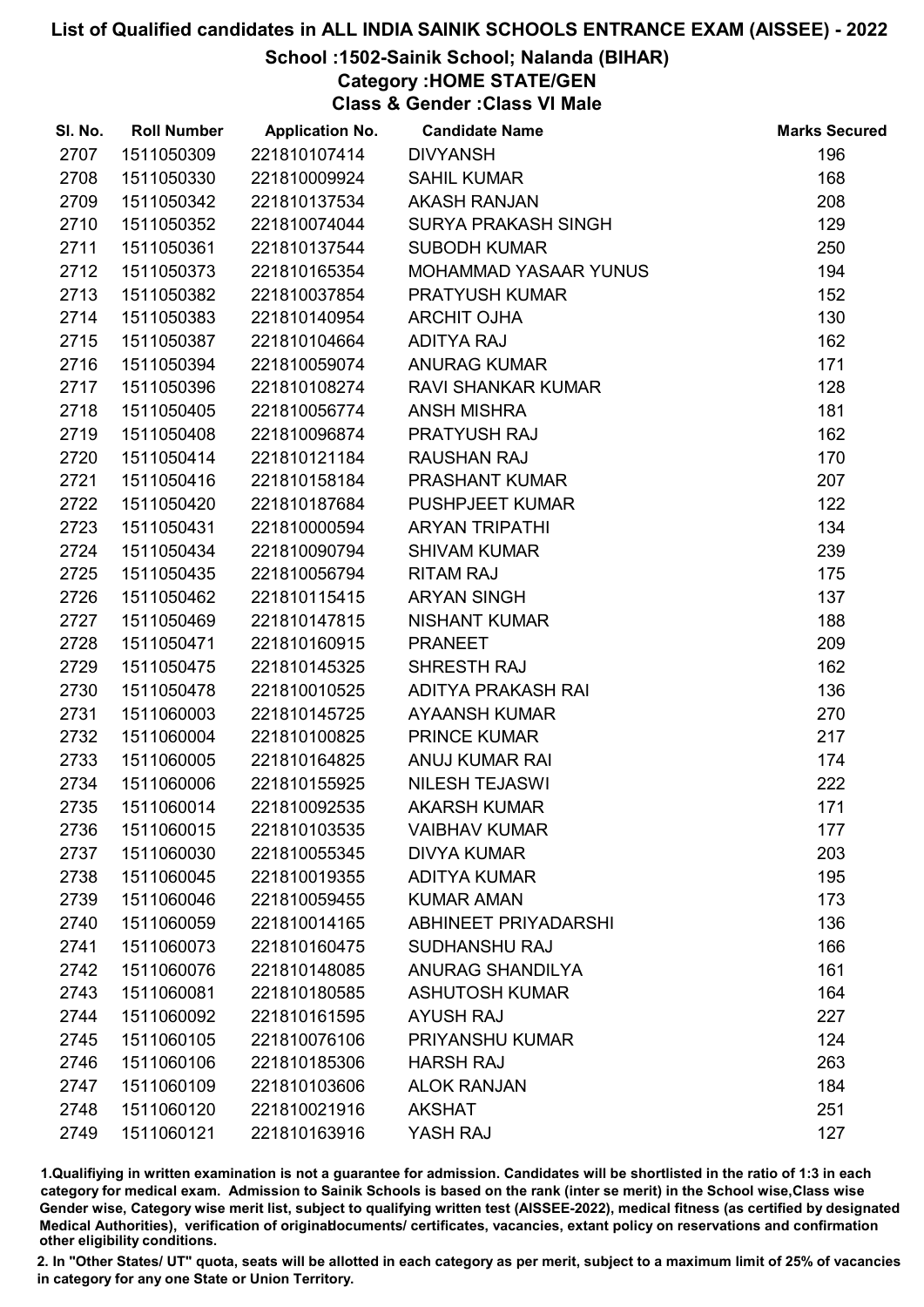# List of Qualified candidates in ALL INDIA SAINIK SCHOOLS ENTRANCE EXAM (AISSEE) - 2022

## School :1502-Sainik School; Nalanda (BIHAR)

### Category :HOME STATE/GEN

### Class & Gender :Class VI Male

| Sl. No. | Roll Number | Application No. | Candidate Name | Marks Secured |
|---|---|---|---|---|
| 2707 | 1511050309 | 221810107414 | DIVYANSH | 196 |
| 2708 | 1511050330 | 221810009924 | SAHIL KUMAR | 168 |
| 2709 | 1511050342 | 221810137534 | AKASH RANJAN | 208 |
| 2710 | 1511050352 | 221810074044 | SURYA PRAKASH SINGH | 129 |
| 2711 | 1511050361 | 221810137544 | SUBODH KUMAR | 250 |
| 2712 | 1511050373 | 221810165354 | MOHAMMAD YASAAR YUNUS | 194 |
| 2713 | 1511050382 | 221810037854 | PRATYUSH KUMAR | 152 |
| 2714 | 1511050383 | 221810140954 | ARCHIT OJHA | 130 |
| 2715 | 1511050387 | 221810104664 | ADITYA RAJ | 162 |
| 2716 | 1511050394 | 221810059074 | ANURAG KUMAR | 171 |
| 2717 | 1511050396 | 221810108274 | RAVI SHANKAR KUMAR | 128 |
| 2718 | 1511050405 | 221810056774 | ANSH MISHRA | 181 |
| 2719 | 1511050408 | 221810096874 | PRATYUSH RAJ | 162 |
| 2720 | 1511050414 | 221810121184 | RAUSHAN RAJ | 170 |
| 2721 | 1511050416 | 221810158184 | PRASHANT KUMAR | 207 |
| 2722 | 1511050420 | 221810187684 | PUSHPJEET KUMAR | 122 |
| 2723 | 1511050431 | 221810000594 | ARYAN TRIPATHI | 134 |
| 2724 | 1511050434 | 221810090794 | SHIVAM KUMAR | 239 |
| 2725 | 1511050435 | 221810056794 | RITAM RAJ | 175 |
| 2726 | 1511050462 | 221810115415 | ARYAN SINGH | 137 |
| 2727 | 1511050469 | 221810147815 | NISHANT KUMAR | 188 |
| 2728 | 1511050471 | 221810160915 | PRANEET | 209 |
| 2729 | 1511050475 | 221810145325 | SHRESTH RAJ | 162 |
| 2730 | 1511050478 | 221810010525 | ADITYA PRAKASH RAI | 136 |
| 2731 | 1511060003 | 221810145725 | AYAANSH KUMAR | 270 |
| 2732 | 1511060004 | 221810100825 | PRINCE KUMAR | 217 |
| 2733 | 1511060005 | 221810164825 | ANUJ KUMAR RAI | 174 |
| 2734 | 1511060006 | 221810155925 | NILESH TEJASWI | 222 |
| 2735 | 1511060014 | 221810092535 | AKARSH KUMAR | 171 |
| 2736 | 1511060015 | 221810103535 | VAIBHAV KUMAR | 177 |
| 2737 | 1511060030 | 221810055345 | DIVYA KUMAR | 203 |
| 2738 | 1511060045 | 221810019355 | ADITYA KUMAR | 195 |
| 2739 | 1511060046 | 221810059455 | KUMAR AMAN | 173 |
| 2740 | 1511060059 | 221810014165 | ABHINEET PRIYADARSHI | 136 |
| 2741 | 1511060073 | 221810160475 | SUDHANSHU RAJ | 166 |
| 2742 | 1511060076 | 221810148085 | ANURAG SHANDILYA | 161 |
| 2743 | 1511060081 | 221810180585 | ASHUTOSH KUMAR | 164 |
| 2744 | 1511060092 | 221810161595 | AYUSH RAJ | 227 |
| 2745 | 1511060105 | 221810076106 | PRIYANSHU KUMAR | 124 |
| 2746 | 1511060106 | 221810185306 | HARSH RAJ | 263 |
| 2747 | 1511060109 | 221810103606 | ALOK RANJAN | 184 |
| 2748 | 1511060120 | 221810021916 | AKSHAT | 251 |
| 2749 | 1511060121 | 221810163916 | YASH RAJ | 127 |

1.Qualifiying in written examination is not a guarantee for admission. Candidates will be shortlisted in the ratio of 1:3 in each category for medical exam. Admission to Sainik Schools is based on the rank (inter se merit) in the School wise,Class wise Gender wise, Category wise merit list, subject to qualifying written test (AISSEE-2022), medical fitness (as certified by designated Medical Authorities), verification of originaldocuments/ certificates, vacancies, extant policy on reservations and confirmation other eligibility conditions.

2. In "Other States/ UT" quota, seats will be allotted in each category as per merit, subject to a maximum limit of 25% of vacancies in category for any one State or Union Territory.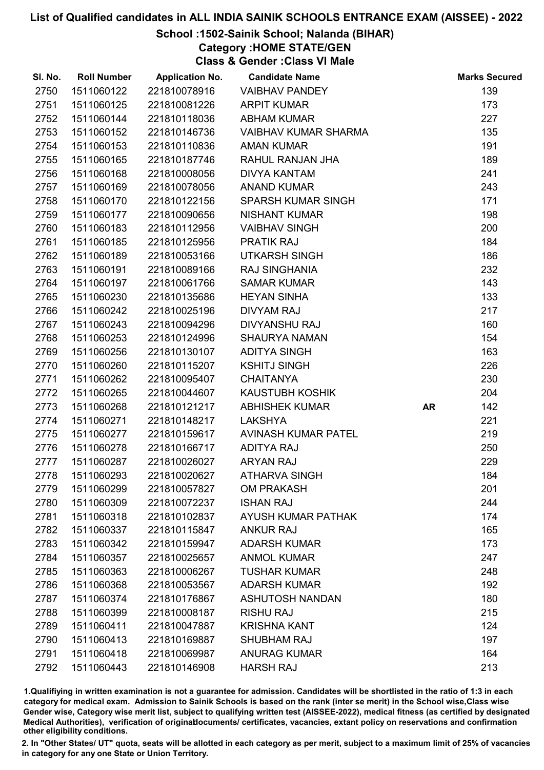# List of Qualified candidates in ALL INDIA SAINIK SCHOOLS ENTRANCE EXAM (AISSEE) - 2022

## School :1502-Sainik School; Nalanda (BIHAR)

### Category :HOME STATE/GEN

### Class & Gender :Class VI Male

| Sl. No. | Roll Number | Application No. | Candidate Name | | Marks Secured |
|---|---|---|---|---|---|
| 2750 | 1511060122 | 221810078916 | VAIBHAV PANDEY | | 139 |
| 2751 | 1511060125 | 221810081226 | ARPIT KUMAR | | 173 |
| 2752 | 1511060144 | 221810118036 | ABHAM KUMAR | | 227 |
| 2753 | 1511060152 | 221810146736 | VAIBHAV KUMAR SHARMA | | 135 |
| 2754 | 1511060153 | 221810110836 | AMAN KUMAR | | 191 |
| 2755 | 1511060165 | 221810187746 | RAHUL RANJAN JHA | | 189 |
| 2756 | 1511060168 | 221810008056 | DIVYA KANTAM | | 241 |
| 2757 | 1511060169 | 221810078056 | ANAND KUMAR | | 243 |
| 2758 | 1511060170 | 221810122156 | SPARSH KUMAR SINGH | | 171 |
| 2759 | 1511060177 | 221810090656 | NISHANT KUMAR | | 198 |
| 2760 | 1511060183 | 221810112956 | VAIBHAV SINGH | | 200 |
| 2761 | 1511060185 | 221810125956 | PRATIK RAJ | | 184 |
| 2762 | 1511060189 | 221810053166 | UTKARSH SINGH | | 186 |
| 2763 | 1511060191 | 221810089166 | RAJ SINGHANIA | | 232 |
| 2764 | 1511060197 | 221810061766 | SAMAR KUMAR | | 143 |
| 2765 | 1511060230 | 221810135686 | HEYAN SINHA | | 133 |
| 2766 | 1511060242 | 221810025196 | DIVYAM RAJ | | 217 |
| 2767 | 1511060243 | 221810094296 | DIVYANSHU RAJ | | 160 |
| 2768 | 1511060253 | 221810124996 | SHAURYA NAMAN | | 154 |
| 2769 | 1511060256 | 221810130107 | ADITYA SINGH | | 163 |
| 2770 | 1511060260 | 221810115207 | KSHITJ SINGH | | 226 |
| 2771 | 1511060262 | 221810095407 | CHAITANYA | | 230 |
| 2772 | 1511060265 | 221810044607 | KAUSTUBH KOSHIK | | 204 |
| 2773 | 1511060268 | 221810121217 | ABHISHEK KUMAR | **AR** | 142 |
| 2774 | 1511060271 | 221810148217 | LAKSHYA | | 221 |
| 2775 | 1511060277 | 221810159617 | AVINASH KUMAR PATEL | | 219 |
| 2776 | 1511060278 | 221810166717 | ADITYA RAJ | | 250 |
| 2777 | 1511060287 | 221810026027 | ARYAN RAJ | | 229 |
| 2778 | 1511060293 | 221810020627 | ATHARVA SINGH | | 184 |
| 2779 | 1511060299 | 221810057827 | OM PRAKASH | | 201 |
| 2780 | 1511060309 | 221810072237 | ISHAN RAJ | | 244 |
| 2781 | 1511060318 | 221810102837 | AYUSH KUMAR PATHAK | | 174 |
| 2782 | 1511060337 | 221810115847 | ANKUR RAJ | | 165 |
| 2783 | 1511060342 | 221810159947 | ADARSH KUMAR | | 173 |
| 2784 | 1511060357 | 221810025657 | ANMOL KUMAR | | 247 |
| 2785 | 1511060363 | 221810006267 | TUSHAR KUMAR | | 248 |
| 2786 | 1511060368 | 221810053567 | ADARSH KUMAR | | 192 |
| 2787 | 1511060374 | 221810176867 | ASHUTOSH NANDAN | | 180 |
| 2788 | 1511060399 | 221810008187 | RISHU RAJ | | 215 |
| 2789 | 1511060411 | 221810047887 | KRISHNA KANT | | 124 |
| 2790 | 1511060413 | 221810169887 | SHUBHAM RAJ | | 197 |
| 2791 | 1511060418 | 221810069987 | ANURAG KUMAR | | 164 |
| 2792 | 1511060443 | 221810146908 | HARSH RAJ | | 213 |

1.Qualifiying in written examination is not a guarantee for admission. Candidates will be shortlisted in the ratio of 1:3 in each category for medical exam. Admission to Sainik Schools is based on the rank (inter se merit) in the School wise,Class wise Gender wise, Category wise merit list, subject to qualifying written test (AISSEE-2022), medical fitness (as certified by designated Medical Authorities), verification of originaldocuments/ certificates, vacancies, extant policy on reservations and confirmation other eligibility conditions.

2. In "Other States/ UT" quota, seats will be allotted in each category as per merit, subject to a maximum limit of 25% of vacancies in category for any one State or Union Territory.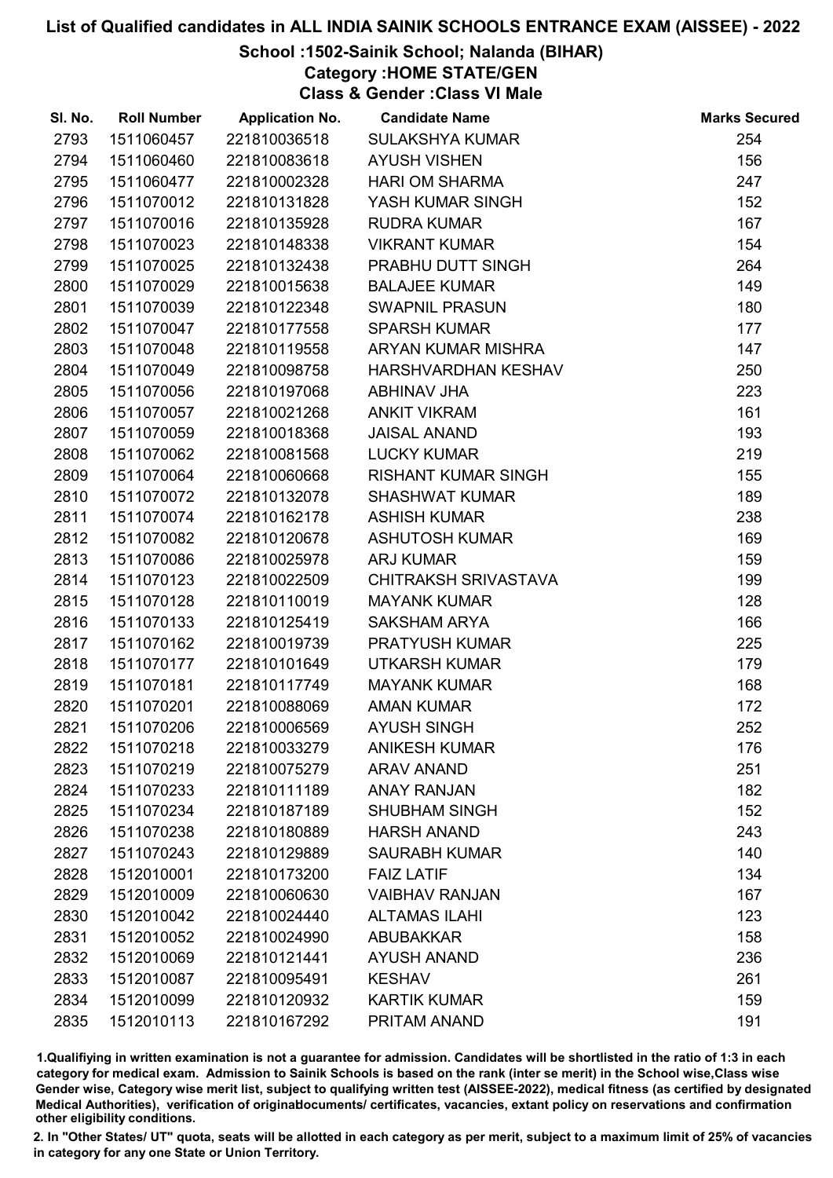# List of Qualified candidates in ALL INDIA SAINIK SCHOOLS ENTRANCE EXAM (AISSEE) - 2022

## School :1502-Sainik School; Nalanda (BIHAR)

### Category :HOME STATE/GEN

### Class & Gender :Class VI Male

| Sl. No. | Roll Number | Application No. | Candidate Name | Marks Secured |
|---|---|---|---|---|
| 2793 | 1511060457 | 221810036518 | SULAKSHYA KUMAR | 254 |
| 2794 | 1511060460 | 221810083618 | AYUSH VISHEN | 156 |
| 2795 | 1511060477 | 221810002328 | HARI OM SHARMA | 247 |
| 2796 | 1511070012 | 221810131828 | YASH KUMAR SINGH | 152 |
| 2797 | 1511070016 | 221810135928 | RUDRA KUMAR | 167 |
| 2798 | 1511070023 | 221810148338 | VIKRANT KUMAR | 154 |
| 2799 | 1511070025 | 221810132438 | PRABHU DUTT SINGH | 264 |
| 2800 | 1511070029 | 221810015638 | BALAJEE KUMAR | 149 |
| 2801 | 1511070039 | 221810122348 | SWAPNIL PRASUN | 180 |
| 2802 | 1511070047 | 221810177558 | SPARSH KUMAR | 177 |
| 2803 | 1511070048 | 221810119558 | ARYAN KUMAR MISHRA | 147 |
| 2804 | 1511070049 | 221810098758 | HARSHVARDHAN KESHAV | 250 |
| 2805 | 1511070056 | 221810197068 | ABHINAV JHA | 223 |
| 2806 | 1511070057 | 221810021268 | ANKIT VIKRAM | 161 |
| 2807 | 1511070059 | 221810018368 | JAISAL ANAND | 193 |
| 2808 | 1511070062 | 221810081568 | LUCKY KUMAR | 219 |
| 2809 | 1511070064 | 221810060668 | RISHANT KUMAR SINGH | 155 |
| 2810 | 1511070072 | 221810132078 | SHASHWAT KUMAR | 189 |
| 2811 | 1511070074 | 221810162178 | ASHISH KUMAR | 238 |
| 2812 | 1511070082 | 221810120678 | ASHUTOSH KUMAR | 169 |
| 2813 | 1511070086 | 221810025978 | ARJ KUMAR | 159 |
| 2814 | 1511070123 | 221810022509 | CHITRAKSH SRIVASTAVA | 199 |
| 2815 | 1511070128 | 221810110019 | MAYANK KUMAR | 128 |
| 2816 | 1511070133 | 221810125419 | SAKSHAM ARYA | 166 |
| 2817 | 1511070162 | 221810019739 | PRATYUSH KUMAR | 225 |
| 2818 | 1511070177 | 221810101649 | UTKARSH KUMAR | 179 |
| 2819 | 1511070181 | 221810117749 | MAYANK KUMAR | 168 |
| 2820 | 1511070201 | 221810088069 | AMAN KUMAR | 172 |
| 2821 | 1511070206 | 221810006569 | AYUSH SINGH | 252 |
| 2822 | 1511070218 | 221810033279 | ANIKESH KUMAR | 176 |
| 2823 | 1511070219 | 221810075279 | ARAV ANAND | 251 |
| 2824 | 1511070233 | 221810111189 | ANAY RANJAN | 182 |
| 2825 | 1511070234 | 221810187189 | SHUBHAM SINGH | 152 |
| 2826 | 1511070238 | 221810180889 | HARSH ANAND | 243 |
| 2827 | 1511070243 | 221810129889 | SAURABH KUMAR | 140 |
| 2828 | 1512010001 | 221810173200 | FAIZ LATIF | 134 |
| 2829 | 1512010009 | 221810060630 | VAIBHAV RANJAN | 167 |
| 2830 | 1512010042 | 221810024440 | ALTAMAS ILAHI | 123 |
| 2831 | 1512010052 | 221810024990 | ABUBAKKAR | 158 |
| 2832 | 1512010069 | 221810121441 | AYUSH ANAND | 236 |
| 2833 | 1512010087 | 221810095491 | KESHAV | 261 |
| 2834 | 1512010099 | 221810120932 | KARTIK KUMAR | 159 |
| 2835 | 1512010113 | 221810167292 | PRITAM ANAND | 191 |

1.Qualifiying in written examination is not a guarantee for admission. Candidates will be shortlisted in the ratio of 1:3 in each category for medical exam. Admission to Sainik Schools is based on the rank (inter se merit) in the School wise,Class wise Gender wise, Category wise merit list, subject to qualifying written test (AISSEE-2022), medical fitness (as certified by designated Medical Authorities), verification of originaldocuments/ certificates, vacancies, extant policy on reservations and confirmation other eligibility conditions.

2. In "Other States/ UT" quota, seats will be allotted in each category as per merit, subject to a maximum limit of 25% of vacancies in category for any one State or Union Territory.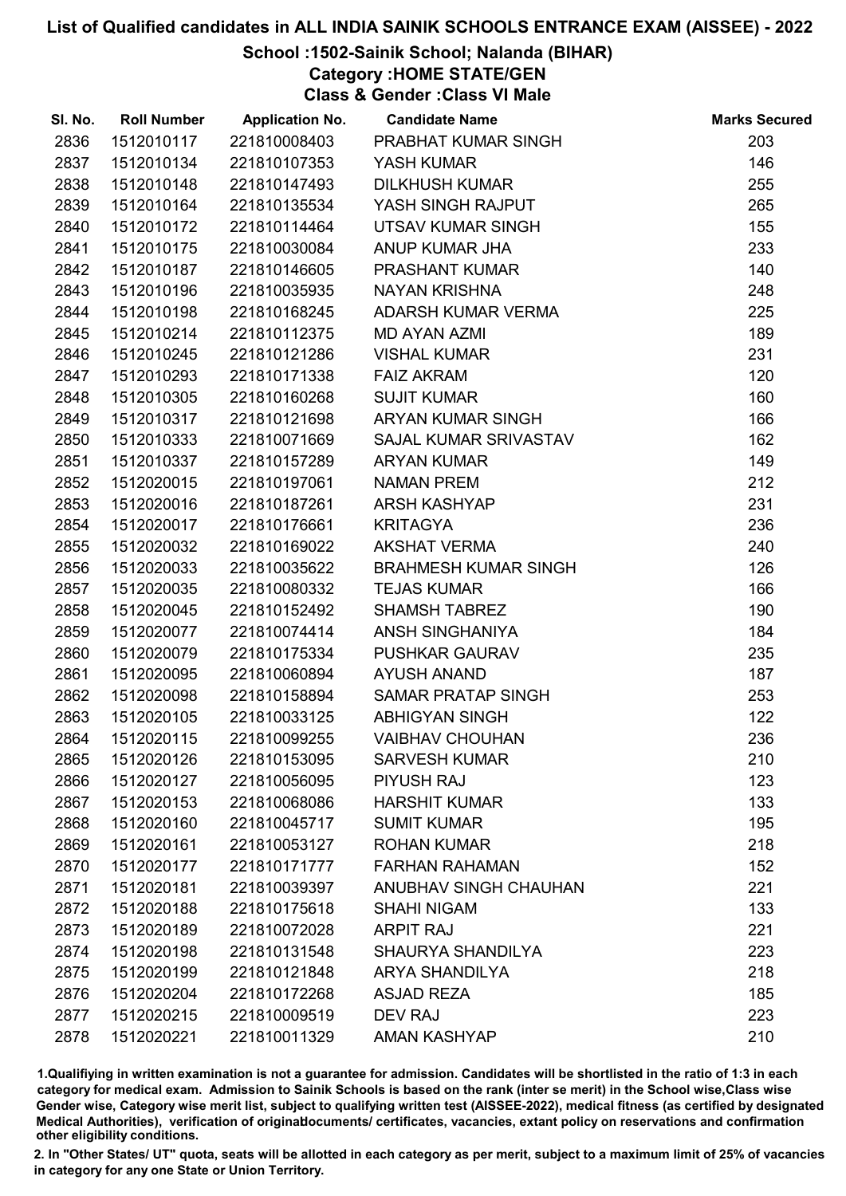# List of Qualified candidates in ALL INDIA SAINIK SCHOOLS ENTRANCE EXAM (AISSEE) - 2022

## School :1502-Sainik School; Nalanda (BIHAR)

### Category :HOME STATE/GEN

### Class & Gender :Class VI Male

| Sl. No. | Roll Number | Application No. | Candidate Name | Marks Secured |
|---|---|---|---|---|
| 2836 | 1512010117 | 221810008403 | PRABHAT KUMAR SINGH | 203 |
| 2837 | 1512010134 | 221810107353 | YASH KUMAR | 146 |
| 2838 | 1512010148 | 221810147493 | DILKHUSH KUMAR | 255 |
| 2839 | 1512010164 | 221810135534 | YASH SINGH RAJPUT | 265 |
| 2840 | 1512010172 | 221810114464 | UTSAV KUMAR SINGH | 155 |
| 2841 | 1512010175 | 221810030084 | ANUP KUMAR JHA | 233 |
| 2842 | 1512010187 | 221810146605 | PRASHANT KUMAR | 140 |
| 2843 | 1512010196 | 221810035935 | NAYAN KRISHNA | 248 |
| 2844 | 1512010198 | 221810168245 | ADARSH KUMAR VERMA | 225 |
| 2845 | 1512010214 | 221810112375 | MD AYAN AZMI | 189 |
| 2846 | 1512010245 | 221810121286 | VISHAL KUMAR | 231 |
| 2847 | 1512010293 | 221810171338 | FAIZ AKRAM | 120 |
| 2848 | 1512010305 | 221810160268 | SUJIT KUMAR | 160 |
| 2849 | 1512010317 | 221810121698 | ARYAN KUMAR SINGH | 166 |
| 2850 | 1512010333 | 221810071669 | SAJAL KUMAR SRIVASTAV | 162 |
| 2851 | 1512010337 | 221810157289 | ARYAN KUMAR | 149 |
| 2852 | 1512020015 | 221810197061 | NAMAN PREM | 212 |
| 2853 | 1512020016 | 221810187261 | ARSH KASHYAP | 231 |
| 2854 | 1512020017 | 221810176661 | KRITAGYA | 236 |
| 2855 | 1512020032 | 221810169022 | AKSHAT VERMA | 240 |
| 2856 | 1512020033 | 221810035622 | BRAHMESH KUMAR SINGH | 126 |
| 2857 | 1512020035 | 221810080332 | TEJAS KUMAR | 166 |
| 2858 | 1512020045 | 221810152492 | SHAMSH TABREZ | 190 |
| 2859 | 1512020077 | 221810074414 | ANSH SINGHANIYA | 184 |
| 2860 | 1512020079 | 221810175334 | PUSHKAR GAURAV | 235 |
| 2861 | 1512020095 | 221810060894 | AYUSH ANAND | 187 |
| 2862 | 1512020098 | 221810158894 | SAMAR PRATAP SINGH | 253 |
| 2863 | 1512020105 | 221810033125 | ABHIGYAN SINGH | 122 |
| 2864 | 1512020115 | 221810099255 | VAIBHAV CHOUHAN | 236 |
| 2865 | 1512020126 | 221810153095 | SARVESH KUMAR | 210 |
| 2866 | 1512020127 | 221810056095 | PIYUSH RAJ | 123 |
| 2867 | 1512020153 | 221810068086 | HARSHIT KUMAR | 133 |
| 2868 | 1512020160 | 221810045717 | SUMIT KUMAR | 195 |
| 2869 | 1512020161 | 221810053127 | ROHAN KUMAR | 218 |
| 2870 | 1512020177 | 221810171777 | FARHAN RAHAMAN | 152 |
| 2871 | 1512020181 | 221810039397 | ANUBHAV SINGH CHAUHAN | 221 |
| 2872 | 1512020188 | 221810175618 | SHAHI NIGAM | 133 |
| 2873 | 1512020189 | 221810072028 | ARPIT RAJ | 221 |
| 2874 | 1512020198 | 221810131548 | SHAURYA SHANDILYA | 223 |
| 2875 | 1512020199 | 221810121848 | ARYA SHANDILYA | 218 |
| 2876 | 1512020204 | 221810172268 | ASJAD REZA | 185 |
| 2877 | 1512020215 | 221810009519 | DEV RAJ | 223 |
| 2878 | 1512020221 | 221810011329 | AMAN KASHYAP | 210 |

1.Qualifiying in written examination is not a guarantee for admission. Candidates will be shortlisted in the ratio of 1:3 in each category for medical exam. Admission to Sainik Schools is based on the rank (inter se merit) in the School wise,Class wise Gender wise, Category wise merit list, subject to qualifying written test (AISSEE-2022), medical fitness (as certified by designated Medical Authorities), verification of originaldocuments/ certificates, vacancies, extant policy on reservations and confirmation other eligibility conditions.

2. In "Other States/ UT" quota, seats will be allotted in each category as per merit, subject to a maximum limit of 25% of vacancies in category for any one State or Union Territory.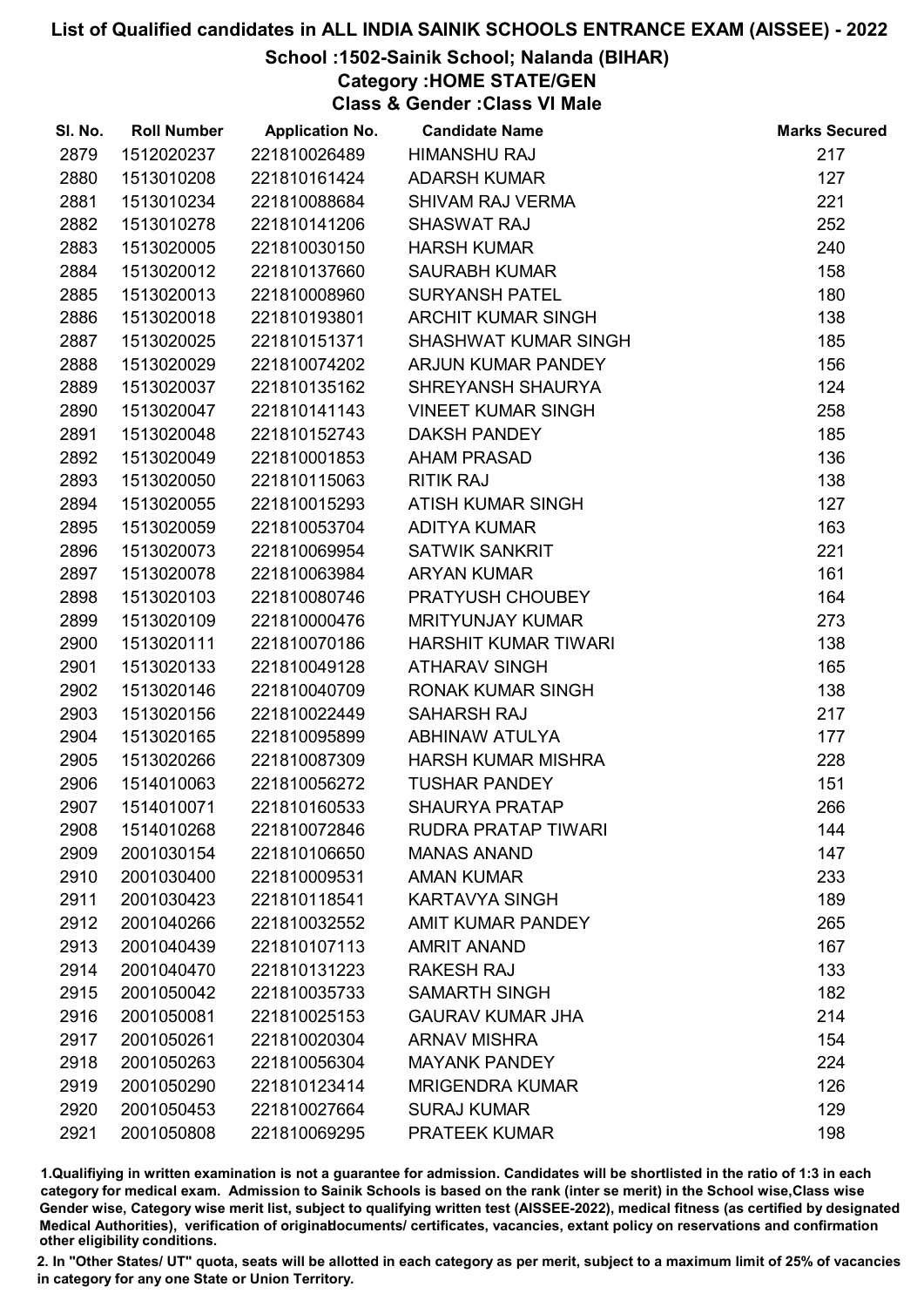# List of Qualified candidates in ALL INDIA SAINIK SCHOOLS ENTRANCE EXAM (AISSEE) - 2022

## School :1502-Sainik School; Nalanda (BIHAR)

### Category :HOME STATE/GEN

### Class & Gender :Class VI Male

| Sl. No. | Roll Number | Application No. | Candidate Name | Marks Secured |
|---|---|---|---|---|
| 2879 | 1512020237 | 221810026489 | HIMANSHU RAJ | 217 |
| 2880 | 1513010208 | 221810161424 | ADARSH KUMAR | 127 |
| 2881 | 1513010234 | 221810088684 | SHIVAM RAJ VERMA | 221 |
| 2882 | 1513010278 | 221810141206 | SHASWAT RAJ | 252 |
| 2883 | 1513020005 | 221810030150 | HARSH KUMAR | 240 |
| 2884 | 1513020012 | 221810137660 | SAURABH KUMAR | 158 |
| 2885 | 1513020013 | 221810008960 | SURYANSH PATEL | 180 |
| 2886 | 1513020018 | 221810193801 | ARCHIT KUMAR SINGH | 138 |
| 2887 | 1513020025 | 221810151371 | SHASHWAT KUMAR SINGH | 185 |
| 2888 | 1513020029 | 221810074202 | ARJUN KUMAR PANDEY | 156 |
| 2889 | 1513020037 | 221810135162 | SHREYANSH SHAURYA | 124 |
| 2890 | 1513020047 | 221810141143 | VINEET KUMAR SINGH | 258 |
| 2891 | 1513020048 | 221810152743 | DAKSH PANDEY | 185 |
| 2892 | 1513020049 | 221810001853 | AHAM PRASAD | 136 |
| 2893 | 1513020050 | 221810115063 | RITIK RAJ | 138 |
| 2894 | 1513020055 | 221810015293 | ATISH KUMAR SINGH | 127 |
| 2895 | 1513020059 | 221810053704 | ADITYA KUMAR | 163 |
| 2896 | 1513020073 | 221810069954 | SATWIK SANKRIT | 221 |
| 2897 | 1513020078 | 221810063984 | ARYAN KUMAR | 161 |
| 2898 | 1513020103 | 221810080746 | PRATYUSH CHOUBEY | 164 |
| 2899 | 1513020109 | 221810000476 | MRITYUNJAY KUMAR | 273 |
| 2900 | 1513020111 | 221810070186 | HARSHIT KUMAR TIWARI | 138 |
| 2901 | 1513020133 | 221810049128 | ATHARAV SINGH | 165 |
| 2902 | 1513020146 | 221810040709 | RONAK KUMAR SINGH | 138 |
| 2903 | 1513020156 | 221810022449 | SAHARSH RAJ | 217 |
| 2904 | 1513020165 | 221810095899 | ABHINAW ATULYA | 177 |
| 2905 | 1513020266 | 221810087309 | HARSH KUMAR MISHRA | 228 |
| 2906 | 1514010063 | 221810056272 | TUSHAR PANDEY | 151 |
| 2907 | 1514010071 | 221810160533 | SHAURYA PRATAP | 266 |
| 2908 | 1514010268 | 221810072846 | RUDRA PRATAP TIWARI | 144 |
| 2909 | 2001030154 | 221810106650 | MANAS ANAND | 147 |
| 2910 | 2001030400 | 221810009531 | AMAN KUMAR | 233 |
| 2911 | 2001030423 | 221810118541 | KARTAVYA SINGH | 189 |
| 2912 | 2001040266 | 221810032552 | AMIT KUMAR PANDEY | 265 |
| 2913 | 2001040439 | 221810107113 | AMRIT ANAND | 167 |
| 2914 | 2001040470 | 221810131223 | RAKESH RAJ | 133 |
| 2915 | 2001050042 | 221810035733 | SAMARTH SINGH | 182 |
| 2916 | 2001050081 | 221810025153 | GAURAV KUMAR JHA | 214 |
| 2917 | 2001050261 | 221810020304 | ARNAV MISHRA | 154 |
| 2918 | 2001050263 | 221810056304 | MAYANK PANDEY | 224 |
| 2919 | 2001050290 | 221810123414 | MRIGENDRA KUMAR | 126 |
| 2920 | 2001050453 | 221810027664 | SURAJ KUMAR | 129 |
| 2921 | 2001050808 | 221810069295 | PRATEEK KUMAR | 198 |

1.Qualifying in written examination is not a guarantee for admission. Candidates will be shortlisted in the ratio of 1:3 in each category for medical exam. Admission to Sainik Schools is based on the rank (inter se merit) in the School wise,Class wise Gender wise, Category wise merit list, subject to qualifying written test (AISSEE-2022), medical fitness (as certified by designated Medical Authorities), verification of originaldocuments/ certificates, vacancies, extant policy on reservations and confirmation other eligibility conditions.

2. In "Other States/ UT" quota, seats will be allotted in each category as per merit, subject to a maximum limit of 25% of vacancies in category for any one State or Union Territory.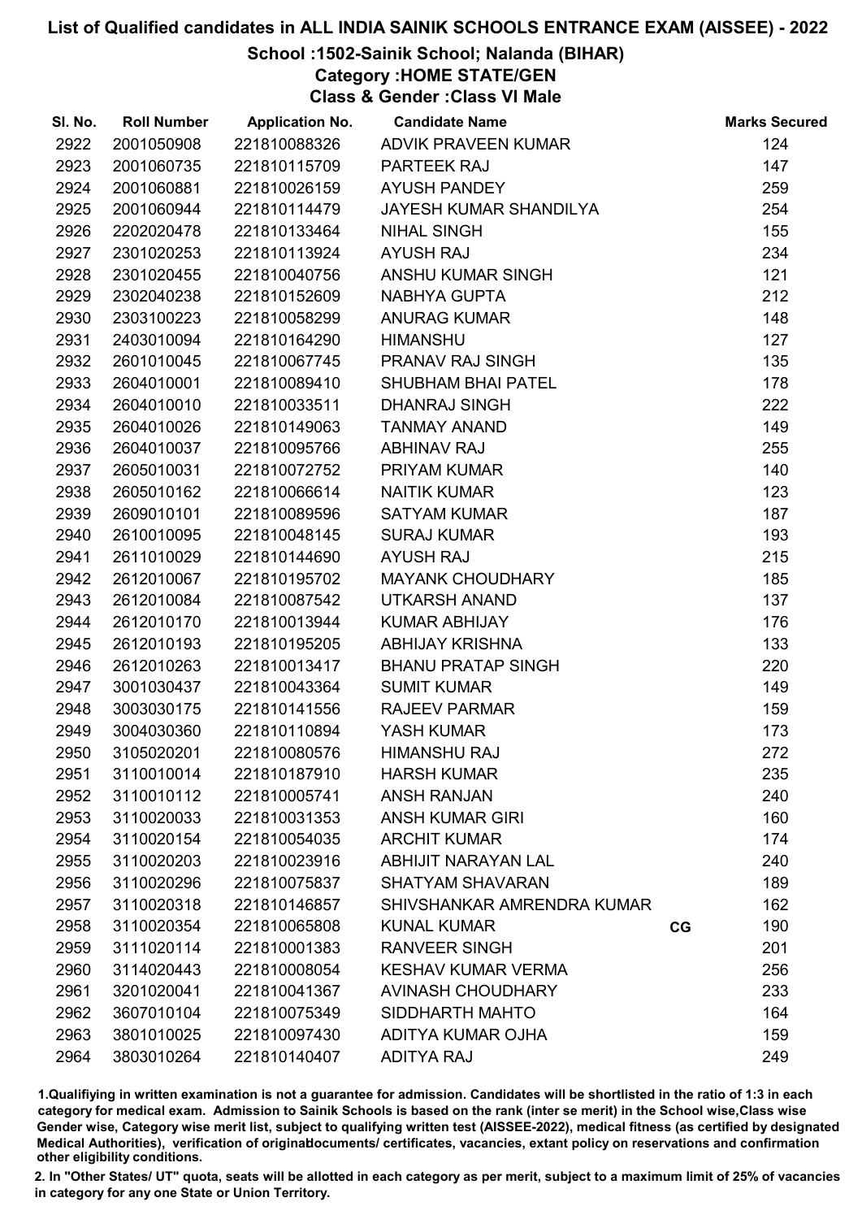# List of Qualified candidates in ALL INDIA SAINIK SCHOOLS ENTRANCE EXAM (AISSEE) - 2022

## School :1502-Sainik School; Nalanda (BIHAR)

### Category :HOME STATE/GEN

### Class & Gender :Class VI Male

| Sl. No. | Roll Number | Application No. | Candidate Name | | Marks Secured |
|---|---|---|---|---|---|
| 2922 | 2001050908 | 221810088326 | ADVIK PRAVEEN KUMAR | | 124 |
| 2923 | 2001060735 | 221810115709 | PARTEEK RAJ | | 147 |
| 2924 | 2001060881 | 221810026159 | AYUSH PANDEY | | 259 |
| 2925 | 2001060944 | 221810114479 | JAYESH KUMAR SHANDILYA | | 254 |
| 2926 | 2202020478 | 221810133464 | NIHAL SINGH | | 155 |
| 2927 | 2301020253 | 221810113924 | AYUSH RAJ | | 234 |
| 2928 | 2301020455 | 221810040756 | ANSHU KUMAR SINGH | | 121 |
| 2929 | 2302040238 | 221810152609 | NABHYA GUPTA | | 212 |
| 2930 | 2303100223 | 221810058299 | ANURAG KUMAR | | 148 |
| 2931 | 2403010094 | 221810164290 | HIMANSHU | | 127 |
| 2932 | 2601010045 | 221810067745 | PRANAV RAJ SINGH | | 135 |
| 2933 | 2604010001 | 221810089410 | SHUBHAM BHAI PATEL | | 178 |
| 2934 | 2604010010 | 221810033511 | DHANRAJ SINGH | | 222 |
| 2935 | 2604010026 | 221810149063 | TANMAY ANAND | | 149 |
| 2936 | 2604010037 | 221810095766 | ABHINAV RAJ | | 255 |
| 2937 | 2605010031 | 221810072752 | PRIYAM KUMAR | | 140 |
| 2938 | 2605010162 | 221810066614 | NAITIK KUMAR | | 123 |
| 2939 | 2609010101 | 221810089596 | SATYAM KUMAR | | 187 |
| 2940 | 2610010095 | 221810048145 | SURAJ KUMAR | | 193 |
| 2941 | 2611010029 | 221810144690 | AYUSH RAJ | | 215 |
| 2942 | 2612010067 | 221810195702 | MAYANK CHOUDHARY | | 185 |
| 2943 | 2612010084 | 221810087542 | UTKARSH ANAND | | 137 |
| 2944 | 2612010170 | 221810013944 | KUMAR ABHIJAY | | 176 |
| 2945 | 2612010193 | 221810195205 | ABHIJAY KRISHNA | | 133 |
| 2946 | 2612010263 | 221810013417 | BHANU PRATAP SINGH | | 220 |
| 2947 | 3001030437 | 221810043364 | SUMIT KUMAR | | 149 |
| 2948 | 3003030175 | 221810141556 | RAJEEV PARMAR | | 159 |
| 2949 | 3004030360 | 221810110894 | YASH KUMAR | | 173 |
| 2950 | 3105020201 | 221810080576 | HIMANSHU RAJ | | 272 |
| 2951 | 3110010014 | 221810187910 | HARSH KUMAR | | 235 |
| 2952 | 3110010112 | 221810005741 | ANSH RANJAN | | 240 |
| 2953 | 3110020033 | 221810031353 | ANSH KUMAR GIRI | | 160 |
| 2954 | 3110020154 | 221810054035 | ARCHIT KUMAR | | 174 |
| 2955 | 3110020203 | 221810023916 | ABHIJIT NARAYAN LAL | | 240 |
| 2956 | 3110020296 | 221810075837 | SHATYAM SHAVARAN | | 189 |
| 2957 | 3110020318 | 221810146857 | SHIVSHANKAR AMRENDRA KUMAR | | 162 |
| 2958 | 3110020354 | 221810065808 | KUNAL KUMAR | CG | 190 |
| 2959 | 3111020114 | 221810001383 | RANVEER SINGH | | 201 |
| 2960 | 3114020443 | 221810008054 | KESHAV KUMAR VERMA | | 256 |
| 2961 | 3201020041 | 221810041367 | AVINASH CHOUDHARY | | 233 |
| 2962 | 3607010104 | 221810075349 | SIDDHARTH MAHTO | | 164 |
| 2963 | 3801010025 | 221810097430 | ADITYA KUMAR OJHA | | 159 |
| 2964 | 3803010264 | 221810140407 | ADITYA RAJ | | 249 |

1.Qualifiying in written examination is not a guarantee for admission. Candidates will be shortlisted in the ratio of 1:3 in each category for medical exam. Admission to Sainik Schools is based on the rank (inter se merit) in the School wise,Class wise Gender wise, Category wise merit list, subject to qualifying written test (AISSEE-2022), medical fitness (as certified by designated Medical Authorities), verification of originaldocuments/ certificates, vacancies, extant policy on reservations and confirmation other eligibility conditions.

2. In "Other States/ UT" quota, seats will be allotted in each category as per merit, subject to a maximum limit of 25% of vacancies in category for any one State or Union Territory.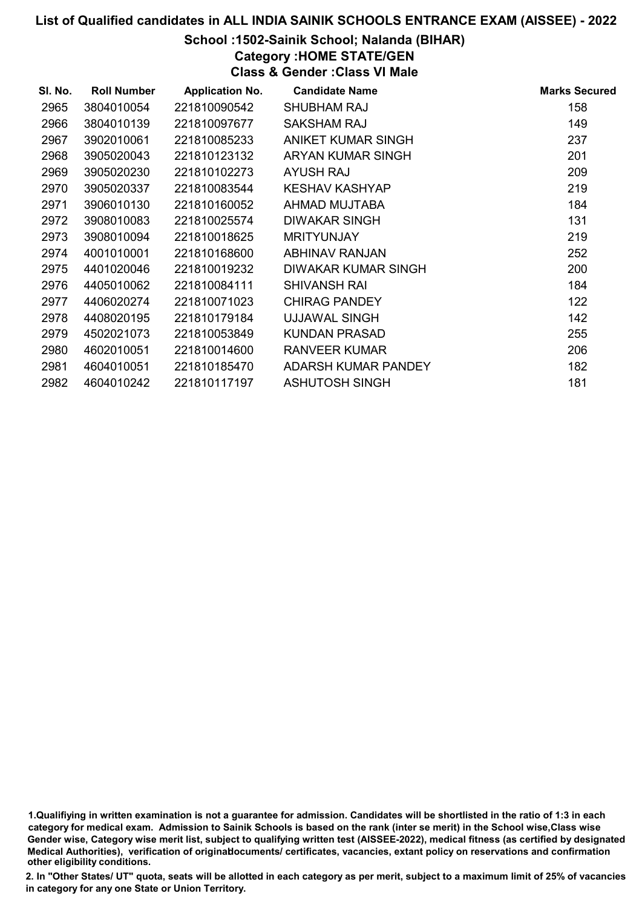# List of Qualified candidates in ALL INDIA SAINIK SCHOOLS ENTRANCE EXAM (AISSEE) - 2022

## School :1502-Sainik School; Nalanda (BIHAR)

### Category :HOME STATE/GEN

### Class & Gender :Class VI Male

| Sl. No. | Roll Number | Application No. | Candidate Name | Marks Secured |
|---|---|---|---|---|
| 2965 | 3804010054 | 221810090542 | SHUBHAM RAJ | 158 |
| 2966 | 3804010139 | 221810097677 | SAKSHAM RAJ | 149 |
| 2967 | 3902010061 | 221810085233 | ANIKET KUMAR SINGH | 237 |
| 2968 | 3905020043 | 221810123132 | ARYAN KUMAR SINGH | 201 |
| 2969 | 3905020230 | 221810102273 | AYUSH RAJ | 209 |
| 2970 | 3905020337 | 221810083544 | KESHAV KASHYAP | 219 |
| 2971 | 3906010130 | 221810160052 | AHMAD MUJTABA | 184 |
| 2972 | 3908010083 | 221810025574 | DIWAKAR SINGH | 131 |
| 2973 | 3908010094 | 221810018625 | MRITYUNJAY | 219 |
| 2974 | 4001010001 | 221810168600 | ABHINAV RANJAN | 252 |
| 2975 | 4401020046 | 221810019232 | DIWAKAR KUMAR SINGH | 200 |
| 2976 | 4405010062 | 221810084111 | SHIVANSH RAI | 184 |
| 2977 | 4406020274 | 221810071023 | CHIRAG PANDEY | 122 |
| 2978 | 4408020195 | 221810179184 | UJJAWAL SINGH | 142 |
| 2979 | 4502021073 | 221810053849 | KUNDAN PRASAD | 255 |
| 2980 | 4602010051 | 221810014600 | RANVEER KUMAR | 206 |
| 2981 | 4604010051 | 221810185470 | ADARSH KUMAR PANDEY | 182 |
| 2982 | 4604010242 | 221810117197 | ASHUTOSH SINGH | 181 |

1.Qualifiying in written examination is not a guarantee for admission. Candidates will be shortlisted in the ratio of 1:3 in each category for medical exam. Admission to Sainik Schools is based on the rank (inter se merit) in the School wise,Class wise Gender wise, Category wise merit list, subject to qualifying written test (AISSEE-2022), medical fitness (as certified by designated Medical Authorities), verification of originaldocuments/ certificates, vacancies, extant policy on reservations and confirmation other eligibility conditions.

2. In "Other States/ UT" quota, seats will be allotted in each category as per merit, subject to a maximum limit of 25% of vacancies in category for any one State or Union Territory.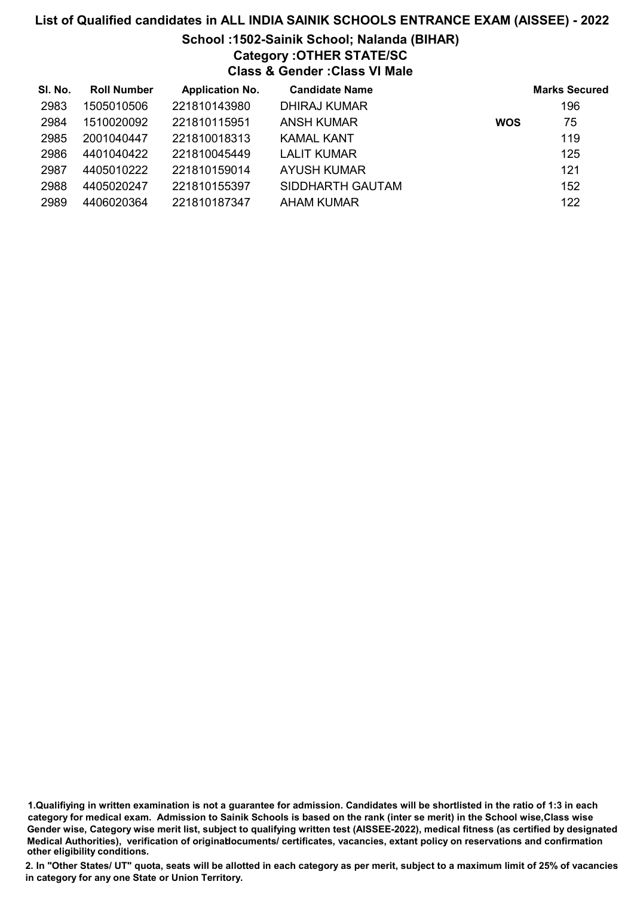# List of Qualified candidates in ALL INDIA SAINIK SCHOOLS ENTRANCE EXAM (AISSEE) - 2022

## School :1502-Sainik School; Nalanda (BIHAR)

### Category :OTHER STATE/SC

### Class & Gender :Class VI Male

| Sl. No. | Roll Number | Application No. | Candidate Name | | Marks Secured |
|---|---|---|---|---|---|
| 2983 | 1505010506 | 221810143980 | DHIRAJ KUMAR | | 196 |
| 2984 | 1510020092 | 221810115951 | ANSH KUMAR | WOS | 75 |
| 2985 | 2001040447 | 221810018313 | KAMAL KANT | | 119 |
| 2986 | 4401040422 | 221810045449 | LALIT KUMAR | | 125 |
| 2987 | 4405010222 | 221810159014 | AYUSH KUMAR | | 121 |
| 2988 | 4405020247 | 221810155397 | SIDDHARTH GAUTAM | | 152 |
| 2989 | 4406020364 | 221810187347 | AHAM KUMAR | | 122 |

1.Qualifiying in written examination is not a guarantee for admission. Candidates will be shortlisted in the ratio of 1:3 in each category for medical exam. Admission to Sainik Schools is based on the rank (inter se merit) in the School wise,Class wise Gender wise, Category wise merit list, subject to qualifying written test (AISSEE-2022), medical fitness (as certified by designated Medical Authorities), verification of originaldocuments/ certificates, vacancies, extant policy on reservations and confirmation other eligibility conditions.

2. In "Other States/ UT" quota, seats will be allotted in each category as per merit, subject to a maximum limit of 25% of vacancies in category for any one State or Union Territory.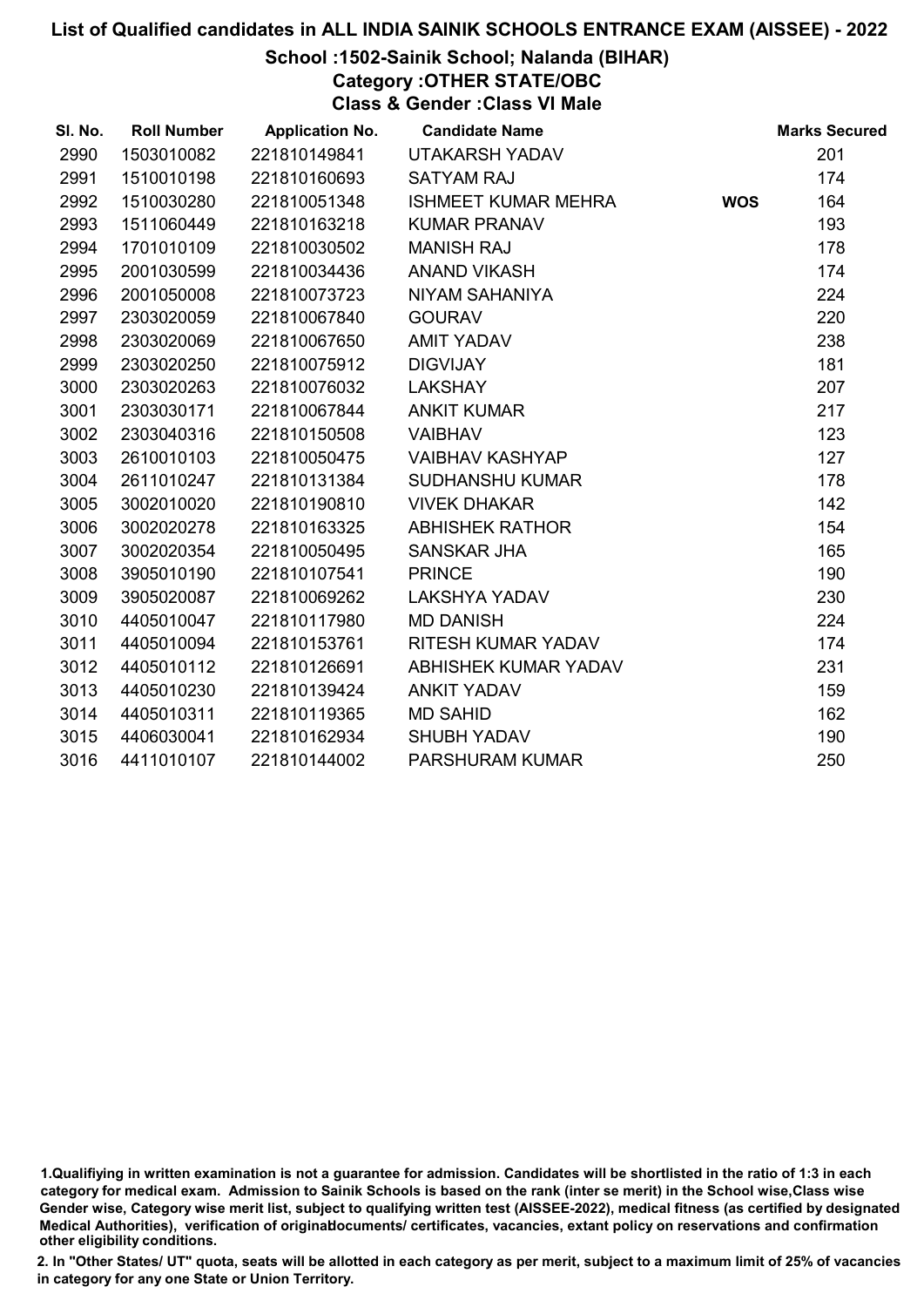# List of Qualified candidates in ALL INDIA SAINIK SCHOOLS ENTRANCE EXAM (AISSEE) - 2022

## School :1502-Sainik School; Nalanda (BIHAR)

### Category :OTHER STATE/OBC

### Class & Gender :Class VI Male

| Sl. No. | Roll Number | Application No. | Candidate Name | | Marks Secured |
|---|---|---|---|---|---|
| 2990 | 1503010082 | 221810149841 | UTAKARSH YADAV | | 201 |
| 2991 | 1510010198 | 221810160693 | SATYAM RAJ | | 174 |
| 2992 | 1510030280 | 221810051348 | ISHMEET KUMAR MEHRA | WOS | 164 |
| 2993 | 1511060449 | 221810163218 | KUMAR PRANAV | | 193 |
| 2994 | 1701010109 | 221810030502 | MANISH RAJ | | 178 |
| 2995 | 2001030599 | 221810034436 | ANAND VIKASH | | 174 |
| 2996 | 2001050008 | 221810073723 | NIYAM SAHANIYA | | 224 |
| 2997 | 2303020059 | 221810067840 | GOURAV | | 220 |
| 2998 | 2303020069 | 221810067650 | AMIT YADAV | | 238 |
| 2999 | 2303020250 | 221810075912 | DIGVIJAY | | 181 |
| 3000 | 2303020263 | 221810076032 | LAKSHAY | | 207 |
| 3001 | 2303030171 | 221810067844 | ANKIT KUMAR | | 217 |
| 3002 | 2303040316 | 221810150508 | VAIBHAV | | 123 |
| 3003 | 2610010103 | 221810050475 | VAIBHAV KASHYAP | | 127 |
| 3004 | 2611010247 | 221810131384 | SUDHANSHU KUMAR | | 178 |
| 3005 | 3002010020 | 221810190810 | VIVEK DHAKAR | | 142 |
| 3006 | 3002020278 | 221810163325 | ABHISHEK RATHOR | | 154 |
| 3007 | 3002020354 | 221810050495 | SANSKAR JHA | | 165 |
| 3008 | 3905010190 | 221810107541 | PRINCE | | 190 |
| 3009 | 3905020087 | 221810069262 | LAKSHYA YADAV | | 230 |
| 3010 | 4405010047 | 221810117980 | MD DANISH | | 224 |
| 3011 | 4405010094 | 221810153761 | RITESH KUMAR YADAV | | 174 |
| 3012 | 4405010112 | 221810126691 | ABHISHEK KUMAR YADAV | | 231 |
| 3013 | 4405010230 | 221810139424 | ANKIT YADAV | | 159 |
| 3014 | 4405010311 | 221810119365 | MD SAHID | | 162 |
| 3015 | 4406030041 | 221810162934 | SHUBH YADAV | | 190 |
| 3016 | 4411010107 | 221810144002 | PARSHURAM KUMAR | | 250 |

1.Qualifiying in written examination is not a guarantee for admission. Candidates will be shortlisted in the ratio of 1:3 in each category for medical exam. Admission to Sainik Schools is based on the rank (inter se merit) in the School wise,Class wise Gender wise, Category wise merit list, subject to qualifying written test (AISSEE-2022), medical fitness (as certified by designated Medical Authorities), verification of originaldocuments/ certificates, vacancies, extant policy on reservations and confirmation other eligibility conditions.

2. In "Other States/ UT" quota, seats will be allotted in each category as per merit, subject to a maximum limit of 25% of vacancies in category for any one State or Union Territory.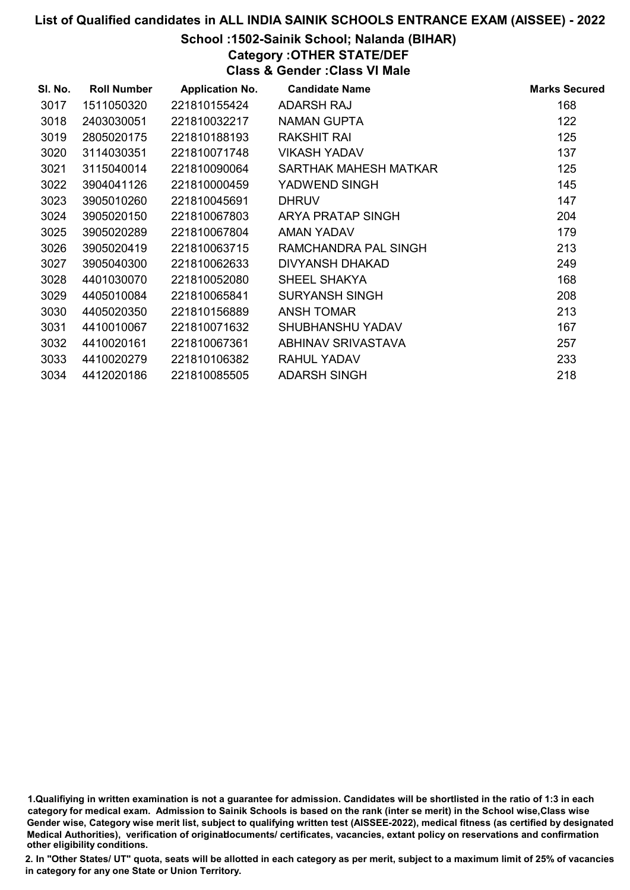# List of Qualified candidates in ALL INDIA SAINIK SCHOOLS ENTRANCE EXAM (AISSEE) - 2022

## School :1502-Sainik School; Nalanda (BIHAR)

### Category :OTHER STATE/DEF

### Class & Gender :Class VI Male

| Sl. No. | Roll Number | Application No. | Candidate Name | Marks Secured |
|---|---|---|---|---|
| 3017 | 1511050320 | 221810155424 | ADARSH RAJ | 168 |
| 3018 | 2403030051 | 221810032217 | NAMAN GUPTA | 122 |
| 3019 | 2805020175 | 221810188193 | RAKSHIT RAI | 125 |
| 3020 | 3114030351 | 221810071748 | VIKASH YADAV | 137 |
| 3021 | 3115040014 | 221810090064 | SARTHAK MAHESH MATKAR | 125 |
| 3022 | 3904041126 | 221810000459 | YADWEND SINGH | 145 |
| 3023 | 3905010260 | 221810045691 | DHRUV | 147 |
| 3024 | 3905020150 | 221810067803 | ARYA PRATAP SINGH | 204 |
| 3025 | 3905020289 | 221810067804 | AMAN YADAV | 179 |
| 3026 | 3905020419 | 221810063715 | RAMCHANDRA PAL SINGH | 213 |
| 3027 | 3905040300 | 221810062633 | DIVYANSH DHAKAD | 249 |
| 3028 | 4401030070 | 221810052080 | SHEEL SHAKYA | 168 |
| 3029 | 4405010084 | 221810065841 | SURYANSH SINGH | 208 |
| 3030 | 4405020350 | 221810156889 | ANSH TOMAR | 213 |
| 3031 | 4410010067 | 221810071632 | SHUBHANSHU YADAV | 167 |
| 3032 | 4410020161 | 221810067361 | ABHINAV SRIVASTAVA | 257 |
| 3033 | 4410020279 | 221810106382 | RAHUL YADAV | 233 |
| 3034 | 4412020186 | 221810085505 | ADARSH SINGH | 218 |

1.Qualifiying in written examination is not a guarantee for admission. Candidates will be shortlisted in the ratio of 1:3 in each category for medical exam. Admission to Sainik Schools is based on the rank (inter se merit) in the School wise,Class wise Gender wise, Category wise merit list, subject to qualifying written test (AISSEE-2022), medical fitness (as certified by designated Medical Authorities), verification of originaldocuments/ certificates, vacancies, extant policy on reservations and confirmation other eligibility conditions.

2. In "Other States/ UT" quota, seats will be allotted in each category as per merit, subject to a maximum limit of 25% of vacancies in category for any one State or Union Territory.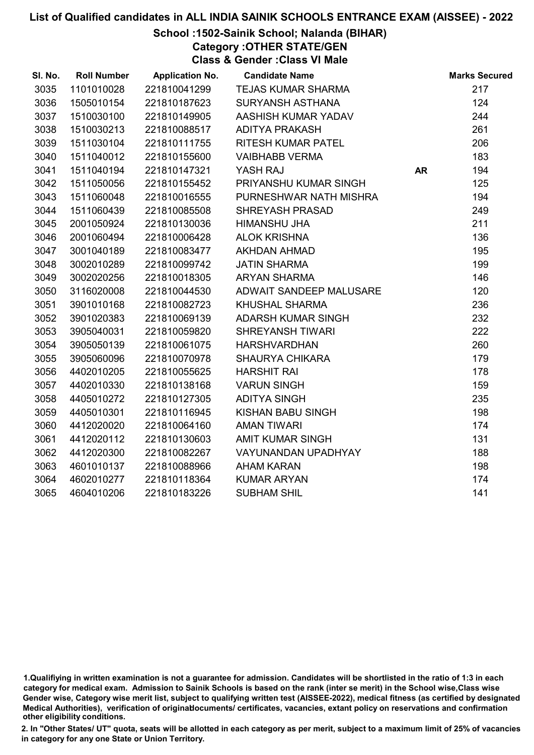# List of Qualified candidates in ALL INDIA SAINIK SCHOOLS ENTRANCE EXAM (AISSEE) - 2022

## School :1502-Sainik School; Nalanda (BIHAR)

### Category :OTHER STATE/GEN

### Class & Gender :Class VI Male

| Sl. No. | Roll Number | Application No. | Candidate Name | | Marks Secured |
|---|---|---|---|---|---|
| 3035 | 1101010028 | 221810041299 | TEJAS KUMAR SHARMA | | 217 |
| 3036 | 1505010154 | 221810187623 | SURYANSH ASTHANA | | 124 |
| 3037 | 1510030100 | 221810149905 | AASHISH KUMAR YADAV | | 244 |
| 3038 | 1510030213 | 221810088517 | ADITYA PRAKASH | | 261 |
| 3039 | 1511030104 | 221810111755 | RITESH KUMAR PATEL | | 206 |
| 3040 | 1511040012 | 221810155600 | VAIBHABB VERMA | | 183 |
| 3041 | 1511040194 | 221810147321 | YASH RAJ | AR | 194 |
| 3042 | 1511050056 | 221810155452 | PRIYANSHU KUMAR SINGH | | 125 |
| 3043 | 1511060048 | 221810016555 | PURNESHWAR NATH MISHRA | | 194 |
| 3044 | 1511060439 | 221810085508 | SHREYASH PRASAD | | 249 |
| 3045 | 2001050924 | 221810130036 | HIMANSHU JHA | | 211 |
| 3046 | 2001060494 | 221810006428 | ALOK KRISHNA | | 136 |
| 3047 | 3001040189 | 221810083477 | AKHDAN AHMAD | | 195 |
| 3048 | 3002010289 | 221810099742 | JATIN SHARMA | | 199 |
| 3049 | 3002020256 | 221810018305 | ARYAN SHARMA | | 146 |
| 3050 | 3116020008 | 221810044530 | ADWAIT SANDEEP MALUSARE | | 120 |
| 3051 | 3901010168 | 221810082723 | KHUSHAL SHARMA | | 236 |
| 3052 | 3901020383 | 221810069139 | ADARSH KUMAR SINGH | | 232 |
| 3053 | 3905040031 | 221810059820 | SHREYANSH TIWARI | | 222 |
| 3054 | 3905050139 | 221810061075 | HARSHVARDHAN | | 260 |
| 3055 | 3905060096 | 221810070978 | SHAURYA CHIKARA | | 179 |
| 3056 | 4402010205 | 221810055625 | HARSHIT RAI | | 178 |
| 3057 | 4402010330 | 221810138168 | VARUN SINGH | | 159 |
| 3058 | 4405010272 | 221810127305 | ADITYA SINGH | | 235 |
| 3059 | 4405010301 | 221810116945 | KISHAN BABU SINGH | | 198 |
| 3060 | 4412020020 | 221810064160 | AMAN TIWARI | | 174 |
| 3061 | 4412020112 | 221810130603 | AMIT KUMAR SINGH | | 131 |
| 3062 | 4412020300 | 221810082267 | VAYUNANDAN UPADHYAY | | 188 |
| 3063 | 4601010137 | 221810088966 | AHAM KARAN | | 198 |
| 3064 | 4602010277 | 221810118364 | KUMAR ARYAN | | 174 |
| 3065 | 4604010206 | 221810183226 | SUBHAM SHIL | | 141 |

1.Qualifiying in written examination is not a guarantee for admission. Candidates will be shortlisted in the ratio of 1:3 in each category for medical exam. Admission to Sainik Schools is based on the rank (inter se merit) in the School wise,Class wise Gender wise, Category wise merit list, subject to qualifying written test (AISSEE-2022), medical fitness (as certified by designated Medical Authorities), verification of originaldocuments/ certificates, vacancies, extant policy on reservations and confirmation other eligibility conditions.

2. In "Other States/ UT" quota, seats will be allotted in each category as per merit, subject to a maximum limit of 25% of vacancies in category for any one State or Union Territory.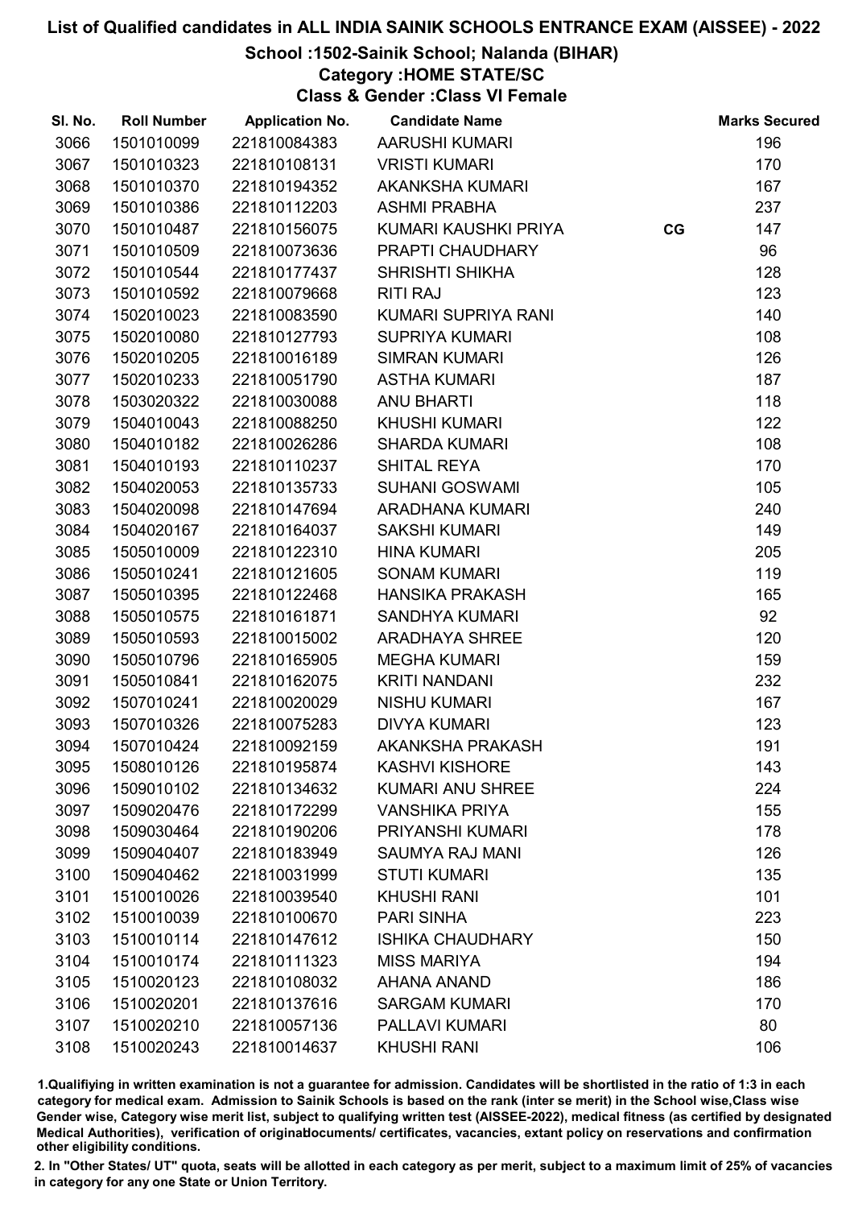# List of Qualified candidates in ALL INDIA SAINIK SCHOOLS ENTRANCE EXAM (AISSEE) - 2022

## School :1502-Sainik School; Nalanda (BIHAR)

### Category :HOME STATE/SC

### Class & Gender :Class VI Female

| Sl. No. | Roll Number | Application No. | Candidate Name | | Marks Secured |
|---|---|---|---|---|---|
| 3066 | 1501010099 | 221810084383 | AARUSHI KUMARI | | 196 |
| 3067 | 1501010323 | 221810108131 | VRISTI KUMARI | | 170 |
| 3068 | 1501010370 | 221810194352 | AKANKSHA KUMARI | | 167 |
| 3069 | 1501010386 | 221810112203 | ASHMI PRABHA | | 237 |
| 3070 | 1501010487 | 221810156075 | KUMARI KAUSHKI PRIYA | CG | 147 |
| 3071 | 1501010509 | 221810073636 | PRAPTI CHAUDHARY | | 96 |
| 3072 | 1501010544 | 221810177437 | SHRISHTI SHIKHA | | 128 |
| 3073 | 1501010592 | 221810079668 | RITI RAJ | | 123 |
| 3074 | 1502010023 | 221810083590 | KUMARI SUPRIYA RANI | | 140 |
| 3075 | 1502010080 | 221810127793 | SUPRIYA KUMARI | | 108 |
| 3076 | 1502010205 | 221810016189 | SIMRAN KUMARI | | 126 |
| 3077 | 1502010233 | 221810051790 | ASTHA KUMARI | | 187 |
| 3078 | 1503020322 | 221810030088 | ANU BHARTI | | 118 |
| 3079 | 1504010043 | 221810088250 | KHUSHI KUMARI | | 122 |
| 3080 | 1504010182 | 221810026286 | SHARDA KUMARI | | 108 |
| 3081 | 1504010193 | 221810110237 | SHITAL REYA | | 170 |
| 3082 | 1504020053 | 221810135733 | SUHANI GOSWAMI | | 105 |
| 3083 | 1504020098 | 221810147694 | ARADHANA KUMARI | | 240 |
| 3084 | 1504020167 | 221810164037 | SAKSHI KUMARI | | 149 |
| 3085 | 1505010009 | 221810122310 | HINA KUMARI | | 205 |
| 3086 | 1505010241 | 221810121605 | SONAM KUMARI | | 119 |
| 3087 | 1505010395 | 221810122468 | HANSIKA PRAKASH | | 165 |
| 3088 | 1505010575 | 221810161871 | SANDHYA KUMARI | | 92 |
| 3089 | 1505010593 | 221810015002 | ARADHAYA SHREE | | 120 |
| 3090 | 1505010796 | 221810165905 | MEGHA KUMARI | | 159 |
| 3091 | 1505010841 | 221810162075 | KRITI NANDANI | | 232 |
| 3092 | 1507010241 | 221810020029 | NISHU KUMARI | | 167 |
| 3093 | 1507010326 | 221810075283 | DIVYA KUMARI | | 123 |
| 3094 | 1507010424 | 221810092159 | AKANKSHA PRAKASH | | 191 |
| 3095 | 1508010126 | 221810195874 | KASHVI KISHORE | | 143 |
| 3096 | 1509010102 | 221810134632 | KUMARI ANU SHREE | | 224 |
| 3097 | 1509020476 | 221810172299 | VANSHIKA PRIYA | | 155 |
| 3098 | 1509030464 | 221810190206 | PRIYANSHI KUMARI | | 178 |
| 3099 | 1509040407 | 221810183949 | SAUMYA RAJ MANI | | 126 |
| 3100 | 1509040462 | 221810031999 | STUTI KUMARI | | 135 |
| 3101 | 1510010026 | 221810039540 | KHUSHI RANI | | 101 |
| 3102 | 1510010039 | 221810100670 | PARI SINHA | | 223 |
| 3103 | 1510010114 | 221810147612 | ISHIKA CHAUDHARY | | 150 |
| 3104 | 1510010174 | 221810111323 | MISS MARIYA | | 194 |
| 3105 | 1510020123 | 221810108032 | AHANA ANAND | | 186 |
| 3106 | 1510020201 | 221810137616 | SARGAM KUMARI | | 170 |
| 3107 | 1510020210 | 221810057136 | PALLAVI KUMARI | | 80 |
| 3108 | 1510020243 | 221810014637 | KHUSHI RANI | | 106 |

1.Qualifiying in written examination is not a guarantee for admission. Candidates will be shortlisted in the ratio of 1:3 in each category for medical exam. Admission to Sainik Schools is based on the rank (inter se merit) in the School wise,Class wise Gender wise, Category wise merit list, subject to qualifying written test (AISSEE-2022), medical fitness (as certified by designated Medical Authorities), verification of originaldocuments/ certificates, vacancies, extant policy on reservations and confirmation other eligibility conditions.

2. In "Other States/ UT" quota, seats will be allotted in each category as per merit, subject to a maximum limit of 25% of vacancies in category for any one State or Union Territory.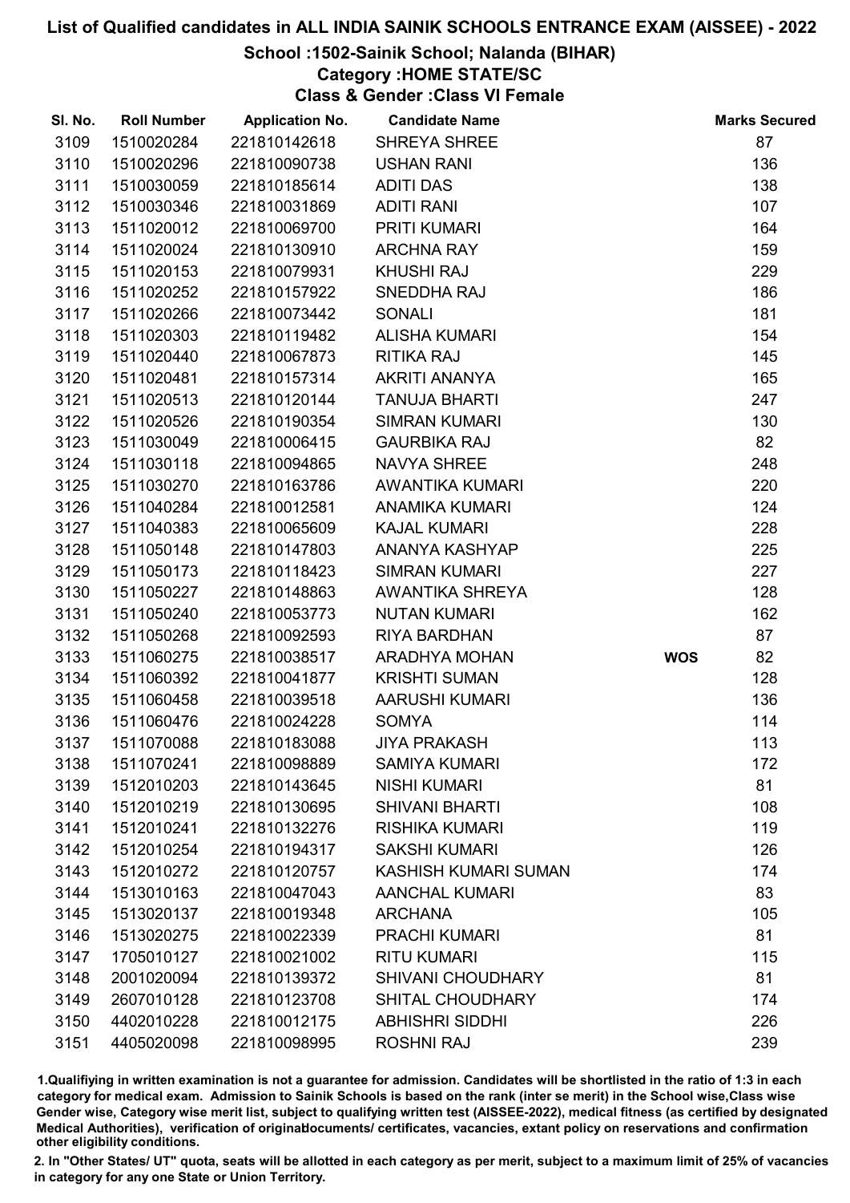# List of Qualified candidates in ALL INDIA SAINIK SCHOOLS ENTRANCE EXAM (AISSEE) - 2022

## School :1502-Sainik School; Nalanda (BIHAR)

### Category :HOME STATE/SC

### Class & Gender :Class VI Female

| Sl. No. | Roll Number | Application No. | Candidate Name | | Marks Secured |
|---|---|---|---|---|---|
| 3109 | 1510020284 | 221810142618 | SHREYA SHREE | | 87 |
| 3110 | 1510020296 | 221810090738 | USHAN RANI | | 136 |
| 3111 | 1510030059 | 221810185614 | ADITI DAS | | 138 |
| 3112 | 1510030346 | 221810031869 | ADITI RANI | | 107 |
| 3113 | 1511020012 | 221810069700 | PRITI KUMARI | | 164 |
| 3114 | 1511020024 | 221810130910 | ARCHNA RAY | | 159 |
| 3115 | 1511020153 | 221810079931 | KHUSHI RAJ | | 229 |
| 3116 | 1511020252 | 221810157922 | SNEDDHA RAJ | | 186 |
| 3117 | 1511020266 | 221810073442 | SONALI | | 181 |
| 3118 | 1511020303 | 221810119482 | ALISHA KUMARI | | 154 |
| 3119 | 1511020440 | 221810067873 | RITIKA RAJ | | 145 |
| 3120 | 1511020481 | 221810157314 | AKRITI ANANYA | | 165 |
| 3121 | 1511020513 | 221810120144 | TANUJA BHARTI | | 247 |
| 3122 | 1511020526 | 221810190354 | SIMRAN KUMARI | | 130 |
| 3123 | 1511030049 | 221810006415 | GAURBIKA RAJ | | 82 |
| 3124 | 1511030118 | 221810094865 | NAVYA SHREE | | 248 |
| 3125 | 1511030270 | 221810163786 | AWANTIKA KUMARI | | 220 |
| 3126 | 1511040284 | 221810012581 | ANAMIKA KUMARI | | 124 |
| 3127 | 1511040383 | 221810065609 | KAJAL KUMARI | | 228 |
| 3128 | 1511050148 | 221810147803 | ANANYA KASHYAP | | 225 |
| 3129 | 1511050173 | 221810118423 | SIMRAN KUMARI | | 227 |
| 3130 | 1511050227 | 221810148863 | AWANTIKA SHREYA | | 128 |
| 3131 | 1511050240 | 221810053773 | NUTAN KUMARI | | 162 |
| 3132 | 1511050268 | 221810092593 | RIYA BARDHAN | | 87 |
| 3133 | 1511060275 | 221810038517 | ARADHYA MOHAN | WOS | 82 |
| 3134 | 1511060392 | 221810041877 | KRISHTI SUMAN | | 128 |
| 3135 | 1511060458 | 221810039518 | AARUSHI KUMARI | | 136 |
| 3136 | 1511060476 | 221810024228 | SOMYA | | 114 |
| 3137 | 1511070088 | 221810183088 | JIYA PRAKASH | | 113 |
| 3138 | 1511070241 | 221810098889 | SAMIYA KUMARI | | 172 |
| 3139 | 1512010203 | 221810143645 | NISHI KUMARI | | 81 |
| 3140 | 1512010219 | 221810130695 | SHIVANI BHARTI | | 108 |
| 3141 | 1512010241 | 221810132276 | RISHIKA KUMARI | | 119 |
| 3142 | 1512010254 | 221810194317 | SAKSHI KUMARI | | 126 |
| 3143 | 1512010272 | 221810120757 | KASHISH KUMARI SUMAN | | 174 |
| 3144 | 1513010163 | 221810047043 | AANCHAL KUMARI | | 83 |
| 3145 | 1513020137 | 221810019348 | ARCHANA | | 105 |
| 3146 | 1513020275 | 221810022339 | PRACHI KUMARI | | 81 |
| 3147 | 1705010127 | 221810021002 | RITU KUMARI | | 115 |
| 3148 | 2001020094 | 221810139372 | SHIVANI CHOUDHARY | | 81 |
| 3149 | 2607010128 | 221810123708 | SHITAL CHOUDHARY | | 174 |
| 3150 | 4402010228 | 221810012175 | ABHISHRI SIDDHI | | 226 |
| 3151 | 4405020098 | 221810098995 | ROSHNI RAJ | | 239 |

1.Qualifiying in written examination is not a guarantee for admission. Candidates will be shortlisted in the ratio of 1:3 in each category for medical exam. Admission to Sainik Schools is based on the rank (inter se merit) in the School wise,Class wise Gender wise, Category wise merit list, subject to qualifying written test (AISSEE-2022), medical fitness (as certified by designated Medical Authorities), verification of originaldocuments/ certificates, vacancies, extant policy on reservations and confirmation other eligibility conditions.

2. In "Other States/ UT" quota, seats will be allotted in each category as per merit, subject to a maximum limit of 25% of vacancies in category for any one State or Union Territory.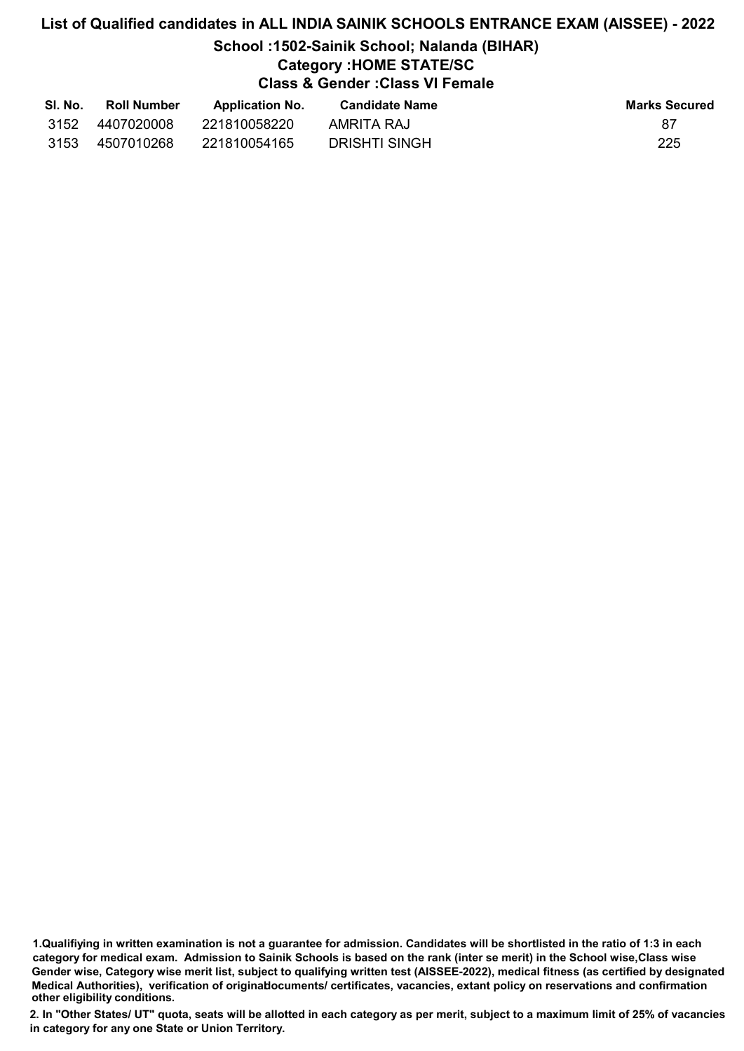# List of Qualified candidates in ALL INDIA SAINIK SCHOOLS ENTRANCE EXAM (AISSEE) - 2022

## School :1502-Sainik School; Nalanda (BIHAR)

### Category :HOME STATE/SC

### Class & Gender :Class VI Female

| Sl. No. | Roll Number | Application No. | Candidate Name | Marks Secured |
|---|---|---|---|---|
| 3152 | 4407020008 | 221810058220 | AMRITA RAJ | 87 |
| 3153 | 4507010268 | 221810054165 | DRISHTI SINGH | 225 |

**1.Qualifiying in written examination is not a guarantee for admission. Candidates will be shortlisted in the ratio of 1:3 in each category for medical exam. Admission to Sainik Schools is based on the rank (inter se merit) in the School wise,Class wise Gender wise, Category wise merit list, subject to qualifying written test (AISSEE-2022), medical fitness (as certified by designated Medical Authorities), verification of originaldocuments/ certificates, vacancies, extant policy on reservations and confirmation other eligibility conditions.**

**2. In "Other States/ UT" quota, seats will be allotted in each category as per merit, subject to a maximum limit of 25% of vacancies in category for any one State or Union Territory.**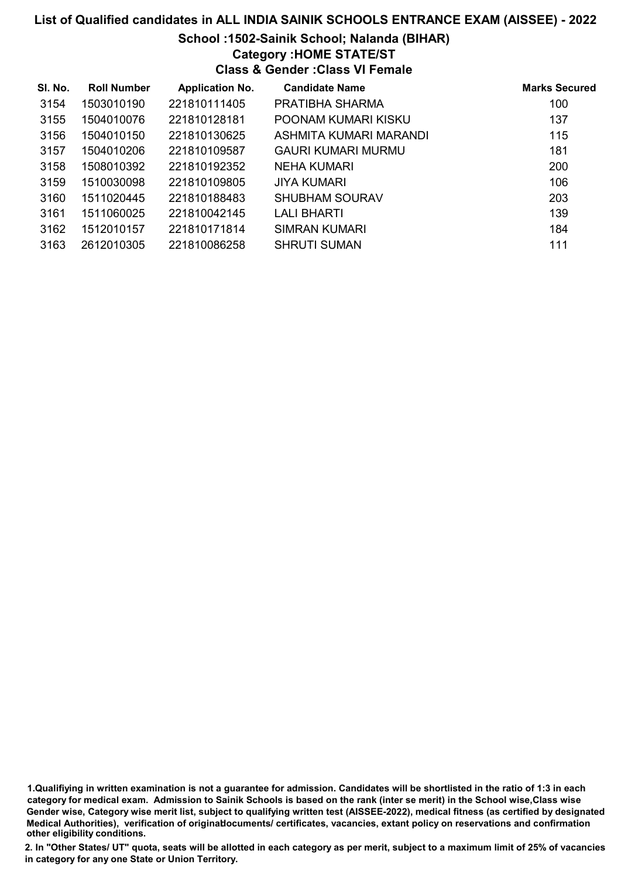# List of Qualified candidates in ALL INDIA SAINIK SCHOOLS ENTRANCE EXAM (AISSEE) - 2022

## School :1502-Sainik School; Nalanda (BIHAR)

### Category :HOME STATE/ST

### Class & Gender :Class VI Female

| Sl. No. | Roll Number | Application No. | Candidate Name | Marks Secured |
|---|---|---|---|---|
| 3154 | 1503010190 | 221810111405 | PRATIBHA SHARMA | 100 |
| 3155 | 1504010076 | 221810128181 | POONAM KUMARI KISKU | 137 |
| 3156 | 1504010150 | 221810130625 | ASHMITA KUMARI MARANDI | 115 |
| 3157 | 1504010206 | 221810109587 | GAURI KUMARI MURMU | 181 |
| 3158 | 1508010392 | 221810192352 | NEHA KUMARI | 200 |
| 3159 | 1510030098 | 221810109805 | JIYA KUMARI | 106 |
| 3160 | 1511020445 | 221810188483 | SHUBHAM SOURAV | 203 |
| 3161 | 1511060025 | 221810042145 | LALI BHARTI | 139 |
| 3162 | 1512010157 | 221810171814 | SIMRAN KUMARI | 184 |
| 3163 | 2612010305 | 221810086258 | SHRUTI SUMAN | 111 |

1.Qualifiying in written examination is not a guarantee for admission. Candidates will be shortlisted in the ratio of 1:3 in each category for medical exam. Admission to Sainik Schools is based on the rank (inter se merit) in the School wise,Class wise Gender wise, Category wise merit list, subject to qualifying written test (AISSEE-2022), medical fitness (as certified by designated Medical Authorities), verification of originaldocuments/ certificates, vacancies, extant policy on reservations and confirmation other eligibility conditions.

2. In "Other States/ UT" quota, seats will be allotted in each category as per merit, subject to a maximum limit of 25% of vacancies in category for any one State or Union Territory.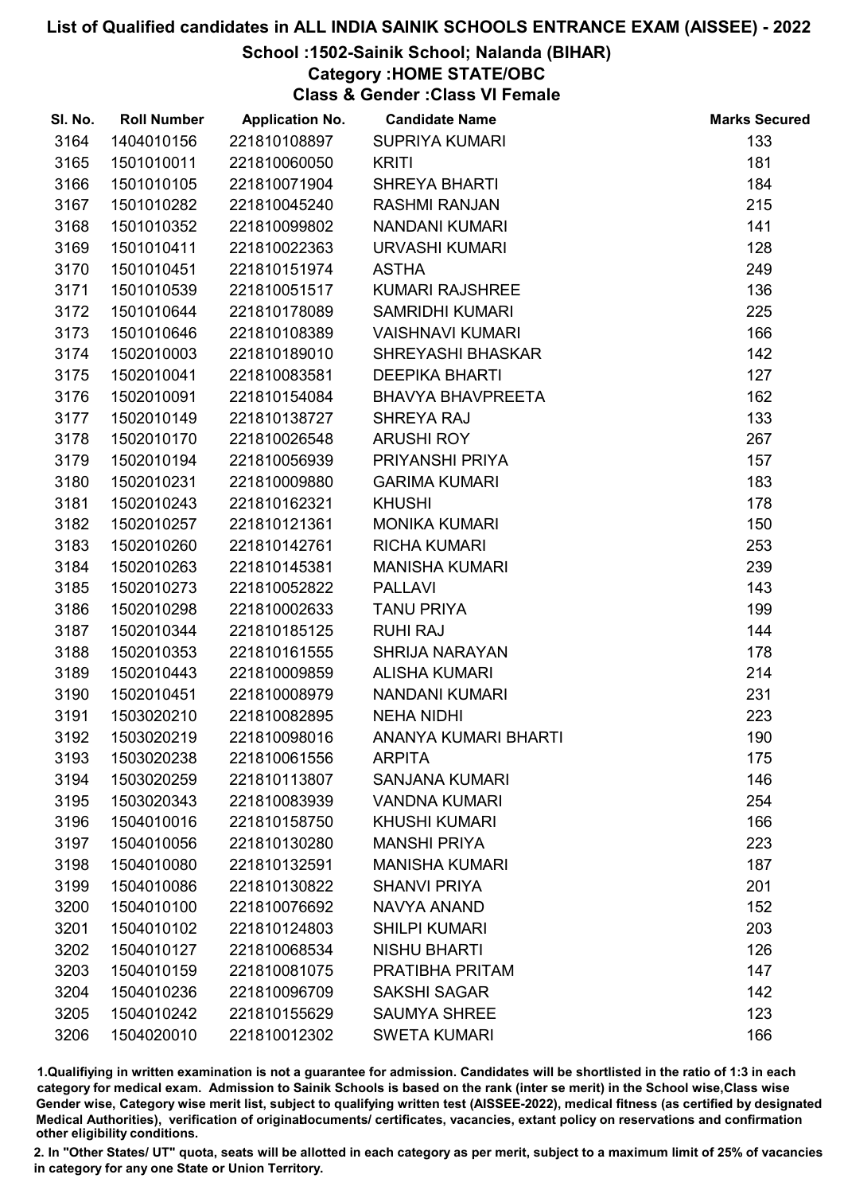# List of Qualified candidates in ALL INDIA SAINIK SCHOOLS ENTRANCE EXAM (AISSEE) - 2022

## School :1502-Sainik School; Nalanda (BIHAR)

### Category :HOME STATE/OBC

### Class & Gender :Class VI Female

| Sl. No. | Roll Number | Application No. | Candidate Name | Marks Secured |
|---|---|---|---|---|
| 3164 | 1404010156 | 221810108897 | SUPRIYA KUMARI | 133 |
| 3165 | 1501010011 | 221810060050 | KRITI | 181 |
| 3166 | 1501010105 | 221810071904 | SHREYA BHARTI | 184 |
| 3167 | 1501010282 | 221810045240 | RASHMI RANJAN | 215 |
| 3168 | 1501010352 | 221810099802 | NANDANI KUMARI | 141 |
| 3169 | 1501010411 | 221810022363 | URVASHI KUMARI | 128 |
| 3170 | 1501010451 | 221810151974 | ASTHA | 249 |
| 3171 | 1501010539 | 221810051517 | KUMARI RAJSHREE | 136 |
| 3172 | 1501010644 | 221810178089 | SAMRIDHI KUMARI | 225 |
| 3173 | 1501010646 | 221810108389 | VAISHNAVI KUMARI | 166 |
| 3174 | 1502010003 | 221810189010 | SHREYASHI BHASKAR | 142 |
| 3175 | 1502010041 | 221810083581 | DEEPIKA BHARTI | 127 |
| 3176 | 1502010091 | 221810154084 | BHAVYA BHAVPREETA | 162 |
| 3177 | 1502010149 | 221810138727 | SHREYA RAJ | 133 |
| 3178 | 1502010170 | 221810026548 | ARUSHI ROY | 267 |
| 3179 | 1502010194 | 221810056939 | PRIYANSHI PRIYA | 157 |
| 3180 | 1502010231 | 221810009880 | GARIMA KUMARI | 183 |
| 3181 | 1502010243 | 221810162321 | KHUSHI | 178 |
| 3182 | 1502010257 | 221810121361 | MONIKA KUMARI | 150 |
| 3183 | 1502010260 | 221810142761 | RICHA KUMARI | 253 |
| 3184 | 1502010263 | 221810145381 | MANISHA KUMARI | 239 |
| 3185 | 1502010273 | 221810052822 | PALLAVI | 143 |
| 3186 | 1502010298 | 221810002633 | TANU PRIYA | 199 |
| 3187 | 1502010344 | 221810185125 | RUHI RAJ | 144 |
| 3188 | 1502010353 | 221810161555 | SHRIJA NARAYAN | 178 |
| 3189 | 1502010443 | 221810009859 | ALISHA KUMARI | 214 |
| 3190 | 1502010451 | 221810008979 | NANDANI KUMARI | 231 |
| 3191 | 1503020210 | 221810082895 | NEHA NIDHI | 223 |
| 3192 | 1503020219 | 221810098016 | ANANYA KUMARI BHARTI | 190 |
| 3193 | 1503020238 | 221810061556 | ARPITA | 175 |
| 3194 | 1503020259 | 221810113807 | SANJANA KUMARI | 146 |
| 3195 | 1503020343 | 221810083939 | VANDNA KUMARI | 254 |
| 3196 | 1504010016 | 221810158750 | KHUSHI KUMARI | 166 |
| 3197 | 1504010056 | 221810130280 | MANSHI PRIYA | 223 |
| 3198 | 1504010080 | 221810132591 | MANISHA KUMARI | 187 |
| 3199 | 1504010086 | 221810130822 | SHANVI PRIYA | 201 |
| 3200 | 1504010100 | 221810076692 | NAVYA ANAND | 152 |
| 3201 | 1504010102 | 221810124803 | SHILPI KUMARI | 203 |
| 3202 | 1504010127 | 221810068534 | NISHU BHARTI | 126 |
| 3203 | 1504010159 | 221810081075 | PRATIBHA PRITAM | 147 |
| 3204 | 1504010236 | 221810096709 | SAKSHI SAGAR | 142 |
| 3205 | 1504010242 | 221810155629 | SAUMYA SHREE | 123 |
| 3206 | 1504020010 | 221810012302 | SWETA KUMARI | 166 |

1.Qualifiying in written examination is not a guarantee for admission. Candidates will be shortlisted in the ratio of 1:3 in each category for medical exam. Admission to Sainik Schools is based on the rank (inter se merit) in the School wise,Class wise Gender wise, Category wise merit list, subject to qualifying written test (AISSEE-2022), medical fitness (as certified by designated Medical Authorities), verification of originaldocuments/ certificates, vacancies, extant policy on reservations and confirmation other eligibility conditions.

2. In "Other States/ UT" quota, seats will be allotted in each category as per merit, subject to a maximum limit of 25% of vacancies in category for any one State or Union Territory.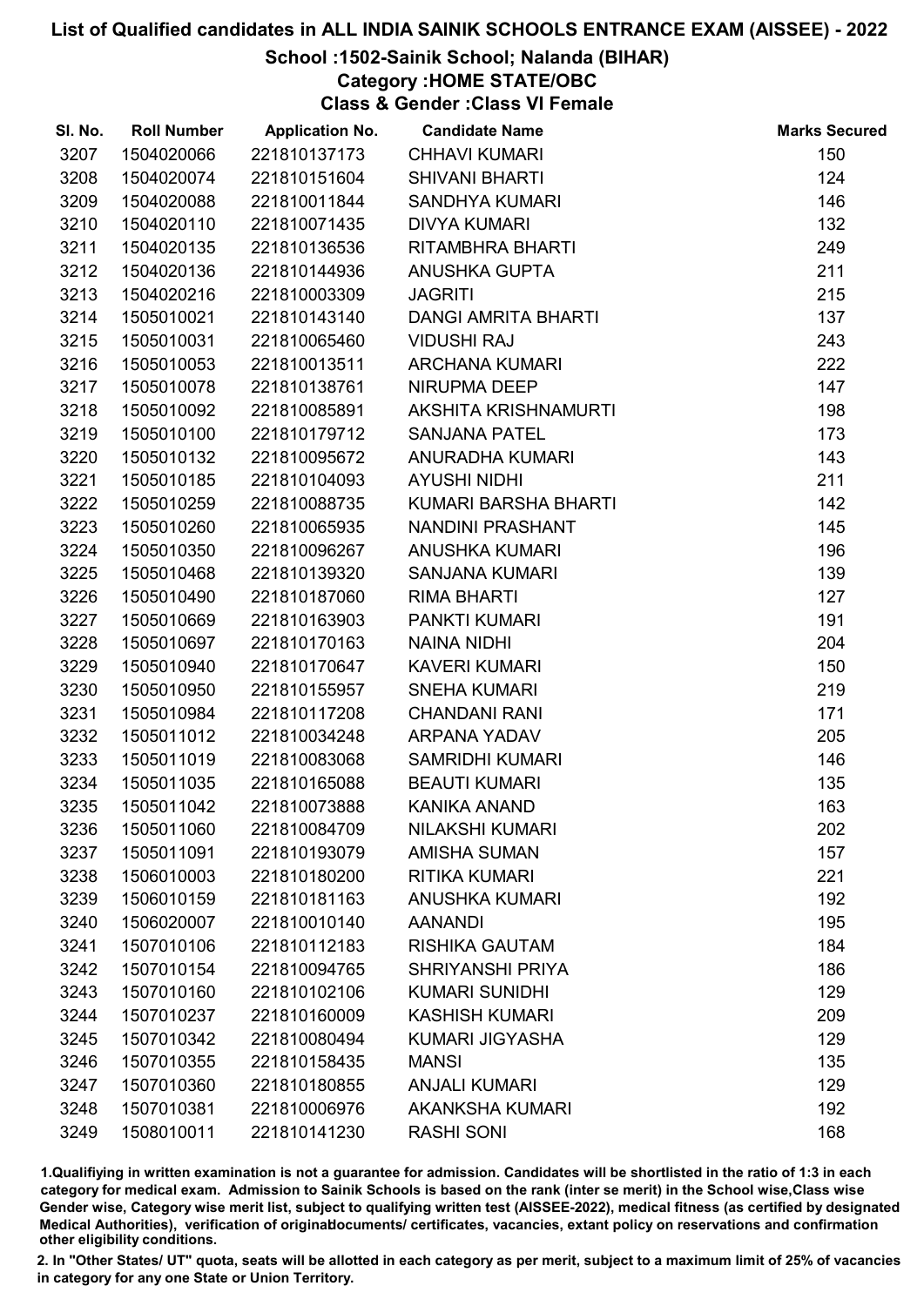# List of Qualified candidates in ALL INDIA SAINIK SCHOOLS ENTRANCE EXAM (AISSEE) - 2022

## School :1502-Sainik School; Nalanda (BIHAR)

### Category :HOME STATE/OBC

### Class & Gender :Class VI Female

| Sl. No. | Roll Number | Application No. | Candidate Name | Marks Secured |
|---|---|---|---|---|
| 3207 | 1504020066 | 221810137173 | CHHAVI KUMARI | 150 |
| 3208 | 1504020074 | 221810151604 | SHIVANI BHARTI | 124 |
| 3209 | 1504020088 | 221810011844 | SANDHYA KUMARI | 146 |
| 3210 | 1504020110 | 221810071435 | DIVYA KUMARI | 132 |
| 3211 | 1504020135 | 221810136536 | RITAMBHRA BHARTI | 249 |
| 3212 | 1504020136 | 221810144936 | ANUSHKA GUPTA | 211 |
| 3213 | 1504020216 | 221810003309 | JAGRITI | 215 |
| 3214 | 1505010021 | 221810143140 | DANGI AMRITA BHARTI | 137 |
| 3215 | 1505010031 | 221810065460 | VIDUSHI RAJ | 243 |
| 3216 | 1505010053 | 221810013511 | ARCHANA KUMARI | 222 |
| 3217 | 1505010078 | 221810138761 | NIRUPMA DEEP | 147 |
| 3218 | 1505010092 | 221810085891 | AKSHITA KRISHNAMURTI | 198 |
| 3219 | 1505010100 | 221810179712 | SANJANA PATEL | 173 |
| 3220 | 1505010132 | 221810095672 | ANURADHA KUMARI | 143 |
| 3221 | 1505010185 | 221810104093 | AYUSHI NIDHI | 211 |
| 3222 | 1505010259 | 221810088735 | KUMARI BARSHA BHARTI | 142 |
| 3223 | 1505010260 | 221810065935 | NANDINI PRASHANT | 145 |
| 3224 | 1505010350 | 221810096267 | ANUSHKA KUMARI | 196 |
| 3225 | 1505010468 | 221810139320 | SANJANA KUMARI | 139 |
| 3226 | 1505010490 | 221810187060 | RIMA BHARTI | 127 |
| 3227 | 1505010669 | 221810163903 | PANKTI KUMARI | 191 |
| 3228 | 1505010697 | 221810170163 | NAINA NIDHI | 204 |
| 3229 | 1505010940 | 221810170647 | KAVERI KUMARI | 150 |
| 3230 | 1505010950 | 221810155957 | SNEHA KUMARI | 219 |
| 3231 | 1505010984 | 221810117208 | CHANDANI RANI | 171 |
| 3232 | 1505011012 | 221810034248 | ARPANA YADAV | 205 |
| 3233 | 1505011019 | 221810083068 | SAMRIDHI KUMARI | 146 |
| 3234 | 1505011035 | 221810165088 | BEAUTI KUMARI | 135 |
| 3235 | 1505011042 | 221810073888 | KANIKA ANAND | 163 |
| 3236 | 1505011060 | 221810084709 | NILAKSHI KUMARI | 202 |
| 3237 | 1505011091 | 221810193079 | AMISHA SUMAN | 157 |
| 3238 | 1506010003 | 221810180200 | RITIKA KUMARI | 221 |
| 3239 | 1506010159 | 221810181163 | ANUSHKA KUMARI | 192 |
| 3240 | 1506020007 | 221810010140 | AANANDI | 195 |
| 3241 | 1507010106 | 221810112183 | RISHIKA GAUTAM | 184 |
| 3242 | 1507010154 | 221810094765 | SHRIYANSHI PRIYA | 186 |
| 3243 | 1507010160 | 221810102106 | KUMARI SUNIDHI | 129 |
| 3244 | 1507010237 | 221810160009 | KASHISH KUMARI | 209 |
| 3245 | 1507010342 | 221810080494 | KUMARI JIGYASHA | 129 |
| 3246 | 1507010355 | 221810158435 | MANSI | 135 |
| 3247 | 1507010360 | 221810180855 | ANJALI KUMARI | 129 |
| 3248 | 1507010381 | 221810006976 | AKANKSHA KUMARI | 192 |
| 3249 | 1508010011 | 221810141230 | RASHI SONI | 168 |

1.Qualifiying in written examination is not a guarantee for admission. Candidates will be shortlisted in the ratio of 1:3 in each category for medical exam. Admission to Sainik Schools is based on the rank (inter se merit) in the School wise,Class wise Gender wise, Category wise merit list, subject to qualifying written test (AISSEE-2022), medical fitness (as certified by designated Medical Authorities), verification of originaldocuments/ certificates, vacancies, extant policy on reservations and confirmation other eligibility conditions.

2. In "Other States/ UT" quota, seats will be allotted in each category as per merit, subject to a maximum limit of 25% of vacancies in category for any one State or Union Territory.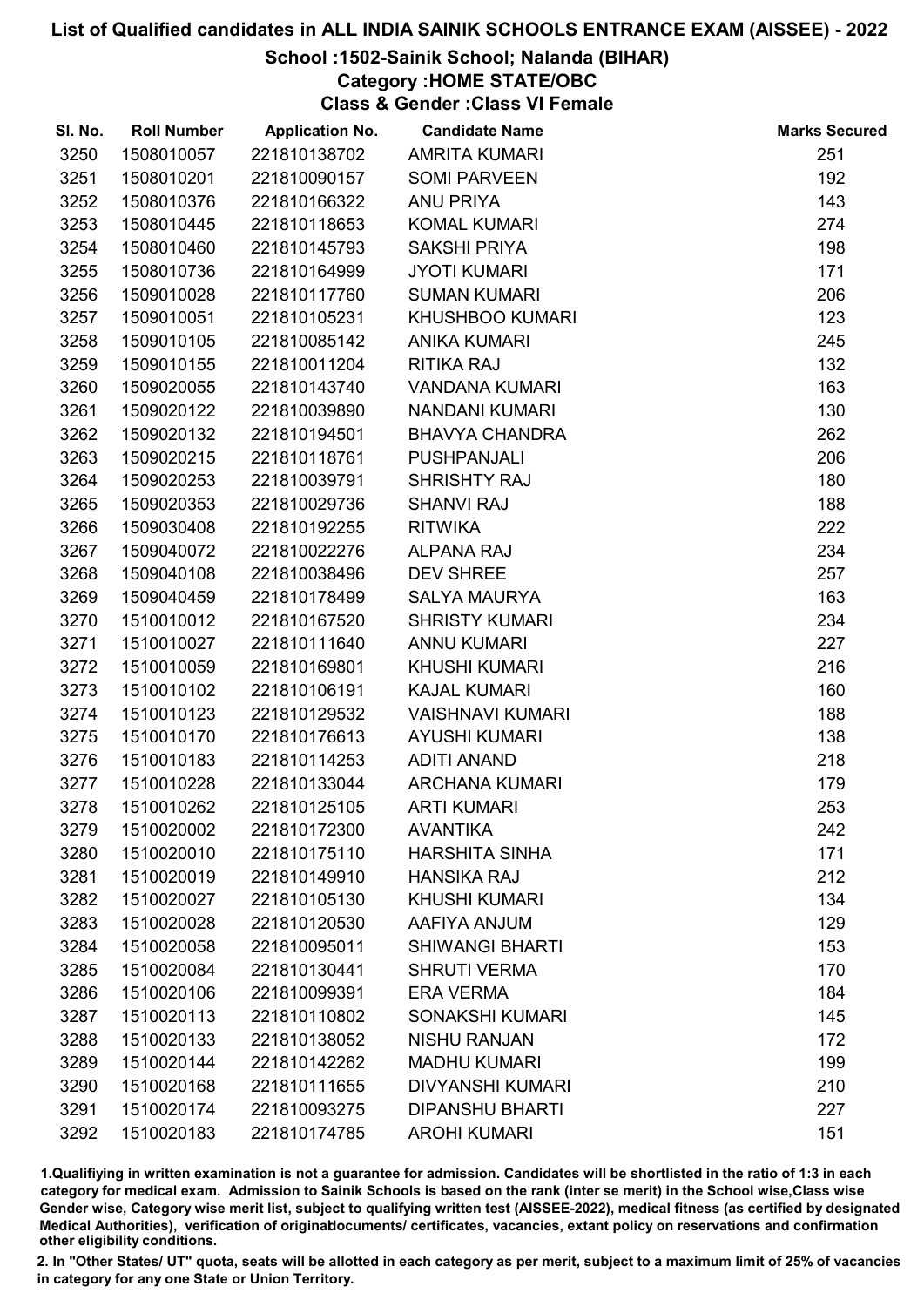# List of Qualified candidates in ALL INDIA SAINIK SCHOOLS ENTRANCE EXAM (AISSEE) - 2022

## School :1502-Sainik School; Nalanda (BIHAR)
## Category :HOME STATE/OBC
## Class & Gender :Class VI Female

| Sl. No. | Roll Number | Application No. | Candidate Name | Marks Secured |
|---|---|---|---|---|
| 3250 | 1508010057 | 221810138702 | AMRITA KUMARI | 251 |
| 3251 | 1508010201 | 221810090157 | SOMI PARVEEN | 192 |
| 3252 | 1508010376 | 221810166322 | ANU PRIYA | 143 |
| 3253 | 1508010445 | 221810118653 | KOMAL KUMARI | 274 |
| 3254 | 1508010460 | 221810145793 | SAKSHI PRIYA | 198 |
| 3255 | 1508010736 | 221810164999 | JYOTI KUMARI | 171 |
| 3256 | 1509010028 | 221810117760 | SUMAN KUMARI | 206 |
| 3257 | 1509010051 | 221810105231 | KHUSHBOO KUMARI | 123 |
| 3258 | 1509010105 | 221810085142 | ANIKA KUMARI | 245 |
| 3259 | 1509010155 | 221810011204 | RITIKA RAJ | 132 |
| 3260 | 1509020055 | 221810143740 | VANDANA KUMARI | 163 |
| 3261 | 1509020122 | 221810039890 | NANDANI KUMARI | 130 |
| 3262 | 1509020132 | 221810194501 | BHAVYA CHANDRA | 262 |
| 3263 | 1509020215 | 221810118761 | PUSHPANJALI | 206 |
| 3264 | 1509020253 | 221810039791 | SHRISHTY RAJ | 180 |
| 3265 | 1509020353 | 221810029736 | SHANVI RAJ | 188 |
| 3266 | 1509030408 | 221810192255 | RITWIKA | 222 |
| 3267 | 1509040072 | 221810022276 | ALPANA RAJ | 234 |
| 3268 | 1509040108 | 221810038496 | DEV SHREE | 257 |
| 3269 | 1509040459 | 221810178499 | SALYA MAURYA | 163 |
| 3270 | 1510010012 | 221810167520 | SHRISTY KUMARI | 234 |
| 3271 | 1510010027 | 221810111640 | ANNU KUMARI | 227 |
| 3272 | 1510010059 | 221810169801 | KHUSHI KUMARI | 216 |
| 3273 | 1510010102 | 221810106191 | KAJAL KUMARI | 160 |
| 3274 | 1510010123 | 221810129532 | VAISHNAVI KUMARI | 188 |
| 3275 | 1510010170 | 221810176613 | AYUSHI KUMARI | 138 |
| 3276 | 1510010183 | 221810114253 | ADITI ANAND | 218 |
| 3277 | 1510010228 | 221810133044 | ARCHANA KUMARI | 179 |
| 3278 | 1510010262 | 221810125105 | ARTI KUMARI | 253 |
| 3279 | 1510020002 | 221810172300 | AVANTIKA | 242 |
| 3280 | 1510020010 | 221810175110 | HARSHITA SINHA | 171 |
| 3281 | 1510020019 | 221810149910 | HANSIKA RAJ | 212 |
| 3282 | 1510020027 | 221810105130 | KHUSHI KUMARI | 134 |
| 3283 | 1510020028 | 221810120530 | AAFIYA ANJUM | 129 |
| 3284 | 1510020058 | 221810095011 | SHIWANGI BHARTI | 153 |
| 3285 | 1510020084 | 221810130441 | SHRUTI VERMA | 170 |
| 3286 | 1510020106 | 221810099391 | ERA VERMA | 184 |
| 3287 | 1510020113 | 221810110802 | SONAKSHI KUMARI | 145 |
| 3288 | 1510020133 | 221810138052 | NISHU RANJAN | 172 |
| 3289 | 1510020144 | 221810142262 | MADHU KUMARI | 199 |
| 3290 | 1510020168 | 221810111655 | DIVYANSHI KUMARI | 210 |
| 3291 | 1510020174 | 221810093275 | DIPANSHU BHARTI | 227 |
| 3292 | 1510020183 | 221810174785 | AROHI KUMARI | 151 |

1.Qualifiying in written examination is not a guarantee for admission. Candidates will be shortlisted in the ratio of 1:3 in each category for medical exam. Admission to Sainik Schools is based on the rank (inter se merit) in the School wise,Class wise Gender wise, Category wise merit list, subject to qualifying written test (AISSEE-2022), medical fitness (as certified by designated Medical Authorities), verification of originaldocuments/ certificates, vacancies, extant policy on reservations and confirmation other eligibility conditions.

2. In "Other States/ UT" quota, seats will be allotted in each category as per merit, subject to a maximum limit of 25% of vacancies in category for any one State or Union Territory.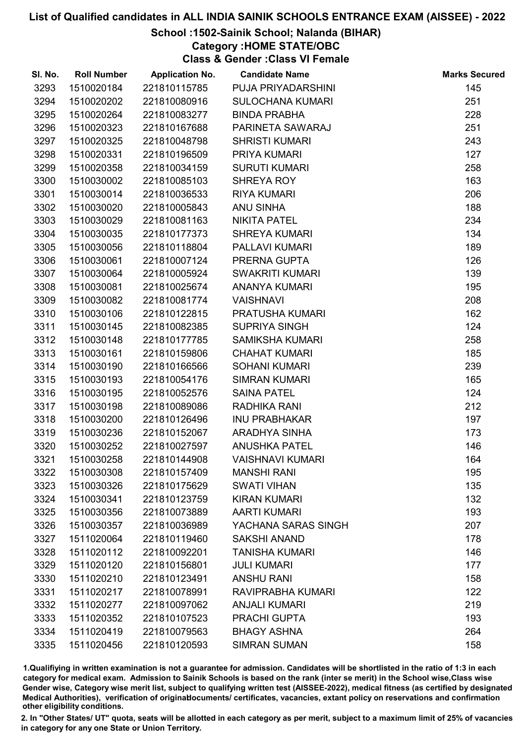# List of Qualified candidates in ALL INDIA SAINIK SCHOOLS ENTRANCE EXAM (AISSEE) - 2022

## School :1502-Sainik School; Nalanda (BIHAR)

### Category :HOME STATE/OBC

### Class & Gender :Class VI Female

| Sl. No. | Roll Number | Application No. | Candidate Name | Marks Secured |
|---|---|---|---|---|
| 3293 | 1510020184 | 221810115785 | PUJA PRIYADARSHINI | 145 |
| 3294 | 1510020202 | 221810080916 | SULOCHANA KUMARI | 251 |
| 3295 | 1510020264 | 221810083277 | BINDA PRABHA | 228 |
| 3296 | 1510020323 | 221810167688 | PARINETA SAWARAJ | 251 |
| 3297 | 1510020325 | 221810048798 | SHRISTI KUMARI | 243 |
| 3298 | 1510020331 | 221810196509 | PRIYA KUMARI | 127 |
| 3299 | 1510020358 | 221810034159 | SURUTI KUMARI | 258 |
| 3300 | 1510030002 | 221810085103 | SHREYA ROY | 163 |
| 3301 | 1510030014 | 221810036533 | RIYA KUMARI | 206 |
| 3302 | 1510030020 | 221810005843 | ANU SINHA | 188 |
| 3303 | 1510030029 | 221810081163 | NIKITA PATEL | 234 |
| 3304 | 1510030035 | 221810177373 | SHREYA KUMARI | 134 |
| 3305 | 1510030056 | 221810118804 | PALLAVI KUMARI | 189 |
| 3306 | 1510030061 | 221810007124 | PRERNA GUPTA | 126 |
| 3307 | 1510030064 | 221810005924 | SWAKRITI KUMARI | 139 |
| 3308 | 1510030081 | 221810025674 | ANANYA KUMARI | 195 |
| 3309 | 1510030082 | 221810081774 | VAISHNAVI | 208 |
| 3310 | 1510030106 | 221810122815 | PRATUSHA KUMARI | 162 |
| 3311 | 1510030145 | 221810082385 | SUPRIYA SINGH | 124 |
| 3312 | 1510030148 | 221810177785 | SAMIKSHA KUMARI | 258 |
| 3313 | 1510030161 | 221810159806 | CHAHAT KUMARI | 185 |
| 3314 | 1510030190 | 221810166566 | SOHANI KUMARI | 239 |
| 3315 | 1510030193 | 221810054176 | SIMRAN KUMARI | 165 |
| 3316 | 1510030195 | 221810052576 | SAINA PATEL | 124 |
| 3317 | 1510030198 | 221810089086 | RADHIKA RANI | 212 |
| 3318 | 1510030200 | 221810126496 | INU PRABHAKAR | 197 |
| 3319 | 1510030236 | 221810152067 | ARADHYA SINHA | 173 |
| 3320 | 1510030252 | 221810027597 | ANUSHKA PATEL | 146 |
| 3321 | 1510030258 | 221810144908 | VAISHNAVI KUMARI | 164 |
| 3322 | 1510030308 | 221810157409 | MANSHI RANI | 195 |
| 3323 | 1510030326 | 221810175629 | SWATI VIHAN | 135 |
| 3324 | 1510030341 | 221810123759 | KIRAN KUMARI | 132 |
| 3325 | 1510030356 | 221810073889 | AARTI KUMARI | 193 |
| 3326 | 1510030357 | 221810036989 | YACHANA SARAS SINGH | 207 |
| 3327 | 1511020064 | 221810119460 | SAKSHI ANAND | 178 |
| 3328 | 1511020112 | 221810092201 | TANISHA KUMARI | 146 |
| 3329 | 1511020120 | 221810156801 | JULI KUMARI | 177 |
| 3330 | 1511020210 | 221810123491 | ANSHU RANI | 158 |
| 3331 | 1511020217 | 221810078991 | RAVIPRABHA KUMARI | 122 |
| 3332 | 1511020277 | 221810097062 | ANJALI KUMARI | 219 |
| 3333 | 1511020352 | 221810107523 | PRACHI GUPTA | 193 |
| 3334 | 1511020419 | 221810079563 | BHAGY ASHNA | 264 |
| 3335 | 1511020456 | 221810120593 | SIMRAN SUMAN | 158 |

1.Qualifying in written examination is not a guarantee for admission. Candidates will be shortlisted in the ratio of 1:3 in each category for medical exam. Admission to Sainik Schools is based on the rank (inter se merit) in the School wise,Class wise Gender wise, Category wise merit list, subject to qualifying written test (AISSEE-2022), medical fitness (as certified by designated Medical Authorities), verification of originaldocuments/ certificates, vacancies, extant policy on reservations and confirmation other eligibility conditions.

2. In "Other States/ UT" quota, seats will be allotted in each category as per merit, subject to a maximum limit of 25% of vacancies in category for any one State or Union Territory.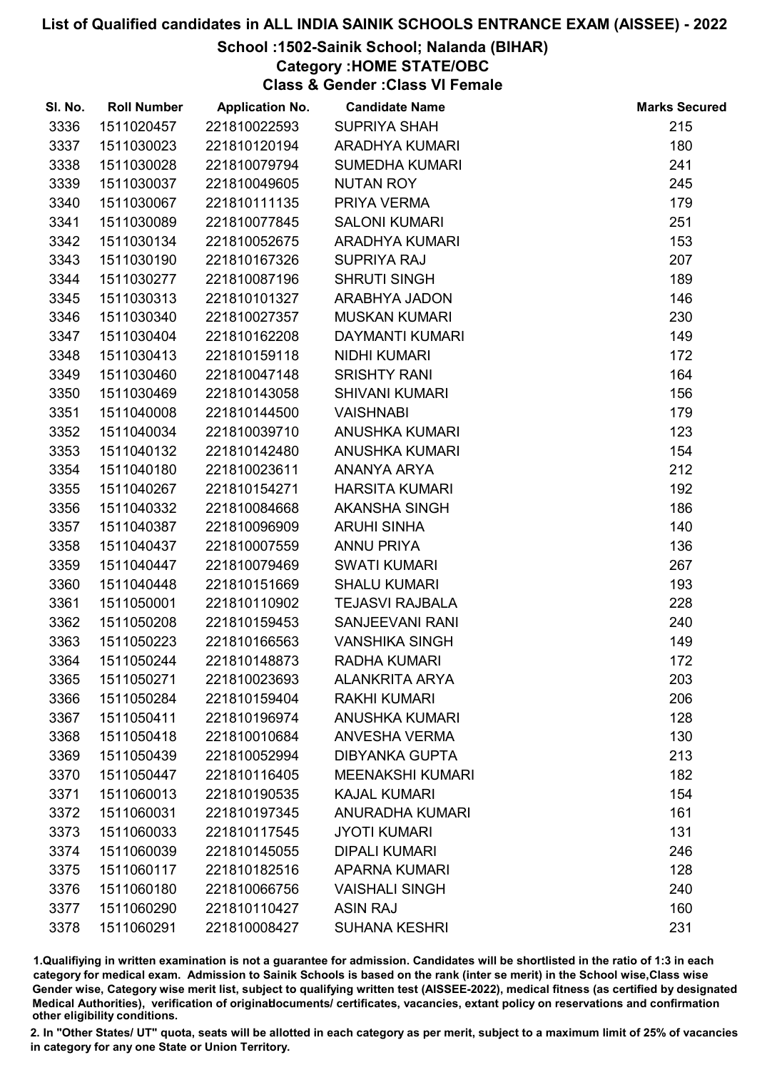# List of Qualified candidates in ALL INDIA SAINIK SCHOOLS ENTRANCE EXAM (AISSEE) - 2022

## School :1502-Sainik School; Nalanda (BIHAR)

### Category :HOME STATE/OBC

### Class & Gender :Class VI Female

| Sl. No. | Roll Number | Application No. | Candidate Name | Marks Secured |
|---|---|---|---|---|
| 3336 | 1511020457 | 221810022593 | SUPRIYA SHAH | 215 |
| 3337 | 1511030023 | 221810120194 | ARADHYA KUMARI | 180 |
| 3338 | 1511030028 | 221810079794 | SUMEDHA KUMARI | 241 |
| 3339 | 1511030037 | 221810049605 | NUTAN ROY | 245 |
| 3340 | 1511030067 | 221810111135 | PRIYA VERMA | 179 |
| 3341 | 1511030089 | 221810077845 | SALONI KUMARI | 251 |
| 3342 | 1511030134 | 221810052675 | ARADHYA KUMARI | 153 |
| 3343 | 1511030190 | 221810167326 | SUPRIYA RAJ | 207 |
| 3344 | 1511030277 | 221810087196 | SHRUTI SINGH | 189 |
| 3345 | 1511030313 | 221810101327 | ARABHYA JADON | 146 |
| 3346 | 1511030340 | 221810027357 | MUSKAN KUMARI | 230 |
| 3347 | 1511030404 | 221810162208 | DAYMANTI KUMARI | 149 |
| 3348 | 1511030413 | 221810159118 | NIDHI KUMARI | 172 |
| 3349 | 1511030460 | 221810047148 | SRISHTY RANI | 164 |
| 3350 | 1511030469 | 221810143058 | SHIVANI KUMARI | 156 |
| 3351 | 1511040008 | 221810144500 | VAISHNABI | 179 |
| 3352 | 1511040034 | 221810039710 | ANUSHKA KUMARI | 123 |
| 3353 | 1511040132 | 221810142480 | ANUSHKA KUMARI | 154 |
| 3354 | 1511040180 | 221810023611 | ANANYA ARYA | 212 |
| 3355 | 1511040267 | 221810154271 | HARSITA KUMARI | 192 |
| 3356 | 1511040332 | 221810084668 | AKANSHA SINGH | 186 |
| 3357 | 1511040387 | 221810096909 | ARUHI SINHA | 140 |
| 3358 | 1511040437 | 221810007559 | ANNU PRIYA | 136 |
| 3359 | 1511040447 | 221810079469 | SWATI KUMARI | 267 |
| 3360 | 1511040448 | 221810151669 | SHALU KUMARI | 193 |
| 3361 | 1511050001 | 221810110902 | TEJASVI RAJBALA | 228 |
| 3362 | 1511050208 | 221810159453 | SANJEEVANI RANI | 240 |
| 3363 | 1511050223 | 221810166563 | VANSHIKA SINGH | 149 |
| 3364 | 1511050244 | 221810148873 | RADHA KUMARI | 172 |
| 3365 | 1511050271 | 221810023693 | ALANKRITA ARYA | 203 |
| 3366 | 1511050284 | 221810159404 | RAKHI KUMARI | 206 |
| 3367 | 1511050411 | 221810196974 | ANUSHKA KUMARI | 128 |
| 3368 | 1511050418 | 221810010684 | ANVESHA VERMA | 130 |
| 3369 | 1511050439 | 221810052994 | DIBYANKA GUPTA | 213 |
| 3370 | 1511050447 | 221810116405 | MEENAKSHI KUMARI | 182 |
| 3371 | 1511060013 | 221810190535 | KAJAL KUMARI | 154 |
| 3372 | 1511060031 | 221810197345 | ANURADHA KUMARI | 161 |
| 3373 | 1511060033 | 221810117545 | JYOTI KUMARI | 131 |
| 3374 | 1511060039 | 221810145055 | DIPALI KUMARI | 246 |
| 3375 | 1511060117 | 221810182516 | APARNA KUMARI | 128 |
| 3376 | 1511060180 | 221810066756 | VAISHALI SINGH | 240 |
| 3377 | 1511060290 | 221810110427 | ASIN RAJ | 160 |
| 3378 | 1511060291 | 221810008427 | SUHANA KESHRI | 231 |

1.Qualifiying in written examination is not a guarantee for admission. Candidates will be shortlisted in the ratio of 1:3 in each category for medical exam. Admission to Sainik Schools is based on the rank (inter se merit) in the School wise,Class wise Gender wise, Category wise merit list, subject to qualifying written test (AISSEE-2022), medical fitness (as certified by designated Medical Authorities), verification of originaldocuments/ certificates, vacancies, extant policy on reservations and confirmation other eligibility conditions.

2. In "Other States/ UT" quota, seats will be allotted in each category as per merit, subject to a maximum limit of 25% of vacancies in category for any one State or Union Territory.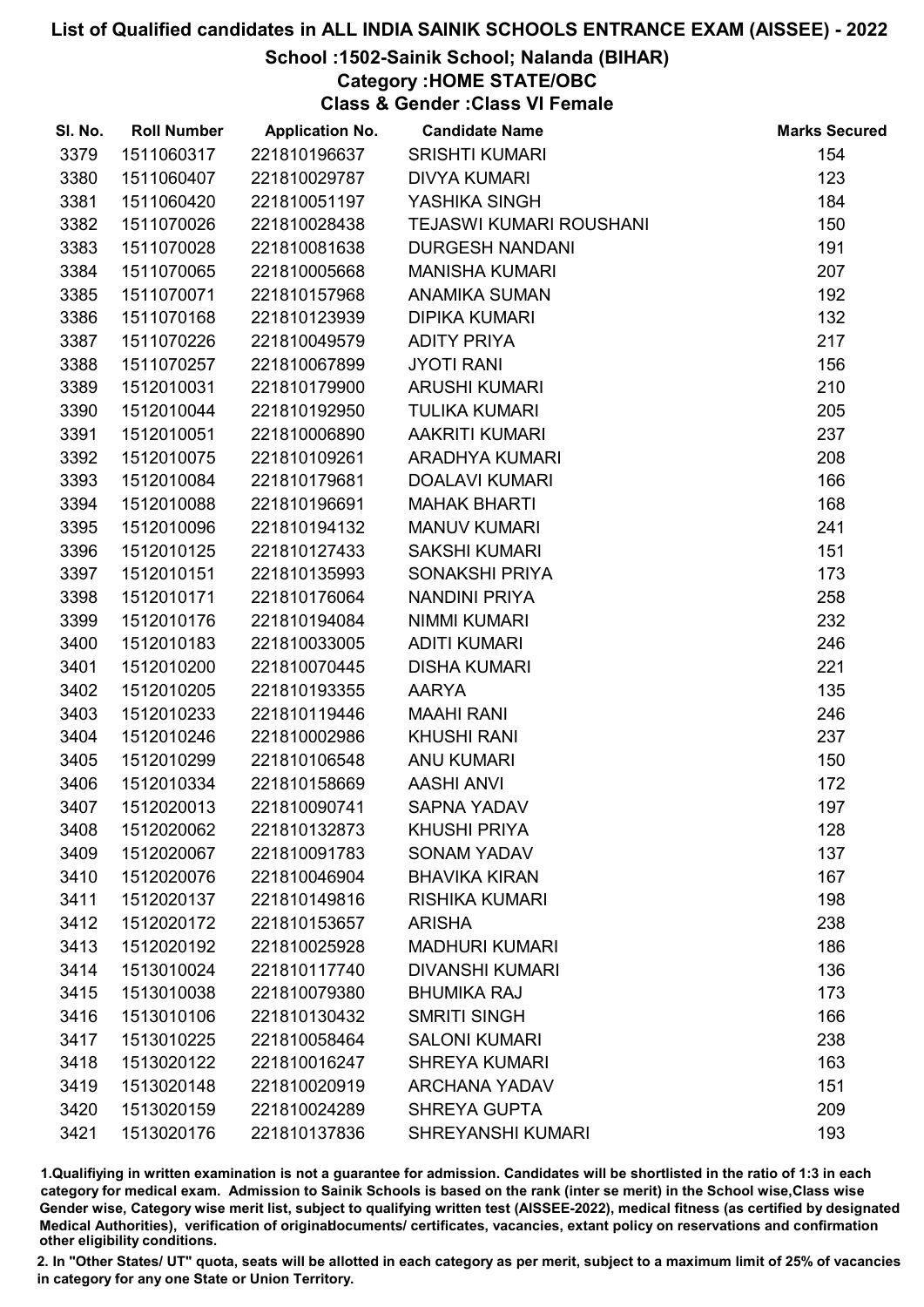# List of Qualified candidates in ALL INDIA SAINIK SCHOOLS ENTRANCE EXAM (AISSEE) - 2022

## School :1502-Sainik School; Nalanda (BIHAR)

### Category :HOME STATE/OBC

### Class & Gender :Class VI Female

| Sl. No. | Roll Number | Application No. | Candidate Name | Marks Secured |
|---|---|---|---|---|
| 3379 | 1511060317 | 221810196637 | SRISHTI KUMARI | 154 |
| 3380 | 1511060407 | 221810029787 | DIVYA KUMARI | 123 |
| 3381 | 1511060420 | 221810051197 | YASHIKA SINGH | 184 |
| 3382 | 1511070026 | 221810028438 | TEJASWI KUMARI ROUSHANI | 150 |
| 3383 | 1511070028 | 221810081638 | DURGESH NANDANI | 191 |
| 3384 | 1511070065 | 221810005668 | MANISHA KUMARI | 207 |
| 3385 | 1511070071 | 221810157968 | ANAMIKA SUMAN | 192 |
| 3386 | 1511070168 | 221810123939 | DIPIKA KUMARI | 132 |
| 3387 | 1511070226 | 221810049579 | ADITY PRIYA | 217 |
| 3388 | 1511070257 | 221810067899 | JYOTI RANI | 156 |
| 3389 | 1512010031 | 221810179900 | ARUSHI KUMARI | 210 |
| 3390 | 1512010044 | 221810192950 | TULIKA KUMARI | 205 |
| 3391 | 1512010051 | 221810006890 | AAKRITI KUMARI | 237 |
| 3392 | 1512010075 | 221810109261 | ARADHYA KUMARI | 208 |
| 3393 | 1512010084 | 221810179681 | DOALAVI KUMARI | 166 |
| 3394 | 1512010088 | 221810196691 | MAHAK BHARTI | 168 |
| 3395 | 1512010096 | 221810194132 | MANUV KUMARI | 241 |
| 3396 | 1512010125 | 221810127433 | SAKSHI KUMARI | 151 |
| 3397 | 1512010151 | 221810135993 | SONAKSHI PRIYA | 173 |
| 3398 | 1512010171 | 221810176064 | NANDINI PRIYA | 258 |
| 3399 | 1512010176 | 221810194084 | NIMMI KUMARI | 232 |
| 3400 | 1512010183 | 221810033005 | ADITI KUMARI | 246 |
| 3401 | 1512010200 | 221810070445 | DISHA KUMARI | 221 |
| 3402 | 1512010205 | 221810193355 | AARYA | 135 |
| 3403 | 1512010233 | 221810119446 | MAAHI RANI | 246 |
| 3404 | 1512010246 | 221810002986 | KHUSHI RANI | 237 |
| 3405 | 1512010299 | 221810106548 | ANU KUMARI | 150 |
| 3406 | 1512010334 | 221810158669 | AASHI ANVI | 172 |
| 3407 | 1512020013 | 221810090741 | SAPNA YADAV | 197 |
| 3408 | 1512020062 | 221810132873 | KHUSHI PRIYA | 128 |
| 3409 | 1512020067 | 221810091783 | SONAM YADAV | 137 |
| 3410 | 1512020076 | 221810046904 | BHAVIKA KIRAN | 167 |
| 3411 | 1512020137 | 221810149816 | RISHIKA KUMARI | 198 |
| 3412 | 1512020172 | 221810153657 | ARISHA | 238 |
| 3413 | 1512020192 | 221810025928 | MADHURI KUMARI | 186 |
| 3414 | 1513010024 | 221810117740 | DIVANSHI KUMARI | 136 |
| 3415 | 1513010038 | 221810079380 | BHUMIKA RAJ | 173 |
| 3416 | 1513010106 | 221810130432 | SMRITI SINGH | 166 |
| 3417 | 1513010225 | 221810058464 | SALONI KUMARI | 238 |
| 3418 | 1513020122 | 221810016247 | SHREYA KUMARI | 163 |
| 3419 | 1513020148 | 221810020919 | ARCHANA YADAV | 151 |
| 3420 | 1513020159 | 221810024289 | SHREYA GUPTA | 209 |
| 3421 | 1513020176 | 221810137836 | SHREYANSHI KUMARI | 193 |

1.Qualifiying in written examination is not a guarantee for admission. Candidates will be shortlisted in the ratio of 1:3 in each category for medical exam. Admission to Sainik Schools is based on the rank (inter se merit) in the School wise,Class wise Gender wise, Category wise merit list, subject to qualifying written test (AISSEE-2022), medical fitness (as certified by designated Medical Authorities), verification of originaldocuments/ certificates, vacancies, extant policy on reservations and confirmation other eligibility conditions.

2. In "Other States/ UT" quota, seats will be allotted in each category as per merit, subject to a maximum limit of 25% of vacancies in category for any one State or Union Territory.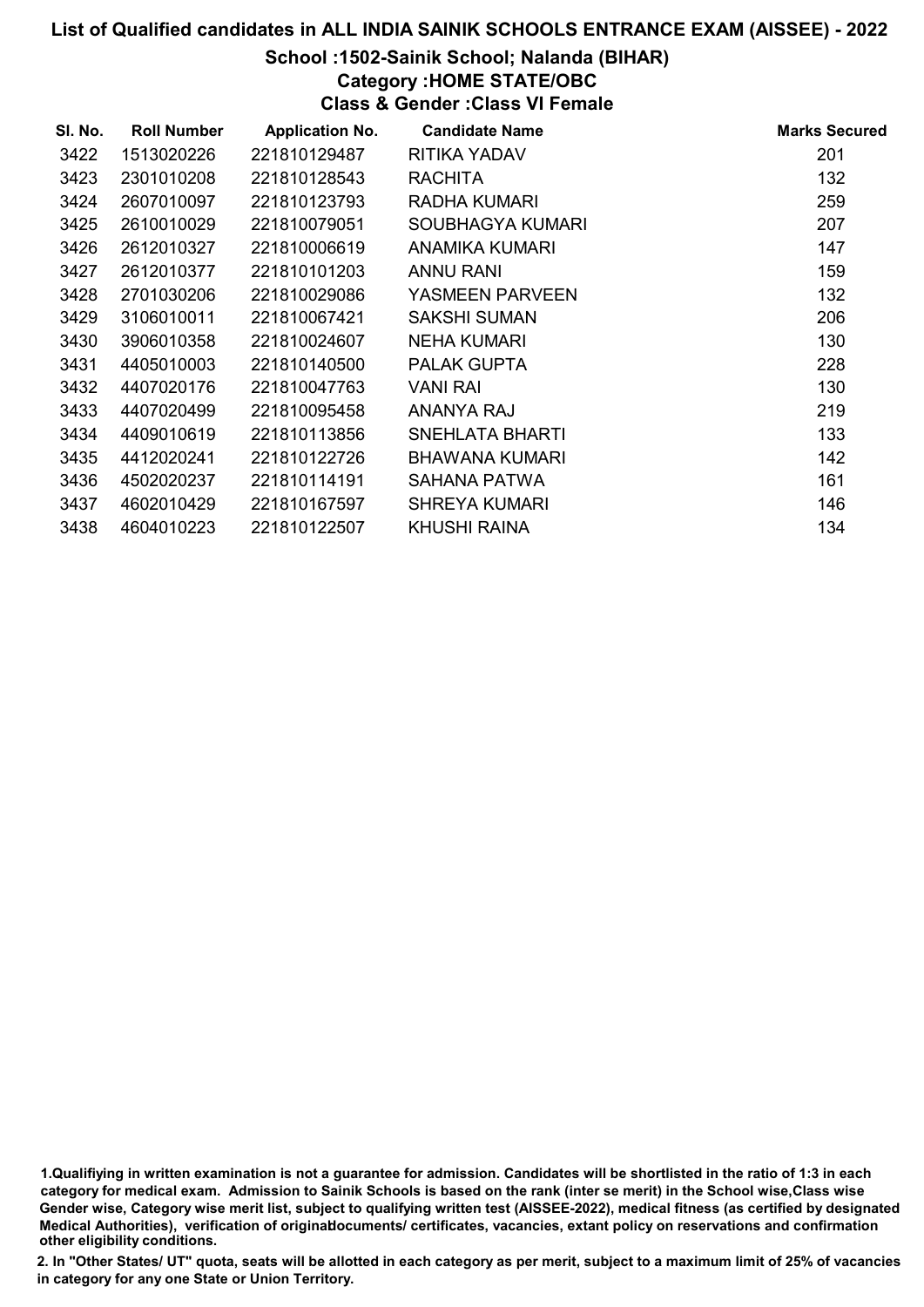# List of Qualified candidates in ALL INDIA SAINIK SCHOOLS ENTRANCE EXAM (AISSEE) - 2022

## School :1502-Sainik School; Nalanda (BIHAR)

### Category :HOME STATE/OBC

### Class & Gender :Class VI Female

| Sl. No. | Roll Number | Application No. | Candidate Name | Marks Secured |
|---|---|---|---|---|
| 3422 | 1513020226 | 221810129487 | RITIKA YADAV | 201 |
| 3423 | 2301010208 | 221810128543 | RACHITA | 132 |
| 3424 | 2607010097 | 221810123793 | RADHA KUMARI | 259 |
| 3425 | 2610010029 | 221810079051 | SOUBHAGYA KUMARI | 207 |
| 3426 | 2612010327 | 221810006619 | ANAMIKA KUMARI | 147 |
| 3427 | 2612010377 | 221810101203 | ANNU RANI | 159 |
| 3428 | 2701030206 | 221810029086 | YASMEEN PARVEEN | 132 |
| 3429 | 3106010011 | 221810067421 | SAKSHI SUMAN | 206 |
| 3430 | 3906010358 | 221810024607 | NEHA KUMARI | 130 |
| 3431 | 4405010003 | 221810140500 | PALAK GUPTA | 228 |
| 3432 | 4407020176 | 221810047763 | VANI RAI | 130 |
| 3433 | 4407020499 | 221810095458 | ANANYA RAJ | 219 |
| 3434 | 4409010619 | 221810113856 | SNEHLATA BHARTI | 133 |
| 3435 | 4412020241 | 221810122726 | BHAWANA KUMARI | 142 |
| 3436 | 4502020237 | 221810114191 | SAHANA PATWA | 161 |
| 3437 | 4602010429 | 221810167597 | SHREYA KUMARI | 146 |
| 3438 | 4604010223 | 221810122507 | KHUSHI RAINA | 134 |

1.Qualifiying in written examination is not a guarantee for admission. Candidates will be shortlisted in the ratio of 1:3 in each category for medical exam. Admission to Sainik Schools is based on the rank (inter se merit) in the School wise,Class wise Gender wise, Category wise merit list, subject to qualifying written test (AISSEE-2022), medical fitness (as certified by designated Medical Authorities), verification of originaldocuments/ certificates, vacancies, extant policy on reservations and confirmation other eligibility conditions.

2. In "Other States/ UT" quota, seats will be allotted in each category as per merit, subject to a maximum limit of 25% of vacancies in category for any one State or Union Territory.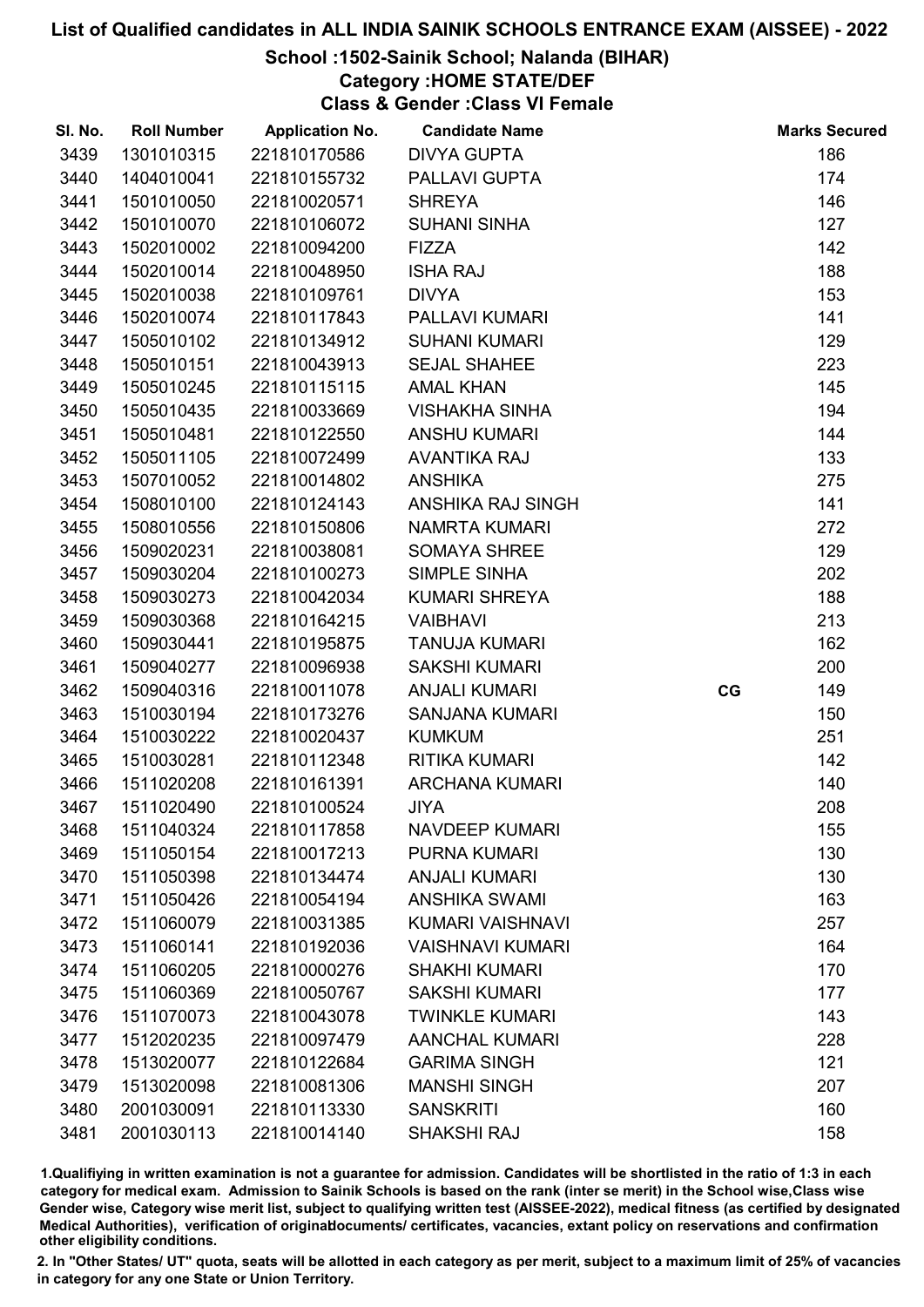# List of Qualified candidates in ALL INDIA SAINIK SCHOOLS ENTRANCE EXAM (AISSEE) - 2022

## School :1502-Sainik School; Nalanda (BIHAR)

### Category :HOME STATE/DEF

### Class & Gender :Class VI Female

| Sl. No. | Roll Number | Application No. | Candidate Name | | Marks Secured |
|---|---|---|---|---|---|
| 3439 | 1301010315 | 221810170586 | DIVYA GUPTA | | 186 |
| 3440 | 1404010041 | 221810155732 | PALLAVI GUPTA | | 174 |
| 3441 | 1501010050 | 221810020571 | SHREYA | | 146 |
| 3442 | 1501010070 | 221810106072 | SUHANI SINHA | | 127 |
| 3443 | 1502010002 | 221810094200 | FIZZA | | 142 |
| 3444 | 1502010014 | 221810048950 | ISHA RAJ | | 188 |
| 3445 | 1502010038 | 221810109761 | DIVYA | | 153 |
| 3446 | 1502010074 | 221810117843 | PALLAVI KUMARI | | 141 |
| 3447 | 1505010102 | 221810134912 | SUHANI KUMARI | | 129 |
| 3448 | 1505010151 | 221810043913 | SEJAL SHAHEE | | 223 |
| 3449 | 1505010245 | 221810115115 | AMAL KHAN | | 145 |
| 3450 | 1505010435 | 221810033669 | VISHAKHA SINHA | | 194 |
| 3451 | 1505010481 | 221810122550 | ANSHU KUMARI | | 144 |
| 3452 | 1505011105 | 221810072499 | AVANTIKA RAJ | | 133 |
| 3453 | 1507010052 | 221810014802 | ANSHIKA | | 275 |
| 3454 | 1508010100 | 221810124143 | ANSHIKA RAJ SINGH | | 141 |
| 3455 | 1508010556 | 221810150806 | NAMRTA KUMARI | | 272 |
| 3456 | 1509020231 | 221810038081 | SOMAYA SHREE | | 129 |
| 3457 | 1509030204 | 221810100273 | SIMPLE SINHA | | 202 |
| 3458 | 1509030273 | 221810042034 | KUMARI SHREYA | | 188 |
| 3459 | 1509030368 | 221810164215 | VAIBHAVI | | 213 |
| 3460 | 1509030441 | 221810195875 | TANUJA KUMARI | | 162 |
| 3461 | 1509040277 | 221810096938 | SAKSHI KUMARI | | 200 |
| 3462 | 1509040316 | 221810011078 | ANJALI KUMARI | CG | 149 |
| 3463 | 1510030194 | 221810173276 | SANJANA KUMARI | | 150 |
| 3464 | 1510030222 | 221810020437 | KUMKUM | | 251 |
| 3465 | 1510030281 | 221810112348 | RITIKA KUMARI | | 142 |
| 3466 | 1511020208 | 221810161391 | ARCHANA KUMARI | | 140 |
| 3467 | 1511020490 | 221810100524 | JIYA | | 208 |
| 3468 | 1511040324 | 221810117858 | NAVDEEP KUMARI | | 155 |
| 3469 | 1511050154 | 221810017213 | PURNA KUMARI | | 130 |
| 3470 | 1511050398 | 221810134474 | ANJALI KUMARI | | 130 |
| 3471 | 1511050426 | 221810054194 | ANSHIKA SWAMI | | 163 |
| 3472 | 1511060079 | 221810031385 | KUMARI VAISHNAVI | | 257 |
| 3473 | 1511060141 | 221810192036 | VAISHNAVI KUMARI | | 164 |
| 3474 | 1511060205 | 221810000276 | SHAKHI KUMARI | | 170 |
| 3475 | 1511060369 | 221810050767 | SAKSHI KUMARI | | 177 |
| 3476 | 1511070073 | 221810043078 | TWINKLE KUMARI | | 143 |
| 3477 | 1512020235 | 221810097479 | AANCHAL KUMARI | | 228 |
| 3478 | 1513020077 | 221810122684 | GARIMA SINGH | | 121 |
| 3479 | 1513020098 | 221810081306 | MANSHI SINGH | | 207 |
| 3480 | 2001030091 | 221810113330 | SANSKRITI | | 160 |
| 3481 | 2001030113 | 221810014140 | SHAKSHI RAJ | | 158 |

1.Qualifiying in written examination is not a guarantee for admission. Candidates will be shortlisted in the ratio of 1:3 in each category for medical exam. Admission to Sainik Schools is based on the rank (inter se merit) in the School wise,Class wise Gender wise, Category wise merit list, subject to qualifying written test (AISSEE-2022), medical fitness (as certified by designated Medical Authorities), verification of originaldocuments/ certificates, vacancies, extant policy on reservations and confirmation other eligibility conditions.

2. In "Other States/ UT" quota, seats will be allotted in each category as per merit, subject to a maximum limit of 25% of vacancies in category for any one State or Union Territory.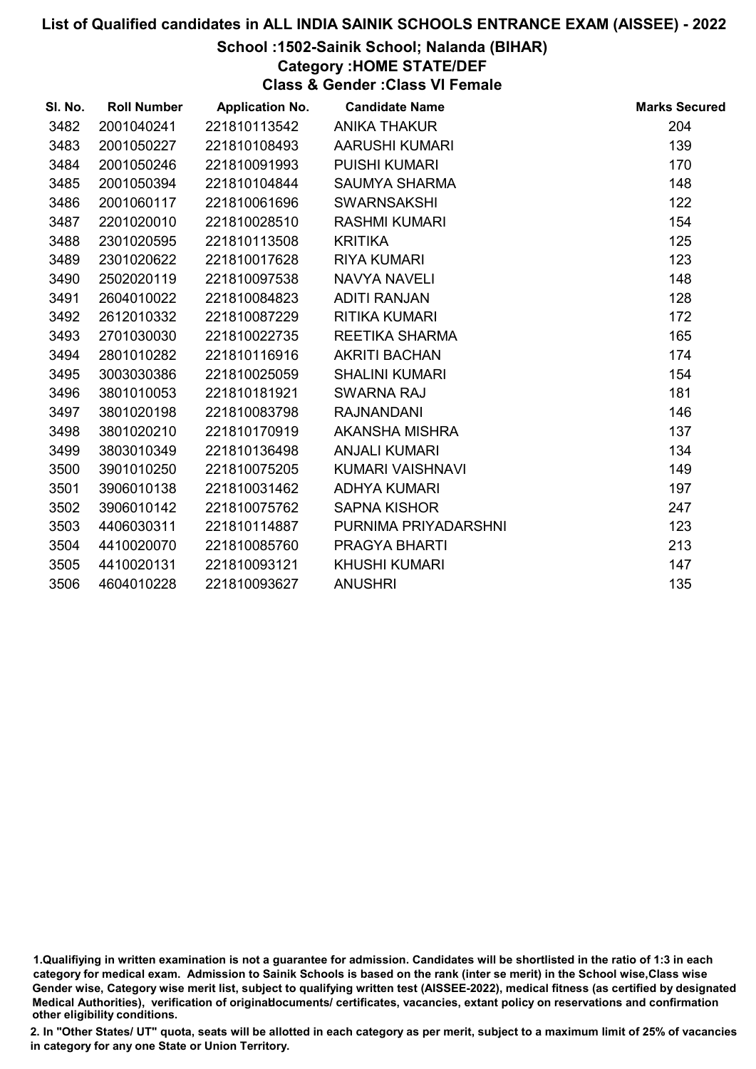# List of Qualified candidates in ALL INDIA SAINIK SCHOOLS ENTRANCE EXAM (AISSEE) - 2022

## School :1502-Sainik School; Nalanda (BIHAR)

### Category :HOME STATE/DEF

### Class & Gender :Class VI Female

| Sl. No. | Roll Number | Application No. | Candidate Name | Marks Secured |
|---|---|---|---|---|
| 3482 | 2001040241 | 221810113542 | ANIKA THAKUR | 204 |
| 3483 | 2001050227 | 221810108493 | AARUSHI KUMARI | 139 |
| 3484 | 2001050246 | 221810091993 | PUISHI KUMARI | 170 |
| 3485 | 2001050394 | 221810104844 | SAUMYA SHARMA | 148 |
| 3486 | 2001060117 | 221810061696 | SWARNSAKSHI | 122 |
| 3487 | 2201020010 | 221810028510 | RASHMI KUMARI | 154 |
| 3488 | 2301020595 | 221810113508 | KRITIKA | 125 |
| 3489 | 2301020622 | 221810017628 | RIYA KUMARI | 123 |
| 3490 | 2502020119 | 221810097538 | NAVYA NAVELI | 148 |
| 3491 | 2604010022 | 221810084823 | ADITI RANJAN | 128 |
| 3492 | 2612010332 | 221810087229 | RITIKA KUMARI | 172 |
| 3493 | 2701030030 | 221810022735 | REETIKA SHARMA | 165 |
| 3494 | 2801010282 | 221810116916 | AKRITI BACHAN | 174 |
| 3495 | 3003030386 | 221810025059 | SHALINI KUMARI | 154 |
| 3496 | 3801010053 | 221810181921 | SWARNA RAJ | 181 |
| 3497 | 3801020198 | 221810083798 | RAJNANDANI | 146 |
| 3498 | 3801020210 | 221810170919 | AKANSHA MISHRA | 137 |
| 3499 | 3803010349 | 221810136498 | ANJALI KUMARI | 134 |
| 3500 | 3901010250 | 221810075205 | KUMARI VAISHNAVI | 149 |
| 3501 | 3906010138 | 221810031462 | ADHYA KUMARI | 197 |
| 3502 | 3906010142 | 221810075762 | SAPNA KISHOR | 247 |
| 3503 | 4406030311 | 221810114887 | PURNIMA PRIYADARSHNI | 123 |
| 3504 | 4410020070 | 221810085760 | PRAGYA BHARTI | 213 |
| 3505 | 4410020131 | 221810093121 | KHUSHI KUMARI | 147 |
| 3506 | 4604010228 | 221810093627 | ANUSHRI | 135 |

1.Qualifiying in written examination is not a guarantee for admission. Candidates will be shortlisted in the ratio of 1:3 in each category for medical exam. Admission to Sainik Schools is based on the rank (inter se merit) in the School wise,Class wise Gender wise, Category wise merit list, subject to qualifying written test (AISSEE-2022), medical fitness (as certified by designated Medical Authorities), verification of originaldocuments/ certificates, vacancies, extant policy on reservations and confirmation other eligibility conditions.

2. In "Other States/ UT" quota, seats will be allotted in each category as per merit, subject to a maximum limit of 25% of vacancies in category for any one State or Union Territory.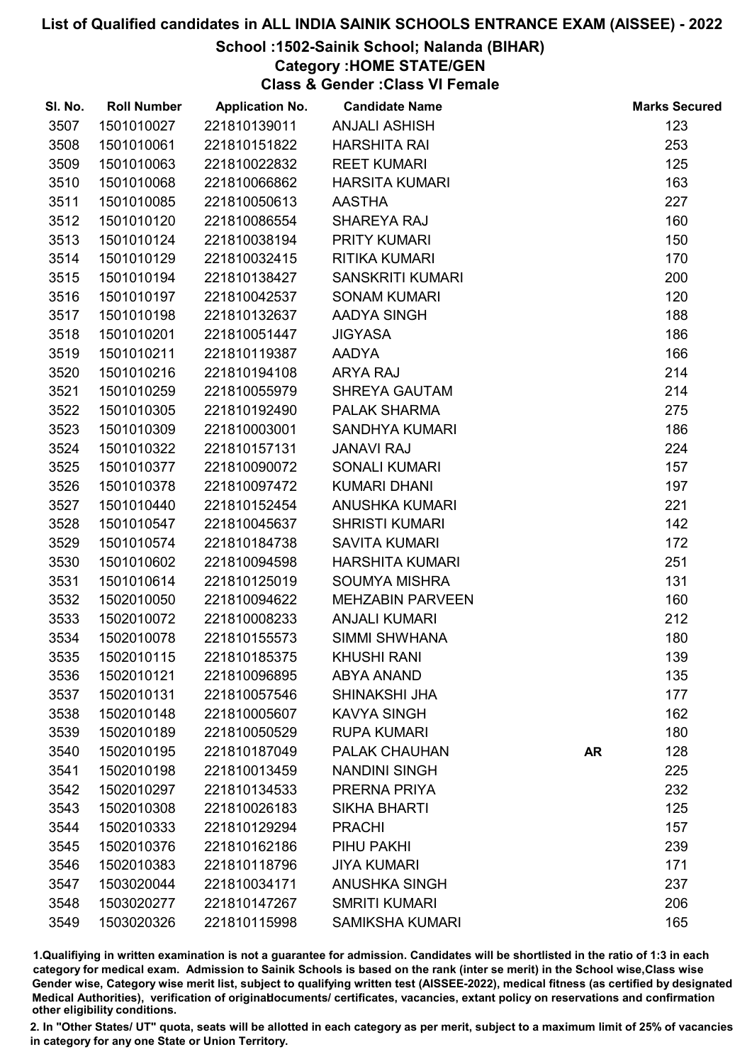# List of Qualified candidates in ALL INDIA SAINIK SCHOOLS ENTRANCE EXAM (AISSEE) - 2022

## School :1502-Sainik School; Nalanda (BIHAR)

### Category :HOME STATE/GEN

### Class & Gender :Class VI Female

| Sl. No. | Roll Number | Application No. | Candidate Name | | Marks Secured |
|---|---|---|---|---|---|
| 3507 | 1501010027 | 221810139011 | ANJALI ASHISH | | 123 |
| 3508 | 1501010061 | 221810151822 | HARSHITA RAI | | 253 |
| 3509 | 1501010063 | 221810022832 | REET KUMARI | | 125 |
| 3510 | 1501010068 | 221810066862 | HARSITA KUMARI | | 163 |
| 3511 | 1501010085 | 221810050613 | AASTHA | | 227 |
| 3512 | 1501010120 | 221810086554 | SHAREYA RAJ | | 160 |
| 3513 | 1501010124 | 221810038194 | PRITY KUMARI | | 150 |
| 3514 | 1501010129 | 221810032415 | RITIKA KUMARI | | 170 |
| 3515 | 1501010194 | 221810138427 | SANSKRITI KUMARI | | 200 |
| 3516 | 1501010197 | 221810042537 | SONAM KUMARI | | 120 |
| 3517 | 1501010198 | 221810132637 | AADYA SINGH | | 188 |
| 3518 | 1501010201 | 221810051447 | JIGYASA | | 186 |
| 3519 | 1501010211 | 221810119387 | AADYA | | 166 |
| 3520 | 1501010216 | 221810194108 | ARYA RAJ | | 214 |
| 3521 | 1501010259 | 221810055979 | SHREYA GAUTAM | | 214 |
| 3522 | 1501010305 | 221810192490 | PALAK SHARMA | | 275 |
| 3523 | 1501010309 | 221810003001 | SANDHYA KUMARI | | 186 |
| 3524 | 1501010322 | 221810157131 | JANAVI RAJ | | 224 |
| 3525 | 1501010377 | 221810090072 | SONALI KUMARI | | 157 |
| 3526 | 1501010378 | 221810097472 | KUMARI DHANI | | 197 |
| 3527 | 1501010440 | 221810152454 | ANUSHKA KUMARI | | 221 |
| 3528 | 1501010547 | 221810045637 | SHRISTI KUMARI | | 142 |
| 3529 | 1501010574 | 221810184738 | SAVITA KUMARI | | 172 |
| 3530 | 1501010602 | 221810094598 | HARSHITA KUMARI | | 251 |
| 3531 | 1501010614 | 221810125019 | SOUMYA MISHRA | | 131 |
| 3532 | 1502010050 | 221810094622 | MEHZABIN PARVEEN | | 160 |
| 3533 | 1502010072 | 221810008233 | ANJALI KUMARI | | 212 |
| 3534 | 1502010078 | 221810155573 | SIMMI SHWHANA | | 180 |
| 3535 | 1502010115 | 221810185375 | KHUSHI RANI | | 139 |
| 3536 | 1502010121 | 221810096895 | ABYA ANAND | | 135 |
| 3537 | 1502010131 | 221810057546 | SHINAKSHI JHA | | 177 |
| 3538 | 1502010148 | 221810005607 | KAVYA SINGH | | 162 |
| 3539 | 1502010189 | 221810050529 | RUPA KUMARI | | 180 |
| 3540 | 1502010195 | 221810187049 | PALAK CHAUHAN | AR | 128 |
| 3541 | 1502010198 | 221810013459 | NANDINI SINGH | | 225 |
| 3542 | 1502010297 | 221810134533 | PRERNA PRIYA | | 232 |
| 3543 | 1502010308 | 221810026183 | SIKHA BHARTI | | 125 |
| 3544 | 1502010333 | 221810129294 | PRACHI | | 157 |
| 3545 | 1502010376 | 221810162186 | PIHU PAKHI | | 239 |
| 3546 | 1502010383 | 221810118796 | JIYA KUMARI | | 171 |
| 3547 | 1503020044 | 221810034171 | ANUSHKA SINGH | | 237 |
| 3548 | 1503020277 | 221810147267 | SMRITI KUMARI | | 206 |
| 3549 | 1503020326 | 221810115998 | SAMIKSHA KUMARI | | 165 |

1.Qualifying in written examination is not a guarantee for admission. Candidates will be shortlisted in the ratio of 1:3 in each category for medical exam. Admission to Sainik Schools is based on the rank (inter se merit) in the School wise,Class wise Gender wise, Category wise merit list, subject to qualifying written test (AISSEE-2022), medical fitness (as certified by designated Medical Authorities), verification of originaldocuments/ certificates, vacancies, extant policy on reservations and confirmation other eligibility conditions.

2. In "Other States/ UT" quota, seats will be allotted in each category as per merit, subject to a maximum limit of 25% of vacancies in category for any one State or Union Territory.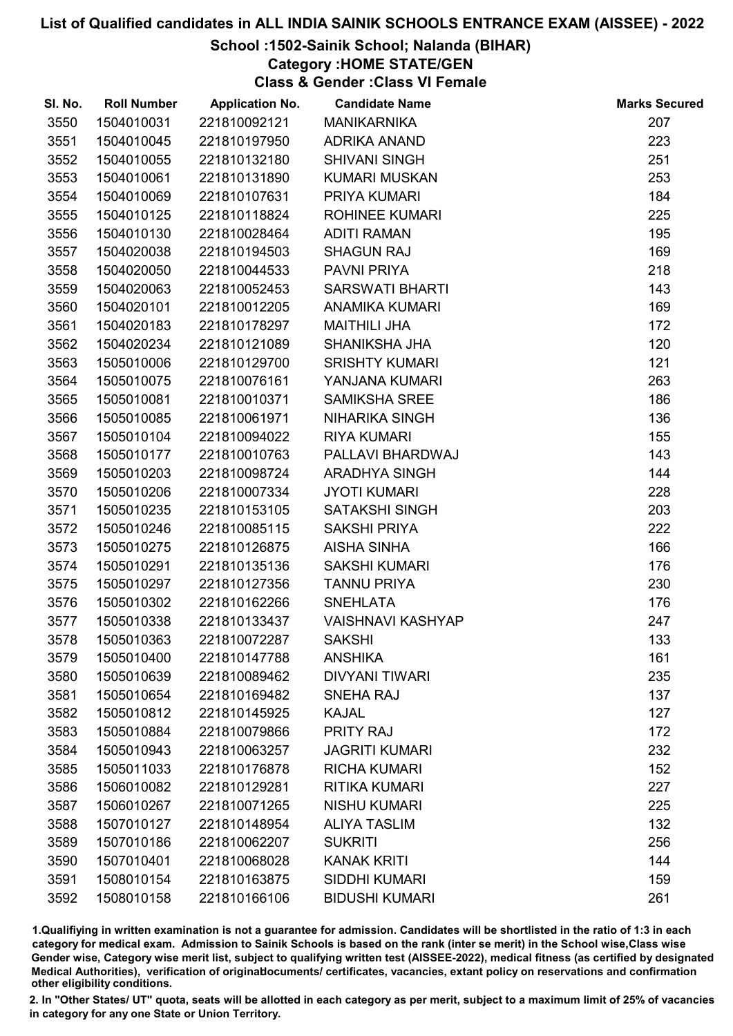# List of Qualified candidates in ALL INDIA SAINIK SCHOOLS ENTRANCE EXAM (AISSEE) - 2022

## School :1502-Sainik School; Nalanda (BIHAR)

### Category :HOME STATE/GEN

### Class & Gender :Class VI Female

| Sl. No. | Roll Number | Application No. | Candidate Name | Marks Secured |
|---|---|---|---|---|
| 3550 | 1504010031 | 221810092121 | MANIKARNIKA | 207 |
| 3551 | 1504010045 | 221810197950 | ADRIKA ANAND | 223 |
| 3552 | 1504010055 | 221810132180 | SHIVANI SINGH | 251 |
| 3553 | 1504010061 | 221810131890 | KUMARI MUSKAN | 253 |
| 3554 | 1504010069 | 221810107631 | PRIYA KUMARI | 184 |
| 3555 | 1504010125 | 221810118824 | ROHINEE KUMARI | 225 |
| 3556 | 1504010130 | 221810028464 | ADITI RAMAN | 195 |
| 3557 | 1504020038 | 221810194503 | SHAGUN RAJ | 169 |
| 3558 | 1504020050 | 221810044533 | PAVNI PRIYA | 218 |
| 3559 | 1504020063 | 221810052453 | SARSWATI BHARTI | 143 |
| 3560 | 1504020101 | 221810012205 | ANAMIKA KUMARI | 169 |
| 3561 | 1504020183 | 221810178297 | MAITHILI JHA | 172 |
| 3562 | 1504020234 | 221810121089 | SHANIKSHA JHA | 120 |
| 3563 | 1505010006 | 221810129700 | SRISHTY KUMARI | 121 |
| 3564 | 1505010075 | 221810076161 | YANJANA KUMARI | 263 |
| 3565 | 1505010081 | 221810010371 | SAMIKSHA SREE | 186 |
| 3566 | 1505010085 | 221810061971 | NIHARIKA SINGH | 136 |
| 3567 | 1505010104 | 221810094022 | RIYA KUMARI | 155 |
| 3568 | 1505010177 | 221810010763 | PALLAVI BHARDWAJ | 143 |
| 3569 | 1505010203 | 221810098724 | ARADHYA SINGH | 144 |
| 3570 | 1505010206 | 221810007334 | JYOTI KUMARI | 228 |
| 3571 | 1505010235 | 221810153105 | SATAKSHI SINGH | 203 |
| 3572 | 1505010246 | 221810085115 | SAKSHI PRIYA | 222 |
| 3573 | 1505010275 | 221810126875 | AISHA SINHA | 166 |
| 3574 | 1505010291 | 221810135136 | SAKSHI KUMARI | 176 |
| 3575 | 1505010297 | 221810127356 | TANNU PRIYA | 230 |
| 3576 | 1505010302 | 221810162266 | SNEHLATA | 176 |
| 3577 | 1505010338 | 221810133437 | VAISHNAVI KASHYAP | 247 |
| 3578 | 1505010363 | 221810072287 | SAKSHI | 133 |
| 3579 | 1505010400 | 221810147788 | ANSHIKA | 161 |
| 3580 | 1505010639 | 221810089462 | DIVYANI TIWARI | 235 |
| 3581 | 1505010654 | 221810169482 | SNEHA RAJ | 137 |
| 3582 | 1505010812 | 221810145925 | KAJAL | 127 |
| 3583 | 1505010884 | 221810079866 | PRITY RAJ | 172 |
| 3584 | 1505010943 | 221810063257 | JAGRITI KUMARI | 232 |
| 3585 | 1505011033 | 221810176878 | RICHA KUMARI | 152 |
| 3586 | 1506010082 | 221810129281 | RITIKA KUMARI | 227 |
| 3587 | 1506010267 | 221810071265 | NISHU KUMARI | 225 |
| 3588 | 1507010127 | 221810148954 | ALIYA TASLIM | 132 |
| 3589 | 1507010186 | 221810062207 | SUKRITI | 256 |
| 3590 | 1507010401 | 221810068028 | KANAK KRITI | 144 |
| 3591 | 1508010154 | 221810163875 | SIDDHI KUMARI | 159 |
| 3592 | 1508010158 | 221810166106 | BIDUSHI KUMARI | 261 |

1.Qualifiying in written examination is not a guarantee for admission. Candidates will be shortlisted in the ratio of 1:3 in each category for medical exam. Admission to Sainik Schools is based on the rank (inter se merit) in the School wise,Class wise Gender wise, Category wise merit list, subject to qualifying written test (AISSEE-2022), medical fitness (as certified by designated Medical Authorities), verification of originaldocuments/ certificates, vacancies, extant policy on reservations and confirmation other eligibility conditions.

2. In "Other States/ UT" quota, seats will be allotted in each category as per merit, subject to a maximum limit of 25% of vacancies in category for any one State or Union Territory.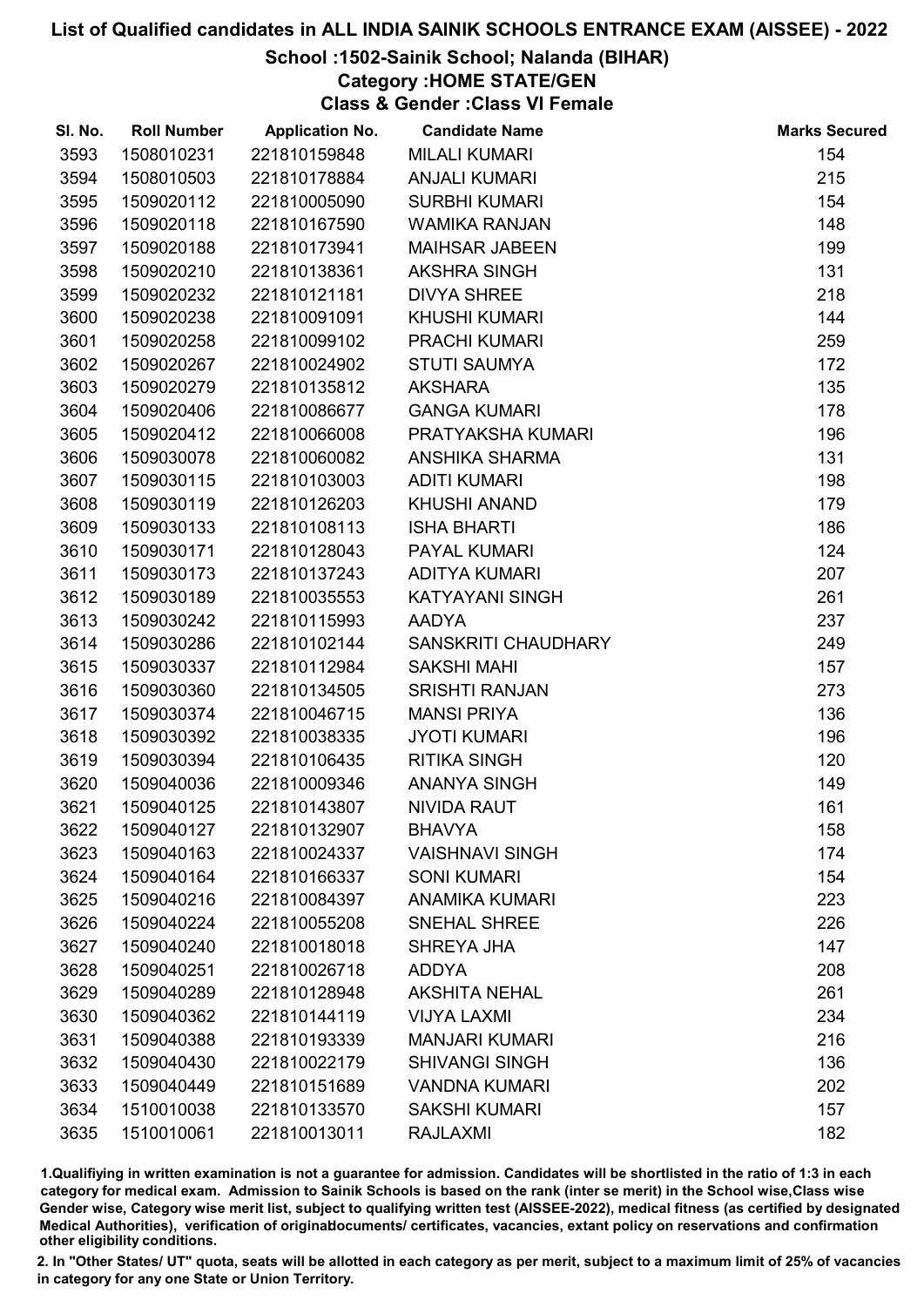# List of Qualified candidates in ALL INDIA SAINIK SCHOOLS ENTRANCE EXAM (AISSEE) - 2022

## School :1502-Sainik School; Nalanda (BIHAR)

### Category :HOME STATE/GEN

### Class & Gender :Class VI Female

| Sl. No. | Roll Number | Application No. | Candidate Name | Marks Secured |
|---|---|---|---|---|
| 3593 | 1508010231 | 221810159848 | MILALI KUMARI | 154 |
| 3594 | 1508010503 | 221810178884 | ANJALI KUMARI | 215 |
| 3595 | 1509020112 | 221810005090 | SURBHI KUMARI | 154 |
| 3596 | 1509020118 | 221810167590 | WAMIKA RANJAN | 148 |
| 3597 | 1509020188 | 221810173941 | MAIHSAR JABEEN | 199 |
| 3598 | 1509020210 | 221810138361 | AKSHRA SINGH | 131 |
| 3599 | 1509020232 | 221810121181 | DIVYA SHREE | 218 |
| 3600 | 1509020238 | 221810091091 | KHUSHI KUMARI | 144 |
| 3601 | 1509020258 | 221810099102 | PRACHI KUMARI | 259 |
| 3602 | 1509020267 | 221810024902 | STUTI SAUMYA | 172 |
| 3603 | 1509020279 | 221810135812 | AKSHARA | 135 |
| 3604 | 1509020406 | 221810086677 | GANGA KUMARI | 178 |
| 3605 | 1509020412 | 221810066008 | PRATYAKSHA KUMARI | 196 |
| 3606 | 1509030078 | 221810060082 | ANSHIKA SHARMA | 131 |
| 3607 | 1509030115 | 221810103003 | ADITI KUMARI | 198 |
| 3608 | 1509030119 | 221810126203 | KHUSHI ANAND | 179 |
| 3609 | 1509030133 | 221810108113 | ISHA BHARTI | 186 |
| 3610 | 1509030171 | 221810128043 | PAYAL KUMARI | 124 |
| 3611 | 1509030173 | 221810137243 | ADITYA KUMARI | 207 |
| 3612 | 1509030189 | 221810035553 | KATYAYANI SINGH | 261 |
| 3613 | 1509030242 | 221810115993 | AADYA | 237 |
| 3614 | 1509030286 | 221810102144 | SANSKRITI CHAUDHARY | 249 |
| 3615 | 1509030337 | 221810112984 | SAKSHI MAHI | 157 |
| 3616 | 1509030360 | 221810134505 | SRISHTI RANJAN | 273 |
| 3617 | 1509030374 | 221810046715 | MANSI PRIYA | 136 |
| 3618 | 1509030392 | 221810038335 | JYOTI KUMARI | 196 |
| 3619 | 1509030394 | 221810106435 | RITIKA SINGH | 120 |
| 3620 | 1509040036 | 221810009346 | ANANYA SINGH | 149 |
| 3621 | 1509040125 | 221810143807 | NIVIDA RAUT | 161 |
| 3622 | 1509040127 | 221810132907 | BHAVYA | 158 |
| 3623 | 1509040163 | 221810024337 | VAISHNAVI SINGH | 174 |
| 3624 | 1509040164 | 221810166337 | SONI KUMARI | 154 |
| 3625 | 1509040216 | 221810084397 | ANAMIKA KUMARI | 223 |
| 3626 | 1509040224 | 221810055208 | SNEHAL SHREE | 226 |
| 3627 | 1509040240 | 221810018018 | SHREYA JHA | 147 |
| 3628 | 1509040251 | 221810026718 | ADDYA | 208 |
| 3629 | 1509040289 | 221810128948 | AKSHITA NEHAL | 261 |
| 3630 | 1509040362 | 221810144119 | VIJYA LAXMI | 234 |
| 3631 | 1509040388 | 221810193339 | MANJARI KUMARI | 216 |
| 3632 | 1509040430 | 221810022179 | SHIVANGI SINGH | 136 |
| 3633 | 1509040449 | 221810151689 | VANDNA KUMARI | 202 |
| 3634 | 1510010038 | 221810133570 | SAKSHI KUMARI | 157 |
| 3635 | 1510010061 | 221810013011 | RAJLAXMI | 182 |

1.Qualifiying in written examination is not a guarantee for admission. Candidates will be shortlisted in the ratio of 1:3 in each category for medical exam. Admission to Sainik Schools is based on the rank (inter se merit) in the School wise,Class wise Gender wise, Category wise merit list, subject to qualifying written test (AISSEE-2022), medical fitness (as certified by designated Medical Authorities), verification of originaldocuments/ certificates, vacancies, extant policy on reservations and confirmation other eligibility conditions.

2. In "Other States/ UT" quota, seats will be allotted in each category as per merit, subject to a maximum limit of 25% of vacancies in category for any one State or Union Territory.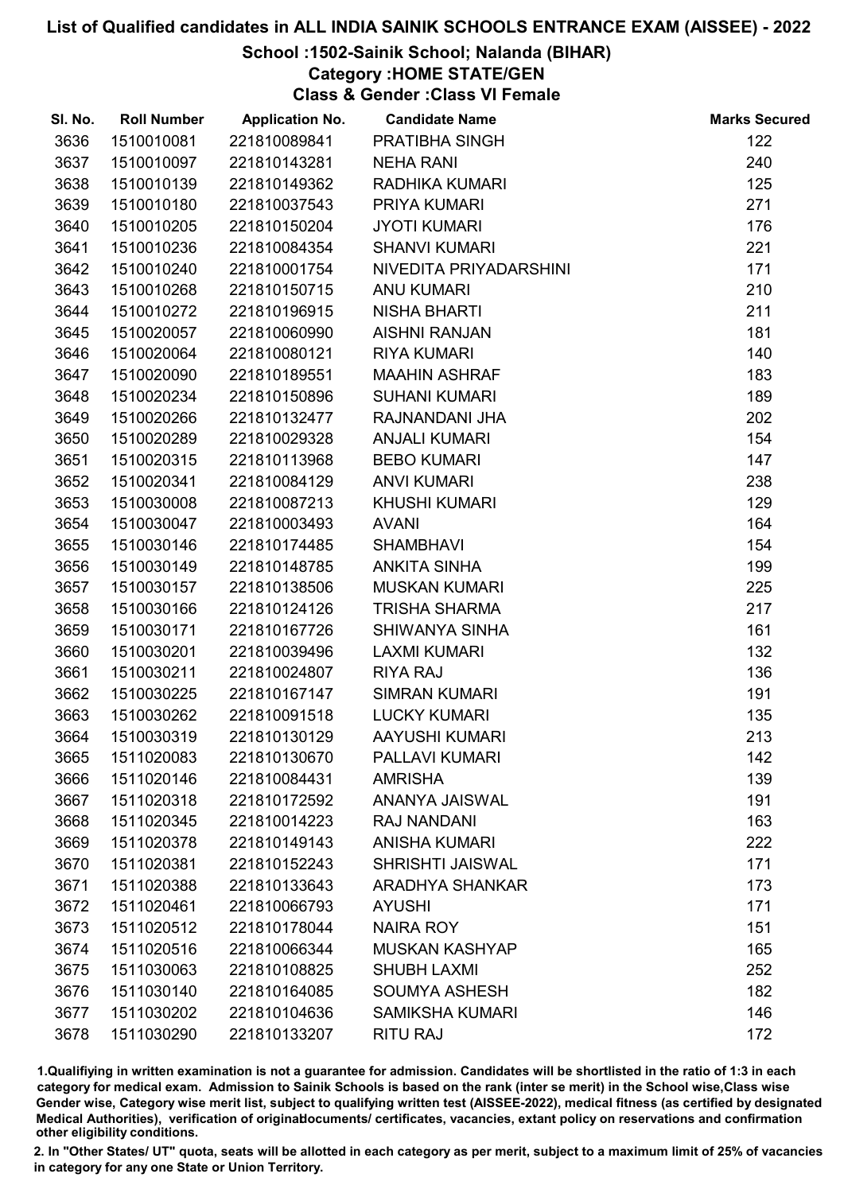# List of Qualified candidates in ALL INDIA SAINIK SCHOOLS ENTRANCE EXAM (AISSEE) - 2022

## School :1502-Sainik School; Nalanda (BIHAR)

### Category :HOME STATE/GEN

### Class & Gender :Class VI Female

| Sl. No. | Roll Number | Application No. | Candidate Name | Marks Secured |
|---|---|---|---|---|
| 3636 | 1510010081 | 221810089841 | PRATIBHA SINGH | 122 |
| 3637 | 1510010097 | 221810143281 | NEHA RANI | 240 |
| 3638 | 1510010139 | 221810149362 | RADHIKA KUMARI | 125 |
| 3639 | 1510010180 | 221810037543 | PRIYA KUMARI | 271 |
| 3640 | 1510010205 | 221810150204 | JYOTI KUMARI | 176 |
| 3641 | 1510010236 | 221810084354 | SHANVI KUMARI | 221 |
| 3642 | 1510010240 | 221810001754 | NIVEDITA PRIYADARSHINI | 171 |
| 3643 | 1510010268 | 221810150715 | ANU KUMARI | 210 |
| 3644 | 1510010272 | 221810196915 | NISHA BHARTI | 211 |
| 3645 | 1510020057 | 221810060990 | AISHNI RANJAN | 181 |
| 3646 | 1510020064 | 221810080121 | RIYA KUMARI | 140 |
| 3647 | 1510020090 | 221810189551 | MAAHIN ASHRAF | 183 |
| 3648 | 1510020234 | 221810150896 | SUHANI KUMARI | 189 |
| 3649 | 1510020266 | 221810132477 | RAJNANDANI JHA | 202 |
| 3650 | 1510020289 | 221810029328 | ANJALI KUMARI | 154 |
| 3651 | 1510020315 | 221810113968 | BEBO KUMARI | 147 |
| 3652 | 1510020341 | 221810084129 | ANVI KUMARI | 238 |
| 3653 | 1510030008 | 221810087213 | KHUSHI KUMARI | 129 |
| 3654 | 1510030047 | 221810003493 | AVANI | 164 |
| 3655 | 1510030146 | 221810174485 | SHAMBHAVI | 154 |
| 3656 | 1510030149 | 221810148785 | ANKITA SINHA | 199 |
| 3657 | 1510030157 | 221810138506 | MUSKAN KUMARI | 225 |
| 3658 | 1510030166 | 221810124126 | TRISHA SHARMA | 217 |
| 3659 | 1510030171 | 221810167726 | SHIWANYA SINHA | 161 |
| 3660 | 1510030201 | 221810039496 | LAXMI KUMARI | 132 |
| 3661 | 1510030211 | 221810024807 | RIYA RAJ | 136 |
| 3662 | 1510030225 | 221810167147 | SIMRAN KUMARI | 191 |
| 3663 | 1510030262 | 221810091518 | LUCKY KUMARI | 135 |
| 3664 | 1510030319 | 221810130129 | AAYUSHI KUMARI | 213 |
| 3665 | 1511020083 | 221810130670 | PALLAVI KUMARI | 142 |
| 3666 | 1511020146 | 221810084431 | AMRISHA | 139 |
| 3667 | 1511020318 | 221810172592 | ANANYA JAISWAL | 191 |
| 3668 | 1511020345 | 221810014223 | RAJ NANDANI | 163 |
| 3669 | 1511020378 | 221810149143 | ANISHA KUMARI | 222 |
| 3670 | 1511020381 | 221810152243 | SHRISHTI JAISWAL | 171 |
| 3671 | 1511020388 | 221810133643 | ARADHYA SHANKAR | 173 |
| 3672 | 1511020461 | 221810066793 | AYUSHI | 171 |
| 3673 | 1511020512 | 221810178044 | NAIRA ROY | 151 |
| 3674 | 1511020516 | 221810066344 | MUSKAN KASHYAP | 165 |
| 3675 | 1511030063 | 221810108825 | SHUBH LAXMI | 252 |
| 3676 | 1511030140 | 221810164085 | SOUMYA ASHESH | 182 |
| 3677 | 1511030202 | 221810104636 | SAMIKSHA KUMARI | 146 |
| 3678 | 1511030290 | 221810133207 | RITU RAJ | 172 |

1.Qualifiying in written examination is not a guarantee for admission. Candidates will be shortlisted in the ratio of 1:3 in each category for medical exam. Admission to Sainik Schools is based on the rank (inter se merit) in the School wise,Class wise Gender wise, Category wise merit list, subject to qualifying written test (AISSEE-2022), medical fitness (as certified by designated Medical Authorities), verification of originaldocuments/ certificates, vacancies, extant policy on reservations and confirmation other eligibility conditions.

2. In "Other States/ UT" quota, seats will be allotted in each category as per merit, subject to a maximum limit of 25% of vacancies in category for any one State or Union Territory.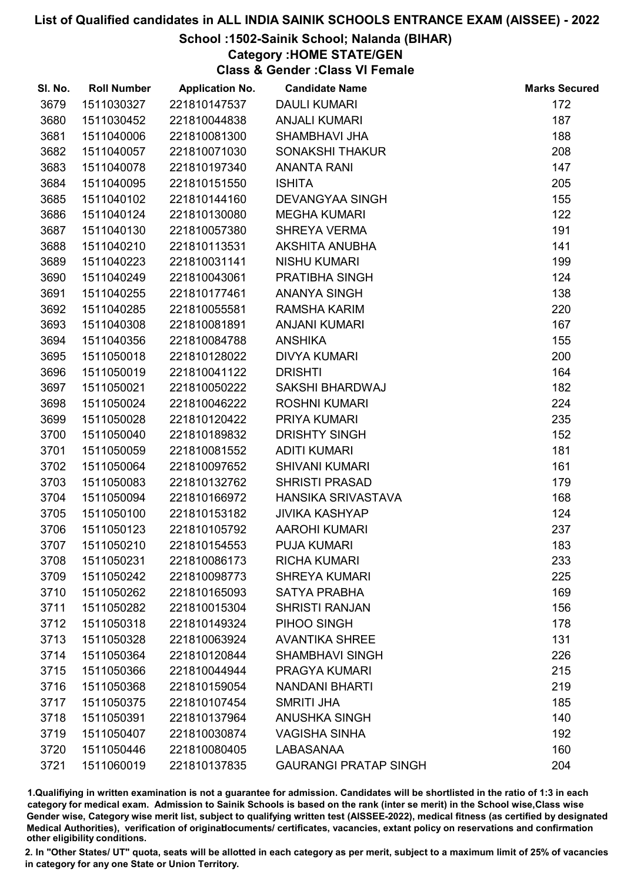# List of Qualified candidates in ALL INDIA SAINIK SCHOOLS ENTRANCE EXAM (AISSEE) - 2022

## School :1502-Sainik School; Nalanda (BIHAR)

### Category :HOME STATE/GEN

### Class & Gender :Class VI Female

| Sl. No. | Roll Number | Application No. | Candidate Name | Marks Secured |
|---|---|---|---|---|
| 3679 | 1511030327 | 221810147537 | DAULI KUMARI | 172 |
| 3680 | 1511030452 | 221810044838 | ANJALI KUMARI | 187 |
| 3681 | 1511040006 | 221810081300 | SHAMBHAVI JHA | 188 |
| 3682 | 1511040057 | 221810071030 | SONAKSHI THAKUR | 208 |
| 3683 | 1511040078 | 221810197340 | ANANTA RANI | 147 |
| 3684 | 1511040095 | 221810151550 | ISHITA | 205 |
| 3685 | 1511040102 | 221810144160 | DEVANGYAA SINGH | 155 |
| 3686 | 1511040124 | 221810130080 | MEGHA KUMARI | 122 |
| 3687 | 1511040130 | 221810057380 | SHREYA VERMA | 191 |
| 3688 | 1511040210 | 221810113531 | AKSHITA ANUBHA | 141 |
| 3689 | 1511040223 | 221810031141 | NISHU KUMARI | 199 |
| 3690 | 1511040249 | 221810043061 | PRATIBHA SINGH | 124 |
| 3691 | 1511040255 | 221810177461 | ANANYA SINGH | 138 |
| 3692 | 1511040285 | 221810055581 | RAMSHA KARIM | 220 |
| 3693 | 1511040308 | 221810081891 | ANJANI KUMARI | 167 |
| 3694 | 1511040356 | 221810084788 | ANSHIKA | 155 |
| 3695 | 1511050018 | 221810128022 | DIVYA KUMARI | 200 |
| 3696 | 1511050019 | 221810041122 | DRISHTI | 164 |
| 3697 | 1511050021 | 221810050222 | SAKSHI BHARDWAJ | 182 |
| 3698 | 1511050024 | 221810046222 | ROSHNI KUMARI | 224 |
| 3699 | 1511050028 | 221810120422 | PRIYA KUMARI | 235 |
| 3700 | 1511050040 | 221810189832 | DRISHTY SINGH | 152 |
| 3701 | 1511050059 | 221810081552 | ADITI KUMARI | 181 |
| 3702 | 1511050064 | 221810097652 | SHIVANI KUMARI | 161 |
| 3703 | 1511050083 | 221810132762 | SHRISTI PRASAD | 179 |
| 3704 | 1511050094 | 221810166972 | HANSIKA SRIVASTAVA | 168 |
| 3705 | 1511050100 | 221810153182 | JIVIKA KASHYAP | 124 |
| 3706 | 1511050123 | 221810105792 | AAROHI KUMARI | 237 |
| 3707 | 1511050210 | 221810154553 | PUJA KUMARI | 183 |
| 3708 | 1511050231 | 221810086173 | RICHA KUMARI | 233 |
| 3709 | 1511050242 | 221810098773 | SHREYA KUMARI | 225 |
| 3710 | 1511050262 | 221810165093 | SATYA PRABHA | 169 |
| 3711 | 1511050282 | 221810015304 | SHRISTI RANJAN | 156 |
| 3712 | 1511050318 | 221810149324 | PIHOO SINGH | 178 |
| 3713 | 1511050328 | 221810063924 | AVANTIKA SHREE | 131 |
| 3714 | 1511050364 | 221810120844 | SHAMBHAVI SINGH | 226 |
| 3715 | 1511050366 | 221810044944 | PRAGYA KUMARI | 215 |
| 3716 | 1511050368 | 221810159054 | NANDANI BHARTI | 219 |
| 3717 | 1511050375 | 221810107454 | SMRITI JHA | 185 |
| 3718 | 1511050391 | 221810137964 | ANUSHKA SINGH | 140 |
| 3719 | 1511050407 | 221810030874 | VAGISHA SINHA | 192 |
| 3720 | 1511050446 | 221810080405 | LABASANAA | 160 |
| 3721 | 1511060019 | 221810137835 | GAURANGI PRATAP SINGH | 204 |

1.Qualifying in written examination is not a guarantee for admission. Candidates will be shortlisted in the ratio of 1:3 in each category for medical exam. Admission to Sainik Schools is based on the rank (inter se merit) in the School wise,Class wise Gender wise, Category wise merit list, subject to qualifying written test (AISSEE-2022), medical fitness (as certified by designated Medical Authorities), verification of originaldocuments/ certificates, vacancies, extant policy on reservations and confirmation other eligibility conditions.

2. In "Other States/ UT" quota, seats will be allotted in each category as per merit, subject to a maximum limit of 25% of vacancies in category for any one State or Union Territory.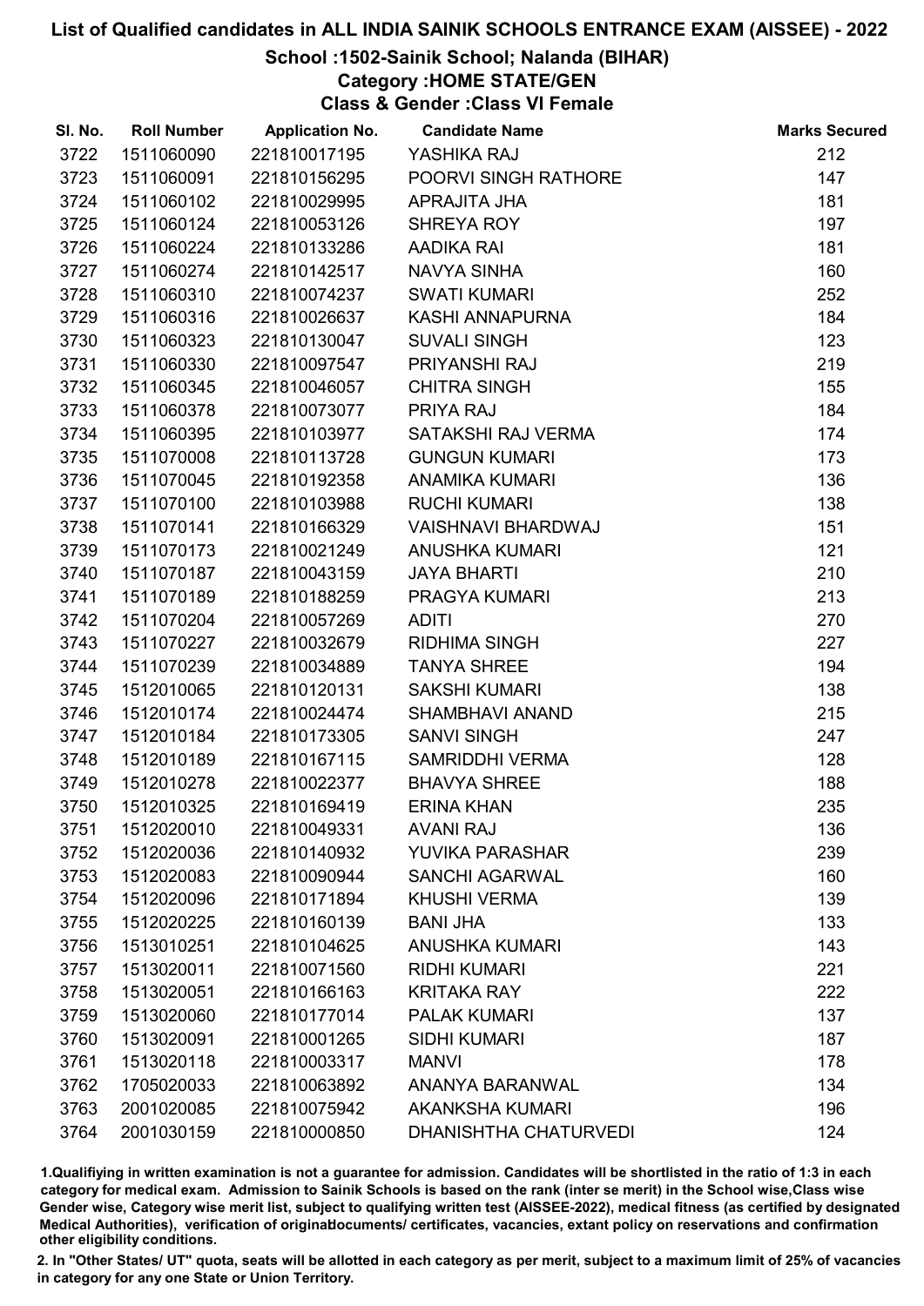# List of Qualified candidates in ALL INDIA SAINIK SCHOOLS ENTRANCE EXAM (AISSEE) - 2022

## School :1502-Sainik School; Nalanda (BIHAR)

### Category :HOME STATE/GEN

### Class & Gender :Class VI Female

| Sl. No. | Roll Number | Application No. | Candidate Name | Marks Secured |
|---|---|---|---|---|
| 3722 | 1511060090 | 221810017195 | YASHIKA RAJ | 212 |
| 3723 | 1511060091 | 221810156295 | POORVI SINGH RATHORE | 147 |
| 3724 | 1511060102 | 221810029995 | APRAJITA JHA | 181 |
| 3725 | 1511060124 | 221810053126 | SHREYA ROY | 197 |
| 3726 | 1511060224 | 221810133286 | AADIKA RAI | 181 |
| 3727 | 1511060274 | 221810142517 | NAVYA SINHA | 160 |
| 3728 | 1511060310 | 221810074237 | SWATI KUMARI | 252 |
| 3729 | 1511060316 | 221810026637 | KASHI ANNAPURNA | 184 |
| 3730 | 1511060323 | 221810130047 | SUVALI SINGH | 123 |
| 3731 | 1511060330 | 221810097547 | PRIYANSHI RAJ | 219 |
| 3732 | 1511060345 | 221810046057 | CHITRA SINGH | 155 |
| 3733 | 1511060378 | 221810073077 | PRIYA RAJ | 184 |
| 3734 | 1511060395 | 221810103977 | SATAKSHI RAJ VERMA | 174 |
| 3735 | 1511070008 | 221810113728 | GUNGUN KUMARI | 173 |
| 3736 | 1511070045 | 221810192358 | ANAMIKA KUMARI | 136 |
| 3737 | 1511070100 | 221810103988 | RUCHI KUMARI | 138 |
| 3738 | 1511070141 | 221810166329 | VAISHNAVI BHARDWAJ | 151 |
| 3739 | 1511070173 | 221810021249 | ANUSHKA KUMARI | 121 |
| 3740 | 1511070187 | 221810043159 | JAYA BHARTI | 210 |
| 3741 | 1511070189 | 221810188259 | PRAGYA KUMARI | 213 |
| 3742 | 1511070204 | 221810057269 | ADITI | 270 |
| 3743 | 1511070227 | 221810032679 | RIDHIMA SINGH | 227 |
| 3744 | 1511070239 | 221810034889 | TANYA SHREE | 194 |
| 3745 | 1512010065 | 221810120131 | SAKSHI KUMARI | 138 |
| 3746 | 1512010174 | 221810024474 | SHAMBHAVI ANAND | 215 |
| 3747 | 1512010184 | 221810173305 | SANVI SINGH | 247 |
| 3748 | 1512010189 | 221810167115 | SAMRIDDHI VERMA | 128 |
| 3749 | 1512010278 | 221810022377 | BHAVYA SHREE | 188 |
| 3750 | 1512010325 | 221810169419 | ERINA KHAN | 235 |
| 3751 | 1512020010 | 221810049331 | AVANI RAJ | 136 |
| 3752 | 1512020036 | 221810140932 | YUVIKA PARASHAR | 239 |
| 3753 | 1512020083 | 221810090944 | SANCHI AGARWAL | 160 |
| 3754 | 1512020096 | 221810171894 | KHUSHI VERMA | 139 |
| 3755 | 1512020225 | 221810160139 | BANI JHA | 133 |
| 3756 | 1513010251 | 221810104625 | ANUSHKA KUMARI | 143 |
| 3757 | 1513020011 | 221810071560 | RIDHI KUMARI | 221 |
| 3758 | 1513020051 | 221810166163 | KRITAKA RAY | 222 |
| 3759 | 1513020060 | 221810177014 | PALAK KUMARI | 137 |
| 3760 | 1513020091 | 221810001265 | SIDHI KUMARI | 187 |
| 3761 | 1513020118 | 221810003317 | MANVI | 178 |
| 3762 | 1705020033 | 221810063892 | ANANYA BARANWAL | 134 |
| 3763 | 2001020085 | 221810075942 | AKANKSHA KUMARI | 196 |
| 3764 | 2001030159 | 221810000850 | DHANISHTHA CHATURVEDI | 124 |

1.Qualifiying in written examination is not a guarantee for admission. Candidates will be shortlisted in the ratio of 1:3 in each category for medical exam. Admission to Sainik Schools is based on the rank (inter se merit) in the School wise,Class wise Gender wise, Category wise merit list, subject to qualifying written test (AISSEE-2022), medical fitness (as certified by designated Medical Authorities), verification of originaldocuments/ certificates, vacancies, extant policy on reservations and confirmation other eligibility conditions.

2. In "Other States/ UT" quota, seats will be allotted in each category as per merit, subject to a maximum limit of 25% of vacancies in category for any one State or Union Territory.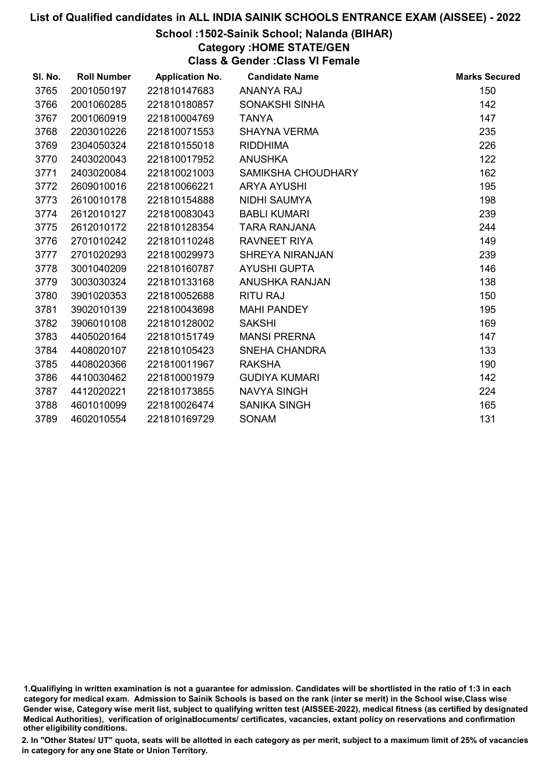# List of Qualified candidates in ALL INDIA SAINIK SCHOOLS ENTRANCE EXAM (AISSEE) - 2022

## School :1502-Sainik School; Nalanda (BIHAR)

### Category :HOME STATE/GEN

### Class & Gender :Class VI Female

| Sl. No. | Roll Number | Application No. | Candidate Name | Marks Secured |
|---|---|---|---|---|
| 3765 | 2001050197 | 221810147683 | ANANYA RAJ | 150 |
| 3766 | 2001060285 | 221810180857 | SONAKSHI SINHA | 142 |
| 3767 | 2001060919 | 221810004769 | TANYA | 147 |
| 3768 | 2203010226 | 221810071553 | SHAYNA VERMA | 235 |
| 3769 | 2304050324 | 221810155018 | RIDDHIMA | 226 |
| 3770 | 2403020043 | 221810017952 | ANUSHKA | 122 |
| 3771 | 2403020084 | 221810021003 | SAMIKSHA CHOUDHARY | 162 |
| 3772 | 2609010016 | 221810066221 | ARYA AYUSHI | 195 |
| 3773 | 2610010178 | 221810154888 | NIDHI SAUMYA | 198 |
| 3774 | 2612010127 | 221810083043 | BABLI KUMARI | 239 |
| 3775 | 2612010172 | 221810128354 | TARA RANJANA | 244 |
| 3776 | 2701010242 | 221810110248 | RAVNEET RIYA | 149 |
| 3777 | 2701020293 | 221810029973 | SHREYA NIRANJAN | 239 |
| 3778 | 3001040209 | 221810160787 | AYUSHI GUPTA | 146 |
| 3779 | 3003030324 | 221810133168 | ANUSHKA RANJAN | 138 |
| 3780 | 3901020353 | 221810052688 | RITU RAJ | 150 |
| 3781 | 3902010139 | 221810043698 | MAHI PANDEY | 195 |
| 3782 | 3906010108 | 221810128002 | SAKSHI | 169 |
| 3783 | 4405020164 | 221810151749 | MANSI PRERNA | 147 |
| 3784 | 4408020107 | 221810105423 | SNEHA CHANDRA | 133 |
| 3785 | 4408020366 | 221810011967 | RAKSHA | 190 |
| 3786 | 4410030462 | 221810001979 | GUDIYA KUMARI | 142 |
| 3787 | 4412020221 | 221810173855 | NAVYA SINGH | 224 |
| 3788 | 4601010099 | 221810026474 | SANIKA SINGH | 165 |
| 3789 | 4602010554 | 221810169729 | SONAM | 131 |

1.Qualifiying in written examination is not a guarantee for admission. Candidates will be shortlisted in the ratio of 1:3 in each category for medical exam. Admission to Sainik Schools is based on the rank (inter se merit) in the School wise,Class wise Gender wise, Category wise merit list, subject to qualifying written test (AISSEE-2022), medical fitness (as certified by designated Medical Authorities), verification of originaldocuments/ certificates, vacancies, extant policy on reservations and confirmation other eligibility conditions.

2. In "Other States/ UT" quota, seats will be allotted in each category as per merit, subject to a maximum limit of 25% of vacancies in category for any one State or Union Territory.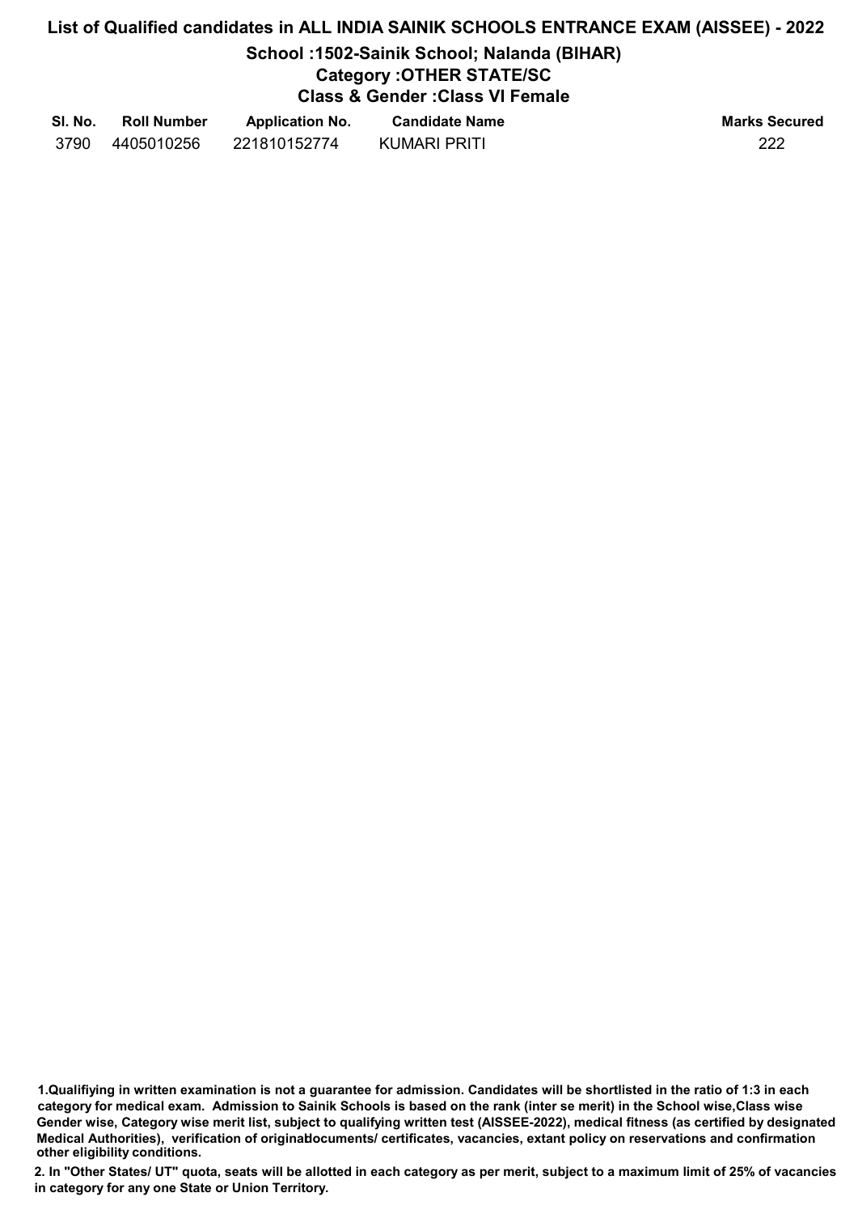# List of Qualified candidates in ALL INDIA SAINIK SCHOOLS ENTRANCE EXAM (AISSEE) - 2022

## School :1502-Sainik School; Nalanda (BIHAR)

### Category :OTHER STATE/SC

### Class & Gender :Class VI Female

| Sl. No. | Roll Number | Application No. | Candidate Name | Marks Secured |
|---|---|---|---|---|
| 3790 | 4405010256 | 221810152774 | KUMARI PRITI | 222 |

**1.Qualifiying in written examination is not a guarantee for admission. Candidates will be shortlisted in the ratio of 1:3 in each category for medical exam. Admission to Sainik Schools is based on the rank (inter se merit) in the School wise,Class wise Gender wise, Category wise merit list, subject to qualifying written test (AISSEE-2022), medical fitness (as certified by designated Medical Authorities), verification of originaldocuments/ certificates, vacancies, extant policy on reservations and confirmation other eligibility conditions.**

**2. In "Other States/ UT" quota, seats will be allotted in each category as per merit, subject to a maximum limit of 25% of vacancies in category for any one State or Union Territory.**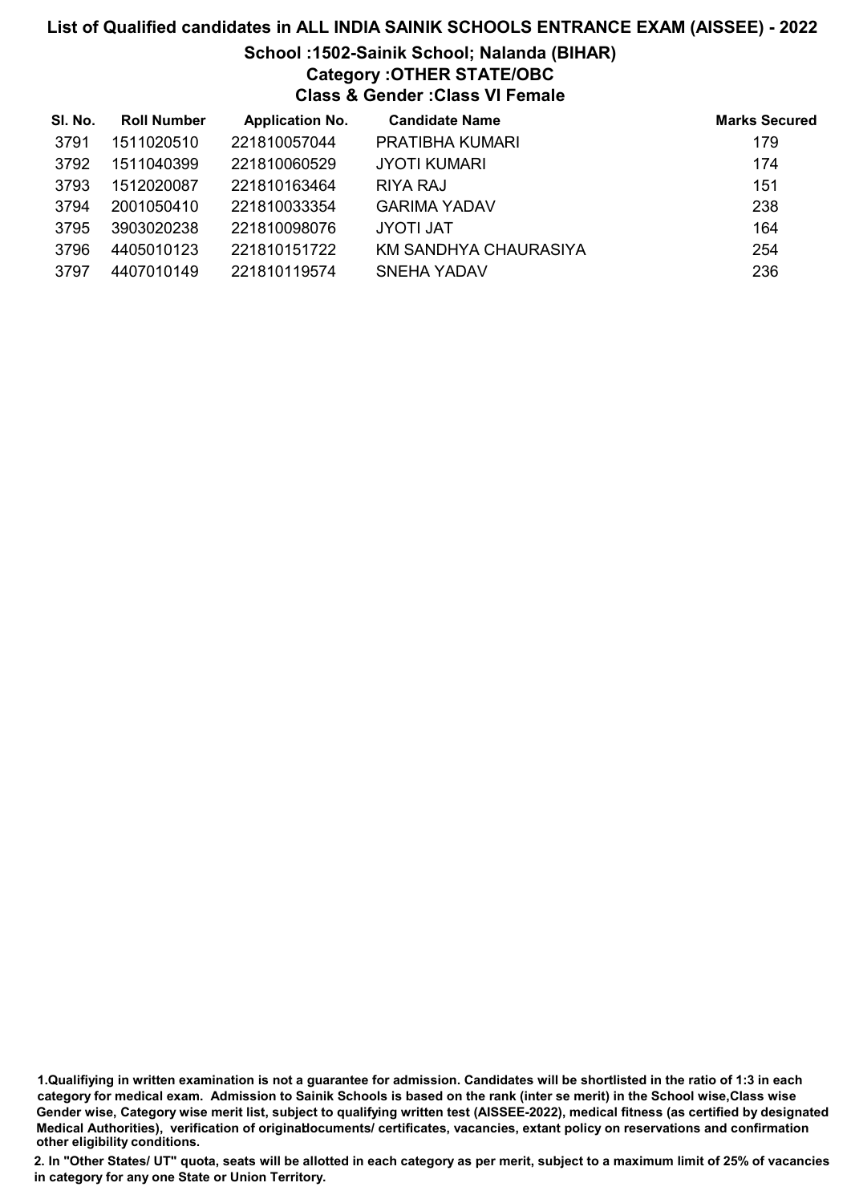# List of Qualified candidates in ALL INDIA SAINIK SCHOOLS ENTRANCE EXAM (AISSEE) - 2022

## School :1502-Sainik School; Nalanda (BIHAR)

### Category :OTHER STATE/OBC

### Class & Gender :Class VI Female

| Sl. No. | Roll Number | Application No. | Candidate Name | Marks Secured |
|---|---|---|---|---|
| 3791 | 1511020510 | 221810057044 | PRATIBHA KUMARI | 179 |
| 3792 | 1511040399 | 221810060529 | JYOTI KUMARI | 174 |
| 3793 | 1512020087 | 221810163464 | RIYA RAJ | 151 |
| 3794 | 2001050410 | 221810033354 | GARIMA YADAV | 238 |
| 3795 | 3903020238 | 221810098076 | JYOTI JAT | 164 |
| 3796 | 4405010123 | 221810151722 | KM SANDHYA CHAURASIYA | 254 |
| 3797 | 4407010149 | 221810119574 | SNEHA YADAV | 236 |

1.Qualifiying in written examination is not a guarantee for admission. Candidates will be shortlisted in the ratio of 1:3 in each category for medical exam. Admission to Sainik Schools is based on the rank (inter se merit) in the School wise,Class wise Gender wise, Category wise merit list, subject to qualifying written test (AISSEE-2022), medical fitness (as certified by designated Medical Authorities), verification of originaldocuments/ certificates, vacancies, extant policy on reservations and confirmation other eligibility conditions.

2. In "Other States/ UT" quota, seats will be allotted in each category as per merit, subject to a maximum limit of 25% of vacancies in category for any one State or Union Territory.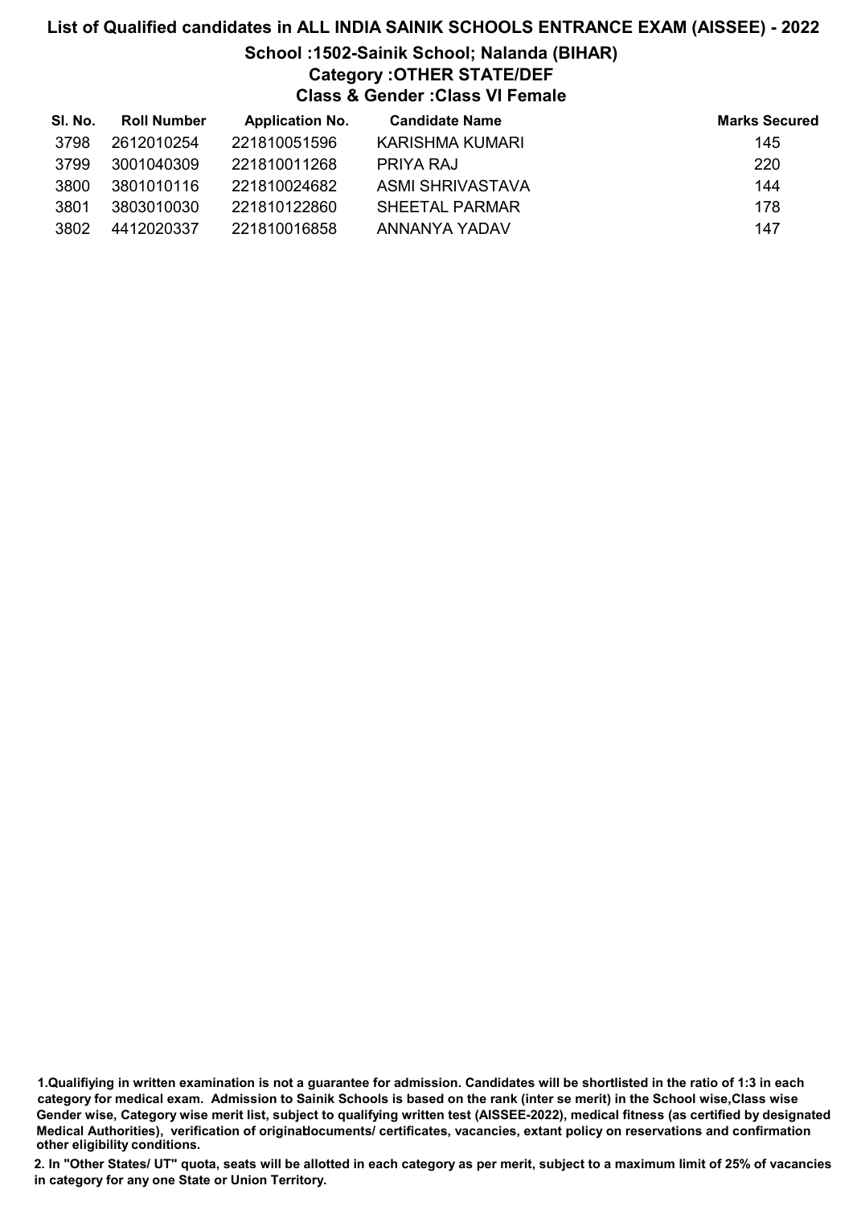# List of Qualified candidates in ALL INDIA SAINIK SCHOOLS ENTRANCE EXAM (AISSEE) - 2022

## School :1502-Sainik School; Nalanda (BIHAR)

### Category :OTHER STATE/DEF

### Class & Gender :Class VI Female

| Sl. No. | Roll Number | Application No. | Candidate Name | Marks Secured |
|---|---|---|---|---|
| 3798 | 2612010254 | 221810051596 | KARISHMA KUMARI | 145 |
| 3799 | 3001040309 | 221810011268 | PRIYA RAJ | 220 |
| 3800 | 3801010116 | 221810024682 | ASMI SHRIVASTAVA | 144 |
| 3801 | 3803010030 | 221810122860 | SHEETAL PARMAR | 178 |
| 3802 | 4412020337 | 221810016858 | ANNANYA YADAV | 147 |

**1.Qualifiying in written examination is not a guarantee for admission. Candidates will be shortlisted in the ratio of 1:3 in each category for medical exam. Admission to Sainik Schools is based on the rank (inter se merit) in the School wise,Class wise Gender wise, Category wise merit list, subject to qualifying written test (AISSEE-2022), medical fitness (as certified by designated Medical Authorities), verification of originaldocuments/ certificates, vacancies, extant policy on reservations and confirmation other eligibility conditions.**

**2. In "Other States/ UT" quota, seats will be allotted in each category as per merit, subject to a maximum limit of 25% of vacancies in category for any one State or Union Territory.**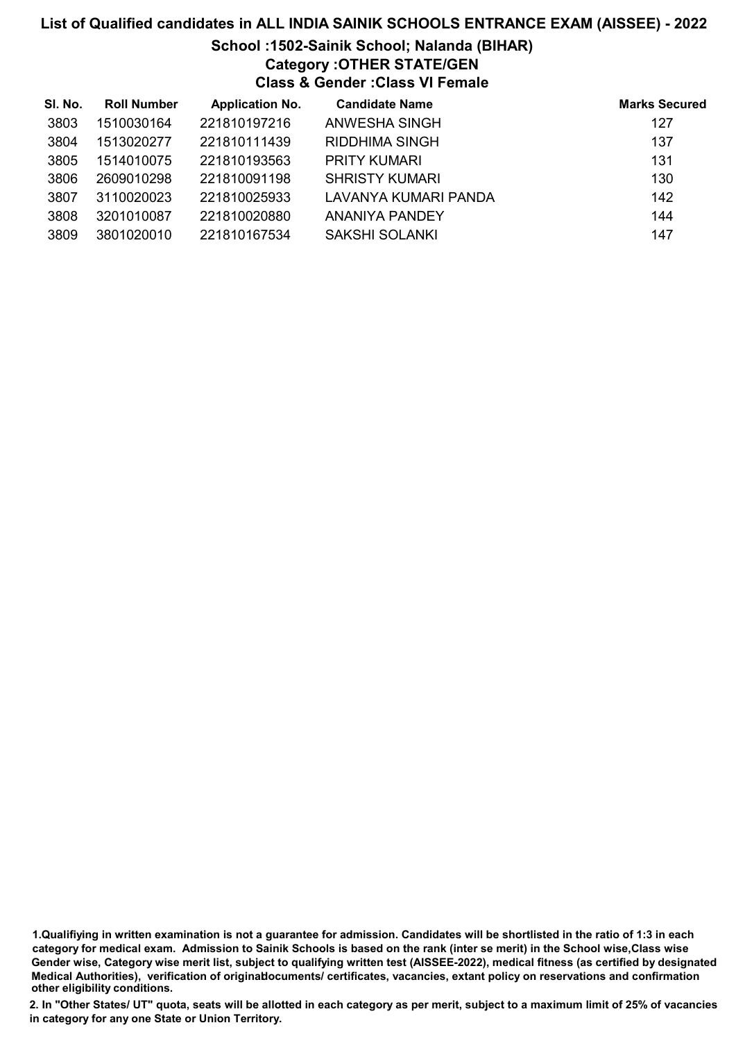# List of Qualified candidates in ALL INDIA SAINIK SCHOOLS ENTRANCE EXAM (AISSEE) - 2022

## School :1502-Sainik School; Nalanda (BIHAR)

### Category :OTHER STATE/GEN

### Class & Gender :Class VI Female

| Sl. No. | Roll Number | Application No. | Candidate Name | Marks Secured |
|---|---|---|---|---|
| 3803 | 1510030164 | 221810197216 | ANWESHA SINGH | 127 |
| 3804 | 1513020277 | 221810111439 | RIDDHIMA SINGH | 137 |
| 3805 | 1514010075 | 221810193563 | PRITY KUMARI | 131 |
| 3806 | 2609010298 | 221810091198 | SHRISTY KUMARI | 130 |
| 3807 | 3110020023 | 221810025933 | LAVANYA KUMARI PANDA | 142 |
| 3808 | 3201010087 | 221810020880 | ANANIYA PANDEY | 144 |
| 3809 | 3801020010 | 221810167534 | SAKSHI SOLANKI | 147 |

**1.Qualifiying in written examination is not a guarantee for admission. Candidates will be shortlisted in the ratio of 1:3 in each category for medical exam. Admission to Sainik Schools is based on the rank (inter se merit) in the School wise,Class wise Gender wise, Category wise merit list, subject to qualifying written test (AISSEE-2022), medical fitness (as certified by designated Medical Authorities), verification of originaldocuments/ certificates, vacancies, extant policy on reservations and confirmation other eligibility conditions.**

**2. In "Other States/ UT" quota, seats will be allotted in each category as per merit, subject to a maximum limit of 25% of vacancies in category for any one State or Union Territory.**